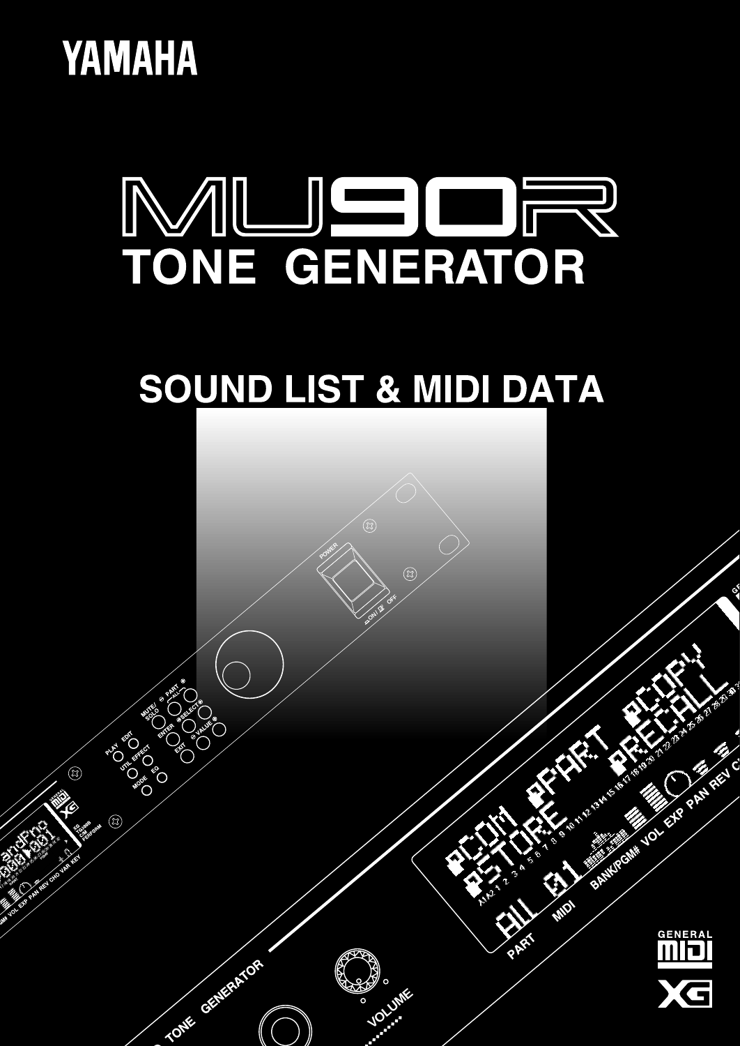YAMAHA

# MU90R

# TONE GENERATOR

## SOUND LIST & MIDI DATA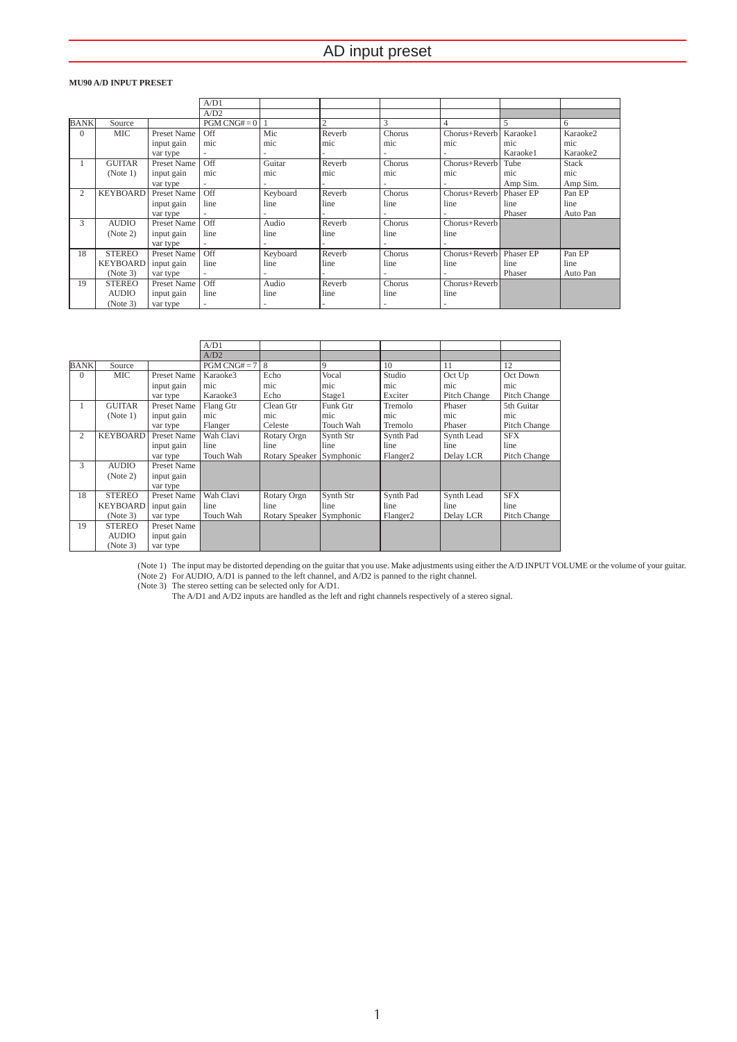# AD input preset

**MU90 A/D INPUT PRESET**

| BANK | Source | | PGM CNG# = 0 (A/D1, A/D2) | 1 | 2 | 3 | 4 | 5 | 6 |
|---|---|---|---|---|---|---|---|---|---|
| 0 | MIC | Preset Name | Off | Mic | Reverb | Chorus | Chorus+Reverb | Karaoke1 | Karaoke2 |
| | | input gain | mic | mic | mic | mic | mic | mic | mic |
| | | var type | - | - | - | - | - | Karaoke1 | Karaoke2 |
| 1 | GUITAR (Note 1) | Preset Name | Off | Guitar | Reverb | Chorus | Chorus+Reverb | Tube | Stack |
| | | input gain | mic | mic | mic | mic | mic | mic | mic |
| | | var type | - | - | - | - | - | Amp Sim. | Amp Sim. |
| 2 | KEYBOARD | Preset Name | Off | Keyboard | Reverb | Chorus | Chorus+Reverb | Phaser EP | Pan EP |
| | | input gain | line | line | line | line | line | line | line |
| | | var type | - | - | - | - | - | Phaser | Auto Pan |
| 3 | AUDIO (Note 2) | Preset Name | Off | Audio | Reverb | Chorus | Chorus+Reverb | | |
| | | input gain | line | line | line | line | line | | |
| | | var type | - | - | - | - | - | | |
| 18 | STEREO KEYBOARD (Note 3) | Preset Name | Off | Keyboard | Reverb | Chorus | Chorus+Reverb | Phaser EP | Pan EP |
| | | input gain | line | line | line | line | line | line | line |
| | | var type | - | - | - | - | - | Phaser | Auto Pan |
| 19 | STEREO AUDIO (Note 3) | Preset Name | Off | Audio | Reverb | Chorus | Chorus+Reverb | | |
| | | input gain | line | line | line | line | line | | |
| | | var type | - | - | - | - | - | | |

| BANK | Source | | PGM CNG# = 7 (A/D1, A/D2) | 8 | 9 | 10 | 11 | 12 |
|---|---|---|---|---|---|---|---|---|
| 0 | MIC | Preset Name | Karaoke3 | Echo | Vocal | Studio | Oct Up | Oct Down |
| | | input gain | mic | mic | mic | mic | mic | mic |
| | | var type | Karaoke3 | Echo | Stage1 | Exciter | Pitch Change | Pitch Change |
| 1 | GUITAR (Note 1) | Preset Name | Flang Gtr | Clean Gtr | Funk Gtr | Tremolo | Phaser | 5th Guitar |
| | | input gain | mic | mic | mic | mic | mic | mic |
| | | var type | Flanger | Celeste | Touch Wah | Tremolo | Phaser | Pitch Change |
| 2 | KEYBOARD | Preset Name | Wah Clavi | Rotary Orgn | Synth Str | Synth Pad | Synth Lead | SFX |
| | | input gain | line | line | line | line | line | line |
| | | var type | Touch Wah | Rotary Speaker | Symphonic | Flanger2 | Delay LCR | Pitch Change |
| 3 | AUDIO (Note 2) | Preset Name | | | | | | |
| | | input gain | | | | | | |
| | | var type | | | | | | |
| 18 | STEREO KEYBOARD (Note 3) | Preset Name | Wah Clavi | Rotary Orgn | Synth Str | Synth Pad | Synth Lead | SFX |
| | | input gain | line | line | line | line | line | line |
| | | var type | Touch Wah | Rotary Speaker | Symphonic | Flanger2 | Delay LCR | Pitch Change |
| 19 | STEREO AUDIO (Note 3) | Preset Name | | | | | | |
| | | input gain | | | | | | |
| | | var type | | | | | | |

(Note 1) The input may be distorted depending on the guitar that you use. Make adjustments using either the A/D INPUT VOLUME or the volume of your guitar.
(Note 2) For AUDIO, A/D1 is panned to the left channel, and A/D2 is panned to the right channel.
(Note 3) The stereo setting can be selected only for A/D1.
The A/D1 and A/D2 inputs are handled as the left and right channels respectively of a stereo signal.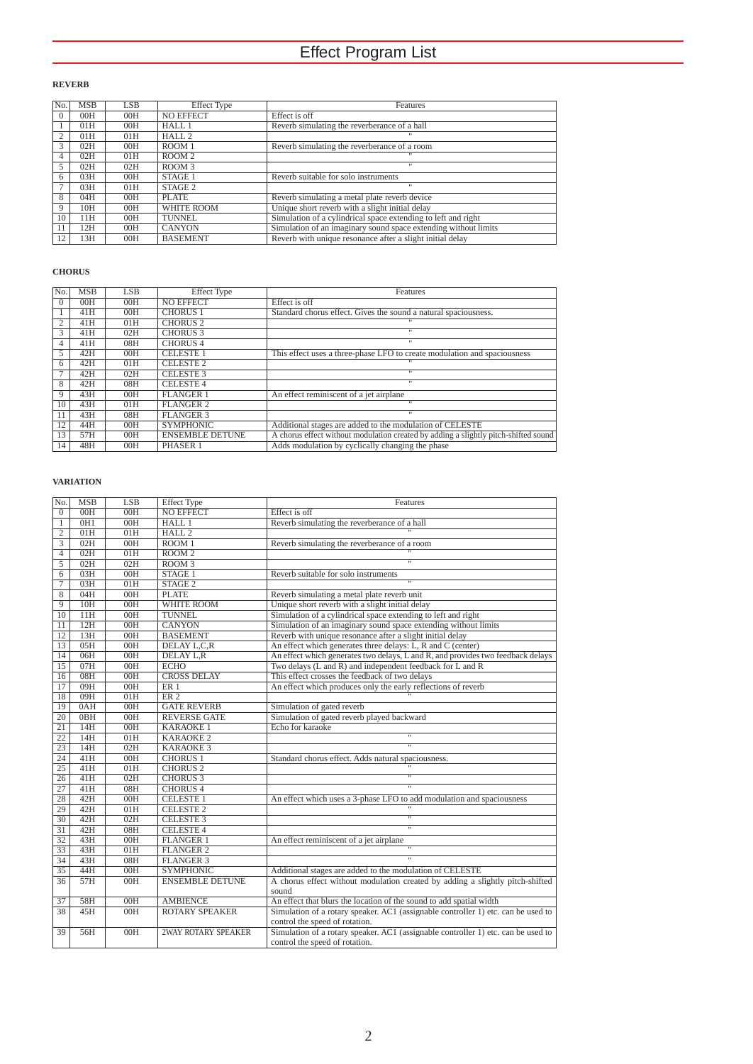# Effect Program List

**REVERB**

| No. | MSB | LSB | Effect Type | Features |
|---|---|---|---|---|
| 0 | 00H | 00H | NO EFFECT | Effect is off |
| 1 | 01H | 00H | HALL 1 | Reverb simulating the reverberance of a hall |
| 2 | 01H | 01H | HALL 2 | " |
| 3 | 02H | 00H | ROOM 1 | Reverb simulating the reverberance of a room |
| 4 | 02H | 01H | ROOM 2 | " |
| 5 | 02H | 02H | ROOM 3 | " |
| 6 | 03H | 00H | STAGE 1 | Reverb suitable for solo instruments |
| 7 | 03H | 01H | STAGE 2 | " |
| 8 | 04H | 00H | PLATE | Reverb simulating a metal plate reverb device |
| 9 | 10H | 00H | WHITE ROOM | Unique short reverb with a slight initial delay |
| 10 | 11H | 00H | TUNNEL | Simulation of a cylindrical space extending to left and right |
| 11 | 12H | 00H | CANYON | Simulation of an imaginary sound space extending without limits |
| 12 | 13H | 00H | BASEMENT | Reverb with unique resonance after a slight initial delay |

**CHORUS**

| No. | MSB | LSB | Effect Type | Features |
|---|---|---|---|---|
| 0 | 00H | 00H | NO EFFECT | Effect is off |
| 1 | 41H | 00H | CHORUS 1 | Standard chorus effect. Gives the sound a natural spaciousness. |
| 2 | 41H | 01H | CHORUS 2 | " |
| 3 | 41H | 02H | CHORUS 3 | " |
| 4 | 41H | 08H | CHORUS 4 | " |
| 5 | 42H | 00H | CELESTE 1 | This effect uses a three-phase LFO to create modulation and spaciousness |
| 6 | 42H | 01H | CELESTE 2 | " |
| 7 | 42H | 02H | CELESTE 3 | " |
| 8 | 42H | 08H | CELESTE 4 | " |
| 9 | 43H | 00H | FLANGER 1 | An effect reminiscent of a jet airplane |
| 10 | 43H | 01H | FLANGER 2 | " |
| 11 | 43H | 08H | FLANGER 3 | " |
| 12 | 44H | 00H | SYMPHONIC | Additional stages are added to the modulation of CELESTE |
| 13 | 57H | 00H | ENSEMBLE DETUNE | A chorus effect without modulation created by adding a slightly pitch-shifted sound |
| 14 | 48H | 00H | PHASER 1 | Adds modulation by cyclically changing the phase |

**VARIATION**

| No. | MSB | LSB | Effect Type | Features |
|---|---|---|---|---|
| 0 | 00H | 00H | NO EFFECT | Effect is off |
| 1 | 0H1 | 00H | HALL 1 | Reverb simulating the reverberance of a hall |
| 2 | 01H | 01H | HALL 2 | " |
| 3 | 02H | 00H | ROOM 1 | Reverb simulating the reverberance of a room |
| 4 | 02H | 01H | ROOM 2 | " |
| 5 | 02H | 02H | ROOM 3 | " |
| 6 | 03H | 00H | STAGE 1 | Reverb suitable for solo instruments |
| 7 | 03H | 01H | STAGE 2 | " |
| 8 | 04H | 00H | PLATE | Reverb simulating a metal plate reverb unit |
| 9 | 10H | 00H | WHITE ROOM | Unique short reverb with a slight initial delay |
| 10 | 11H | 00H | TUNNEL | Simulation of a cylindrical space extending to left and right |
| 11 | 12H | 00H | CANYON | Simulation of an imaginary sound space extending without limits |
| 12 | 13H | 00H | BASEMENT | Reverb with unique resonance after a slight initial delay |
| 13 | 05H | 00H | DELAY L,C,R | An effect which generates three delays: L, R and C (center) |
| 14 | 06H | 00H | DELAY L,R | An effect which generates two delays, L and R, and provides two feedback delays |
| 15 | 07H | 00H | ECHO | Two delays (L and R) and independent feedback for L and R |
| 16 | 08H | 00H | CROSS DELAY | This effect crosses the feedback of two delays |
| 17 | 09H | 00H | ER 1 | An effect which produces only the early reflections of reverb |
| 18 | 09H | 01H | ER 2 | " |
| 19 | 0AH | 00H | GATE REVERB | Simulation of gated reverb |
| 20 | 0BH | 00H | REVERSE GATE | Simulation of gated reverb played backward |
| 21 | 14H | 00H | KARAOKE 1 | Echo for karaoke |
| 22 | 14H | 01H | KARAOKE 2 | " |
| 23 | 14H | 02H | KARAOKE 3 | " |
| 24 | 41H | 00H | CHORUS 1 | Standard chorus effect. Adds natural spaciousness. |
| 25 | 41H | 01H | CHORUS 2 | " |
| 26 | 41H | 02H | CHORUS 3 | " |
| 27 | 41H | 08H | CHORUS 4 | " |
| 28 | 42H | 00H | CELESTE 1 | An effect which uses a 3-phase LFO to add modulation and spaciousness |
| 29 | 42H | 01H | CELESTE 2 | " |
| 30 | 42H | 02H | CELESTE 3 | " |
| 31 | 42H | 08H | CELESTE 4 | " |
| 32 | 43H | 00H | FLANGER 1 | An effect reminiscent of a jet airplane |
| 33 | 43H | 01H | FLANGER 2 | " |
| 34 | 43H | 08H | FLANGER 3 | " |
| 35 | 44H | 00H | SYMPHONIC | Additional stages are added to the modulation of CELESTE |
| 36 | 57H | 00H | ENSEMBLE DETUNE | A chorus effect without modulation created by adding a slightly pitch-shifted sound |
| 37 | 58H | 00H | AMBIENCE | An effect that blurs the location of the sound to add spatial width |
| 38 | 45H | 00H | ROTARY SPEAKER | Simulation of a rotary speaker. AC1 (assignable controller 1) etc. can be used to control the speed of rotation. |
| 39 | 56H | 00H | 2WAY ROTARY SPEAKER | Simulation of a rotary speaker. AC1 (assignable controller 1) etc. can be used to control the speed of rotation. |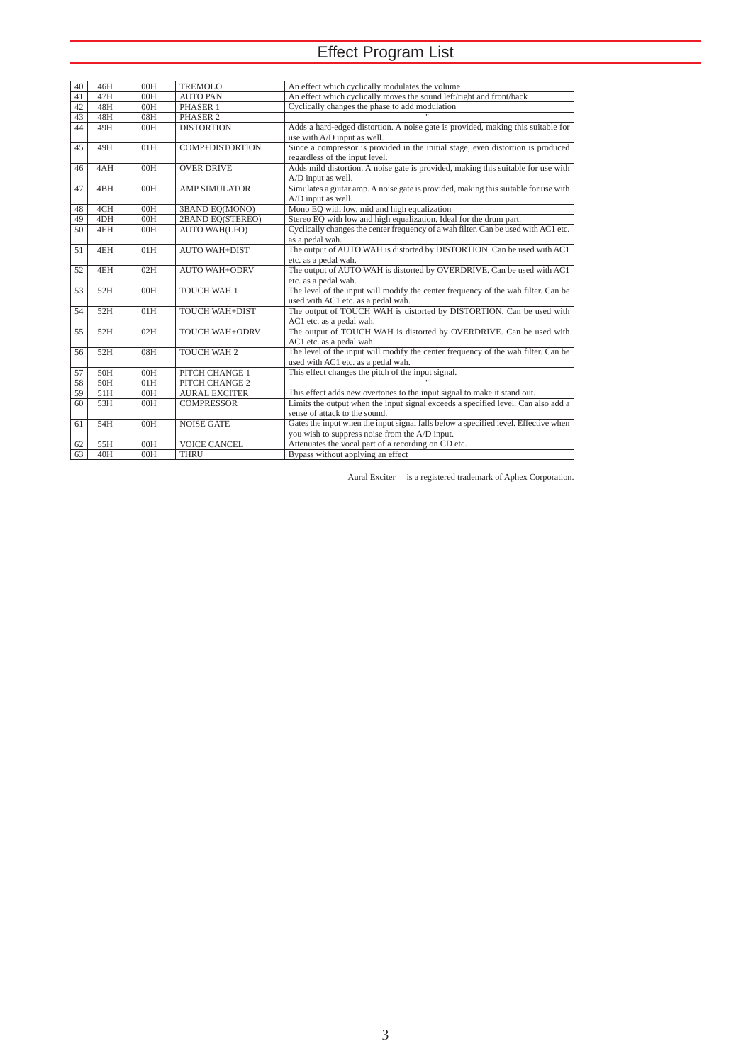# Effect Program List

| 40 | 46H | 00H | TREMOLO | An effect which cyclically modulates the volume |
|---|---|---|---|---|
| 41 | 47H | 00H | AUTO PAN | An effect which cyclically moves the sound left/right and front/back |
| 42 | 48H | 00H | PHASER 1 | Cyclically changes the phase to add modulation |
| 43 | 48H | 08H | PHASER 2 | " |
| 44 | 49H | 00H | DISTORTION | Adds a hard-edged distortion. A noise gate is provided, making this suitable for use with A/D input as well. |
| 45 | 49H | 01H | COMP+DISTORTION | Since a compressor is provided in the initial stage, even distortion is produced regardless of the input level. |
| 46 | 4AH | 00H | OVER DRIVE | Adds mild distortion. A noise gate is provided, making this suitable for use with A/D input as well. |
| 47 | 4BH | 00H | AMP SIMULATOR | Simulates a guitar amp. A noise gate is provided, making this suitable for use with A/D input as well. |
| 48 | 4CH | 00H | 3BAND EQ(MONO) | Mono EQ with low, mid and high equalization |
| 49 | 4DH | 00H | 2BAND EQ(STEREO) | Stereo EQ with low and high equalization. Ideal for the drum part. |
| 50 | 4EH | 00H | AUTO WAH(LFO) | Cyclically changes the center frequency of a wah filter. Can be used with AC1 etc. as a pedal wah. |
| 51 | 4EH | 01H | AUTO WAH+DIST | The output of AUTO WAH is distorted by DISTORTION. Can be used with AC1 etc. as a pedal wah. |
| 52 | 4EH | 02H | AUTO WAH+ODRV | The output of AUTO WAH is distorted by OVERDRIVE. Can be used with AC1 etc. as a pedal wah. |
| 53 | 52H | 00H | TOUCH WAH 1 | The level of the input will modify the center frequency of the wah filter. Can be used with AC1 etc. as a pedal wah. |
| 54 | 52H | 01H | TOUCH WAH+DIST | The output of TOUCH WAH is distorted by DISTORTION. Can be used with AC1 etc. as a pedal wah. |
| 55 | 52H | 02H | TOUCH WAH+ODRV | The output of TOUCH WAH is distorted by OVERDRIVE. Can be used with AC1 etc. as a pedal wah. |
| 56 | 52H | 08H | TOUCH WAH 2 | The level of the input will modify the center frequency of the wah filter. Can be used with AC1 etc. as a pedal wah. |
| 57 | 50H | 00H | PITCH CHANGE 1 | This effect changes the pitch of the input signal. |
| 58 | 50H | 01H | PITCH CHANGE 2 | " |
| 59 | 51H | 00H | AURAL EXCITER | This effect adds new overtones to the input signal to make it stand out. |
| 60 | 53H | 00H | COMPRESSOR | Limits the output when the input signal exceeds a specified level. Can also add a sense of attack to the sound. |
| 61 | 54H | 00H | NOISE GATE | Gates the input when the input signal falls below a specified level. Effective when you wish to suppress noise from the A/D input. |
| 62 | 55H | 00H | VOICE CANCEL | Attenuates the vocal part of a recording on CD etc. |
| 63 | 40H | 00H | THRU | Bypass without applying an effect |

Aural Exciter is a registered trademark of Aphex Corporation.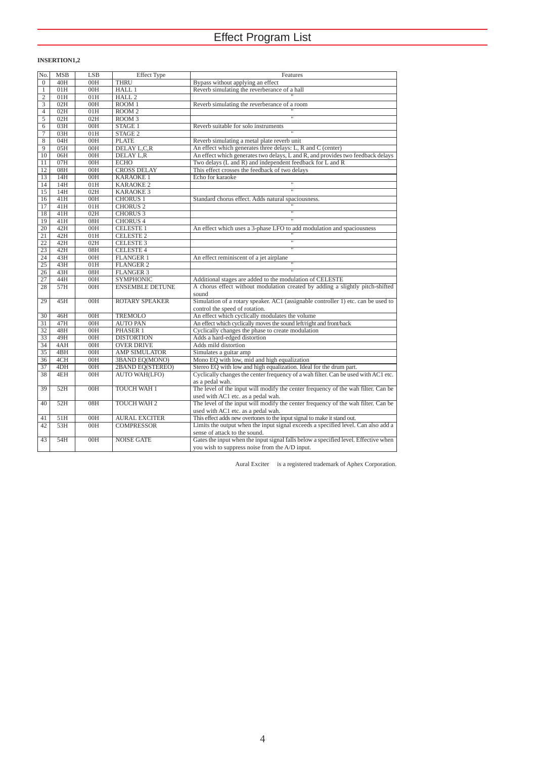# Effect Program List

**INSERTION1,2**

| No. | MSB | LSB | Effect Type | Features |
|---|---|---|---|---|
| 0 | 40H | 00H | THRU | Bypass without applying an effect |
| 1 | 01H | 00H | HALL 1 | Reverb simulating the reverberance of a hall |
| 2 | 01H | 01H | HALL 2 | " |
| 3 | 02H | 00H | ROOM 1 | Reverb simulating the reverberance of a room |
| 4 | 02H | 01H | ROOM 2 | " |
| 5 | 02H | 02H | ROOM 3 | " |
| 6 | 03H | 00H | STAGE 1 | Reverb suitable for solo instruments |
| 7 | 03H | 01H | STAGE 2 | " |
| 8 | 04H | 00H | PLATE | Reverb simulating a metal plate reverb unit |
| 9 | 05H | 00H | DELAY L,C,R | An effect which generates three delays: L, R and C (center) |
| 10 | 06H | 00H | DELAY L,R | An effect which generates two delays, L and R, and provides two feedback delays |
| 11 | 07H | 00H | ECHO | Two delays (L and R) and independent feedback for L and R |
| 12 | 08H | 00H | CROSS DELAY | This effect crosses the feedback of two delays |
| 13 | 14H | 00H | KARAOKE 1 | Echo for karaoke |
| 14 | 14H | 01H | KARAOKE 2 | " |
| 15 | 14H | 02H | KARAOKE 3 | " |
| 16 | 41H | 00H | CHORUS 1 | Standard chorus effect. Adds natural spaciousness. |
| 17 | 41H | 01H | CHORUS 2 | " |
| 18 | 41H | 02H | CHORUS 3 | " |
| 19 | 41H | 08H | CHORUS 4 | " |
| 20 | 42H | 00H | CELESTE 1 | An effect which uses a 3-phase LFO to add modulation and spaciousness |
| 21 | 42H | 01H | CELESTE 2 | " |
| 22 | 42H | 02H | CELESTE 3 | " |
| 23 | 42H | 08H | CELESTE 4 | " |
| 24 | 43H | 00H | FLANGER 1 | An effect reminiscent of a jet airplane |
| 25 | 43H | 01H | FLANGER 2 | " |
| 26 | 43H | 08H | FLANGER 3 | " |
| 27 | 44H | 00H | SYMPHONIC | Additional stages are added to the modulation of CELESTE |
| 28 | 57H | 00H | ENSEMBLE DETUNE | A chorus effect without modulation created by adding a slightly pitch-shifted sound |
| 29 | 45H | 00H | ROTARY SPEAKER | Simulation of a rotary speaker. AC1 (assignable controller 1) etc. can be used to control the speed of rotation. |
| 30 | 46H | 00H | TREMOLO | An effect which cyclically modulates the volume |
| 31 | 47H | 00H | AUTO PAN | An effect which cyclically moves the sound left/right and front/back |
| 32 | 48H | 00H | PHASER 1 | Cyclically changes the phase to create modulation |
| 33 | 49H | 00H | DISTORTION | Adds a hard-edged distortion |
| 34 | 4AH | 00H | OVER DRIVE | Adds mild distortion |
| 35 | 4BH | 00H | AMP SIMULATOR | Simulates a guitar amp |
| 36 | 4CH | 00H | 3BAND EQ(MONO) | Mono EQ with low, mid and high equalization |
| 37 | 4DH | 00H | 2BAND EQ(STEREO) | Stereo EQ with low and high equalization. Ideal for the drum part. |
| 38 | 4EH | 00H | AUTO WAH(LFO) | Cyclically changes the center frequency of a wah filter. Can be used with AC1 etc. as a pedal wah. |
| 39 | 52H | 00H | TOUCH WAH 1 | The level of the input will modify the center frequency of the wah filter. Can be used with AC1 etc. as a pedal wah. |
| 40 | 52H | 08H | TOUCH WAH 2 | The level of the input will modify the center frequency of the wah filter. Can be used with AC1 etc. as a pedal wah. |
| 41 | 51H | 00H | AURAL EXCITER | This effect adds new overtones to the input signal to make it stand out. |
| 42 | 53H | 00H | COMPRESSOR | Limits the output when the input signal exceeds a specified level. Can also add a sense of attack to the sound. |
| 43 | 54H | 00H | NOISE GATE | Gates the input when the input signal falls below a specified level. Effective when you wish to suppress noise from the A/D input. |

Aural Exciter is a registered trademark of Aphex Corporation.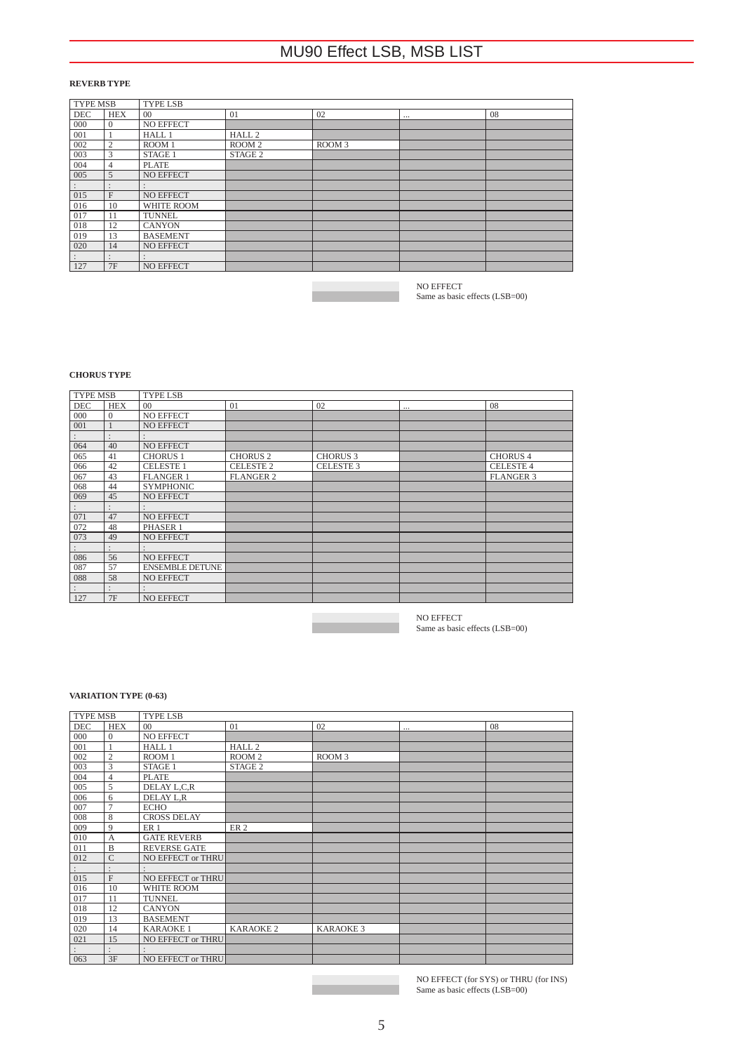# MU90 Effect LSB, MSB LIST

**REVERB TYPE**

| TYPE MSB | | TYPE LSB | | | | |
|---|---|---|---|---|---|---|
| DEC | HEX | 00 | 01 | 02 | ... | 08 |
| 000 | 0 | NO EFFECT | | | | |
| 001 | 1 | HALL 1 | HALL 2 | | | |
| 002 | 2 | ROOM 1 | ROOM 2 | ROOM 3 | | |
| 003 | 3 | STAGE 1 | STAGE 2 | | | |
| 004 | 4 | PLATE | | | | |
| 005 | 5 | NO EFFECT | | | | |
| : | : | : | | | | |
| 015 | F | NO EFFECT | | | | |
| 016 | 10 | WHITE ROOM | | | | |
| 017 | 11 | TUNNEL | | | | |
| 018 | 12 | CANYON | | | | |
| 019 | 13 | BASEMENT | | | | |
| 020 | 14 | NO EFFECT | | | | |
| : | : | : | | | | |
| 127 | 7F | NO EFFECT | | | | |

NO EFFECT
Same as basic effects (LSB=00)

**CHORUS TYPE**

| TYPE MSB | | TYPE LSB | | | | |
|---|---|---|---|---|---|---|
| DEC | HEX | 00 | 01 | 02 | ... | 08 |
| 000 | 0 | NO EFFECT | | | | |
| 001 | 1 | NO EFFECT | | | | |
| : | : | : | | | | |
| 064 | 40 | NO EFFECT | | | | |
| 065 | 41 | CHORUS 1 | CHORUS 2 | CHORUS 3 | | CHORUS 4 |
| 066 | 42 | CELESTE 1 | CELESTE 2 | CELESTE 3 | | CELESTE 4 |
| 067 | 43 | FLANGER 1 | FLANGER 2 | | | FLANGER 3 |
| 068 | 44 | SYMPHONIC | | | | |
| 069 | 45 | NO EFFECT | | | | |
| : | : | : | | | | |
| 071 | 47 | NO EFFECT | | | | |
| 072 | 48 | PHASER 1 | | | | |
| 073 | 49 | NO EFFECT | | | | |
| : | : | : | | | | |
| 086 | 56 | NO EFFECT | | | | |
| 087 | 57 | ENSEMBLE DETUNE | | | | |
| 088 | 58 | NO EFFECT | | | | |
| : | : | : | | | | |
| 127 | 7F | NO EFFECT | | | | |

NO EFFECT
Same as basic effects (LSB=00)

**VARIATION TYPE (0-63)**

| TYPE MSB | | TYPE LSB | | | | |
|---|---|---|---|---|---|---|
| DEC | HEX | 00 | 01 | 02 | ... | 08 |
| 000 | 0 | NO EFFECT | | | | |
| 001 | 1 | HALL 1 | HALL 2 | | | |
| 002 | 2 | ROOM 1 | ROOM 2 | ROOM 3 | | |
| 003 | 3 | STAGE 1 | STAGE 2 | | | |
| 004 | 4 | PLATE | | | | |
| 005 | 5 | DELAY L,C,R | | | | |
| 006 | 6 | DELAY L,R | | | | |
| 007 | 7 | ECHO | | | | |
| 008 | 8 | CROSS DELAY | | | | |
| 009 | 9 | ER 1 | ER 2 | | | |
| 010 | A | GATE REVERB | | | | |
| 011 | B | REVERSE GATE | | | | |
| 012 | C | NO EFFECT or THRU | | | | |
| : | : | : | | | | |
| 015 | F | NO EFFECT or THRU | | | | |
| 016 | 10 | WHITE ROOM | | | | |
| 017 | 11 | TUNNEL | | | | |
| 018 | 12 | CANYON | | | | |
| 019 | 13 | BASEMENT | | | | |
| 020 | 14 | KARAOKE 1 | KARAOKE 2 | KARAOKE 3 | | |
| 021 | 15 | NO EFFECT or THRU | | | | |
| : | : | : | | | | |
| 063 | 3F | NO EFFECT or THRU | | | | |

NO EFFECT (for SYS) or THRU (for INS)
Same as basic effects (LSB=00)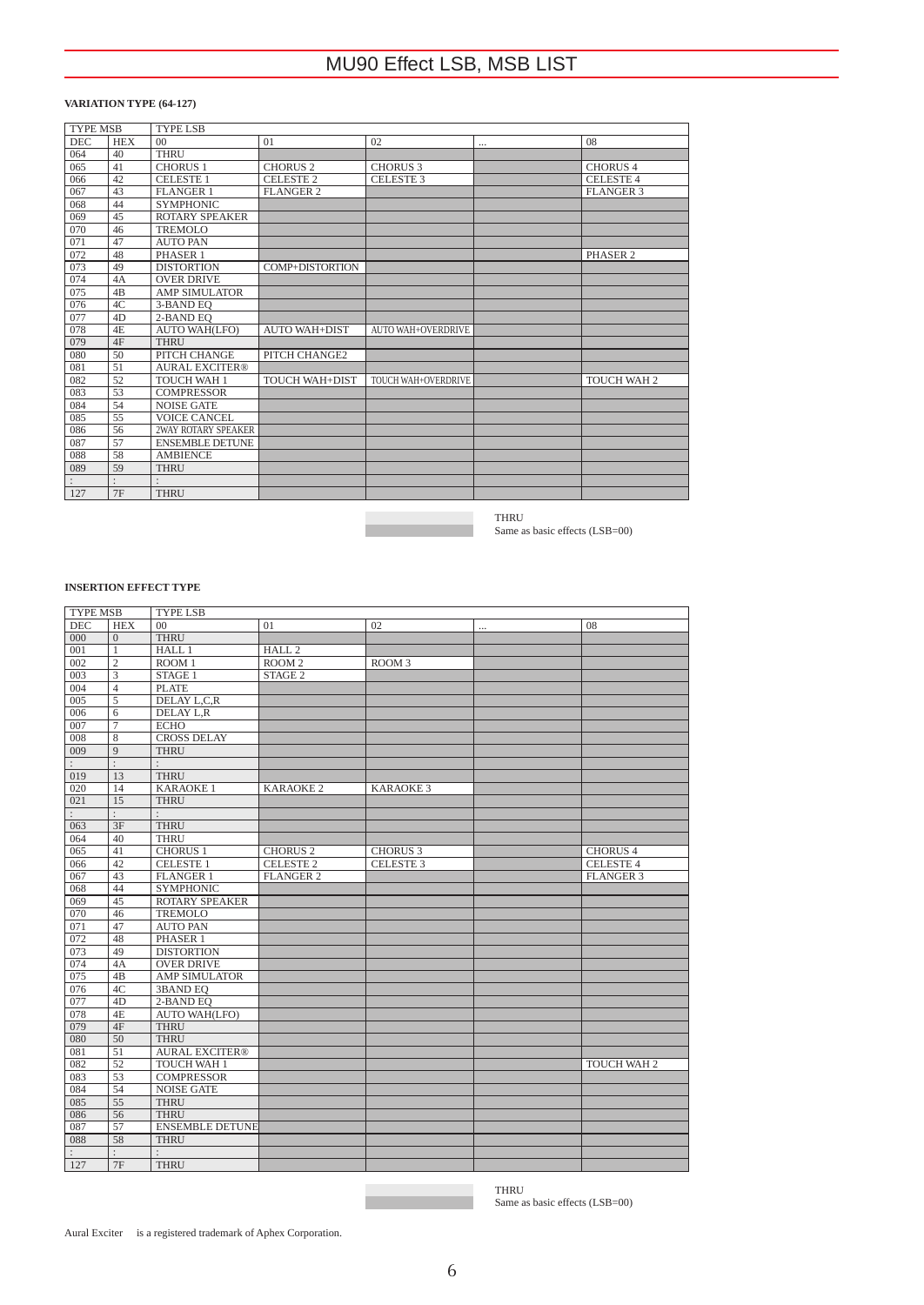# MU90 Effect LSB, MSB LIST

**VARIATION TYPE (64-127)**

| TYPE MSB | | TYPE LSB | | | | |
|---|---|---|---|---|---|---|
| DEC | HEX | 00 | 01 | 02 | ... | 08 |
| 064 | 40 | THRU | | | | |
| 065 | 41 | CHORUS 1 | CHORUS 2 | CHORUS 3 | | CHORUS 4 |
| 066 | 42 | CELESTE 1 | CELESTE 2 | CELESTE 3 | | CELESTE 4 |
| 067 | 43 | FLANGER 1 | FLANGER 2 | | | FLANGER 3 |
| 068 | 44 | SYMPHONIC | | | | |
| 069 | 45 | ROTARY SPEAKER | | | | |
| 070 | 46 | TREMOLO | | | | |
| 071 | 47 | AUTO PAN | | | | |
| 072 | 48 | PHASER 1 | | | | PHASER 2 |
| 073 | 49 | DISTORTION | COMP+DISTORTION | | | |
| 074 | 4A | OVER DRIVE | | | | |
| 075 | 4B | AMP SIMULATOR | | | | |
| 076 | 4C | 3-BAND EQ | | | | |
| 077 | 4D | 2-BAND EQ | | | | |
| 078 | 4E | AUTO WAH(LFO) | AUTO WAH+DIST | AUTO WAH+OVERDRIVE | | |
| 079 | 4F | THRU | | | | |
| 080 | 50 | PITCH CHANGE | PITCH CHANGE2 | | | |
| 081 | 51 | AURAL EXCITER® | | | | |
| 082 | 52 | TOUCH WAH 1 | TOUCH WAH+DIST | TOUCH WAH+OVERDRIVE | | TOUCH WAH 2 |
| 083 | 53 | COMPRESSOR | | | | |
| 084 | 54 | NOISE GATE | | | | |
| 085 | 55 | VOICE CANCEL | | | | |
| 086 | 56 | 2WAY ROTARY SPEAKER | | | | |
| 087 | 57 | ENSEMBLE DETUNE | | | | |
| 088 | 58 | AMBIENCE | | | | |
| 089 | 59 | THRU | | | | |
| : | : | : | | | | |
| 127 | 7F | THRU | | | | |

THRU
Same as basic effects (LSB=00)

**INSERTION EFFECT TYPE**

| TYPE MSB | | TYPE LSB | | | | |
|---|---|---|---|---|---|---|
| DEC | HEX | 00 | 01 | 02 | ... | 08 |
| 000 | 0 | THRU | | | | |
| 001 | 1 | HALL 1 | HALL 2 | | | |
| 002 | 2 | ROOM 1 | ROOM 2 | ROOM 3 | | |
| 003 | 3 | STAGE 1 | STAGE 2 | | | |
| 004 | 4 | PLATE | | | | |
| 005 | 5 | DELAY L,C,R | | | | |
| 006 | 6 | DELAY L,R | | | | |
| 007 | 7 | ECHO | | | | |
| 008 | 8 | CROSS DELAY | | | | |
| 009 | 9 | THRU | | | | |
| : | : | : | | | | |
| 019 | 13 | THRU | | | | |
| 020 | 14 | KARAOKE 1 | KARAOKE 2 | KARAOKE 3 | | |
| 021 | 15 | THRU | | | | |
| : | : | : | | | | |
| 063 | 3F | THRU | | | | |
| 064 | 40 | THRU | | | | |
| 065 | 41 | CHORUS 1 | CHORUS 2 | CHORUS 3 | | CHORUS 4 |
| 066 | 42 | CELESTE 1 | CELESTE 2 | CELESTE 3 | | CELESTE 4 |
| 067 | 43 | FLANGER 1 | FLANGER 2 | | | FLANGER 3 |
| 068 | 44 | SYMPHONIC | | | | |
| 069 | 45 | ROTARY SPEAKER | | | | |
| 070 | 46 | TREMOLO | | | | |
| 071 | 47 | AUTO PAN | | | | |
| 072 | 48 | PHASER 1 | | | | |
| 073 | 49 | DISTORTION | | | | |
| 074 | 4A | OVER DRIVE | | | | |
| 075 | 4B | AMP SIMULATOR | | | | |
| 076 | 4C | 3BAND EQ | | | | |
| 077 | 4D | 2-BAND EQ | | | | |
| 078 | 4E | AUTO WAH(LFO) | | | | |
| 079 | 4F | THRU | | | | |
| 080 | 50 | THRU | | | | |
| 081 | 51 | AURAL EXCITER® | | | | |
| 082 | 52 | TOUCH WAH 1 | | | | TOUCH WAH 2 |
| 083 | 53 | COMPRESSOR | | | | |
| 084 | 54 | NOISE GATE | | | | |
| 085 | 55 | THRU | | | | |
| 086 | 56 | THRU | | | | |
| 087 | 57 | ENSEMBLE DETUNE | | | | |
| 088 | 58 | THRU | | | | |
| : | : | : | | | | |
| 127 | 7F | THRU | | | | |

THRU
Same as basic effects (LSB=00)

Aural Exciter is a registered trademark of Aphex Corporation.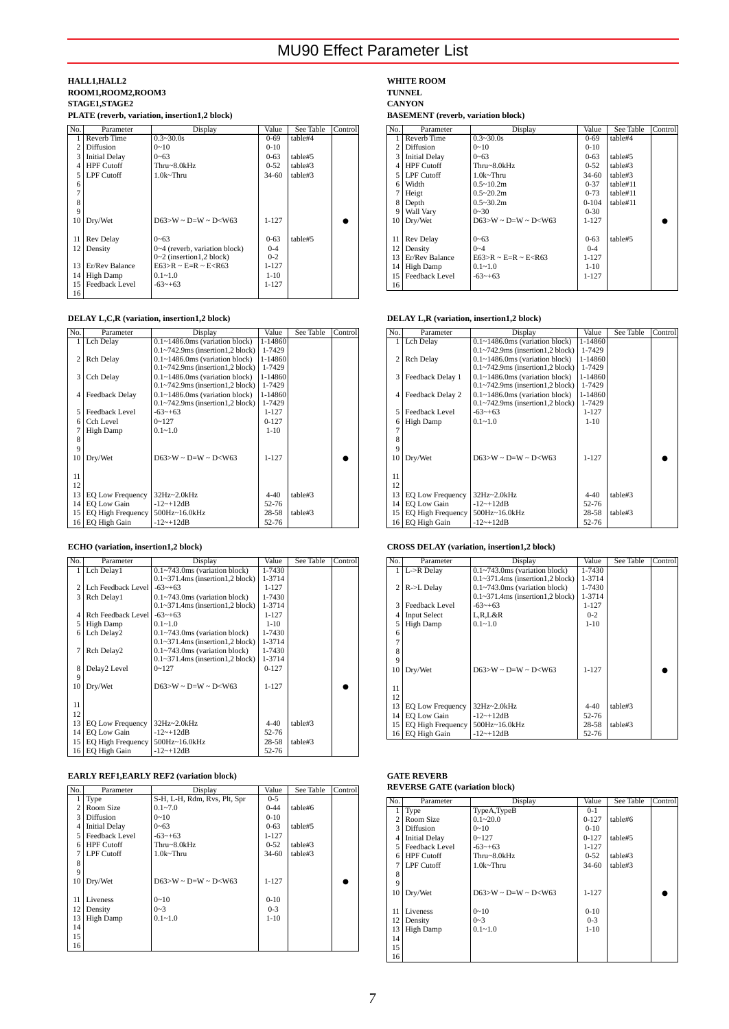# MU90 Effect Parameter List

### HALL1,HALL2
### ROOM1,ROOM2,ROOM3
### STAGE1,STAGE2
### PLATE (reverb, variation, insertion1,2 block)

| No. | Parameter | Display | Value | See Table | Control |
|---|---|---|---|---|---|
| 1 | Reverb Time | 0.3~30.0s | 0-69 | table#4 | |
| 2 | Diffusion | 0~10 | 0-10 | | |
| 3 | Initial Delay | 0~63 | 0-63 | table#5 | |
| 4 | HPF Cutoff | Thru~8.0kHz | 0-52 | table#3 | |
| 5 | LPF Cutoff | 1.0k~Thru | 34-60 | table#3 | |
| 6 | | | | | |
| 7 | | | | | |
| 8 | | | | | |
| 9 | | | | | |
| 10 | Dry/Wet | D63>W ~ D=W ~ D<W63 | 1-127 | | ● |
| 11 | Rev Delay | 0~63 | 0-63 | table#5 | |
| 12 | Density | 0~4 (reverb, variation block)<br>0~2 (insertion1,2 block) | 0-4<br>0-2 | | |
| 13 | Er/Rev Balance | E63>R ~ E=R ~ E<R63 | 1-127 | | |
| 14 | High Damp | 0.1~1.0 | 1-10 | | |
| 15 | Feedback Level | -63~+63 | 1-127 | | |
| 16 | | | | | |

### WHITE ROOM
### TUNNEL
### CANYON
### BASEMENT (reverb, variation block)

| No. | Parameter | Display | Value | See Table | Control |
|---|---|---|---|---|---|
| 1 | Reverb Time | 0.3~30.0s | 0-69 | table#4 | |
| 2 | Diffusion | 0~10 | 0-10 | | |
| 3 | Initial Delay | 0~63 | 0-63 | table#5 | |
| 4 | HPF Cutoff | Thru~8.0kHz | 0-52 | table#3 | |
| 5 | LPF Cutoff | 1.0k~Thru | 34-60 | table#3 | |
| 6 | Width | 0.5~10.2m | 0-37 | table#11 | |
| 7 | Heigt | 0.5~20.2m | 0-73 | table#11 | |
| 8 | Depth | 0.5~30.2m | 0-104 | table#11 | |
| 9 | Wall Vary | 0~30 | 0-30 | | |
| 10 | Dry/Wet | D63>W ~ D=W ~ D<W63 | 1-127 | | ● |
| 11 | Rev Delay | 0~63 | 0-63 | table#5 | |
| 12 | Density | 0~4 | 0-4 | | |
| 13 | Er/Rev Balance | E63>R ~ E=R ~ E<R63 | 1-127 | | |
| 14 | High Damp | 0.1~1.0 | 1-10 | | |
| 15 | Feedback Level | -63~+63 | 1-127 | | |
| 16 | | | | | |

### DELAY L,C,R (variation, insertion1,2 block)

| No. | Parameter | Display | Value | See Table | Control |
|---|---|---|---|---|---|
| 1 | Lch Delay | 0.1~1486.0ms (variation block)<br>0.1~742.9ms (insertion1,2 block) | 1-14860<br>1-7429 | | |
| 2 | Rch Delay | 0.1~1486.0ms (variation block)<br>0.1~742.9ms (insertion1,2 block) | 1-14860<br>1-7429 | | |
| 3 | Cch Delay | 0.1~1486.0ms (variation block)<br>0.1~742.9ms (insertion1,2 block) | 1-14860<br>1-7429 | | |
| 4 | Feedback Delay | 0.1~1486.0ms (variation block)<br>0.1~742.9ms (insertion1,2 block) | 1-14860<br>1-7429 | | |
| 5 | Feedback Level | -63~+63 | 1-127 | | |
| 6 | Cch Level | 0~127 | 0-127 | | |
| 7 | High Damp | 0.1~1.0 | 1-10 | | |
| 8 | | | | | |
| 9 | | | | | |
| 10 | Dry/Wet | D63>W ~ D=W ~ D<W63 | 1-127 | | ● |
| 11 | | | | | |
| 12 | | | | | |
| 13 | EQ Low Frequency | 32Hz~2.0kHz | 4-40 | table#3 | |
| 14 | EQ Low Gain | -12~+12dB | 52-76 | | |
| 15 | EQ High Frequency | 500Hz~16.0kHz | 28-58 | table#3 | |
| 16 | EQ High Gain | -12~+12dB | 52-76 | | |

### DELAY L,R (variation, insertion1,2 block)

| No. | Parameter | Display | Value | See Table | Control |
|---|---|---|---|---|---|
| 1 | Lch Delay | 0.1~1486.0ms (variation block)<br>0.1~742.9ms (insertion1,2 block) | 1-14860<br>1-7429 | | |
| 2 | Rch Delay | 0.1~1486.0ms (variation block)<br>0.1~742.9ms (insertion1,2 block) | 1-14860<br>1-7429 | | |
| 3 | Feedback Delay 1 | 0.1~1486.0ms (variation block)<br>0.1~742.9ms (insertion1,2 block) | 1-14860<br>1-7429 | | |
| 4 | Feedback Delay 2 | 0.1~1486.0ms (variation block)<br>0.1~742.9ms (insertion1,2 block) | 1-14860<br>1-7429 | | |
| 5 | Feedback Level | -63~+63 | 1-127 | | |
| 6 | High Damp | 0.1~1.0 | 1-10 | | |
| 7 | | | | | |
| 8 | | | | | |
| 9 | | | | | |
| 10 | Dry/Wet | D63>W ~ D=W ~ D<W63 | 1-127 | | ● |
| 11 | | | | | |
| 12 | | | | | |
| 13 | EQ Low Frequency | 32Hz~2.0kHz | 4-40 | table#3 | |
| 14 | EQ Low Gain | -12~+12dB | 52-76 | | |
| 15 | EQ High Frequency | 500Hz~16.0kHz | 28-58 | table#3 | |
| 16 | EQ High Gain | -12~+12dB | 52-76 | | |

### ECHO (variation, insertion1,2 block)

| No. | Parameter | Display | Value | See Table | Control |
|---|---|---|---|---|---|
| 1 | Lch Delay1 | 0.1~743.0ms (variation block)<br>0.1~371.4ms (insertion1,2 block) | 1-7430<br>1-3714 | | |
| 2 | Lch Feedback Level | -63~+63 | 1-127 | | |
| 3 | Rch Delay1 | 0.1~743.0ms (variation block)<br>0.1~371.4ms (insertion1,2 block) | 1-7430<br>1-3714 | | |
| 4 | Rch Feedback Level | -63~+63 | 1-127 | | |
| 5 | High Damp | 0.1~1.0 | 1-10 | | |
| 6 | Lch Delay2 | 0.1~743.0ms (variation block)<br>0.1~371.4ms (insertion1,2 block) | 1-7430<br>1-3714 | | |
| 7 | Rch Delay2 | 0.1~743.0ms (variation block)<br>0.1~371.4ms (insertion1,2 block) | 1-7430<br>1-3714 | | |
| 8 | Delay2 Level | 0~127 | 0-127 | | |
| 9 | | | | | |
| 10 | Dry/Wet | D63>W ~ D=W ~ D<W63 | 1-127 | | ● |
| 11 | | | | | |
| 12 | | | | | |
| 13 | EQ Low Frequency | 32Hz~2.0kHz | 4-40 | table#3 | |
| 14 | EQ Low Gain | -12~+12dB | 52-76 | | |
| 15 | EQ High Frequency | 500Hz~16.0kHz | 28-58 | table#3 | |
| 16 | EQ High Gain | -12~+12dB | 52-76 | | |

### CROSS DELAY (variation, insertion1,2 block)

| No. | Parameter | Display | Value | See Table | Control |
|---|---|---|---|---|---|
| 1 | L->R Delay | 0.1~743.0ms (variation block)<br>0.1~371.4ms (insertion1,2 block) | 1-7430<br>1-3714 | | |
| 2 | R->L Delay | 0.1~743.0ms (variation block)<br>0.1~371.4ms (insertion1,2 block) | 1-7430<br>1-3714 | | |
| 3 | Feedback Level | -63~+63 | 1-127 | | |
| 4 | Input Select | L,R,L&R | 0-2 | | |
| 5 | High Damp | 0.1~1.0 | 1-10 | | |
| 6 | | | | | |
| 7 | | | | | |
| 8 | | | | | |
| 9 | | | | | |
| 10 | Dry/Wet | D63>W ~ D=W ~ D<W63 | 1-127 | | ● |
| 11 | | | | | |
| 12 | | | | | |
| 13 | EQ Low Frequency | 32Hz~2.0kHz | 4-40 | table#3 | |
| 14 | EQ Low Gain | -12~+12dB | 52-76 | | |
| 15 | EQ High Frequency | 500Hz~16.0kHz | 28-58 | table#3 | |
| 16 | EQ High Gain | -12~+12dB | 52-76 | | |

### EARLY REF1,EARLY REF2 (variation block)

| No. | Parameter | Display | Value | See Table | Control |
|---|---|---|---|---|---|
| 1 | Type | S-H, L-H, Rdm, Rvs, Plt, Spr | 0-5 | | |
| 2 | Room Size | 0.1~7.0 | 0-44 | table#6 | |
| 3 | Diffusion | 0~10 | 0-10 | | |
| 4 | Initial Delay | 0~63 | 0-63 | table#5 | |
| 5 | Feedback Level | -63~+63 | 1-127 | | |
| 6 | HPF Cutoff | Thru~8.0kHz | 0-52 | table#3 | |
| 7 | LPF Cutoff | 1.0k~Thru | 34-60 | table#3 | |
| 8 | | | | | |
| 9 | | | | | |
| 10 | Dry/Wet | D63>W ~ D=W ~ D<W63 | 1-127 | | ● |
| 11 | Liveness | 0~10 | 0-10 | | |
| 12 | Density | 0~3 | 0-3 | | |
| 13 | High Damp | 0.1~1.0 | 1-10 | | |
| 14 | | | | | |
| 15 | | | | | |
| 16 | | | | | |

### GATE REVERB
### REVERSE GATE (variation block)

| No. | Parameter | Display | Value | See Table | Control |
|---|---|---|---|---|---|
| 1 | Type | TypeA,TypeB | 0-1 | | |
| 2 | Room Size | 0.1~20.0 | 0-127 | table#6 | |
| 3 | Diffusion | 0~10 | 0-10 | | |
| 4 | Initial Delay | 0~127 | 0-127 | table#5 | |
| 5 | Feedback Level | -63~+63 | 1-127 | | |
| 6 | HPF Cutoff | Thru~8.0kHz | 0-52 | table#3 | |
| 7 | LPF Cutoff | 1.0k~Thru | 34-60 | table#3 | |
| 8 | | | | | |
| 9 | | | | | |
| 10 | Dry/Wet | D63>W ~ D=W ~ D<W63 | 1-127 | | ● |
| 11 | Liveness | 0~10 | 0-10 | | |
| 12 | Density | 0~3 | 0-3 | | |
| 13 | High Damp | 0.1~1.0 | 1-10 | | |
| 14 | | | | | |
| 15 | | | | | |
| 16 | | | | | |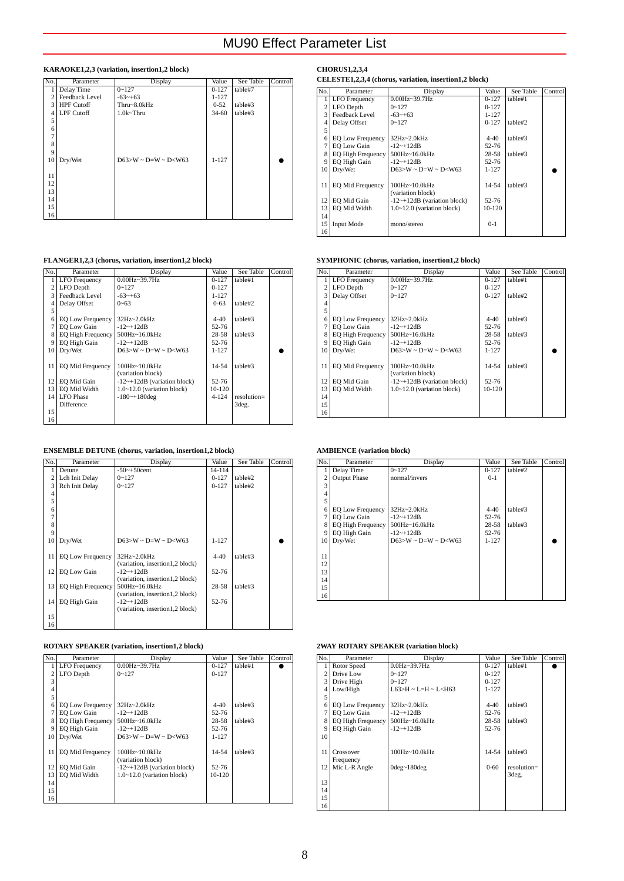# MU90 Effect Parameter List

### KARAOKE1,2,3 (variation, insertion1,2 block)

| No. | Parameter | Display | Value | See Table | Control |
|---|---|---|---|---|---|
| 1 | Delay Time | 0~127 | 0-127 | table#7 | |
| 2 | Feedback Level | -63~+63 | 1-127 | | |
| 3 | HPF Cutoff | Thru~8.0kHz | 0-52 | table#3 | |
| 4 | LPF Cutoff | 1.0k~Thru | 34-60 | table#3 | |
| 5 | | | | | |
| 6 | | | | | |
| 7 | | | | | |
| 8 | | | | | |
| 9 | | | | | |
| 10 | Dry/Wet | D63>W ~ D=W ~ D<W63 | 1-127 | | ● |
| 11 | | | | | |
| 12 | | | | | |
| 13 | | | | | |
| 14 | | | | | |
| 15 | | | | | |
| 16 | | | | | |

### CHORUS1,2,3,4
### CELESTE1,2,3,4 (chorus, variation, insertion1,2 block)

| No. | Parameter | Display | Value | See Table | Control |
|---|---|---|---|---|---|
| 1 | LFO Frequency | 0.00Hz~39.7Hz | 0-127 | table#1 | |
| 2 | LFO Depth | 0~127 | 0-127 | | |
| 3 | Feedback Level | -63~+63 | 1-127 | | |
| 4 | Delay Offset | 0~127 | 0-127 | table#2 | |
| 5 | | | | | |
| 6 | EQ Low Frequency | 32Hz~2.0kHz | 4-40 | table#3 | |
| 7 | EQ Low Gain | -12~+12dB | 52-76 | | |
| 8 | EQ High Frequency | 500Hz~16.0kHz | 28-58 | table#3 | |
| 9 | EQ High Gain | -12~+12dB | 52-76 | | |
| 10 | Dry/Wet | D63>W ~ D=W ~ D<W63 | 1-127 | | ● |
| 11 | EQ Mid Frequency | 100Hz~10.0kHz (variation block) | 14-54 | table#3 | |
| 12 | EQ Mid Gain | -12~+12dB (variation block) | 52-76 | | |
| 13 | EQ Mid Width | 1.0~12.0 (variation block) | 10-120 | | |
| 14 | | | | | |
| 15 | Input Mode | mono/stereo | 0-1 | | |
| 16 | | | | | |

### FLANGER1,2,3 (chorus, variation, insertion1,2 block)

| No. | Parameter | Display | Value | See Table | Control |
|---|---|---|---|---|---|
| 1 | LFO Frequency | 0.00Hz~39.7Hz | 0-127 | table#1 | |
| 2 | LFO Depth | 0~127 | 0-127 | | |
| 3 | Feedback Level | -63~+63 | 1-127 | | |
| 4 | Delay Offset | 0~63 | 0-63 | table#2 | |
| 5 | | | | | |
| 6 | EQ Low Frequency | 32Hz~2.0kHz | 4-40 | table#3 | |
| 7 | EQ Low Gain | -12~+12dB | 52-76 | | |
| 8 | EQ High Frequency | 500Hz~16.0kHz | 28-58 | table#3 | |
| 9 | EQ High Gain | -12~+12dB | 52-76 | | |
| 10 | Dry/Wet | D63>W ~ D=W ~ D<W63 | 1-127 | | ● |
| 11 | EQ Mid Frequency | 100Hz~10.0kHz (variation block) | 14-54 | table#3 | |
| 12 | EQ Mid Gain | -12~+12dB (variation block) | 52-76 | | |
| 13 | EQ Mid Width | 1.0~12.0 (variation block) | 10-120 | | |
| 14 | LFO Phase Difference | -180~+180deg | 4-124 | resolution= 3deg. | |
| 15 | | | | | |
| 16 | | | | | |

### SYMPHONIC (chorus, variation, insertion1,2 block)

| No. | Parameter | Display | Value | See Table | Control |
|---|---|---|---|---|---|
| 1 | LFO Frequency | 0.00Hz~39.7Hz | 0-127 | table#1 | |
| 2 | LFO Depth | 0~127 | 0-127 | | |
| 3 | Delay Offset | 0~127 | 0-127 | table#2 | |
| 4 | | | | | |
| 5 | | | | | |
| 6 | EQ Low Frequency | 32Hz~2.0kHz | 4-40 | table#3 | |
| 7 | EQ Low Gain | -12~+12dB | 52-76 | | |
| 8 | EQ High Frequency | 500Hz~16.0kHz | 28-58 | table#3 | |
| 9 | EQ High Gain | -12~+12dB | 52-76 | | |
| 10 | Dry/Wet | D63>W ~ D=W ~ D<W63 | 1-127 | | ● |
| 11 | EQ Mid Frequency | 100Hz~10.0kHz (variation block) | 14-54 | table#3 | |
| 12 | EQ Mid Gain | -12~+12dB (variation block) | 52-76 | | |
| 13 | EQ Mid Width | 1.0~12.0 (variation block) | 10-120 | | |
| 14 | | | | | |
| 15 | | | | | |
| 16 | | | | | |

### ENSEMBLE DETUNE (chorus, variation, insertion1,2 block)

| No. | Parameter | Display | Value | See Table | Control |
|---|---|---|---|---|---|
| 1 | Detune | -50~+50cent | 14-114 | | |
| 2 | Lch Init Delay | 0~127 | 0-127 | table#2 | |
| 3 | Rch Init Delay | 0~127 | 0-127 | table#2 | |
| 4 | | | | | |
| 5 | | | | | |
| 6 | | | | | |
| 7 | | | | | |
| 8 | | | | | |
| 9 | | | | | |
| 10 | Dry/Wet | D63>W ~ D=W ~ D<W63 | 1-127 | | ● |
| 11 | EQ Low Frequency | 32Hz~2.0kHz (variation, insertion1,2 block) | 4-40 | table#3 | |
| 12 | EQ Low Gain | -12~+12dB (variation, insertion1,2 block) | 52-76 | | |
| 13 | EQ High Frequency | 500Hz~16.0kHz (variation, insertion1,2 block) | 28-58 | table#3 | |
| 14 | EQ High Gain | -12~+12dB (variation, insertion1,2 block) | 52-76 | | |
| 15 | | | | | |
| 16 | | | | | |

### AMBIENCE (variation block)

| No. | Parameter | Display | Value | See Table | Control |
|---|---|---|---|---|---|
| 1 | Delay Time | 0~127 | 0-127 | table#2 | |
| 2 | Output Phase | normal/invers | 0-1 | | |
| 3 | | | | | |
| 4 | | | | | |
| 5 | | | | | |
| 6 | EQ Low Frequency | 32Hz~2.0kHz | 4-40 | table#3 | |
| 7 | EQ Low Gain | -12~+12dB | 52-76 | | |
| 8 | EQ High Frequency | 500Hz~16.0kHz | 28-58 | table#3 | |
| 9 | EQ High Gain | -12~+12dB | 52-76 | | |
| 10 | Dry/Wet | D63>W ~ D=W ~ D<W63 | 1-127 | | ● |
| 11 | | | | | |
| 12 | | | | | |
| 13 | | | | | |
| 14 | | | | | |
| 15 | | | | | |
| 16 | | | | | |

### ROTARY SPEAKER (variation, insertion1,2 block)

| No. | Parameter | Display | Value | See Table | Control |
|---|---|---|---|---|---|
| 1 | LFO Frequency | 0.00Hz~39.7Hz | 0-127 | table#1 | ● |
| 2 | LFO Depth | 0~127 | 0-127 | | |
| 3 | | | | | |
| 4 | | | | | |
| 5 | | | | | |
| 6 | EQ Low Frequency | 32Hz~2.0kHz | 4-40 | table#3 | |
| 7 | EQ Low Gain | -12~+12dB | 52-76 | | |
| 8 | EQ High Frequency | 500Hz~16.0kHz | 28-58 | table#3 | |
| 9 | EQ High Gain | -12~+12dB | 52-76 | | |
| 10 | Dry/Wet | D63>W ~ D=W ~ D<W63 | 1-127 | | |
| 11 | EQ Mid Frequency | 100Hz~10.0kHz (variation block) | 14-54 | table#3 | |
| 12 | EQ Mid Gain | -12~+12dB (variation block) | 52-76 | | |
| 13 | EQ Mid Width | 1.0~12.0 (variation block) | 10-120 | | |
| 14 | | | | | |
| 15 | | | | | |
| 16 | | | | | |

### 2WAY ROTARY SPEAKER (variation block)

| No. | Parameter | Display | Value | See Table | Control |
|---|---|---|---|---|---|
| 1 | Rotor Speed | 0.0Hz~39.7Hz | 0-127 | table#1 | ● |
| 2 | Drive Low | 0~127 | 0-127 | | |
| 3 | Drive High | 0~127 | 0-127 | | |
| 4 | Low/High | L63>H ~ L=H ~ L<H63 | 1-127 | | |
| 5 | | | | | |
| 6 | EQ Low Frequency | 32Hz~2.0kHz | 4-40 | table#3 | |
| 7 | EQ Low Gain | -12~+12dB | 52-76 | | |
| 8 | EQ High Frequency | 500Hz~16.0kHz | 28-58 | table#3 | |
| 9 | EQ High Gain | -12~+12dB | 52-76 | | |
| 10 | | | | | |
| 11 | Crossover Frequency | 100Hz~10.0kHz | 14-54 | table#3 | |
| 12 | Mic L-R Angle | 0deg~180deg | 0-60 | resolution= 3deg. | |
| 13 | | | | | |
| 14 | | | | | |
| 15 | | | | | |
| 16 | | | | | |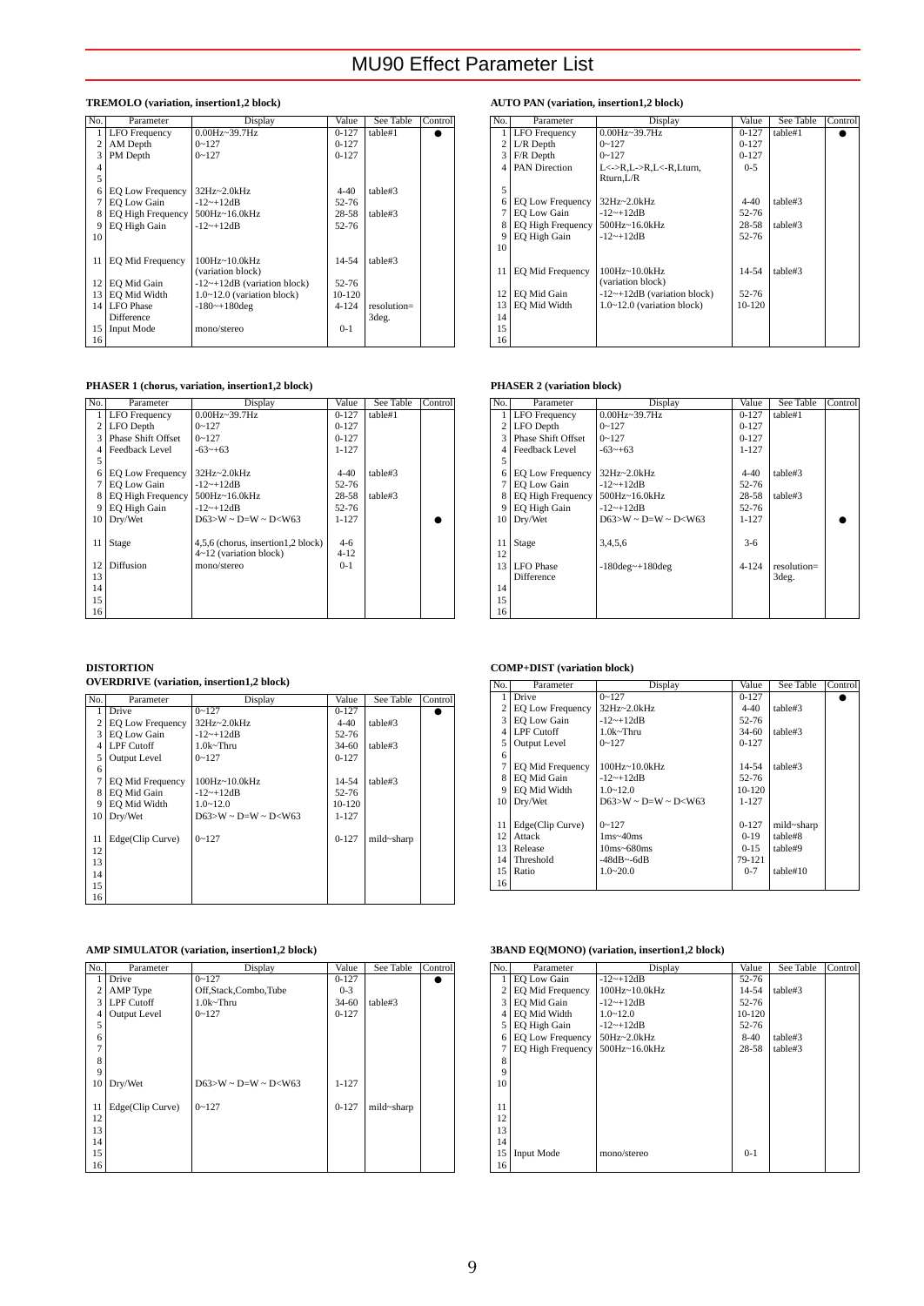# MU90 Effect Parameter List

### TREMOLO (variation, insertion1,2 block)

| No. | Parameter | Display | Value | See Table | Control |
|---|---|---|---|---|---|
| 1 | LFO Frequency | 0.00Hz~39.7Hz | 0-127 | table#1 | ● |
| 2 | AM Depth | 0~127 | 0-127 | | |
| 3 | PM Depth | 0~127 | 0-127 | | |
| 4 | | | | | |
| 5 | | | | | |
| 6 | EQ Low Frequency | 32Hz~2.0kHz | 4-40 | table#3 | |
| 7 | EQ Low Gain | -12~+12dB | 52-76 | | |
| 8 | EQ High Frequency | 500Hz~16.0kHz | 28-58 | table#3 | |
| 9 | EQ High Gain | -12~+12dB | 52-76 | | |
| 10 | | | | | |
| 11 | EQ Mid Frequency | 100Hz~10.0kHz (variation block) | 14-54 | table#3 | |
| 12 | EQ Mid Gain | -12~+12dB (variation block) | 52-76 | | |
| 13 | EQ Mid Width | 1.0~12.0 (variation block) | 10-120 | | |
| 14 | LFO Phase Difference | -180~+180deg | 4-124 | resolution= 3deg. | |
| 15 | Input Mode | mono/stereo | 0-1 | | |
| 16 | | | | | |

### AUTO PAN (variation, insertion1,2 block)

| No. | Parameter | Display | Value | See Table | Control |
|---|---|---|---|---|---|
| 1 | LFO Frequency | 0.00Hz~39.7Hz | 0-127 | table#1 | ● |
| 2 | L/R Depth | 0~127 | 0-127 | | |
| 3 | F/R Depth | 0~127 | 0-127 | | |
| 4 | PAN Direction | L<->R,L->R,L<-R,Lturn, Rturn,L/R | 0-5 | | |
| 5 | | | | | |
| 6 | EQ Low Frequency | 32Hz~2.0kHz | 4-40 | table#3 | |
| 7 | EQ Low Gain | -12~+12dB | 52-76 | | |
| 8 | EQ High Frequency | 500Hz~16.0kHz | 28-58 | table#3 | |
| 9 | EQ High Gain | -12~+12dB | 52-76 | | |
| 10 | | | | | |
| 11 | EQ Mid Frequency | 100Hz~10.0kHz (variation block) | 14-54 | table#3 | |
| 12 | EQ Mid Gain | -12~+12dB (variation block) | 52-76 | | |
| 13 | EQ Mid Width | 1.0~12.0 (variation block) | 10-120 | | |
| 14 | | | | | |
| 15 | | | | | |
| 16 | | | | | |

### PHASER 1 (chorus, variation, insertion1,2 block)

| No. | Parameter | Display | Value | See Table | Control |
|---|---|---|---|---|---|
| 1 | LFO Frequency | 0.00Hz~39.7Hz | 0-127 | table#1 | |
| 2 | LFO Depth | 0~127 | 0-127 | | |
| 3 | Phase Shift Offset | 0~127 | 0-127 | | |
| 4 | Feedback Level | -63~+63 | 1-127 | | |
| 5 | | | | | |
| 6 | EQ Low Frequency | 32Hz~2.0kHz | 4-40 | table#3 | |
| 7 | EQ Low Gain | -12~+12dB | 52-76 | | |
| 8 | EQ High Frequency | 500Hz~16.0kHz | 28-58 | table#3 | |
| 9 | EQ High Gain | -12~+12dB | 52-76 | | |
| 10 | Dry/Wet | D63>W ~ D=W ~ D<W63 | 1-127 | | ● |
| 11 | Stage | 4,5,6 (chorus, insertion1,2 block) 4~12 (variation block) | 4-6 4-12 | | |
| 12 | Diffusion | mono/stereo | 0-1 | | |
| 13 | | | | | |
| 14 | | | | | |
| 15 | | | | | |
| 16 | | | | | |

### PHASER 2 (variation block)

| No. | Parameter | Display | Value | See Table | Control |
|---|---|---|---|---|---|
| 1 | LFO Frequency | 0.00Hz~39.7Hz | 0-127 | table#1 | |
| 2 | LFO Depth | 0~127 | 0-127 | | |
| 3 | Phase Shift Offset | 0~127 | 0-127 | | |
| 4 | Feedback Level | -63~+63 | 1-127 | | |
| 5 | | | | | |
| 6 | EQ Low Frequency | 32Hz~2.0kHz | 4-40 | table#3 | |
| 7 | EQ Low Gain | -12~+12dB | 52-76 | | |
| 8 | EQ High Frequency | 500Hz~16.0kHz | 28-58 | table#3 | |
| 9 | EQ High Gain | -12~+12dB | 52-76 | | |
| 10 | Dry/Wet | D63>W ~ D=W ~ D<W63 | 1-127 | | ● |
| 11 | Stage | 3,4,5,6 | 3-6 | | |
| 12 | | | | | |
| 13 | LFO Phase Difference | -180deg~+180deg | 4-124 | resolution= 3deg. | |
| 14 | | | | | |
| 15 | | | | | |
| 16 | | | | | |

### DISTORTION
### OVERDRIVE (variation, insertion1,2 block)

| No. | Parameter | Display | Value | See Table | Control |
|---|---|---|---|---|---|
| 1 | Drive | 0~127 | 0-127 | | ● |
| 2 | EQ Low Frequency | 32Hz~2.0kHz | 4-40 | table#3 | |
| 3 | EQ Low Gain | -12~+12dB | 52-76 | | |
| 4 | LPF Cutoff | 1.0k~Thru | 34-60 | table#3 | |
| 5 | Output Level | 0~127 | 0-127 | | |
| 6 | | | | | |
| 7 | EQ Mid Frequency | 100Hz~10.0kHz | 14-54 | table#3 | |
| 8 | EQ Mid Gain | -12~+12dB | 52-76 | | |
| 9 | EQ Mid Width | 1.0~12.0 | 10-120 | | |
| 10 | Dry/Wet | D63>W ~ D=W ~ D<W63 | 1-127 | | |
| 11 | Edge(Clip Curve) | 0~127 | 0-127 | mild~sharp | |
| 12 | | | | | |
| 13 | | | | | |
| 14 | | | | | |
| 15 | | | | | |
| 16 | | | | | |

### COMP+DIST (variation block)

| No. | Parameter | Display | Value | See Table | Control |
|---|---|---|---|---|---|
| 1 | Drive | 0~127 | 0-127 | | ● |
| 2 | EQ Low Frequency | 32Hz~2.0kHz | 4-40 | table#3 | |
| 3 | EQ Low Gain | -12~+12dB | 52-76 | | |
| 4 | LPF Cutoff | 1.0k~Thru | 34-60 | table#3 | |
| 5 | Output Level | 0~127 | 0-127 | | |
| 6 | | | | | |
| 7 | EQ Mid Frequency | 100Hz~10.0kHz | 14-54 | table#3 | |
| 8 | EQ Mid Gain | -12~+12dB | 52-76 | | |
| 9 | EQ Mid Width | 1.0~12.0 | 10-120 | | |
| 10 | Dry/Wet | D63>W ~ D=W ~ D<W63 | 1-127 | | |
| 11 | Edge(Clip Curve) | 0~127 | 0-127 | mild~sharp | |
| 12 | Attack | 1ms~40ms | 0-19 | table#8 | |
| 13 | Release | 10ms~680ms | 0-15 | table#9 | |
| 14 | Threshold | -48dB~-6dB | 79-121 | | |
| 15 | Ratio | 1.0~20.0 | 0-7 | table#10 | |
| 16 | | | | | |

### AMP SIMULATOR (variation, insertion1,2 block)

| No. | Parameter | Display | Value | See Table | Control |
|---|---|---|---|---|---|
| 1 | Drive | 0~127 | 0-127 | | ● |
| 2 | AMP Type | Off,Stack,Combo,Tube | 0-3 | | |
| 3 | LPF Cutoff | 1.0k~Thru | 34-60 | table#3 | |
| 4 | Output Level | 0~127 | 0-127 | | |
| 5 | | | | | |
| 6 | | | | | |
| 7 | | | | | |
| 8 | | | | | |
| 9 | | | | | |
| 10 | Dry/Wet | D63>W ~ D=W ~ D<W63 | 1-127 | | |
| 11 | Edge(Clip Curve) | 0~127 | 0-127 | mild~sharp | |
| 12 | | | | | |
| 13 | | | | | |
| 14 | | | | | |
| 15 | | | | | |
| 16 | | | | | |

### 3BAND EQ(MONO) (variation, insertion1,2 block)

| No. | Parameter | Display | Value | See Table | Control |
|---|---|---|---|---|---|
| 1 | EQ Low Gain | -12~+12dB | 52-76 | | |
| 2 | EQ Mid Frequency | 100Hz~10.0kHz | 14-54 | table#3 | |
| 3 | EQ Mid Gain | -12~+12dB | 52-76 | | |
| 4 | EQ Mid Width | 1.0~12.0 | 10-120 | | |
| 5 | EQ High Gain | -12~+12dB | 52-76 | | |
| 6 | EQ Low Frequency | 50Hz~2.0kHz | 8-40 | table#3 | |
| 7 | EQ High Frequency | 500Hz~16.0kHz | 28-58 | table#3 | |
| 8 | | | | | |
| 9 | | | | | |
| 10 | | | | | |
| 11 | | | | | |
| 12 | | | | | |
| 13 | | | | | |
| 14 | | | | | |
| 15 | Input Mode | mono/stereo | 0-1 | | |
| 16 | | | | | |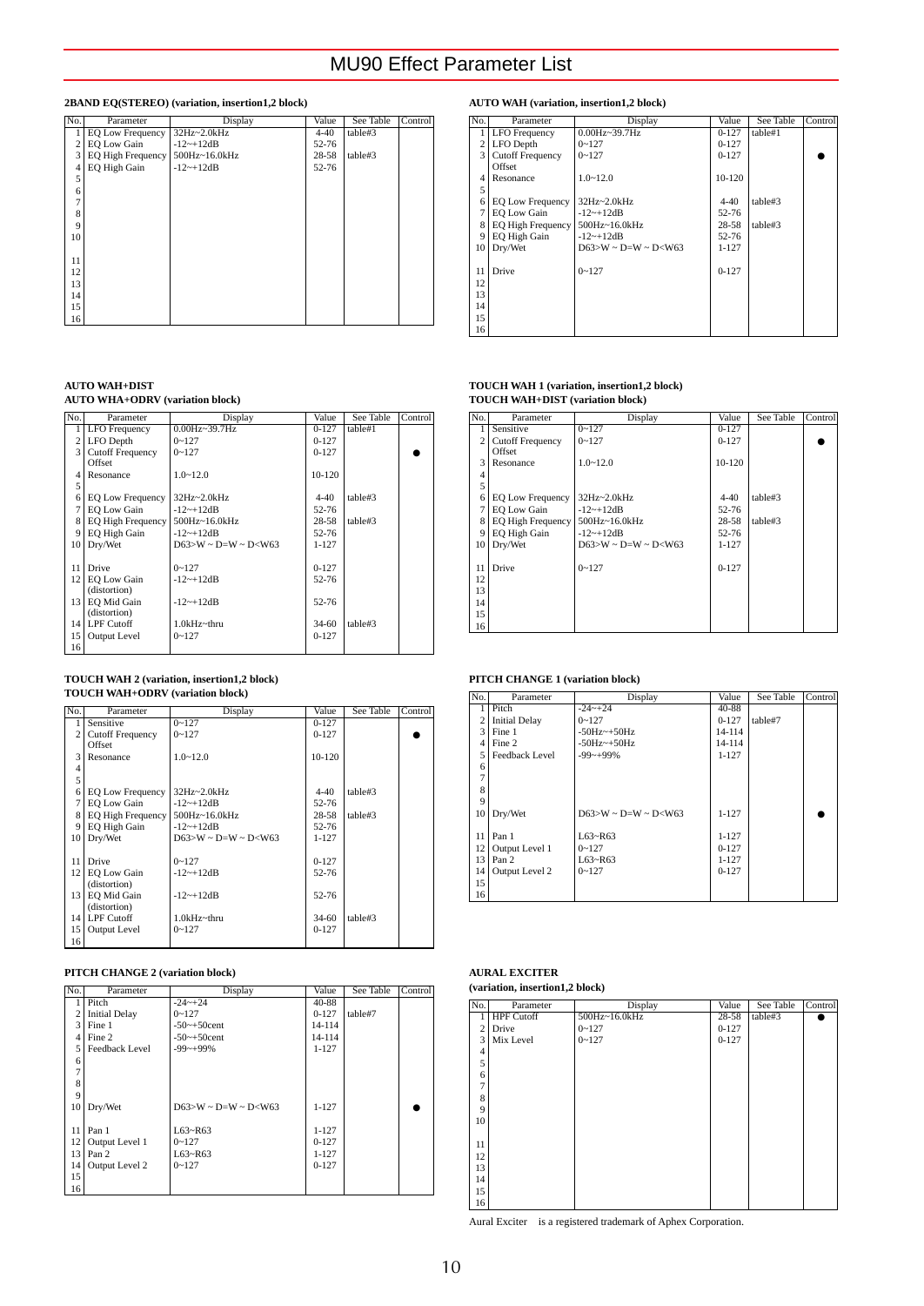# MU90 Effect Parameter List

### 2BAND EQ(STEREO) (variation, insertion1,2 block)

| No. | Parameter | Display | Value | See Table | Control |
|---|---|---|---|---|---|
| 1 | EQ Low Frequency | 32Hz~2.0kHz | 4-40 | table#3 | |
| 2 | EQ Low Gain | -12~+12dB | 52-76 | | |
| 3 | EQ High Frequency | 500Hz~16.0kHz | 28-58 | table#3 | |
| 4 | EQ High Gain | -12~+12dB | 52-76 | | |
| 5 | | | | | |
| 6 | | | | | |
| 7 | | | | | |
| 8 | | | | | |
| 9 | | | | | |
| 10 | | | | | |
| 11 | | | | | |
| 12 | | | | | |
| 13 | | | | | |
| 14 | | | | | |
| 15 | | | | | |
| 16 | | | | | |

### AUTO WAH (variation, insertion1,2 block)

| No. | Parameter | Display | Value | See Table | Control |
|---|---|---|---|---|---|
| 1 | LFO Frequency | 0.00Hz~39.7Hz | 0-127 | table#1 | |
| 2 | LFO Depth | 0~127 | 0-127 | | |
| 3 | Cutoff Frequency Offset | 0~127 | 0-127 | | ● |
| 4 | Resonance | 1.0~12.0 | 10-120 | | |
| 5 | | | | | |
| 6 | EQ Low Frequency | 32Hz~2.0kHz | 4-40 | table#3 | |
| 7 | EQ Low Gain | -12~+12dB | 52-76 | | |
| 8 | EQ High Frequency | 500Hz~16.0kHz | 28-58 | table#3 | |
| 9 | EQ High Gain | -12~+12dB | 52-76 | | |
| 10 | Dry/Wet | D63>W ~ D=W ~ D<W63 | 1-127 | | |
| 11 | Drive | 0~127 | 0-127 | | |
| 12 | | | | | |
| 13 | | | | | |
| 14 | | | | | |
| 15 | | | | | |
| 16 | | | | | |

### AUTO WAH+DIST
### AUTO WAH+ODRV (variation block)

| No. | Parameter | Display | Value | See Table | Control |
|---|---|---|---|---|---|
| 1 | LFO Frequency | 0.00Hz~39.7Hz | 0-127 | table#1 | |
| 2 | LFO Depth | 0~127 | 0-127 | | |
| 3 | Cutoff Frequency Offset | 0~127 | 0-127 | | ● |
| 4 | Resonance | 1.0~12.0 | 10-120 | | |
| 5 | | | | | |
| 6 | EQ Low Frequency | 32Hz~2.0kHz | 4-40 | table#3 | |
| 7 | EQ Low Gain | -12~+12dB | 52-76 | | |
| 8 | EQ High Frequency | 500Hz~16.0kHz | 28-58 | table#3 | |
| 9 | EQ High Gain | -12~+12dB | 52-76 | | |
| 10 | Dry/Wet | D63>W ~ D=W ~ D<W63 | 1-127 | | |
| 11 | Drive | 0~127 | 0-127 | | |
| 12 | EQ Low Gain (distortion) | -12~+12dB | 52-76 | | |
| 13 | EQ Mid Gain (distortion) | -12~+12dB | 52-76 | | |
| 14 | LPF Cutoff | 1.0kHz~thru | 34-60 | table#3 | |
| 15 | Output Level | 0~127 | 0-127 | | |
| 16 | | | | | |

### TOUCH WAH 1 (variation, insertion1,2 block)
### TOUCH WAH+DIST (variation block)

| No. | Parameter | Display | Value | See Table | Control |
|---|---|---|---|---|---|
| 1 | Sensitive | 0~127 | 0-127 | | |
| 2 | Cutoff Frequency Offset | 0~127 | 0-127 | | ● |
| 3 | Resonance | 1.0~12.0 | 10-120 | | |
| 4 | | | | | |
| 5 | | | | | |
| 6 | EQ Low Frequency | 32Hz~2.0kHz | 4-40 | table#3 | |
| 7 | EQ Low Gain | -12~+12dB | 52-76 | | |
| 8 | EQ High Frequency | 500Hz~16.0kHz | 28-58 | table#3 | |
| 9 | EQ High Gain | -12~+12dB | 52-76 | | |
| 10 | Dry/Wet | D63>W ~ D=W ~ D<W63 | 1-127 | | |
| 11 | Drive | 0~127 | 0-127 | | |
| 12 | | | | | |
| 13 | | | | | |
| 14 | | | | | |
| 15 | | | | | |
| 16 | | | | | |

### TOUCH WAH 2 (variation, insertion1,2 block)
### TOUCH WAH+ODRV (variation block)

| No. | Parameter | Display | Value | See Table | Control |
|---|---|---|---|---|---|
| 1 | Sensitive | 0~127 | 0-127 | | |
| 2 | Cutoff Frequency Offset | 0~127 | 0-127 | | ● |
| 3 | Resonance | 1.0~12.0 | 10-120 | | |
| 4 | | | | | |
| 5 | | | | | |
| 6 | EQ Low Frequency | 32Hz~2.0kHz | 4-40 | table#3 | |
| 7 | EQ Low Gain | -12~+12dB | 52-76 | | |
| 8 | EQ High Frequency | 500Hz~16.0kHz | 28-58 | table#3 | |
| 9 | EQ High Gain | -12~+12dB | 52-76 | | |
| 10 | Dry/Wet | D63>W ~ D=W ~ D<W63 | 1-127 | | |
| 11 | Drive | 0~127 | 0-127 | | |
| 12 | EQ Low Gain (distortion) | -12~+12dB | 52-76 | | |
| 13 | EQ Mid Gain (distortion) | -12~+12dB | 52-76 | | |
| 14 | LPF Cutoff | 1.0kHz~thru | 34-60 | table#3 | |
| 15 | Output Level | 0~127 | 0-127 | | |
| 16 | | | | | |

### PITCH CHANGE 1 (variation block)

| No. | Parameter | Display | Value | See Table | Control |
|---|---|---|---|---|---|
| 1 | Pitch | -24~+24 | 40-88 | | |
| 2 | Initial Delay | 0~127 | 0-127 | table#7 | |
| 3 | Fine 1 | -50Hz~+50Hz | 14-114 | | |
| 4 | Fine 2 | -50Hz~+50Hz | 14-114 | | |
| 5 | Feedback Level | -99~+99% | 1-127 | | |
| 6 | | | | | |
| 7 | | | | | |
| 8 | | | | | |
| 9 | | | | | |
| 10 | Dry/Wet | D63>W ~ D=W ~ D<W63 | 1-127 | | ● |
| 11 | Pan 1 | L63~R63 | 1-127 | | |
| 12 | Output Level 1 | 0~127 | 0-127 | | |
| 13 | Pan 2 | L63~R63 | 1-127 | | |
| 14 | Output Level 2 | 0~127 | 0-127 | | |
| 15 | | | | | |
| 16 | | | | | |

### PITCH CHANGE 2 (variation block)

| No. | Parameter | Display | Value | See Table | Control |
|---|---|---|---|---|---|
| 1 | Pitch | -24~+24 | 40-88 | | |
| 2 | Initial Delay | 0~127 | 0-127 | table#7 | |
| 3 | Fine 1 | -50~+50cent | 14-114 | | |
| 4 | Fine 2 | -50~+50cent | 14-114 | | |
| 5 | Feedback Level | -99~+99% | 1-127 | | |
| 6 | | | | | |
| 7 | | | | | |
| 8 | | | | | |
| 9 | | | | | |
| 10 | Dry/Wet | D63>W ~ D=W ~ D<W63 | 1-127 | | ● |
| 11 | Pan 1 | L63~R63 | 1-127 | | |
| 12 | Output Level 1 | 0~127 | 0-127 | | |
| 13 | Pan 2 | L63~R63 | 1-127 | | |
| 14 | Output Level 2 | 0~127 | 0-127 | | |
| 15 | | | | | |
| 16 | | | | | |

### AURAL EXCITER
### (variation, insertion1,2 block)

| No. | Parameter | Display | Value | See Table | Control |
|---|---|---|---|---|---|
| 1 | HPF Cutoff | 500Hz~16.0kHz | 28-58 | table#3 | ● |
| 2 | Drive | 0~127 | 0-127 | | |
| 3 | Mix Level | 0~127 | 0-127 | | |
| 4 | | | | | |
| 5 | | | | | |
| 6 | | | | | |
| 7 | | | | | |
| 8 | | | | | |
| 9 | | | | | |
| 10 | | | | | |
| 11 | | | | | |
| 12 | | | | | |
| 13 | | | | | |
| 14 | | | | | |
| 15 | | | | | |
| 16 | | | | | |

Aural Exciter is a registered trademark of Aphex Corporation.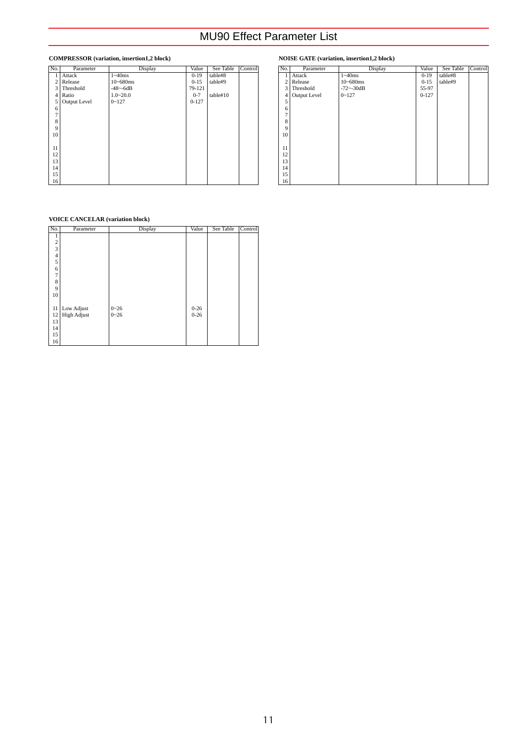# MU90 Effect Parameter List

### COMPRESSOR (variation, insertion1,2 block)

| No. | Parameter | Display | Value | See Table | Control |
|---|---|---|---|---|---|
| 1 | Attack | 1~40ms | 0-19 | table#8 | |
| 2 | Release | 10~680ms | 0-15 | table#9 | |
| 3 | Threshold | -48~-6dB | 79-121 | | |
| 4 | Ratio | 1.0~20.0 | 0-7 | table#10 | |
| 5 | Output Level | 0~127 | 0-127 | | |
| 6 | | | | | |
| 7 | | | | | |
| 8 | | | | | |
| 9 | | | | | |
| 10 | | | | | |
| 11 | | | | | |
| 12 | | | | | |
| 13 | | | | | |
| 14 | | | | | |
| 15 | | | | | |
| 16 | | | | | |

### NOISE GATE (variation, insertion1,2 block)

| No. | Parameter | Display | Value | See Table | Control |
|---|---|---|---|---|---|
| 1 | Attack | 1~40ms | 0-19 | table#8 | |
| 2 | Release | 10~680ms | 0-15 | table#9 | |
| 3 | Threshold | -72~-30dB | 55-97 | | |
| 4 | Output Level | 0~127 | 0-127 | | |
| 5 | | | | | |
| 6 | | | | | |
| 7 | | | | | |
| 8 | | | | | |
| 9 | | | | | |
| 10 | | | | | |
| 11 | | | | | |
| 12 | | | | | |
| 13 | | | | | |
| 14 | | | | | |
| 15 | | | | | |
| 16 | | | | | |

### VOICE CANCELAR (variation block)

| No. | Parameter | Display | Value | See Table | Control |
|---|---|---|---|---|---|
| 1 | | | | | |
| 2 | | | | | |
| 3 | | | | | |
| 4 | | | | | |
| 5 | | | | | |
| 6 | | | | | |
| 7 | | | | | |
| 8 | | | | | |
| 9 | | | | | |
| 10 | | | | | |
| 11 | Low Adjust | 0~26 | 0-26 | | |
| 12 | High Adjust | 0~26 | 0-26 | | |
| 13 | | | | | |
| 14 | | | | | |
| 15 | | | | | |
| 16 | | | | | |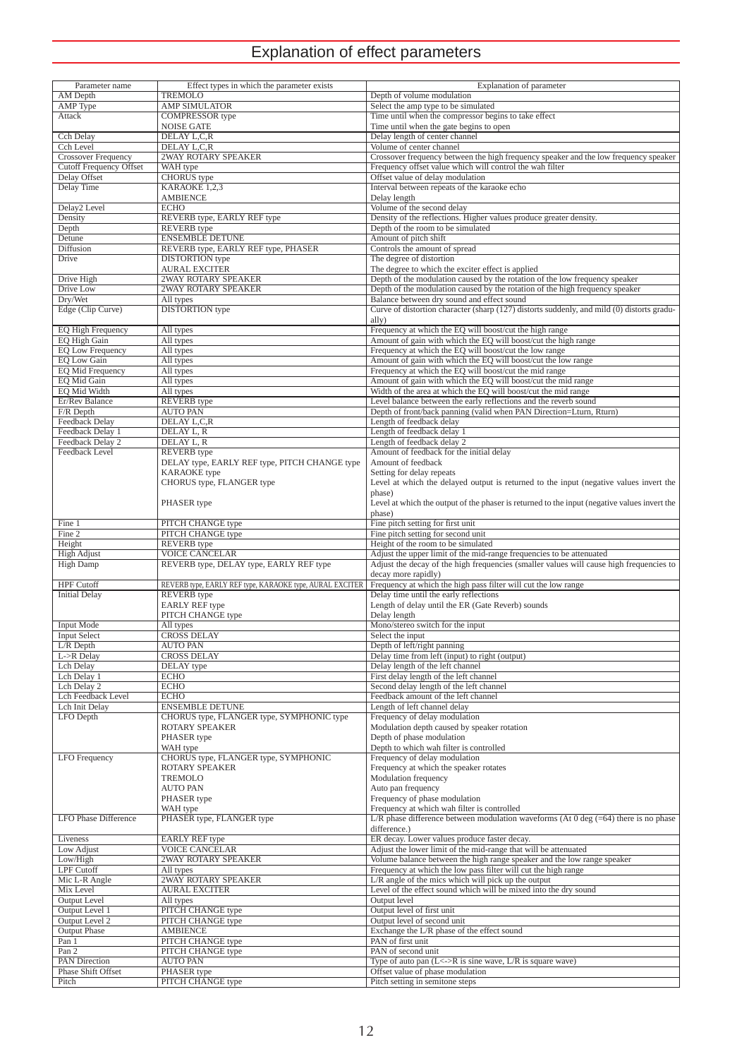# Explanation of effect parameters

| Parameter name | Effect types in which the parameter exists | Explanation of parameter |
|---|---|---|
| AM Depth | TREMOLO | Depth of volume modulation |
| AMP Type | AMP SIMULATOR | Select the amp type to be simulated |
| Attack | COMPRESSOR type | Time until when the compressor begins to take effect |
| | NOISE GATE | Time until when the gate begins to open |
| Cch Delay | DELAY L,C,R | Delay length of center channel |
| Cch Level | DELAY L,C,R | Volume of center channel |
| Crossover Frequency | 2WAY ROTARY SPEAKER | Crossover frequency between the high frequency speaker and the low frequency speaker |
| Cutoff Frequency Offset | WAH type | Frequency offset value which will control the wah filter |
| Delay Offset | CHORUS type | Offset value of delay modulation |
| Delay Time | KARAOKE 1,2,3 | Interval between repeats of the karaoke echo |
| | AMBIENCE | Delay length |
| Delay2 Level | ECHO | Volume of the second delay |
| Density | REVERB type, EARLY REF type | Density of the reflections. Higher values produce greater density. |
| Depth | REVERB type | Depth of the room to be simulated |
| Detune | ENSEMBLE DETUNE | Amount of pitch shift |
| Diffusion | REVERB type, EARLY REF type, PHASER | Controls the amount of spread |
| Drive | DISTORTION type | The degree of distortion |
| | AURAL EXCITER | The degree to which the exciter effect is applied |
| Drive High | 2WAY ROTARY SPEAKER | Depth of the modulation caused by the rotation of the low frequency speaker |
| Drive Low | 2WAY ROTARY SPEAKER | Depth of the modulation caused by the rotation of the high frequency speaker |
| Dry/Wet | All types | Balance between dry sound and effect sound |
| Edge (Clip Curve) | DISTORTION type | Curve of distortion character (sharp (127) distorts suddenly, and mild (0) distorts gradually) |
| EQ High Frequency | All types | Frequency at which the EQ will boost/cut the high range |
| EQ High Gain | All types | Amount of gain with which the EQ will boost/cut the high range |
| EQ Low Frequency | All types | Frequency at which the EQ will boost/cut the low range |
| EQ Low Gain | All types | Amount of gain with which the EQ will boost/cut the low range |
| EQ Mid Frequency | All types | Frequency at which the EQ will boost/cut the mid range |
| EQ Mid Gain | All types | Amount of gain with which the EQ will boost/cut the mid range |
| EQ Mid Width | All types | Width of the area at which the EQ will boost/cut the mid range |
| Er/Rev Balance | REVERB type | Level balance between the early reflections and the reverb sound |
| F/R Depth | AUTO PAN | Depth of front/back panning (valid when PAN Direction=Lturn, Rturn) |
| Feedback Delay | DELAY L,C,R | Length of feedback delay |
| Feedback Delay 1 | DELAY L, R | Length of feedback delay 1 |
| Feedback Delay 2 | DELAY L, R | Length of feedback delay 2 |
| Feedback Level | REVERB type | Amount of feedback for the initial delay |
| | DELAY type, EARLY REF type, PITCH CHANGE type | Amount of feedback |
| | KARAOKE type | Setting for delay repeats |
| | CHORUS type, FLANGER type | Level at which the delayed output is returned to the input (negative values invert the phase) |
| | PHASER type | Level at which the output of the phaser is returned to the input (negative values invert the phase) |
| Fine 1 | PITCH CHANGE type | Fine pitch setting for first unit |
| Fine 2 | PITCH CHANGE type | Fine pitch setting for second unit |
| Height | REVERB type | Height of the room to be simulated |
| High Adjust | VOICE CANCELAR | Adjust the upper limit of the mid-range frequencies to be attenuated |
| High Damp | REVERB type, DELAY type, EARLY REF type | Adjust the decay of the high frequencies (smaller values will cause high frequencies to decay more rapidly) |
| HPF Cutoff | REVERB type, EARLY REF type, KARAOKE type, AURAL EXCITER | Frequency at which the high pass filter will cut the low range |
| Initial Delay | REVERB type | Delay time until the early reflections |
| | EARLY REF type | Length of delay until the ER (Gate Reverb) sounds |
| | PITCH CHANGE type | Delay length |
| Input Mode | All types | Mono/stereo switch for the input |
| Input Select | CROSS DELAY | Select the input |
| L/R Depth | AUTO PAN | Depth of left/right panning |
| L->R Delay | CROSS DELAY | Delay time from left (input) to right (output) |
| Lch Delay | DELAY type | Delay length of the left channel |
| Lch Delay 1 | ECHO | First delay length of the left channel |
| Lch Delay 2 | ECHO | Second delay length of the left channel |
| Lch Feedback Level | ECHO | Feedback amount of the left channel |
| Lch Init Delay | ENSEMBLE DETUNE | Length of left channel delay |
| LFO Depth | CHORUS type, FLANGER type, SYMPHONIC type | Frequency of delay modulation |
| | ROTARY SPEAKER | Modulation depth caused by speaker rotation |
| | PHASER type | Depth of phase modulation |
| | WAH type | Depth to which wah filter is controlled |
| LFO Frequency | CHORUS type, FLANGER type, SYMPHONIC | Frequency of delay modulation |
| | ROTARY SPEAKER | Frequency at which the speaker rotates |
| | TREMOLO | Modulation frequency |
| | AUTO PAN | Auto pan frequency |
| | PHASER type | Frequency of phase modulation |
| | WAH type | Frequency at which wah filter is controlled |
| LFO Phase Difference | PHASER type, FLANGER type | L/R phase difference between modulation waveforms (At 0 deg (=64) there is no phase difference.) |
| Liveness | EARLY REF type | ER decay. Lower values produce faster decay. |
| Low Adjust | VOICE CANCELAR | Adjust the lower limit of the mid-range that will be attenuated |
| Low/High | 2WAY ROTARY SPEAKER | Volume balance between the high range speaker and the low range speaker |
| LPF Cutoff | All types | Frequency at which the low pass filter will cut the high range |
| Mic L-R Angle | 2WAY ROTARY SPEAKER | L/R angle of the mics which will pick up the output |
| Mix Level | AURAL EXCITER | Level of the effect sound which will be mixed into the dry sound |
| Output Level | All types | Output level |
| Output Level 1 | PITCH CHANGE type | Output level of first unit |
| Output Level 2 | PITCH CHANGE type | Output level of second unit |
| Output Phase | AMBIENCE | Exchange the L/R phase of the effect sound |
| Pan 1 | PITCH CHANGE type | PAN of first unit |
| Pan 2 | PITCH CHANGE type | PAN of second unit |
| PAN Direction | AUTO PAN | Type of auto pan (L<->R is sine wave, L/R is square wave) |
| Phase Shift Offset | PHASER type | Offset value of phase modulation |
| Pitch | PITCH CHANGE type | Pitch setting in semitone steps |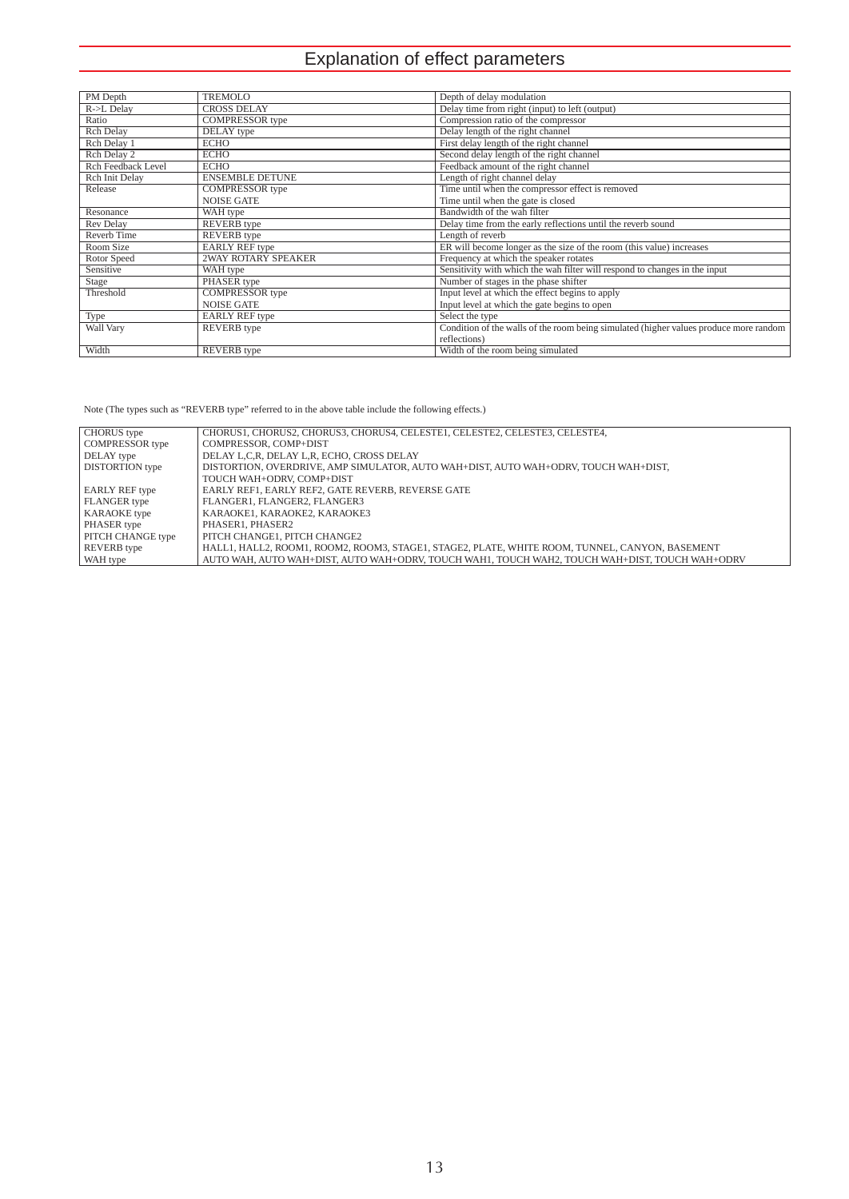# Explanation of effect parameters

| | | |
|---|---|---|
| PM Depth | TREMOLO | Depth of delay modulation |
| R->L Delay | CROSS DELAY | Delay time from right (input) to left (output) |
| Ratio | COMPRESSOR type | Compression ratio of the compressor |
| Rch Delay | DELAY type | Delay length of the right channel |
| Rch Delay 1 | ECHO | First delay length of the right channel |
| Rch Delay 2 | ECHO | Second delay length of the right channel |
| Rch Feedback Level | ECHO | Feedback amount of the right channel |
| Rch Init Delay | ENSEMBLE DETUNE | Length of right channel delay |
| Release | COMPRESSOR type<br>NOISE GATE | Time until when the compressor effect is removed<br>Time until when the gate is closed |
| Resonance | WAH type | Bandwidth of the wah filter |
| Rev Delay | REVERB type | Delay time from the early reflections until the reverb sound |
| Reverb Time | REVERB type | Length of reverb |
| Room Size | EARLY REF type | ER will become longer as the size of the room (this value) increases |
| Rotor Speed | 2WAY ROTARY SPEAKER | Frequency at which the speaker rotates |
| Sensitive | WAH type | Sensitivity with which the wah filter will respond to changes in the input |
| Stage | PHASER type | Number of stages in the phase shifter |
| Threshold | COMPRESSOR type<br>NOISE GATE | Input level at which the effect begins to apply<br>Input level at which the gate begins to open |
| Type | EARLY REF type | Select the type |
| Wall Vary | REVERB type | Condition of the walls of the room being simulated (higher values produce more random reflections) |
| Width | REVERB type | Width of the room being simulated |

Note (The types such as "REVERB type" referred to in the above table include the following effects.)

| | |
|---|---|
| CHORUS type | CHORUS1, CHORUS2, CHORUS3, CHORUS4, CELESTE1, CELESTE2, CELESTE3, CELESTE4, |
| COMPRESSOR type | COMPRESSOR, COMP+DIST |
| DELAY type | DELAY L,C,R, DELAY L,R, ECHO, CROSS DELAY |
| DISTORTION type | DISTORTION, OVERDRIVE, AMP SIMULATOR, AUTO WAH+DIST, AUTO WAH+ODRV, TOUCH WAH+DIST, TOUCH WAH+ODRV, COMP+DIST |
| EARLY REF type | EARLY REF1, EARLY REF2, GATE REVERB, REVERSE GATE |
| FLANGER type | FLANGER1, FLANGER2, FLANGER3 |
| KARAOKE type | KARAOKE1, KARAOKE2, KARAOKE3 |
| PHASER type | PHASER1, PHASER2 |
| PITCH CHANGE type | PITCH CHANGE1, PITCH CHANGE2 |
| REVERB type | HALL1, HALL2, ROOM1, ROOM2, ROOM3, STAGE1, STAGE2, PLATE, WHITE ROOM, TUNNEL, CANYON, BASEMENT |
| WAH type | AUTO WAH, AUTO WAH+DIST, AUTO WAH+ODRV, TOUCH WAH1, TOUCH WAH2, TOUCH WAH+DIST, TOUCH WAH+ODRV |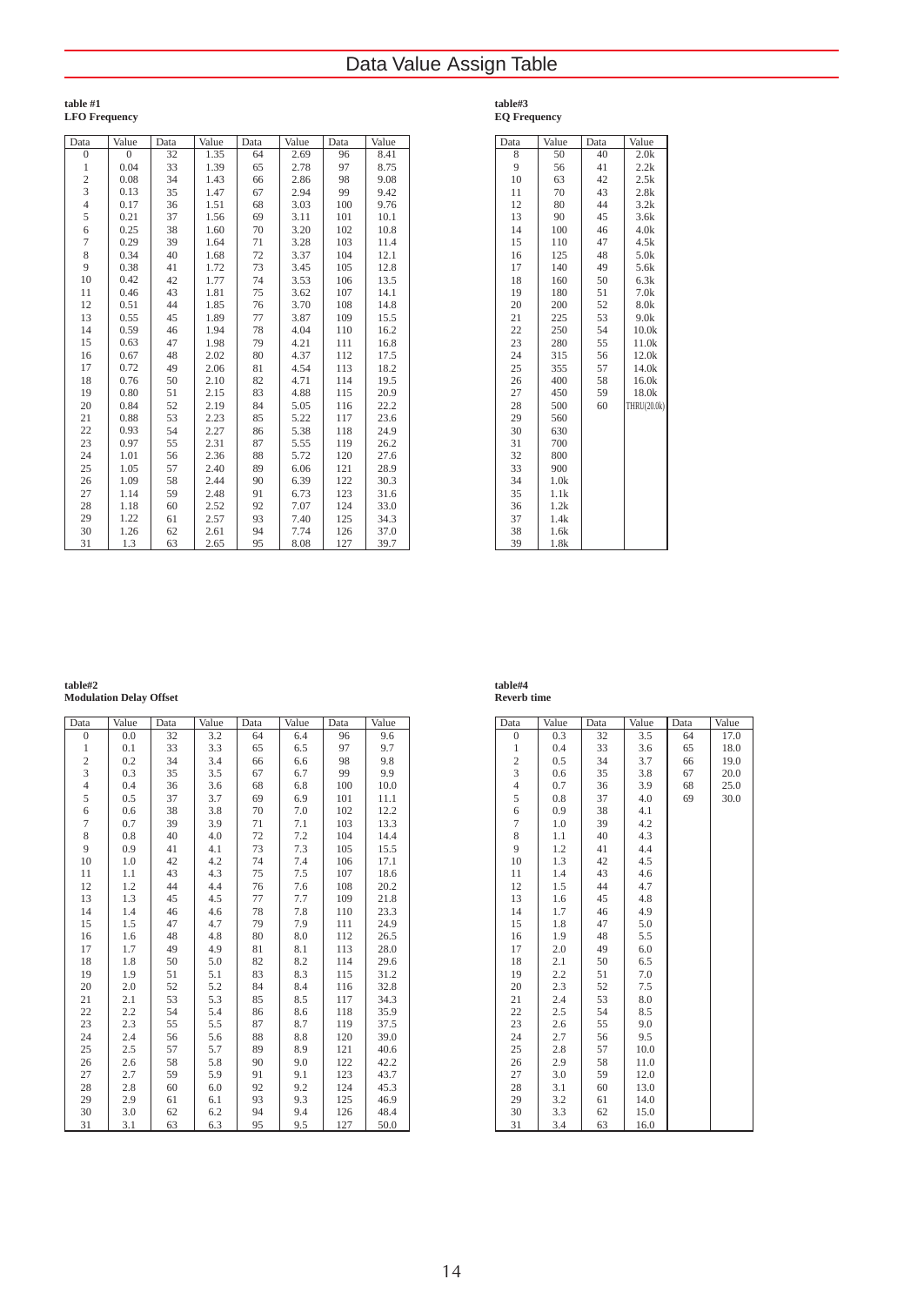# Data Value Assign Table

**table #1**
**LFO Frequency**

| Data | Value | Data | Value | Data | Value | Data | Value |
|---|---|---|---|---|---|---|---|
| 0 | 0 | 32 | 1.35 | 64 | 2.69 | 96 | 8.41 |
| 1 | 0.04 | 33 | 1.39 | 65 | 2.78 | 97 | 8.75 |
| 2 | 0.08 | 34 | 1.43 | 66 | 2.86 | 98 | 9.08 |
| 3 | 0.13 | 35 | 1.47 | 67 | 2.94 | 99 | 9.42 |
| 4 | 0.17 | 36 | 1.51 | 68 | 3.03 | 100 | 9.76 |
| 5 | 0.21 | 37 | 1.56 | 69 | 3.11 | 101 | 10.1 |
| 6 | 0.25 | 38 | 1.60 | 70 | 3.20 | 102 | 10.8 |
| 7 | 0.29 | 39 | 1.64 | 71 | 3.28 | 103 | 11.4 |
| 8 | 0.34 | 40 | 1.68 | 72 | 3.37 | 104 | 12.1 |
| 9 | 0.38 | 41 | 1.72 | 73 | 3.45 | 105 | 12.8 |
| 10 | 0.42 | 42 | 1.77 | 74 | 3.53 | 106 | 13.5 |
| 11 | 0.46 | 43 | 1.81 | 75 | 3.62 | 107 | 14.1 |
| 12 | 0.51 | 44 | 1.85 | 76 | 3.70 | 108 | 14.8 |
| 13 | 0.55 | 45 | 1.89 | 77 | 3.87 | 109 | 15.5 |
| 14 | 0.59 | 46 | 1.94 | 78 | 4.04 | 110 | 16.2 |
| 15 | 0.63 | 47 | 1.98 | 79 | 4.21 | 111 | 16.8 |
| 16 | 0.67 | 48 | 2.02 | 80 | 4.37 | 112 | 17.5 |
| 17 | 0.72 | 49 | 2.06 | 81 | 4.54 | 113 | 18.2 |
| 18 | 0.76 | 50 | 2.10 | 82 | 4.71 | 114 | 19.5 |
| 19 | 0.80 | 51 | 2.15 | 83 | 4.88 | 115 | 20.9 |
| 20 | 0.84 | 52 | 2.19 | 84 | 5.05 | 116 | 22.2 |
| 21 | 0.88 | 53 | 2.23 | 85 | 5.22 | 117 | 23.6 |
| 22 | 0.93 | 54 | 2.27 | 86 | 5.38 | 118 | 24.9 |
| 23 | 0.97 | 55 | 2.31 | 87 | 5.55 | 119 | 26.2 |
| 24 | 1.01 | 56 | 2.36 | 88 | 5.72 | 120 | 27.6 |
| 25 | 1.05 | 57 | 2.40 | 89 | 6.06 | 121 | 28.9 |
| 26 | 1.09 | 58 | 2.44 | 90 | 6.39 | 122 | 30.3 |
| 27 | 1.14 | 59 | 2.48 | 91 | 6.73 | 123 | 31.6 |
| 28 | 1.18 | 60 | 2.52 | 92 | 7.07 | 124 | 33.0 |
| 29 | 1.22 | 61 | 2.57 | 93 | 7.40 | 125 | 34.3 |
| 30 | 1.26 | 62 | 2.61 | 94 | 7.74 | 126 | 37.0 |
| 31 | 1.3 | 63 | 2.65 | 95 | 8.08 | 127 | 39.7 |

**table#3**
**EQ Frequency**

| Data | Value | Data | Value |
|---|---|---|---|
| 8 | 50 | 40 | 2.0k |
| 9 | 56 | 41 | 2.2k |
| 10 | 63 | 42 | 2.5k |
| 11 | 70 | 43 | 2.8k |
| 12 | 80 | 44 | 3.2k |
| 13 | 90 | 45 | 3.6k |
| 14 | 100 | 46 | 4.0k |
| 15 | 110 | 47 | 4.5k |
| 16 | 125 | 48 | 5.0k |
| 17 | 140 | 49 | 5.6k |
| 18 | 160 | 50 | 6.3k |
| 19 | 180 | 51 | 7.0k |
| 20 | 200 | 52 | 8.0k |
| 21 | 225 | 53 | 9.0k |
| 22 | 250 | 54 | 10.0k |
| 23 | 280 | 55 | 11.0k |
| 24 | 315 | 56 | 12.0k |
| 25 | 355 | 57 | 14.0k |
| 26 | 400 | 58 | 16.0k |
| 27 | 450 | 59 | 18.0k |
| 28 | 500 | 60 | THRU(20.0k) |
| 29 | 560 | | |
| 30 | 630 | | |
| 31 | 700 | | |
| 32 | 800 | | |
| 33 | 900 | | |
| 34 | 1.0k | | |
| 35 | 1.1k | | |
| 36 | 1.2k | | |
| 37 | 1.4k | | |
| 38 | 1.6k | | |
| 39 | 1.8k | | |

**table#2**
**Modulation Delay Offset**

| Data | Value | Data | Value | Data | Value | Data | Value |
|---|---|---|---|---|---|---|---|
| 0 | 0.0 | 32 | 3.2 | 64 | 6.4 | 96 | 9.6 |
| 1 | 0.1 | 33 | 3.3 | 65 | 6.5 | 97 | 9.7 |
| 2 | 0.2 | 34 | 3.4 | 66 | 6.6 | 98 | 9.8 |
| 3 | 0.3 | 35 | 3.5 | 67 | 6.7 | 99 | 9.9 |
| 4 | 0.4 | 36 | 3.6 | 68 | 6.8 | 100 | 10.0 |
| 5 | 0.5 | 37 | 3.7 | 69 | 6.9 | 101 | 11.1 |
| 6 | 0.6 | 38 | 3.8 | 70 | 7.0 | 102 | 12.2 |
| 7 | 0.7 | 39 | 3.9 | 71 | 7.1 | 103 | 13.3 |
| 8 | 0.8 | 40 | 4.0 | 72 | 7.2 | 104 | 14.4 |
| 9 | 0.9 | 41 | 4.1 | 73 | 7.3 | 105 | 15.5 |
| 10 | 1.0 | 42 | 4.2 | 74 | 7.4 | 106 | 17.1 |
| 11 | 1.1 | 43 | 4.3 | 75 | 7.5 | 107 | 18.6 |
| 12 | 1.2 | 44 | 4.4 | 76 | 7.6 | 108 | 20.2 |
| 13 | 1.3 | 45 | 4.5 | 77 | 7.7 | 109 | 21.8 |
| 14 | 1.4 | 46 | 4.6 | 78 | 7.8 | 110 | 23.3 |
| 15 | 1.5 | 47 | 4.7 | 79 | 7.9 | 111 | 24.9 |
| 16 | 1.6 | 48 | 4.8 | 80 | 8.0 | 112 | 26.5 |
| 17 | 1.7 | 49 | 4.9 | 81 | 8.1 | 113 | 28.0 |
| 18 | 1.8 | 50 | 5.0 | 82 | 8.2 | 114 | 29.6 |
| 19 | 1.9 | 51 | 5.1 | 83 | 8.3 | 115 | 31.2 |
| 20 | 2.0 | 52 | 5.2 | 84 | 8.4 | 116 | 32.8 |
| 21 | 2.1 | 53 | 5.3 | 85 | 8.5 | 117 | 34.3 |
| 22 | 2.2 | 54 | 5.4 | 86 | 8.6 | 118 | 35.9 |
| 23 | 2.3 | 55 | 5.5 | 87 | 8.7 | 119 | 37.5 |
| 24 | 2.4 | 56 | 5.6 | 88 | 8.8 | 120 | 39.0 |
| 25 | 2.5 | 57 | 5.7 | 89 | 8.9 | 121 | 40.6 |
| 26 | 2.6 | 58 | 5.8 | 90 | 9.0 | 122 | 42.2 |
| 27 | 2.7 | 59 | 5.9 | 91 | 9.1 | 123 | 43.7 |
| 28 | 2.8 | 60 | 6.0 | 92 | 9.2 | 124 | 45.3 |
| 29 | 2.9 | 61 | 6.1 | 93 | 9.3 | 125 | 46.9 |
| 30 | 3.0 | 62 | 6.2 | 94 | 9.4 | 126 | 48.4 |
| 31 | 3.1 | 63 | 6.3 | 95 | 9.5 | 127 | 50.0 |

**table#4**
**Reverb time**

| Data | Value | Data | Value | Data | Value |
|---|---|---|---|---|---|
| 0 | 0.3 | 32 | 3.5 | 64 | 17.0 |
| 1 | 0.4 | 33 | 3.6 | 65 | 18.0 |
| 2 | 0.5 | 34 | 3.7 | 66 | 19.0 |
| 3 | 0.6 | 35 | 3.8 | 67 | 20.0 |
| 4 | 0.7 | 36 | 3.9 | 68 | 25.0 |
| 5 | 0.8 | 37 | 4.0 | 69 | 30.0 |
| 6 | 0.9 | 38 | 4.1 | | |
| 7 | 1.0 | 39 | 4.2 | | |
| 8 | 1.1 | 40 | 4.3 | | |
| 9 | 1.2 | 41 | 4.4 | | |
| 10 | 1.3 | 42 | 4.5 | | |
| 11 | 1.4 | 43 | 4.6 | | |
| 12 | 1.5 | 44 | 4.7 | | |
| 13 | 1.6 | 45 | 4.8 | | |
| 14 | 1.7 | 46 | 4.9 | | |
| 15 | 1.8 | 47 | 5.0 | | |
| 16 | 1.9 | 48 | 5.5 | | |
| 17 | 2.0 | 49 | 6.0 | | |
| 18 | 2.1 | 50 | 6.5 | | |
| 19 | 2.2 | 51 | 7.0 | | |
| 20 | 2.3 | 52 | 7.5 | | |
| 21 | 2.4 | 53 | 8.0 | | |
| 22 | 2.5 | 54 | 8.5 | | |
| 23 | 2.6 | 55 | 9.0 | | |
| 24 | 2.7 | 56 | 9.5 | | |
| 25 | 2.8 | 57 | 10.0 | | |
| 26 | 2.9 | 58 | 11.0 | | |
| 27 | 3.0 | 59 | 12.0 | | |
| 28 | 3.1 | 60 | 13.0 | | |
| 29 | 3.2 | 61 | 14.0 | | |
| 30 | 3.3 | 62 | 15.0 | | |
| 31 | 3.4 | 63 | 16.0 | | |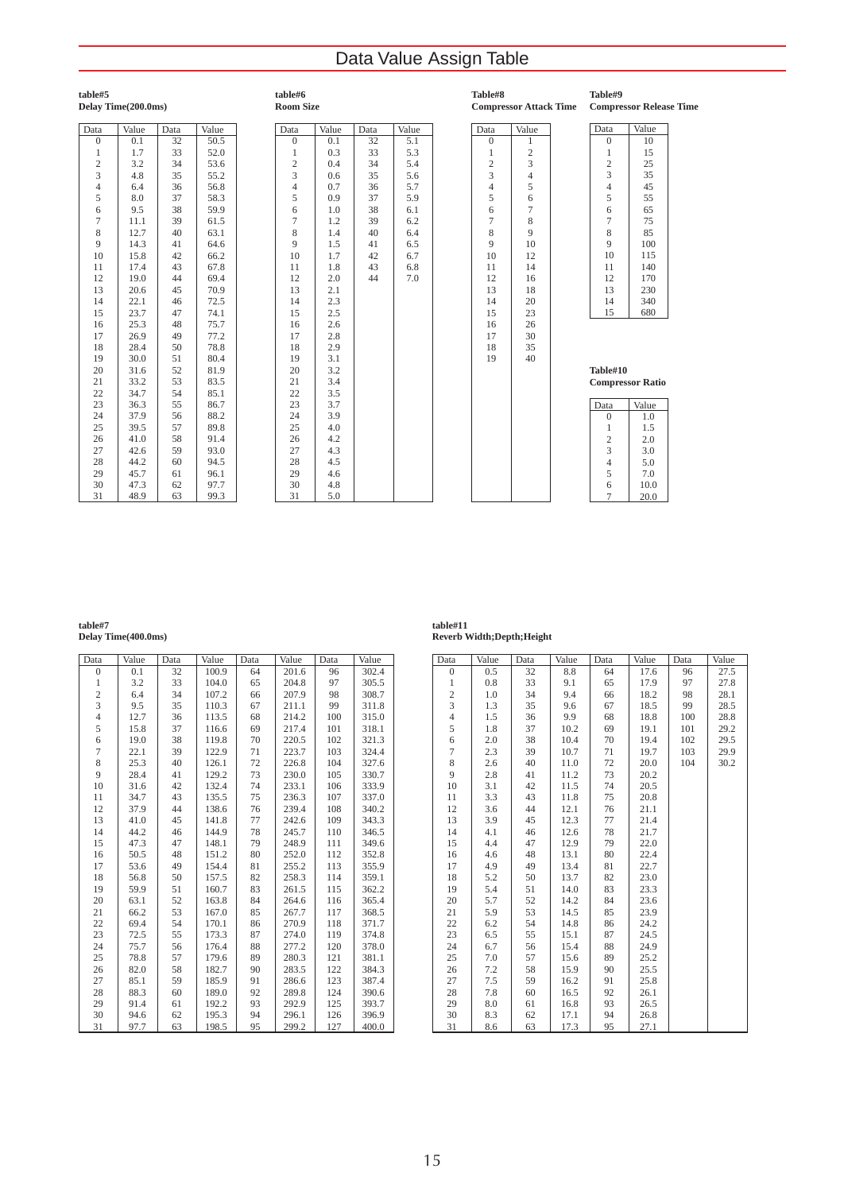# Data Value Assign Table

**table#5**
**Delay Time(200.0ms)**

| Data | Value | Data | Value |
|---|---|---|---|
| 0 | 0.1 | 32 | 50.5 |
| 1 | 1.7 | 33 | 52.0 |
| 2 | 3.2 | 34 | 53.6 |
| 3 | 4.8 | 35 | 55.2 |
| 4 | 6.4 | 36 | 56.8 |
| 5 | 8.0 | 37 | 58.3 |
| 6 | 9.5 | 38 | 59.9 |
| 7 | 11.1 | 39 | 61.5 |
| 8 | 12.7 | 40 | 63.1 |
| 9 | 14.3 | 41 | 64.6 |
| 10 | 15.8 | 42 | 66.2 |
| 11 | 17.4 | 43 | 67.8 |
| 12 | 19.0 | 44 | 69.4 |
| 13 | 20.6 | 45 | 70.9 |
| 14 | 22.1 | 46 | 72.5 |
| 15 | 23.7 | 47 | 74.1 |
| 16 | 25.3 | 48 | 75.7 |
| 17 | 26.9 | 49 | 77.2 |
| 18 | 28.4 | 50 | 78.8 |
| 19 | 30.0 | 51 | 80.4 |
| 20 | 31.6 | 52 | 81.9 |
| 21 | 33.2 | 53 | 83.5 |
| 22 | 34.7 | 54 | 85.1 |
| 23 | 36.3 | 55 | 86.7 |
| 24 | 37.9 | 56 | 88.2 |
| 25 | 39.5 | 57 | 89.8 |
| 26 | 41.0 | 58 | 91.4 |
| 27 | 42.6 | 59 | 93.0 |
| 28 | 44.2 | 60 | 94.5 |
| 29 | 45.7 | 61 | 96.1 |
| 30 | 47.3 | 62 | 97.7 |
| 31 | 48.9 | 63 | 99.3 |

**table#6**
**Room Size**

| Data | Value | Data | Value |
|---|---|---|---|
| 0 | 0.1 | 32 | 5.1 |
| 1 | 0.3 | 33 | 5.3 |
| 2 | 0.4 | 34 | 5.4 |
| 3 | 0.6 | 35 | 5.6 |
| 4 | 0.7 | 36 | 5.7 |
| 5 | 0.9 | 37 | 5.9 |
| 6 | 1.0 | 38 | 6.1 |
| 7 | 1.2 | 39 | 6.2 |
| 8 | 1.4 | 40 | 6.4 |
| 9 | 1.5 | 41 | 6.5 |
| 10 | 1.7 | 42 | 6.7 |
| 11 | 1.8 | 43 | 6.8 |
| 12 | 2.0 | 44 | 7.0 |
| 13 | 2.1 | | |
| 14 | 2.3 | | |
| 15 | 2.5 | | |
| 16 | 2.6 | | |
| 17 | 2.8 | | |
| 18 | 2.9 | | |
| 19 | 3.1 | | |
| 20 | 3.2 | | |
| 21 | 3.4 | | |
| 22 | 3.5 | | |
| 23 | 3.7 | | |
| 24 | 3.9 | | |
| 25 | 4.0 | | |
| 26 | 4.2 | | |
| 27 | 4.3 | | |
| 28 | 4.5 | | |
| 29 | 4.6 | | |
| 30 | 4.8 | | |
| 31 | 5.0 | | |

**Table#8**
**Compressor Attack Time**

| Data | Value |
|---|---|
| 0 | 1 |
| 1 | 2 |
| 2 | 3 |
| 3 | 4 |
| 4 | 5 |
| 5 | 6 |
| 6 | 7 |
| 7 | 8 |
| 8 | 9 |
| 9 | 10 |
| 10 | 12 |
| 11 | 14 |
| 12 | 16 |
| 13 | 18 |
| 14 | 20 |
| 15 | 23 |
| 16 | 26 |
| 17 | 30 |
| 18 | 35 |
| 19 | 40 |

**Table#9**
**Compressor Release Time**

| Data | Value |
|---|---|
| 0 | 10 |
| 1 | 15 |
| 2 | 25 |
| 3 | 35 |
| 4 | 45 |
| 5 | 55 |
| 6 | 65 |
| 7 | 75 |
| 8 | 85 |
| 9 | 100 |
| 10 | 115 |
| 11 | 140 |
| 12 | 170 |
| 13 | 230 |
| 14 | 340 |
| 15 | 680 |

**Table#10**
**Compressor Ratio**

| Data | Value |
|---|---|
| 0 | 1.0 |
| 1 | 1.5 |
| 2 | 2.0 |
| 3 | 3.0 |
| 4 | 5.0 |
| 5 | 7.0 |
| 6 | 10.0 |
| 7 | 20.0 |

**table#7**
**Delay Time(400.0ms)**

| Data | Value | Data | Value | Data | Value | Data | Value |
|---|---|---|---|---|---|---|---|
| 0 | 0.1 | 32 | 100.9 | 64 | 201.6 | 96 | 302.4 |
| 1 | 3.2 | 33 | 104.0 | 65 | 204.8 | 97 | 305.5 |
| 2 | 6.4 | 34 | 107.2 | 66 | 207.9 | 98 | 308.7 |
| 3 | 9.5 | 35 | 110.3 | 67 | 211.1 | 99 | 311.8 |
| 4 | 12.7 | 36 | 113.5 | 68 | 214.2 | 100 | 315.0 |
| 5 | 15.8 | 37 | 116.6 | 69 | 217.4 | 101 | 318.1 |
| 6 | 19.0 | 38 | 119.8 | 70 | 220.5 | 102 | 321.3 |
| 7 | 22.1 | 39 | 122.9 | 71 | 223.7 | 103 | 324.4 |
| 8 | 25.3 | 40 | 126.1 | 72 | 226.8 | 104 | 327.6 |
| 9 | 28.4 | 41 | 129.2 | 73 | 230.0 | 105 | 330.7 |
| 10 | 31.6 | 42 | 132.4 | 74 | 233.1 | 106 | 333.9 |
| 11 | 34.7 | 43 | 135.5 | 75 | 236.3 | 107 | 337.0 |
| 12 | 37.9 | 44 | 138.6 | 76 | 239.4 | 108 | 340.2 |
| 13 | 41.0 | 45 | 141.8 | 77 | 242.6 | 109 | 343.3 |
| 14 | 44.2 | 46 | 144.9 | 78 | 245.7 | 110 | 346.5 |
| 15 | 47.3 | 47 | 148.1 | 79 | 248.9 | 111 | 349.6 |
| 16 | 50.5 | 48 | 151.2 | 80 | 252.0 | 112 | 352.8 |
| 17 | 53.6 | 49 | 154.4 | 81 | 255.2 | 113 | 355.9 |
| 18 | 56.8 | 50 | 157.5 | 82 | 258.3 | 114 | 359.1 |
| 19 | 59.9 | 51 | 160.7 | 83 | 261.5 | 115 | 362.2 |
| 20 | 63.1 | 52 | 163.8 | 84 | 264.6 | 116 | 365.4 |
| 21 | 66.2 | 53 | 167.0 | 85 | 267.7 | 117 | 368.5 |
| 22 | 69.4 | 54 | 170.1 | 86 | 270.9 | 118 | 371.7 |
| 23 | 72.5 | 55 | 173.3 | 87 | 274.0 | 119 | 374.8 |
| 24 | 75.7 | 56 | 176.4 | 88 | 277.2 | 120 | 378.0 |
| 25 | 78.8 | 57 | 179.6 | 89 | 280.3 | 121 | 381.1 |
| 26 | 82.0 | 58 | 182.7 | 90 | 283.5 | 122 | 384.3 |
| 27 | 85.1 | 59 | 185.9 | 91 | 286.6 | 123 | 387.4 |
| 28 | 88.3 | 60 | 189.0 | 92 | 289.8 | 124 | 390.6 |
| 29 | 91.4 | 61 | 192.2 | 93 | 292.9 | 125 | 393.7 |
| 30 | 94.6 | 62 | 195.3 | 94 | 296.1 | 126 | 396.9 |
| 31 | 97.7 | 63 | 198.5 | 95 | 299.2 | 127 | 400.0 |

**table#11**
**Reverb Width;Depth;Height**

| Data | Value | Data | Value | Data | Value | Data | Value |
|---|---|---|---|---|---|---|---|
| 0 | 0.5 | 32 | 8.8 | 64 | 17.6 | 96 | 27.5 |
| 1 | 0.8 | 33 | 9.1 | 65 | 17.9 | 97 | 27.8 |
| 2 | 1.0 | 34 | 9.4 | 66 | 18.2 | 98 | 28.1 |
| 3 | 1.3 | 35 | 9.6 | 67 | 18.5 | 99 | 28.5 |
| 4 | 1.5 | 36 | 9.9 | 68 | 18.8 | 100 | 28.8 |
| 5 | 1.8 | 37 | 10.2 | 69 | 19.1 | 101 | 29.2 |
| 6 | 2.0 | 38 | 10.4 | 70 | 19.4 | 102 | 29.5 |
| 7 | 2.3 | 39 | 10.7 | 71 | 19.7 | 103 | 29.9 |
| 8 | 2.6 | 40 | 11.0 | 72 | 20.0 | 104 | 30.2 |
| 9 | 2.8 | 41 | 11.2 | 73 | 20.2 | | |
| 10 | 3.1 | 42 | 11.5 | 74 | 20.5 | | |
| 11 | 3.3 | 43 | 11.8 | 75 | 20.8 | | |
| 12 | 3.6 | 44 | 12.1 | 76 | 21.1 | | |
| 13 | 3.9 | 45 | 12.3 | 77 | 21.4 | | |
| 14 | 4.1 | 46 | 12.6 | 78 | 21.7 | | |
| 15 | 4.4 | 47 | 12.9 | 79 | 22.0 | | |
| 16 | 4.6 | 48 | 13.1 | 80 | 22.4 | | |
| 17 | 4.9 | 49 | 13.4 | 81 | 22.7 | | |
| 18 | 5.2 | 50 | 13.7 | 82 | 23.0 | | |
| 19 | 5.4 | 51 | 14.0 | 83 | 23.3 | | |
| 20 | 5.7 | 52 | 14.2 | 84 | 23.6 | | |
| 21 | 5.9 | 53 | 14.5 | 85 | 23.9 | | |
| 22 | 6.2 | 54 | 14.8 | 86 | 24.2 | | |
| 23 | 6.5 | 55 | 15.1 | 87 | 24.5 | | |
| 24 | 6.7 | 56 | 15.4 | 88 | 24.9 | | |
| 25 | 7.0 | 57 | 15.6 | 89 | 25.2 | | |
| 26 | 7.2 | 58 | 15.9 | 90 | 25.5 | | |
| 27 | 7.5 | 59 | 16.2 | 91 | 25.8 | | |
| 28 | 7.8 | 60 | 16.5 | 92 | 26.1 | | |
| 29 | 8.0 | 61 | 16.8 | 93 | 26.5 | | |
| 30 | 8.3 | 62 | 17.1 | 94 | 26.8 | | |
| 31 | 8.6 | 63 | 17.3 | 95 | 27.1 | | |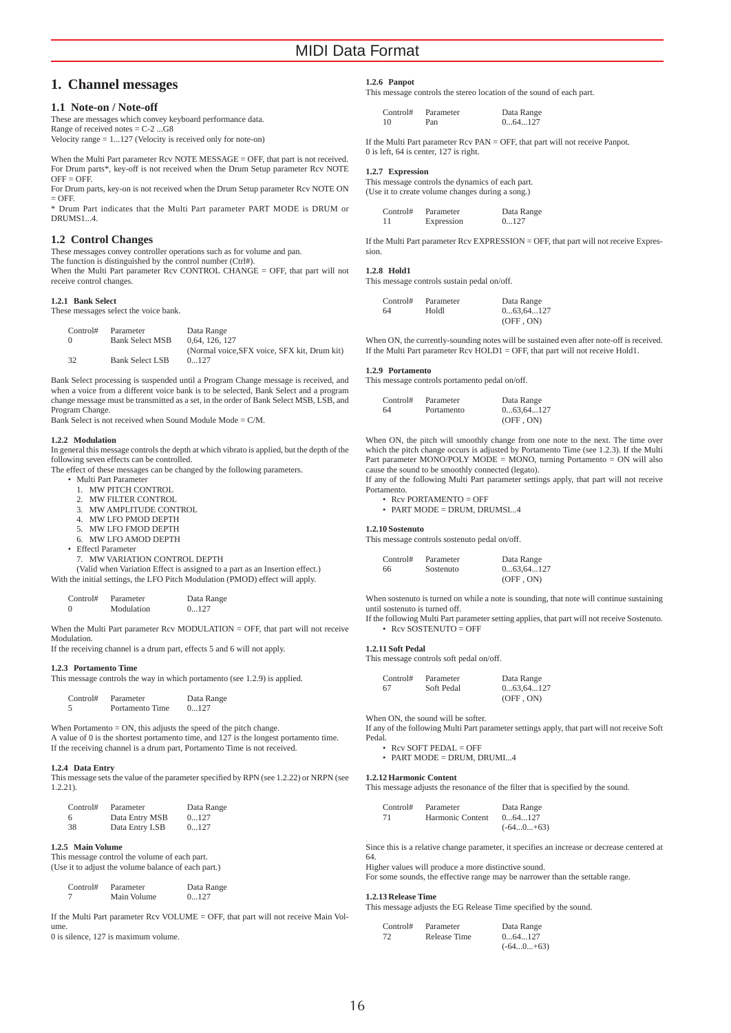# 1. Channel messages

## 1.1 Note-on / Note-off

These are messages which convey keyboard performance data.
Range of received notes = C-2 ...G8
Velocity range = 1...127 (Velocity is received only for note-on)

When the Multi Part parameter Rcv NOTE MESSAGE = OFF, that part is not received.
For Drum parts*, key-off is not received when the Drum Setup parameter Rcv NOTE OFF = OFF.
For Drum parts, key-on is not received when the Drum Setup parameter Rcv NOTE ON = OFF.
* Drum Part indicates that the Multi Part parameter PART MODE is DRUM or DRUMS1...4.

## 1.2 Control Changes

These messages convey controller operations such as for volume and pan.
The function is distinguished by the control number (Ctrl#).
When the Multi Part parameter Rcv CONTROL CHANGE = OFF, that part will not receive control changes.

### 1.2.1 Bank Select

These messages select the voice bank.

| Control# | Parameter | Data Range |
|---|---|---|
| 0 | Bank Select MSB | 0,64, 126, 127 (Normal voice,SFX voice, SFX kit, Drum kit) |
| 32 | Bank Select LSB | 0...127 |

Bank Select processing is suspended until a Program Change message is received, and when a voice from a different voice bank is to be selected, Bank Select and a program change message must be transmitted as a set, in the order of Bank Select MSB, LSB, and Program Change.
Bank Select is not received when Sound Module Mode = C/M.

### 1.2.2 Modulation

In general this message controls the depth at which vibrato is applied, but the depth of the following seven effects can be controlled.
The effect of these messages can be changed by the following parameters.

- Multi Part Parameter
  1. MW PITCH CONTROL
  2. MW FILTER CONTROL
  3. MW AMPLITUDE CONTROL
  4. MW LFO PMOD DEPTH
  5. MW LFO FMOD DEPTH
  6. MW LFO AMOD DEPTH
- Effectl Parameter
  7. MW VARIATION CONTROL DEPTH
  (Valid when Variation Effect is assigned to a part as an Insertion effect.)

With the initial settings, the LFO Pitch Modulation (PMOD) effect will apply.

| Control# | Parameter | Data Range |
|---|---|---|
| 0 | Modulation | 0...127 |

When the Multi Part parameter Rcv MODULATION = OFF, that part will not receive Modulation.
If the receiving channel is a drum part, effects 5 and 6 will not apply.

### 1.2.3 Portamento Time

This message controls the way in which portamento (see 1.2.9) is applied.

| Control# | Parameter | Data Range |
|---|---|---|
| 5 | Portamento Time | 0...127 |

When Portamento = ON, this adjusts the speed of the pitch change.
A value of 0 is the shortest portamento time, and 127 is the longest portamento time.
If the receiving channel is a drum part, Portamento Time is not received.

### 1.2.4 Data Entry

This message sets the value of the parameter specified by RPN (see 1.2.22) or NRPN (see 1.2.21).

| Control# | Parameter | Data Range |
|---|---|---|
| 6 | Data Entry MSB | 0...127 |
| 38 | Data Entry LSB | 0...127 |

### 1.2.5 Main Volume

This message control the volume of each part.
(Use it to adjust the volume balance of each part.)

| Control# | Parameter | Data Range |
|---|---|---|
| 7 | Main Volume | 0...127 |

If the Multi Part parameter Rcv VOLUME = OFF, that part will not receive Main Volume.
0 is silence, 127 is maximum volume.

### 1.2.6 Panpot

This message controls the stereo location of the sound of each part.

| Control# | Parameter | Data Range |
|---|---|---|
| 10 | Pan | 0...64...127 |

If the Multi Part parameter Rcv PAN = OFF, that part will not receive Panpot.
0 is left, 64 is center, 127 is right.

### 1.2.7 Expression

This message controls the dynamics of each part.
(Use it to create volume changes during a song.)

| Control# | Parameter | Data Range |
|---|---|---|
| 11 | Expression | 0...127 |

If the Multi Part parameter Rcv EXPRESSION = OFF, that part will not receive Expression.

### 1.2.8 Hold1

This message controls sustain pedal on/off.

| Control# | Parameter | Data Range |
|---|---|---|
| 64 | Holdl | 0...63,64...127 (OFF , ON) |

When ON, the currently-sounding notes will be sustained even after note-off is received.
If the Multi Part parameter Rcv HOLD1 = OFF, that part will not receive Hold1.

### 1.2.9 Portamento

This message controls portamento pedal on/off.

| Control# | Parameter | Data Range |
|---|---|---|
| 64 | Portamento | 0...63,64...127 (OFF , ON) |

When ON, the pitch will smoothly change from one note to the next. The time over which the pitch change occurs is adjusted by Portamento Time (see 1.2.3). If the Multi Part parameter MONO/POLY MODE = MONO, turning Portamento = ON will also cause the sound to be smoothly connected (legato).
If any of the following Multi Part parameter settings apply, that part will not receive Portamento.

- Rcv PORTAMENTO = OFF
- PART MODE = DRUM, DRUMSI...4

### 1.2.10 Sostenuto

This message controls sostenuto pedal on/off.

| Control# | Parameter | Data Range |
|---|---|---|
| 66 | Sostenuto | 0...63,64...127 (OFF , ON) |

When sostenuto is turned on while a note is sounding, that note will continue sustaining until sostenuto is turned off.
If the following Multi Part parameter setting applies, that part will not receive Sostenuto.

- Rcv SOSTENUTO = OFF

### 1.2.11 Soft Pedal

This message controls soft pedal on/off.

| Control# | Parameter | Data Range |
|---|---|---|
| 67 | Soft Pedal | 0...63,64...127 (OFF , ON) |

When ON, the sound will be softer.
If any of the following Multi Part parameter settings apply, that part will not receive Soft Pedal.

- Rcv SOFT PEDAL = OFF
- PART MODE = DRUM, DRUMI...4

### 1.2.12 Harmonic Content

This message adjusts the resonance of the filter that is specified by the sound.

| Control# | Parameter | Data Range |
|---|---|---|
| 71 | Harmonic Content | 0...64...127 (-64...0...+63) |

Since this is a relative change parameter, it specifies an increase or decrease centered at 64.
Higher values will produce a more distinctive sound.
For some sounds, the effective range may be narrower than the settable range.

### 1.2.13 Release Time

This message adjusts the EG Release Time specified by the sound.

| Control# | Parameter | Data Range |
|---|---|---|
| 72 | Release Time | 0...64...127 (-64...0...+63) |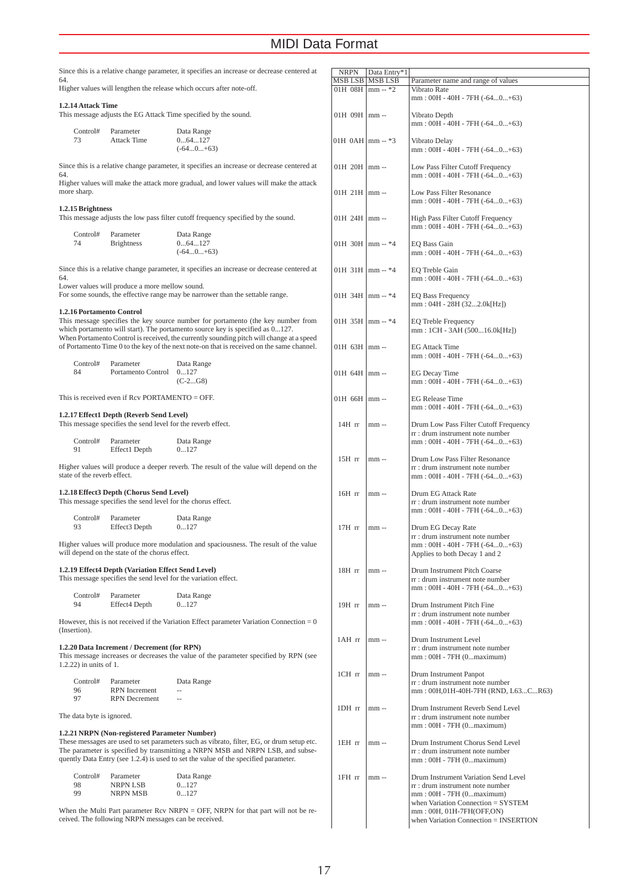Since this is a relative change parameter, it specifies an increase or decrease centered at 64.
Higher values will lengthen the release which occurs after note-off.

### 1.2.14 Attack Time

This message adjusts the EG Attack Time specified by the sound.

| Control# | Parameter | Data Range |
|---|---|---|
| 73 | Attack Time | 0...64...127 (-64...0...+63) |

Since this is a relative change parameter, it specifies an increase or decrease centered at 64.
Higher values will make the attack more gradual, and lower values will make the attack more sharp.

### 1.2.15 Brightness

This message adjusts the low pass filter cutoff frequency specified by the sound.

| Control# | Parameter | Data Range |
|---|---|---|
| 74 | Brightness | 0...64...127 (-64...0...+63) |

Since this is a relative change parameter, it specifies an increase or decrease centered at 64.
Lower values will produce a more mellow sound.
For some sounds, the effective range may be narrower than the settable range.

### 1.2.16 Portamento Control

This message specifies the key source number for portamento (the key number from which portamento will start). The portamento source key is specified as 0...127.
When Portamento Control is received, the currently sounding pitch will change at a speed of Portamento Time 0 to the key of the next note-on that is received on the same channel.

| Control# | Parameter | Data Range |
|---|---|---|
| 84 | Portamento Control | 0...127 (C-2...G8) |

This is received even if Rcv PORTAMENTO = OFF.

### 1.2.17 Effect1 Depth (Reverb Send Level)

This message specifies the send level for the reverb effect.

| Control# | Parameter | Data Range |
|---|---|---|
| 91 | Effect1 Depth | 0...127 |

Higher values will produce a deeper reverb. The result of the value will depend on the state of the reverb effect.

### 1.2.18 Effect3 Depth (Chorus Send Level)

This message specifies the send level for the chorus effect.

| Control# | Parameter | Data Range |
|---|---|---|
| 93 | Effect3 Depth | 0...127 |

Higher values will produce more modulation and spaciousness. The result of the value will depend on the state of the chorus effect.

### 1.2.19 Effect4 Depth (Variation Effect Send Level)

This message specifies the send level for the variation effect.

| Control# | Parameter | Data Range |
|---|---|---|
| 94 | Effect4 Depth | 0...127 |

However, this is not received if the Variation Effect parameter Variation Connection = 0 (Insertion).

### 1.2.20 Data Increment / Decrement (for RPN)

This message increases or decreases the value of the parameter specified by RPN (see 1.2.22) in units of 1.

| Control# | Parameter | Data Range |
|---|---|---|
| 96 | RPN Increment | -- |
| 97 | RPN Decrement | -- |

The data byte is ignored.

### 1.2.21 NRPN (Non-registered Parameter Number)

These messages are used to set parameters such as vibrato, filter, EG, or drum setup etc. The parameter is specified by transmitting a NRPN MSB and NRPN LSB, and subsequently Data Entry (see 1.2.4) is used to set the value of the specified parameter.

| Control# | Parameter | Data Range |
|---|---|---|
| 98 | NRPN LSB | 0...127 |
| 99 | NRPN MSB | 0...127 |

When the Multi Part parameter Rcv NRPN = OFF, NRPN for that part will not be received. The following NRPN messages can be received.

| NRPN MSB LSB | Data Entry*1 MSB LSB | Parameter name and range of values |
|---|---|---|
| 01H 08H | mm -- *2 | Vibrato Rate<br>mm : 00H - 40H - 7FH (-64...0...+63) |
| 01H 09H | mm -- | Vibrato Depth<br>mm : 00H - 40H - 7FH (-64...0...+63) |
| 01H 0AH | mm -- *3 | Vibrato Delay<br>mm : 00H - 40H - 7FH (-64...0...+63) |
| 01H 20H | mm -- | Low Pass Filter Cutoff Frequency<br>mm : 00H - 40H - 7FH (-64...0...+63) |
| 01H 21H | mm -- | Low Pass Filter Resonance<br>mm : 00H - 40H - 7FH (-64...0...+63) |
| 01H 24H | mm -- | High Pass Filter Cutoff Frequency<br>mm : 00H - 40H - 7FH (-64...0...+63) |
| 01H 30H | mm -- *4 | EQ Bass Gain<br>mm : 00H - 40H - 7FH (-64...0...+63) |
| 01H 31H | mm -- *4 | EQ Treble Gain<br>mm : 00H - 40H - 7FH (-64...0...+63) |
| 01H 34H | mm -- *4 | EQ Bass Frequency<br>mm : 04H - 28H (32...2.0k[Hz]) |
| 01H 35H | mm -- *4 | EQ Treble Frequency<br>mm : 1CH - 3AH (500...16.0k[Hz]) |
| 01H 63H | mm -- | EG Attack Time<br>mm : 00H - 40H - 7FH (-64...0...+63) |
| 01H 64H | mm -- | EG Decay Time<br>mm : 00H - 40H - 7FH (-64...0...+63) |
| 01H 66H | mm -- | EG Release Time<br>mm : 00H - 40H - 7FH (-64...0...+63) |
| 14H rr | mm -- | Drum Low Pass Filter Cutoff Frequency<br>rr : drum instrument note number<br>mm : 00H - 40H - 7FH (-64...0...+63) |
| 15H rr | mm -- | Drum Low Pass Filter Resonance<br>rr : drum instrument note number<br>mm : 00H - 40H - 7FH (-64...0...+63) |
| 16H rr | mm -- | Drum EG Attack Rate<br>rr : drum instrument note number<br>mm : 00H - 40H - 7FH (-64...0...+63) |
| 17H rr | mm -- | Drum EG Decay Rate<br>rr : drum instrument note number<br>mm : 00H - 40H - 7FH (-64...0...+63)<br>Applies to both Decay 1 and 2 |
| 18H rr | mm -- | Drum Instrument Pitch Coarse<br>rr : drum instrument note number<br>mm : 00H - 40H - 7FH (-64...0...+63) |
| 19H rr | mm -- | Drum Instrument Pitch Fine<br>rr : drum instrument note number<br>mm : 00H - 40H - 7FH (-64...0...+63) |
| 1AH rr | mm -- | Drum Instrument Level<br>rr : drum instrument note number<br>mm : 00H - 7FH (0...maximum) |
| 1CH rr | mm -- | Drum Instrument Panpot<br>rr : drum instrument note number<br>mm : 00H,01H-40H-7FH (RND, L63...C...R63) |
| 1DH rr | mm -- | Drum Instrument Reverb Send Level<br>rr : drum instrument note number<br>mm : 00H - 7FH (0...maximum) |
| 1EH rr | mm -- | Drum Instrument Chorus Send Level<br>rr : drum instrument note number<br>mm : 00H - 7FH (0...maximum) |
| 1FH rr | mm -- | Drum Instrument Variation Send Level<br>rr : drum instrument note number<br>mm : 00H - 7FH (0...maximum)<br>when Variation Connection = SYSTEM<br>mm : 00H, 01H-7FH(OFF,ON)<br>when Variation Connection = INSERTION |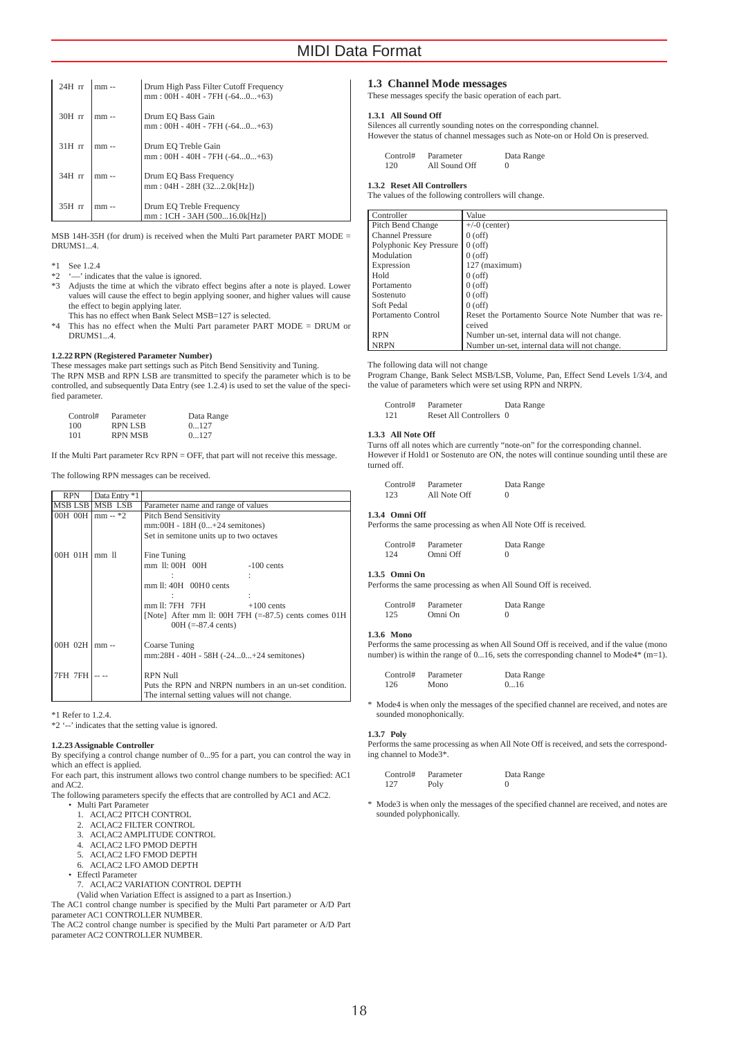| | | |
|---|---|---|
| 24H rr | mm -- | Drum High Pass Filter Cutoff Frequency<br>mm : 00H - 40H - 7FH (-64...0...+63) |
| 30H rr | mm -- | Drum EQ Bass Gain<br>mm : 00H - 40H - 7FH (-64...0...+63) |
| 31H rr | mm -- | Drum EQ Treble Gain<br>mm : 00H - 40H - 7FH (-64...0...+63) |
| 34H rr | mm -- | Drum EQ Bass Frequency<br>mm : 04H - 28H (32...2.0k[Hz]) |
| 35H rr | mm -- | Drum EQ Treble Frequency<br>mm : 1CH - 3AH (500...16.0k[Hz]) |

MSB 14H-35H (for drum) is received when the Multi Part parameter PART MODE = DRUMS1...4.

*1 See 1.2.4
*2 '—' indicates that the value is ignored.
*3 Adjusts the time at which the vibrato effect begins after a note is played. Lower values will cause the effect to begin applying sooner, and higher values will cause the effect to begin applying later.
This has no effect when Bank Select MSB=127 is selected.
*4 This has no effect when the Multi Part parameter PART MODE = DRUM or DRUMS1...4.

**1.2.22 RPN (Registered Parameter Number)**

These messages make part settings such as Pitch Bend Sensitivity and Tuning.
The RPN MSB and RPN LSB are transmitted to specify the parameter which is to be controlled, and subsequently Data Entry (see 1.2.4) is used to set the value of the specified parameter.

| Control# | Parameter | Data Range |
|---|---|---|
| 100 | RPN LSB | 0...127 |
| 101 | RPN MSB | 0...127 |

If the Multi Part parameter Rcv RPN = OFF, that part will not receive this message.

The following RPN messages can be received.

| RPN<br>MSB LSB | Data Entry *1<br>MSB LSB | Parameter name and range of values |
|---|---|---|
| 00H 00H | mm -- *2 | Pitch Bend Sensitivity<br>mm:00H - 18H (0...+24 semitones)<br>Set in semitone units up to two octaves |
| 00H 01H | mm ll | Fine Tuning<br>mm ll: 00H 00H -100 cents<br>: :<br>mm ll: 40H 00H 0 cents<br>: :<br>mm ll: 7FH 7FH +100 cents<br>[Note] After mm ll: 00H 7FH (=-87.5) cents comes 01H 00H (=-87.4 cents) |
| 00H 02H | mm -- | Coarse Tuning<br>mm:28H - 40H - 58H (-24...0...+24 semitones) |
| 7FH 7FH | -- -- | RPN Null<br>Puts the RPN and NRPN numbers in an un-set condition.<br>The internal setting values will not change. |

*1 Refer to 1.2.4.
*2 '--' indicates that the setting value is ignored.

**1.2.23 Assignable Controller**

By specifying a control change number of 0...95 for a part, you can control the way in which an effect is applied.
For each part, this instrument allows two control change numbers to be specified: AC1 and AC2.
The following parameters specify the effects that are controlled by AC1 and AC2.

- Multi Part Parameter
  1. ACI,AC2 PITCH CONTROL
  2. ACI,AC2 FILTER CONTROL
  3. ACI,AC2 AMPLITUDE CONTROL
  4. ACI,AC2 LFO PMOD DEPTH
  5. ACI,AC2 LFO FMOD DEPTH
  6. ACI,AC2 LFO AMOD DEPTH
- Effectl Parameter
  7. ACI,AC2 VARIATION CONTROL DEPTH
  (Valid when Variation Effect is assigned to a part as Insertion.)

The AC1 control change number is specified by the Multi Part parameter or A/D Part parameter AC1 CONTROLLER NUMBER.
The AC2 control change number is specified by the Multi Part parameter or A/D Part parameter AC2 CONTROLLER NUMBER.

## 1.3 Channel Mode messages

These messages specify the basic operation of each part.

**1.3.1 All Sound Off**

Silences all currently sounding notes on the corresponding channel.
However the status of channel messages such as Note-on or Hold On is preserved.

| Control# | Parameter | Data Range |
|---|---|---|
| 120 | All Sound Off | 0 |

**1.3.2 Reset All Controllers**

The values of the following controllers will change.

| Controller | Value |
|---|---|
| Pitch Bend Change | +/-0 (center) |
| Channel Pressure | 0 (off) |
| Polyphonic Key Pressure | 0 (off) |
| Modulation | 0 (off) |
| Expression | 127 (maximum) |
| Hold | 0 (off) |
| Portamento | 0 (off) |
| Sostenuto | 0 (off) |
| Soft Pedal | 0 (off) |
| Portamento Control | Reset the Portamento Source Note Number that was received |
| RPN | Number un-set, internal data will not change. |
| NRPN | Number un-set, internal data will not change. |

The following data will not change
Program Change, Bank Select MSB/LSB, Volume, Pan, Effect Send Levels 1/3/4, and the value of parameters which were set using RPN and NRPN.

| Control# | Parameter | Data Range |
|---|---|---|
| 121 | Reset All Controllers | 0 |

**1.3.3 All Note Off**

Turns off all notes which are currently "note-on" for the corresponding channel.
However if Hold1 or Sostenuto are ON, the notes will continue sounding until these are turned off.

| Control# | Parameter | Data Range |
|---|---|---|
| 123 | All Note Off | 0 |

**1.3.4 Omni Off**

Performs the same processing as when All Note Off is received.

| Control# | Parameter | Data Range |
|---|---|---|
| 124 | Omni Off | 0 |

**1.3.5 Omni On**

Performs the same processing as when All Sound Off is received.

| Control# | Parameter | Data Range |
|---|---|---|
| 125 | Omni On | 0 |

**1.3.6 Mono**

Performs the same processing as when All Sound Off is received, and if the value (mono number) is within the range of 0...16, sets the corresponding channel to Mode4* (m=1).

| Control# | Parameter | Data Range |
|---|---|---|
| 126 | Mono | 0...16 |

\* Mode4 is when only the messages of the specified channel are received, and notes are sounded monophonically.

**1.3.7 Poly**

Performs the same processing as when All Note Off is received, and sets the corresponding channel to Mode3*.

| Control# | Parameter | Data Range |
|---|---|---|
| 127 | Poly | 0 |

\* Mode3 is when only the messages of the specified channel are received, and notes are sounded polyphonically.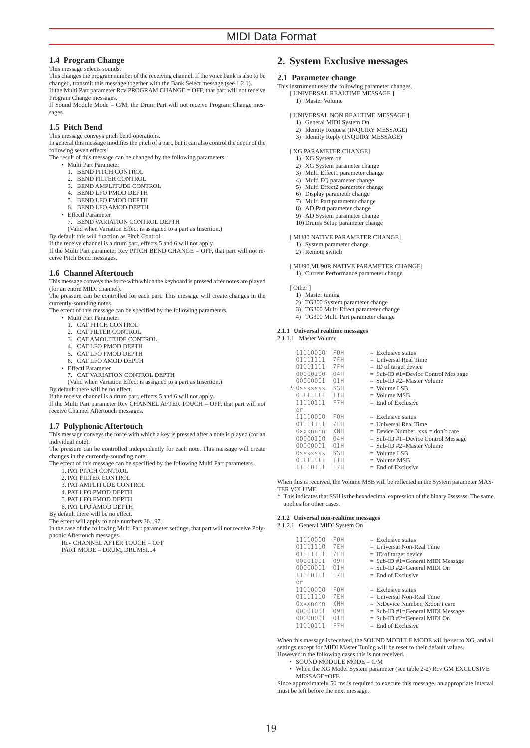### 1.4 Program Change

This message selects sounds.

This changes the program number of the receiving channel. If the voice bank is also to be changed, transmit this message together with the Bank Select message (see 1.2.1).

If the Multi Part parameter Rcv PROGRAM CHANGE = OFF, that part will not receive Program Change messages.

If Sound Module Mode = C/M, the Drum Part will not receive Program Change messages.

### 1.5 Pitch Bend

This message conveys pitch bend operations.

In general this message modifies the pitch of a part, but it can also control the depth of the following seven effects.

The result of this message can be changed by the following parameters.

- Multi Part Parameter
  1. BEND PITCH CONTROL
  2. BEND FILTER CONTROL
  3. BEND AMPLITUDE CONTROL
  4. BEND LFO PMOD DEPTH
  5. BEND LFO FMOD DEPTH
  6. BEND LFO AMOD DEPTH
- Effectl Parameter
  7. BEND VARIATION CONTROL DEPTH

  (Valid when Variation Effect is assigned to a part as Insertion.)

By default this will function as Pitch Control.

If the receive channel is a drum part, effects 5 and 6 will not apply.

If the Multi Part parameter Rcv PITCH BEND CHANGE = OFF, that part will not receive Pitch Bend messages.

### 1.6 Channel Aftertouch

This message conveys the force with which the keyboard is pressed after notes are played (for an entire MIDI channel).

The pressure can be controlled for each part. This message will create changes in the currently-sounding notes.

The effect of this message can be specified by the following parameters.

- Multi Part Parameter
  1. CAT PITCH CONTROL
  2. CAT FILTER CONTROL
  3. CAT AMOLITUDE CONTROL
  4. CAT LFO PMOD DEPTH
  5. CAT LFO FMOD DEPTH
  6. CAT LFO AMOD DEPTH
- Effectl Parameter
  7. CAT VARIATION CONTROL DEPTH

  (Valid when Variation Effect is assigned to a part as Insertion.)

By default there will be no effect.

If the receive channel is a drum part, effects 5 and 6 will not apply.

If the Multi Part parameter Rcv CHANNEL AFTER TOUCH = OFF, that part will not receive Channel Aftertouch messages.

### 1.7 Polyphonic Aftertouch

This message conveys the force with which a key is pressed after a note is played (for an individual note).

The pressure can be controlled independently for each note. This message will create changes in the currently-sounding note.

The effect of this message can be specified by the following Multi Part parameters.

1. PAT PITCH CONTROL
2. PAT FILTER CONTROL
3. PAT AMPLITUDE CONTROL
4. PAT LFO PMOD DEPTH
5. PAT LFO FMOD DEPTH
6. PAT LFO AMOD DEPTH

By default there will be no effect.

The effect will apply to note numbers 36...97.

In the case of the following Multi Part parameter settings, that part will not receive Polyphonic Aftertouch messages.

Rcv CHANNEL AFTER TOUCH = OFF
PART MODE = DRUM, DRUMSI...4

## 2. System Exclusive messages

### 2.1 Parameter change

This instrument uses the following parameter changes.

[ UNIVERSAL REALTIME MESSAGE ]
1) Master Volume

[ UNIVERSAL NON REALTIME MESSAGE ]
1) General MIDI System On
2) Identity Request (INQUIRY MESSAGE)
3) Identity Reply (INQUIRY MESSAGE)

[ XG PARAMETER CHANGE]
1) XG System on
2) XG System parameter change
3) Multi Effect1 parameter change
4) Multi EQ parameter change
5) Multi Effect2 parameter change
6) Display parameter change
7) Multi Part parameter change
8) AD Part parameter change
9) AD System parameter change
10) Drums Setup parameter change

[ MU80 NATIVE PARAMETER CHANGE]
1) System parameter change
2) Remote switch

[ MU90,MU90R NATIVE PARAMETER CHANGE]
1) Current Performance parameter change

[ Other ]
1) Master tuning
2) TG300 System parameter change
3) TG300 Multi Effect parameter change
4) TG300 Multi Part parameter change

#### 2.1.1 Universal realtime messages

2.1.1.1 Master Volume

```
  11110000  F0H   = Exclusive status
  01111111  7FH   = Universal Real Time
  01111111  7FH   = ID of target device
  00000100  04H   = Sub-ID #1=Device Control Mes sage
  00000001  01H   = Sub-ID #2=Master Volume
* 0sssssss  SSH   = Volume LSB
  0ttttttt  TTH   = Volume MSB
  11110111  F7H   = End of Exclusive
  or
  11110000  F0H   = Exclusive status
  01111111  7FH   = Universal Real Time
  0xxxnnnn  XNH   = Device Number, xxx = don't care
  00000100  04H   = Sub-ID #1=Device Control Message
  00000001  01H   = Sub-ID #2=Master Volume
  0sssssss  SSH   = Volume LSB
  0ttttttt  TTH   = Volume MSB
  11110111  F7H   = End of Exclusive
```

When this is received, the Volume MSB will be reflected in the System parameter MASTER VOLUME.

\* This indicates that SSH is the hexadecimal expression of the binary 0sssssss. The same applies for other cases.

#### 2.1.2 Universal non-realtime messages

2.1.2.1 General MIDI System On

```
  11110000  F0H   = Exclusive status
  01111110  7EH   = Universal Non-Real Time
  01111111  7FH   = ID of target device
  00001001  09H   = Sub-ID #1=General MIDI Message
  00000001  01H   = Sub-ID #2=General MIDI On
  11110111  F7H   = End of Exclusive
  or
  11110000  F0H   = Exclusive status
  01111110  7EH   = Universal Non-Real Time
  0xxxnnnn  XNH   = N:Device Number, X:don't care
  00001001  09H   = Sub-ID #1=General MIDI Message
  00000001  01H   = Sub-ID #2=General MIDI On
  11110111  F7H   = End of Exclusive
```

When this message is received, the SOUND MODULE MODE will be set to XG, and all settings except for MIDI Master Tuning will be reset to their default values.

However in the following cases this is not received.

- SOUND MODULE MODE = C/M
- When the XG Model System parameter (see table 2-2) Rcv GM EXCLUSIVE MESSAGE=OFF.

Since approximately 50 ms is required to execute this message, an appropriate interval must be left before the next message.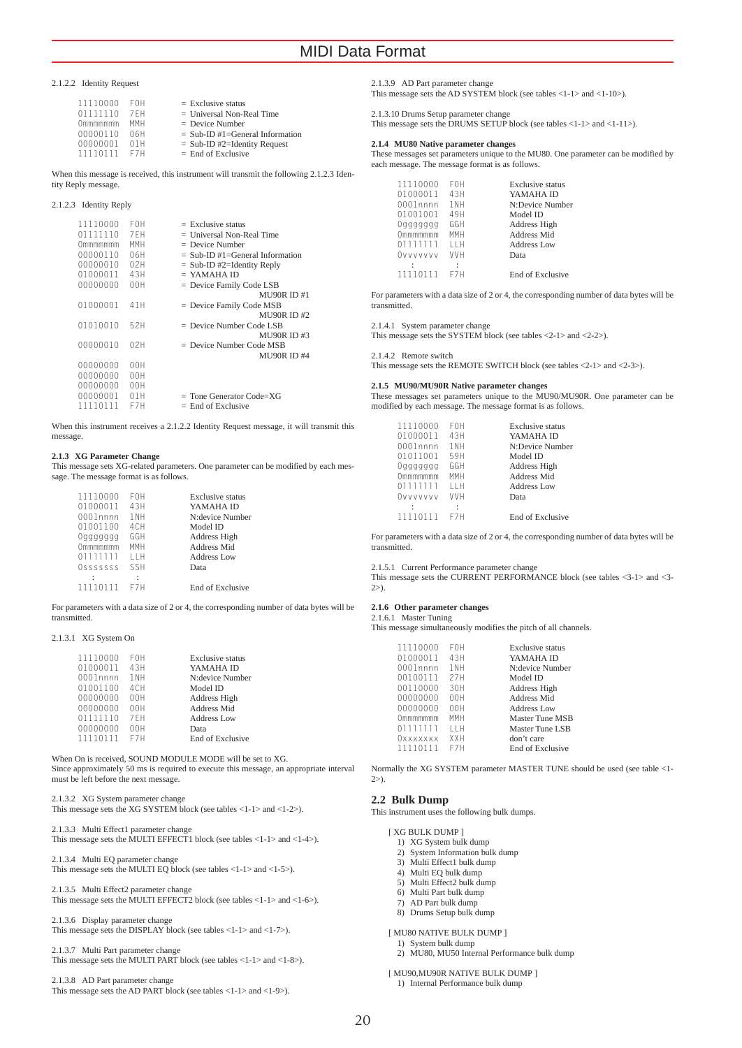2.1.2.2 Identity Request

| | | |
|---|---|---|
| 11110000 | F0H | = Exclusive status |
| 01111110 | 7EH | = Universal Non-Real Time |
| 0mmmmmmm | MMH | = Device Number |
| 00000110 | 06H | = Sub-ID #1=General Information |
| 00000001 | 01H | = Sub-ID #2=Identity Request |
| 11110111 | F7H | = End of Exclusive |

When this message is received, this instrument will transmit the following 2.1.2.3 Identity Reply message.

2.1.2.3 Identity Reply

| | | |
|---|---|---|
| 11110000 | F0H | = Exclusive status |
| 01111110 | 7EH | = Universal Non-Real Time |
| 0mmmmmmm | MMH | = Device Number |
| 00000110 | 06H | = Sub-ID #1=General Information |
| 00000010 | 02H | = Sub-ID #2=Identity Reply |
| 01000011 | 43H | = YAMAHA ID |
| 00000000 | 00H | = Device Family Code LSB MU90R ID #1 |
| 01000001 | 41H | = Device Family Code MSB MU90R ID #2 |
| 01010010 | 52H | = Device Number Code LSB MU90R ID #3 |
| 00000010 | 02H | = Device Number Code MSB MU90R ID #4 |
| 00000000 | 00H | |
| 00000000 | 00H | |
| 00000000 | 00H | |
| 00000001 | 01H | = Tone Generator Code=XG |
| 11110111 | F7H | = End of Exclusive |

When this instrument receives a 2.1.2.2 Identity Request message, it will transmit this message.

**2.1.3 XG Parameter Change**

This message sets XG-related parameters. One parameter can be modified by each message. The message format is as follows.

| | | |
|---|---|---|
| 11110000 | F0H | Exclusive status |
| 01000011 | 43H | YAMAHA ID |
| 0001nnnn | 1NH | N:device Number |
| 01001100 | 4CH | Model ID |
| 0ggggggg | GGH | Address High |
| 0mmmmmmm | MMH | Address Mid |
| 01111111 | LLH | Address Low |
| 0sssssss | SSH | Data |
| : | : | |
| 11110111 | F7H | End of Exclusive |

For parameters with a data size of 2 or 4, the corresponding number of data bytes will be transmitted.

2.1.3.1 XG System On

| | | |
|---|---|---|
| 11110000 | F0H | Exclusive status |
| 01000011 | 43H | YAMAHA ID |
| 0001nnnn | 1NH | N:device Number |
| 01001100 | 4CH | Model ID |
| 00000000 | 00H | Address High |
| 00000000 | 00H | Address Mid |
| 01111110 | 7EH | Address Low |
| 00000000 | 00H | Data |
| 11110111 | F7H | End of Exclusive |

When On is received, SOUND MODULE MODE will be set to XG.
Since approximately 50 ms is required to execute this message, an appropriate interval must be left before the next message.

2.1.3.2 XG System parameter change
This message sets the XG SYSTEM block (see tables <1-1> and <1-2>).

2.1.3.3 Multi Effect1 parameter change
This message sets the MULTI EFFECT1 block (see tables <1-1> and <1-4>).

2.1.3.4 Multi EQ parameter change
This message sets the MULTI EQ block (see tables <1-1> and <1-5>).

2.1.3.5 Multi Effect2 parameter change
This message sets the MULTI EFFECT2 block (see tables <1-1> and <1-6>).

2.1.3.6 Display parameter change
This message sets the DISPLAY block (see tables <1-1> and <1-7>).

2.1.3.7 Multi Part parameter change
This message sets the MULTI PART block (see tables <1-1> and <1-8>).

2.1.3.8 AD Part parameter change
This message sets the AD PART block (see tables <1-1> and <1-9>).

2.1.3.9 AD Part parameter change
This message sets the AD SYSTEM block (see tables <1-1> and <1-10>).

2.1.3.10 Drums Setup parameter change
This message sets the DRUMS SETUP block (see tables <1-1> and <1-11>).

**2.1.4 MU80 Native parameter changes**

These messages set parameters unique to the MU80. One parameter can be modified by each message. The message format is as follows.

| | | |
|---|---|---|
| 11110000 | F0H | Exclusive status |
| 01000011 | 43H | YAMAHA ID |
| 0001nnnn | 1NH | N:Device Number |
| 01001001 | 49H | Model ID |
| 0ggggggg | GGH | Address High |
| 0mmmmmmm | MMH | Address Mid |
| 01111111 | LLH | Address Low |
| 0vvvvvvv | VVH | Data |
| : | : | |
| 11110111 | F7H | End of Exclusive |

For parameters with a data size of 2 or 4, the corresponding number of data bytes will be transmitted.

2.1.4.1 System parameter change
This message sets the SYSTEM block (see tables <2-1> and <2-2>).

2.1.4.2 Remote switch
This message sets the REMOTE SWITCH block (see tables <2-1> and <2-3>).

**2.1.5 MU90/MU90R Native parameter changes**

These messages set parameters unique to the MU90/MU90R. One parameter can be modified by each message. The message format is as follows.

| | | |
|---|---|---|
| 11110000 | F0H | Exclusive status |
| 01000011 | 43H | YAMAHA ID |
| 0001nnnn | 1NH | N:Device Number |
| 01011001 | 59H | Model ID |
| 0ggggggg | GGH | Address High |
| 0mmmmmmm | MMH | Address Mid |
| 01111111 | LLH | Address Low |
| 0vvvvvvv | VVH | Data |
| : | : | |
| 11110111 | F7H | End of Exclusive |

For parameters with a data size of 2 or 4, the corresponding number of data bytes will be transmitted.

2.1.5.1 Current Performance parameter change
This message sets the CURRENT PERFORMANCE block (see tables <3-1> and <3-2>).

**2.1.6 Other parameter changes**

2.1.6.1 Master Tuning
This message simultaneously modifies the pitch of all channels.

| | | |
|---|---|---|
| 11110000 | F0H | Exclusive status |
| 01000011 | 43H | YAMAHA ID |
| 0001nnnn | 1NH | N:device Number |
| 00100111 | 27H | Model ID |
| 00110000 | 30H | Address High |
| 00000000 | 00H | Address Mid |
| 00000000 | 00H | Address Low |
| 0mmmmmmm | MMH | Master Tune MSB |
| 01111111 | LLH | Master Tune LSB |
| 0xxxxxxx | XXH | don't care |
| 11110111 | F7H | End of Exclusive |

Normally the XG SYSTEM parameter MASTER TUNE should be used (see table <1-2>).

## 2.2 Bulk Dump

This instrument uses the following bulk dumps.

[ XG BULK DUMP ]
1) XG System bulk dump
2) System Information bulk dump
3) Multi Effect1 bulk dump
4) Multi EQ bulk dump
5) Multi Effect2 bulk dump
6) Multi Part bulk dump
7) AD Part bulk dump
8) Drums Setup bulk dump

[ MU80 NATIVE BULK DUMP ]
1) System bulk dump
2) MU80, MU50 Internal Performance bulk dump

[ MU90,MU90R NATIVE BULK DUMP ]
1) Internal Performance bulk dump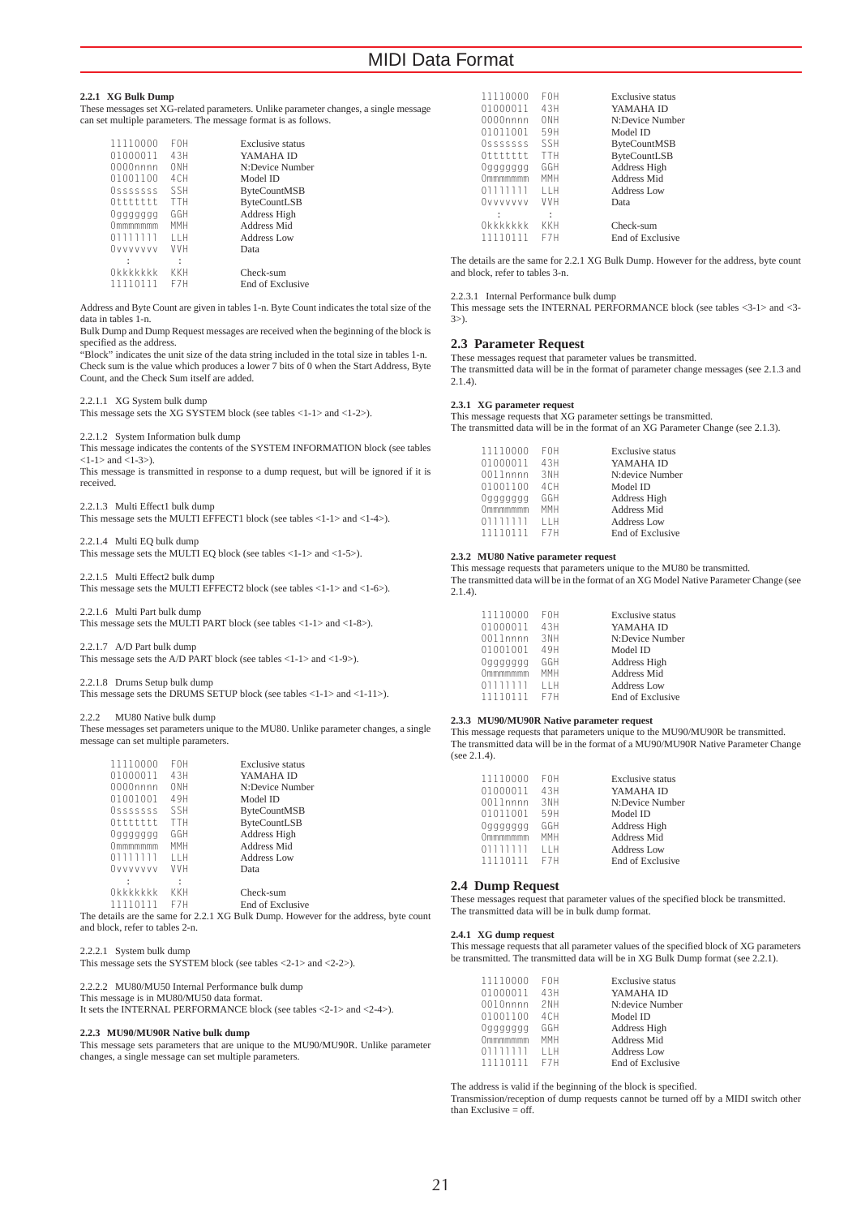#### 2.2.1 XG Bulk Dump

These messages set XG-related parameters. Unlike parameter changes, a single message can set multiple parameters. The message format is as follows.

| | | |
|---|---|---|
| 11110000 | F0H | Exclusive status |
| 01000011 | 43H | YAMAHA ID |
| 0000nnnn | 0NH | N:Device Number |
| 01001100 | 4CH | Model ID |
| 0sssssss | SSH | ByteCountMSB |
| 0ttttttt | TTH | ByteCountLSB |
| 0ggggggg | GGH | Address High |
| 0mmmmmmm | MMH | Address Mid |
| 01111111 | LLH | Address Low |
| 0vvvvvvv | VVH | Data |
| : | : | |
| 0kkkkkkk | KKH | Check-sum |
| 11110111 | F7H | End of Exclusive |

Address and Byte Count are given in tables 1-n. Byte Count indicates the total size of the data in tables 1-n.
Bulk Dump and Dump Request messages are received when the beginning of the block is specified as the address.
"Block" indicates the unit size of the data string included in the total size in tables 1-n.
Check sum is the value which produces a lower 7 bits of 0 when the Start Address, Byte Count, and the Check Sum itself are added.

2.2.1.1 XG System bulk dump
This message sets the XG SYSTEM block (see tables <1-1> and <1-2>).

2.2.1.2 System Information bulk dump
This message indicates the contents of the SYSTEM INFORMATION block (see tables <1-1> and <1-3>).
This message is transmitted in response to a dump request, but will be ignored if it is received.

2.2.1.3 Multi Effect1 bulk dump
This message sets the MULTI EFFECT1 block (see tables <1-1> and <1-4>).

2.2.1.4 Multi EQ bulk dump
This message sets the MULTI EQ block (see tables <1-1> and <1-5>).

2.2.1.5 Multi Effect2 bulk dump
This message sets the MULTI EFFECT2 block (see tables <1-1> and <1-6>).

2.2.1.6 Multi Part bulk dump
This message sets the MULTI PART block (see tables <1-1> and <1-8>).

2.2.1.7 A/D Part bulk dump
This message sets the A/D PART block (see tables <1-1> and <1-9>).

2.2.1.8 Drums Setup bulk dump
This message sets the DRUMS SETUP block (see tables <1-1> and <1-11>).

2.2.2 MU80 Native bulk dump
These messages set parameters unique to the MU80. Unlike parameter changes, a single message can set multiple parameters.

| | | |
|---|---|---|
| 11110000 | F0H | Exclusive status |
| 01000011 | 43H | YAMAHA ID |
| 0000nnnn | 0NH | N:Device Number |
| 01001001 | 49H | Model ID |
| 0sssssss | SSH | ByteCountMSB |
| 0ttttttt | TTH | ByteCountLSB |
| 0ggggggg | GGH | Address High |
| 0mmmmmmm | MMH | Address Mid |
| 01111111 | LLH | Address Low |
| 0vvvvvvv | VVH | Data |
| : | : | |
| 0kkkkkkk | KKH | Check-sum |
| 11110111 | F7H | End of Exclusive |

The details are the same for 2.2.1 XG Bulk Dump. However for the address, byte count and block, refer to tables 2-n.

2.2.2.1 System bulk dump
This message sets the SYSTEM block (see tables <2-1> and <2-2>).

2.2.2.2 MU80/MU50 Internal Performance bulk dump
This message is in MU80/MU50 data format.
It sets the INTERNAL PERFORMANCE block (see tables <2-1> and <2-4>).

#### 2.2.3 MU90/MU90R Native bulk dump

This message sets parameters that are unique to the MU90/MU90R. Unlike parameter changes, a single message can set multiple parameters.

| | | |
|---|---|---|
| 11110000 | F0H | Exclusive status |
| 01000011 | 43H | YAMAHA ID |
| 0000nnnn | 0NH | N:Device Number |
| 01011001 | 59H | Model ID |
| 0sssssss | SSH | ByteCountMSB |
| 0ttttttt | TTH | ByteCountLSB |
| 0ggggggg | GGH | Address High |
| 0mmmmmmm | MMH | Address Mid |
| 01111111 | LLH | Address Low |
| 0vvvvvvv | VVH | Data |
| : | : | |
| 0kkkkkkk | KKH | Check-sum |
| 11110111 | F7H | End of Exclusive |

The details are the same for 2.2.1 XG Bulk Dump. However for the address, byte count and block, refer to tables 3-n.

2.2.3.1 Internal Performance bulk dump
This message sets the INTERNAL PERFORMANCE block (see tables <3-1> and <3-3>).

### 2.3 Parameter Request

These messages request that parameter values be transmitted.
The transmitted data will be in the format of parameter change messages (see 2.1.3 and 2.1.4).

#### 2.3.1 XG parameter request

This message requests that XG parameter settings be transmitted.
The transmitted data will be in the format of an XG Parameter Change (see 2.1.3).

| | | |
|---|---|---|
| 11110000 | F0H | Exclusive status |
| 01000011 | 43H | YAMAHA ID |
| 0011nnnn | 3NH | N:device Number |
| 01001100 | 4CH | Model ID |
| 0ggggggg | GGH | Address High |
| 0mmmmmmm | MMH | Address Mid |
| 01111111 | LLH | Address Low |
| 11110111 | F7H | End of Exclusive |

#### 2.3.2 MU80 Native parameter request

This message requests that parameters unique to the MU80 be transmitted.
The transmitted data will be in the format of an XG Model Native Parameter Change (see 2.1.4).

| | | |
|---|---|---|
| 11110000 | F0H | Exclusive status |
| 01000011 | 43H | YAMAHA ID |
| 0011nnnn | 3NH | N:Device Number |
| 01001001 | 49H | Model ID |
| 0ggggggg | GGH | Address High |
| 0mmmmmmm | MMH | Address Mid |
| 01111111 | LLH | Address Low |
| 11110111 | F7H | End of Exclusive |

#### 2.3.3 MU90/MU90R Native parameter request

This message requests that parameters unique to the MU90/MU90R be transmitted.
The transmitted data will be in the format of a MU90/MU90R Native Parameter Change (see 2.1.4).

| | | |
|---|---|---|
| 11110000 | F0H | Exclusive status |
| 01000011 | 43H | YAMAHA ID |
| 0011nnnn | 3NH | N:Device Number |
| 01011001 | 59H | Model ID |
| 0ggggggg | GGH | Address High |
| 0mmmmmmm | MMH | Address Mid |
| 01111111 | LLH | Address Low |
| 11110111 | F7H | End of Exclusive |

### 2.4 Dump Request

These messages request that parameter values of the specified block be transmitted.
The transmitted data will be in bulk dump format.

#### 2.4.1 XG dump request

This message requests that all parameter values of the specified block of XG parameters be transmitted. The transmitted data will be in XG Bulk Dump format (see 2.2.1).

| | | |
|---|---|---|
| 11110000 | F0H | Exclusive status |
| 01000011 | 43H | YAMAHA ID |
| 0010nnnn | 2NH | N:device Number |
| 01001100 | 4CH | Model ID |
| 0ggggggg | GGH | Address High |
| 0mmmmmmm | MMH | Address Mid |
| 01111111 | LLH | Address Low |
| 11110111 | F7H | End of Exclusive |

The address is valid if the beginning of the block is specified.
Transmission/reception of dump requests cannot be turned off by a MIDI switch other than Exclusive = off.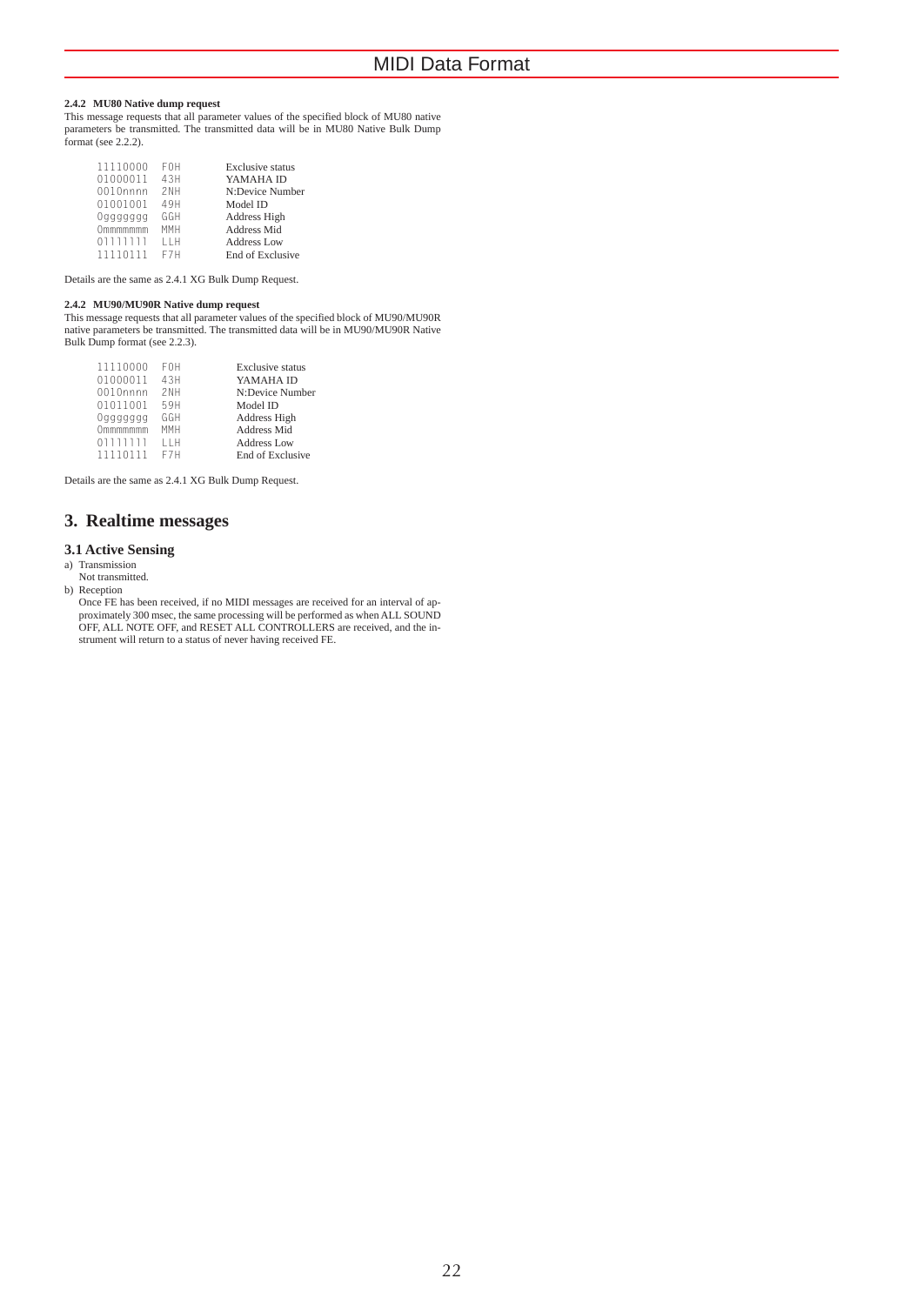#### 2.4.2 MU80 Native dump request

This message requests that all parameter values of the specified block of MU80 native parameters be transmitted. The transmitted data will be in MU80 Native Bulk Dump format (see 2.2.2).

| | | |
|---|---|---|
| 11110000 | F0H | Exclusive status |
| 01000011 | 43H | YAMAHA ID |
| 0010nnnn | 2NH | N:Device Number |
| 01001001 | 49H | Model ID |
| 0ggggggg | GGH | Address High |
| 0mmmmmmm | MMH | Address Mid |
| 01111111 | LLH | Address Low |
| 11110111 | F7H | End of Exclusive |

Details are the same as 2.4.1 XG Bulk Dump Request.

#### 2.4.2 MU90/MU90R Native dump request

This message requests that all parameter values of the specified block of MU90/MU90R native parameters be transmitted. The transmitted data will be in MU90/MU90R Native Bulk Dump format (see 2.2.3).

| | | |
|---|---|---|
| 11110000 | F0H | Exclusive status |
| 01000011 | 43H | YAMAHA ID |
| 0010nnnn | 2NH | N:Device Number |
| 01011001 | 59H | Model ID |
| 0ggggggg | GGH | Address High |
| 0mmmmmmm | MMH | Address Mid |
| 01111111 | LLH | Address Low |
| 11110111 | F7H | End of Exclusive |

Details are the same as 2.4.1 XG Bulk Dump Request.

## 3. Realtime messages

### 3.1 Active Sensing

a) Transmission
   Not transmitted.

b) Reception
   Once FE has been received, if no MIDI messages are received for an interval of approximately 300 msec, the same processing will be performed as when ALL SOUND OFF, ALL NOTE OFF, and RESET ALL CONTROLLERS are received, and the instrument will return to a status of never having received FE.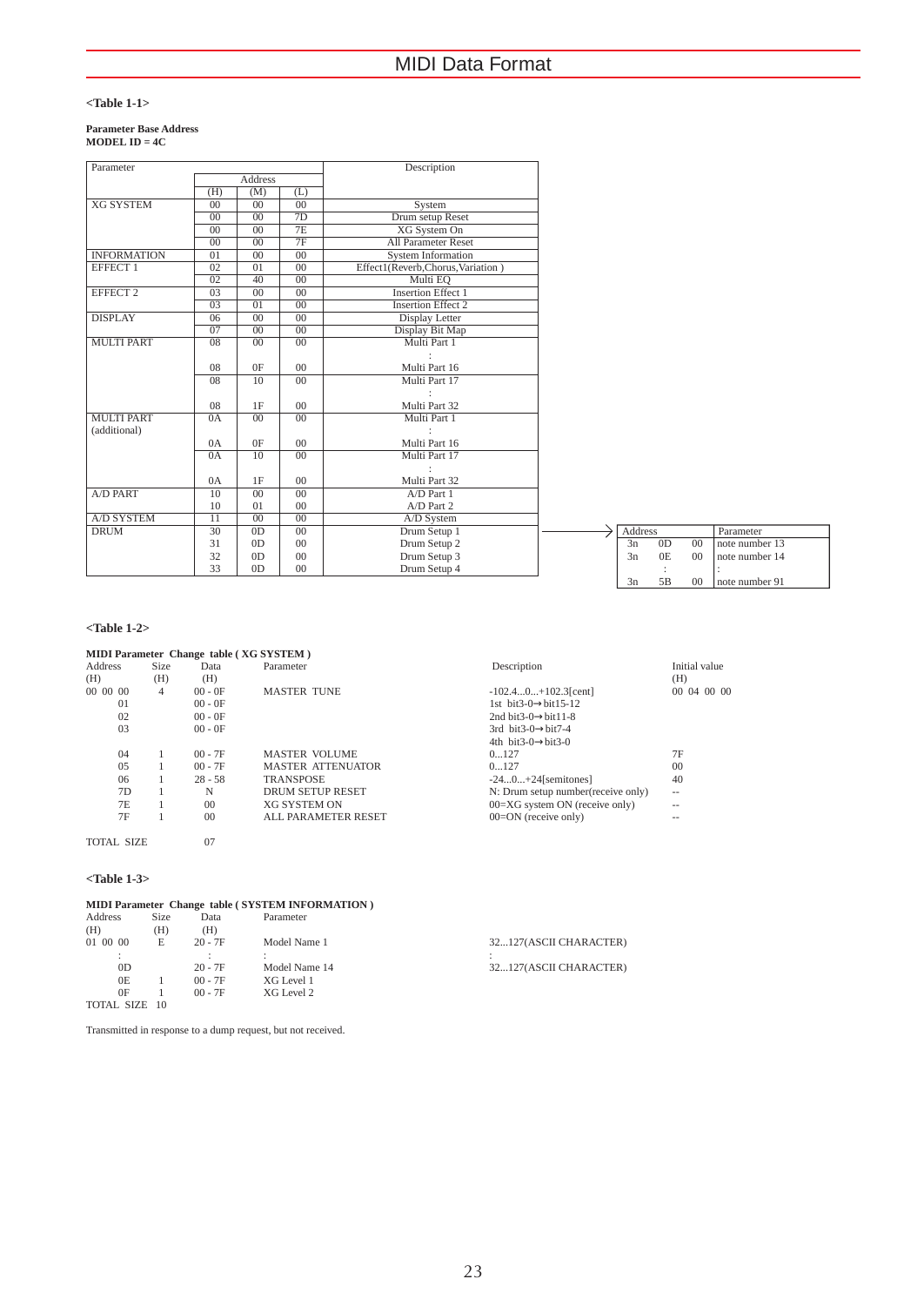## <Table 1-1>

**Parameter Base Address**
**MODEL ID = 4C**

| Parameter | Address (H) | Address (M) | Address (L) | Description |
|---|---|---|---|---|
| XG SYSTEM | 00 | 00 | 00 | System |
| | 00 | 00 | 7D | Drum setup Reset |
| | 00 | 00 | 7E | XG System On |
| | 00 | 00 | 7F | All Parameter Reset |
| INFORMATION | 01 | 00 | 00 | System Information |
| EFFECT 1 | 02 | 01 | 00 | Effect1(Reverb,Chorus,Variation ) |
| | 02 | 40 | 00 | Multi EQ |
| EFFECT 2 | 03 | 00 | 00 | Insertion Effect 1 |
| | 03 | 01 | 00 | Insertion Effect 2 |
| DISPLAY | 06 | 00 | 00 | Display Letter |
| | 07 | 00 | 00 | Display Bit Map |
| MULTI PART | 08 | 00 | 00 | Multi Part 1 |
| | | | | : |
| | 08 | 0F | 00 | Multi Part 16 |
| | 08 | 10 | 00 | Multi Part 17 |
| | | | | : |
| | 08 | 1F | 00 | Multi Part 32 |
| MULTI PART (additional) | 0A | 00 | 00 | Multi Part 1 |
| | | | | : |
| | 0A | 0F | 00 | Multi Part 16 |
| | 0A | 10 | 00 | Multi Part 17 |
| | | | | : |
| | 0A | 1F | 00 | Multi Part 32 |
| A/D PART | 10 | 00 | 00 | A/D Part 1 |
| | 10 | 01 | 00 | A/D Part 2 |
| A/D SYSTEM | 11 | 00 | 00 | A/D System |
| DRUM | 30 | 0D | 00 | Drum Setup 1 |
| | 31 | 0D | 00 | Drum Setup 2 |
| | 32 | 0D | 00 | Drum Setup 3 |
| | 33 | 0D | 00 | Drum Setup 4 |

→ Drum Setup detail:

| Address | | | Parameter |
|---|---|---|---|
| 3n | 0D | 00 | note number 13 |
| 3n | 0E | 00 | note number 14 |
| | : | | : |
| 3n | 5B | 00 | note number 91 |

## <Table 1-2>

**MIDI Parameter Change table ( XG SYSTEM )**

| Address (H) | Size (H) | Data (H) | Parameter | Description | Initial value (H) |
|---|---|---|---|---|---|
| 00 00 00 | 4 | 00 - 0F | MASTER TUNE | -102.4...0...+102.3[cent] | 00 04 00 00 |
| 01 | | 00 - 0F | | 1st bit3-0→bit15-12 | |
| 02 | | 00 - 0F | | 2nd bit3-0→bit11-8 | |
| 03 | | 00 - 0F | | 3rd bit3-0→bit7-4 | |
| | | | | 4th bit3-0→bit3-0 | |
| 04 | 1 | 00 - 7F | MASTER VOLUME | 0...127 | 7F |
| 05 | 1 | 00 - 7F | MASTER ATTENUATOR | 0...127 | 00 |
| 06 | 1 | 28 - 58 | TRANSPOSE | -24...0...+24[semitones] | 40 |
| 7D | 1 | N | DRUM SETUP RESET | N: Drum setup number(receive only) | -- |
| 7E | 1 | 00 | XG SYSTEM ON | 00=XG system ON (receive only) | -- |
| 7F | 1 | 00 | ALL PARAMETER RESET | 00=ON (receive only) | -- |

TOTAL SIZE 07

## <Table 1-3>

**MIDI Parameter Change table ( SYSTEM INFORMATION )**

| Address (H) | Size (H) | Data (H) | Parameter | |
|---|---|---|---|---|
| 01 00 00 | E | 20 - 7F | Model Name 1 | 32...127(ASCII CHARACTER) |
| : | | : | : | : |
| 0D | | 20 - 7F | Model Name 14 | 32...127(ASCII CHARACTER) |
| 0E | 1 | 00 - 7F | XG Level 1 | |
| 0F | 1 | 00 - 7F | XG Level 2 | |

TOTAL SIZE 10

Transmitted in response to a dump request, but not received.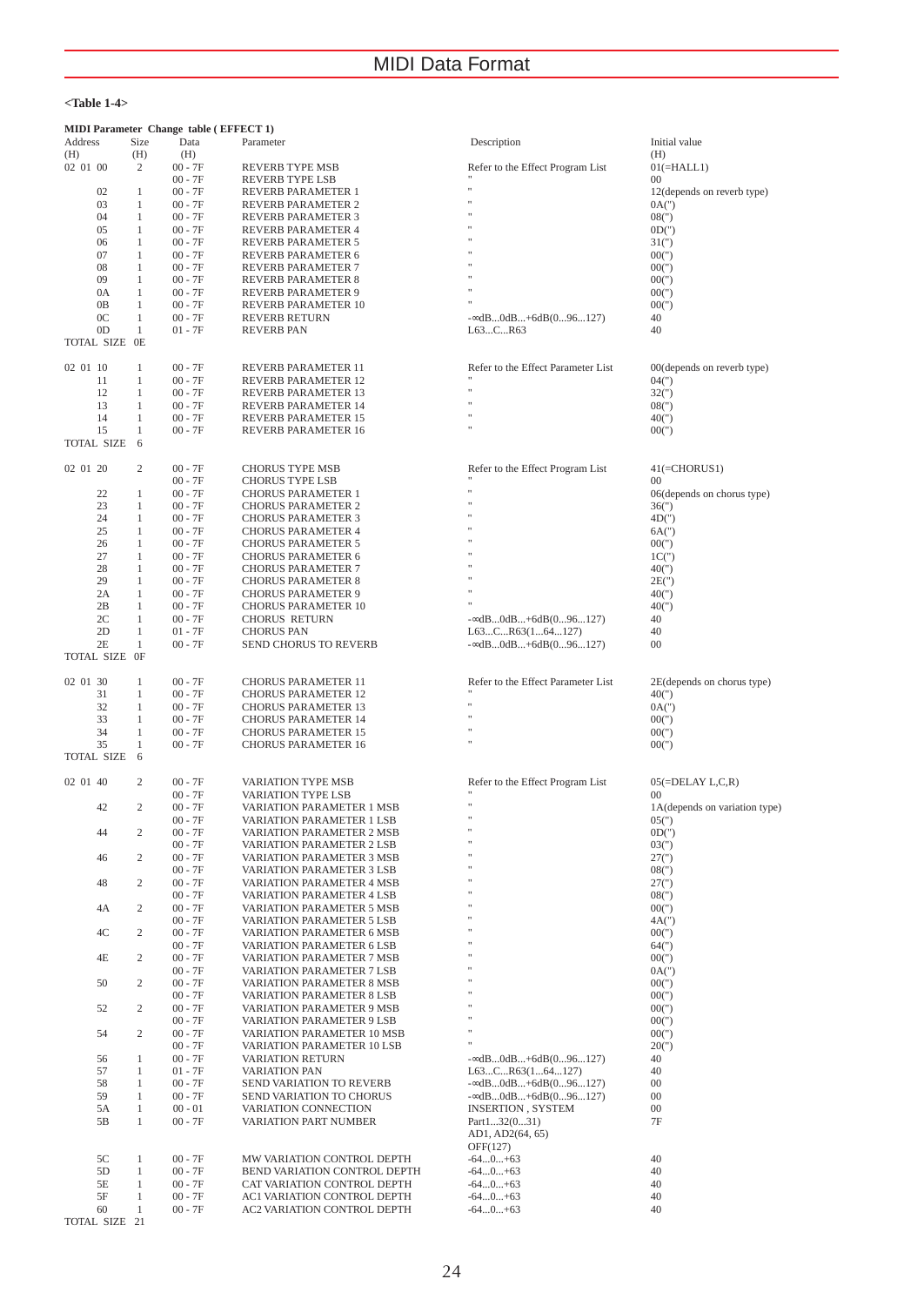**<Table 1-4>**

**MIDI Parameter Change table ( EFFECT 1)**

| Address (H) | Size (H) | Data (H) | Parameter | Description | Initial value (H) |
|---|---|---|---|---|---|
| 02 01 00 | 2 | 00 - 7F | REVERB TYPE MSB | Refer to the Effect Program List | 01(=HALL1) |
| | | 00 - 7F | REVERB TYPE LSB | " | 00 |
| 02 | 1 | 00 - 7F | REVERB PARAMETER 1 | " | 12(depends on reverb type) |
| 03 | 1 | 00 - 7F | REVERB PARAMETER 2 | " | 0A(") |
| 04 | 1 | 00 - 7F | REVERB PARAMETER 3 | " | 08(") |
| 05 | 1 | 00 - 7F | REVERB PARAMETER 4 | " | 0D(") |
| 06 | 1 | 00 - 7F | REVERB PARAMETER 5 | " | 31(") |
| 07 | 1 | 00 - 7F | REVERB PARAMETER 6 | " | 00(") |
| 08 | 1 | 00 - 7F | REVERB PARAMETER 7 | " | 00(") |
| 09 | 1 | 00 - 7F | REVERB PARAMETER 8 | " | 00(") |
| 0A | 1 | 00 - 7F | REVERB PARAMETER 9 | " | 00(") |
| 0B | 1 | 00 - 7F | REVERB PARAMETER 10 | " | 00(") |
| 0C | 1 | 00 - 7F | REVERB RETURN | -∞dB...0dB...+6dB(0...96...127) | 40 |
| 0D | 1 | 01 - 7F | REVERB PAN | L63...C...R63 | 40 |
| TOTAL SIZE | 0E | | | | |
| 02 01 10 | 1 | 00 - 7F | REVERB PARAMETER 11 | Refer to the Effect Parameter List | 00(depends on reverb type) |
| 11 | 1 | 00 - 7F | REVERB PARAMETER 12 | " | 04(") |
| 12 | 1 | 00 - 7F | REVERB PARAMETER 13 | " | 32(") |
| 13 | 1 | 00 - 7F | REVERB PARAMETER 14 | " | 08(") |
| 14 | 1 | 00 - 7F | REVERB PARAMETER 15 | " | 40(") |
| 15 | 1 | 00 - 7F | REVERB PARAMETER 16 | " | 00(") |
| TOTAL SIZE | 6 | | | | |
| 02 01 20 | 2 | 00 - 7F | CHORUS TYPE MSB | Refer to the Effect Program List | 41(=CHORUS1) |
| | | 00 - 7F | CHORUS TYPE LSB | " | 00 |
| 22 | 1 | 00 - 7F | CHORUS PARAMETER 1 | " | 06(depends on chorus type) |
| 23 | 1 | 00 - 7F | CHORUS PARAMETER 2 | " | 36(") |
| 24 | 1 | 00 - 7F | CHORUS PARAMETER 3 | " | 4D(") |
| 25 | 1 | 00 - 7F | CHORUS PARAMETER 4 | " | 6A(") |
| 26 | 1 | 00 - 7F | CHORUS PARAMETER 5 | " | 00(") |
| 27 | 1 | 00 - 7F | CHORUS PARAMETER 6 | " | 1C(") |
| 28 | 1 | 00 - 7F | CHORUS PARAMETER 7 | " | 40(") |
| 29 | 1 | 00 - 7F | CHORUS PARAMETER 8 | " | 2E(") |
| 2A | 1 | 00 - 7F | CHORUS PARAMETER 9 | " | 40(") |
| 2B | 1 | 00 - 7F | CHORUS PARAMETER 10 | " | 40(") |
| 2C | 1 | 00 - 7F | CHORUS RETURN | -∞dB...0dB...+6dB(0...96...127) | 40 |
| 2D | 1 | 01 - 7F | CHORUS PAN | L63...C...R63(1...64...127) | 40 |
| 2E | 1 | 00 - 7F | SEND CHORUS TO REVERB | -∞dB...0dB...+6dB(0...96...127) | 00 |
| TOTAL SIZE | 0F | | | | |
| 02 01 30 | 1 | 00 - 7F | CHORUS PARAMETER 11 | Refer to the Effect Parameter List | 2E(depends on chorus type) |
| 31 | 1 | 00 - 7F | CHORUS PARAMETER 12 | " | 40(") |
| 32 | 1 | 00 - 7F | CHORUS PARAMETER 13 | " | 0A(") |
| 33 | 1 | 00 - 7F | CHORUS PARAMETER 14 | " | 00(") |
| 34 | 1 | 00 - 7F | CHORUS PARAMETER 15 | " | 00(") |
| 35 | 1 | 00 - 7F | CHORUS PARAMETER 16 | " | 00(") |
| TOTAL SIZE | 6 | | | | |
| 02 01 40 | 2 | 00 - 7F | VARIATION TYPE MSB | Refer to the Effect Program List | 05(=DELAY L,C,R) |
| | | 00 - 7F | VARIATION TYPE LSB | " | 00 |
| 42 | 2 | 00 - 7F | VARIATION PARAMETER 1 MSB | " | 1A(depends on variation type) |
| | | 00 - 7F | VARIATION PARAMETER 1 LSB | " | 05(") |
| 44 | 2 | 00 - 7F | VARIATION PARAMETER 2 MSB | " | 0D(") |
| | | 00 - 7F | VARIATION PARAMETER 2 LSB | " | 03(") |
| 46 | 2 | 00 - 7F | VARIATION PARAMETER 3 MSB | " | 27(") |
| | | 00 - 7F | VARIATION PARAMETER 3 LSB | " | 08(") |
| 48 | 2 | 00 - 7F | VARIATION PARAMETER 4 MSB | " | 27(") |
| | | 00 - 7F | VARIATION PARAMETER 4 LSB | " | 08(") |
| 4A | 2 | 00 - 7F | VARIATION PARAMETER 5 MSB | " | 00(") |
| | | 00 - 7F | VARIATION PARAMETER 5 LSB | " | 4A(") |
| 4C | 2 | 00 - 7F | VARIATION PARAMETER 6 MSB | " | 00(") |
| | | 00 - 7F | VARIATION PARAMETER 6 LSB | " | 64(") |
| 4E | 2 | 00 - 7F | VARIATION PARAMETER 7 MSB | " | 00(") |
| | | 00 - 7F | VARIATION PARAMETER 7 LSB | " | 0A(") |
| 50 | 2 | 00 - 7F | VARIATION PARAMETER 8 MSB | " | 00(") |
| | | 00 - 7F | VARIATION PARAMETER 8 LSB | " | 00(") |
| 52 | 2 | 00 - 7F | VARIATION PARAMETER 9 MSB | " | 00(") |
| | | 00 - 7F | VARIATION PARAMETER 9 LSB | " | 00(") |
| 54 | 2 | 00 - 7F | VARIATION PARAMETER 10 MSB | " | 00(") |
| | | 00 - 7F | VARIATION PARAMETER 10 LSB | " | 20(") |
| 56 | 1 | 00 - 7F | VARIATION RETURN | -∞dB...0dB...+6dB(0...96...127) | 40 |
| 57 | 1 | 01 - 7F | VARIATION PAN | L63...C...R63(1...64...127) | 40 |
| 58 | 1 | 00 - 7F | SEND VARIATION TO REVERB | -∞dB...0dB...+6dB(0...96...127) | 00 |
| 59 | 1 | 00 - 7F | SEND VARIATION TO CHORUS | -∞dB...0dB...+6dB(0...96...127) | 00 |
| 5A | 1 | 00 - 01 | VARIATION CONNECTION | INSERTION , SYSTEM | 00 |
| 5B | 1 | 00 - 7F | VARIATION PART NUMBER | Part1...32(0...31) AD1, AD2(64, 65) OFF(127) | 7F |
| 5C | 1 | 00 - 7F | MW VARIATION CONTROL DEPTH | -64...0...+63 | 40 |
| 5D | 1 | 00 - 7F | BEND VARIATION CONTROL DEPTH | -64...0...+63 | 40 |
| 5E | 1 | 00 - 7F | CAT VARIATION CONTROL DEPTH | -64...0...+63 | 40 |
| 5F | 1 | 00 - 7F | AC1 VARIATION CONTROL DEPTH | -64...0...+63 | 40 |
| 60 | 1 | 00 - 7F | AC2 VARIATION CONTROL DEPTH | -64...0...+63 | 40 |
| TOTAL SIZE | 21 | | | | |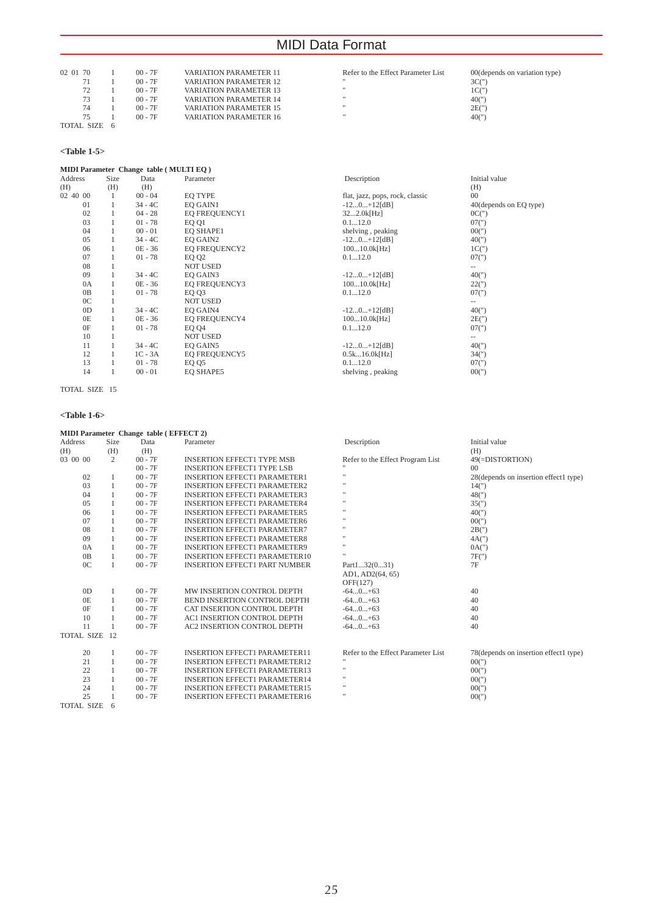| Address | Size | Data | Parameter | Description | Initial value |
|---|---|---|---|---|---|
| 02 01 70 | 1 | 00 - 7F | VARIATION PARAMETER 11 | Refer to the Effect Parameter List | 00(depends on variation type) |
| 71 | 1 | 00 - 7F | VARIATION PARAMETER 12 | " | 3C(") |
| 72 | 1 | 00 - 7F | VARIATION PARAMETER 13 | " | 1C(") |
| 73 | 1 | 00 - 7F | VARIATION PARAMETER 14 | " | 40(") |
| 74 | 1 | 00 - 7F | VARIATION PARAMETER 15 | " | 2E(") |
| 75 | 1 | 00 - 7F | VARIATION PARAMETER 16 | " | 40(") |
| TOTAL SIZE | 6 | | | | |

**<Table 1-5>**

**MIDI Parameter Change table ( MULTI EQ )**

| Address (H) | Size (H) | Data (H) | Parameter | Description | Initial value (H) |
|---|---|---|---|---|---|
| 02 40 00 | 1 | 00 - 04 | EQ TYPE | flat, jazz, pops, rock, classic | 00 |
| 01 | 1 | 34 - 4C | EQ GAIN1 | -12...0...+12[dB] | 40(depends on EQ type) |
| 02 | 1 | 04 - 28 | EQ FREQUENCY1 | 32...2.0k[Hz] | 0C(") |
| 03 | 1 | 01 - 78 | EQ Q1 | 0.1...12.0 | 07(") |
| 04 | 1 | 00 - 01 | EQ SHAPE1 | shelving , peaking | 00(") |
| 05 | 1 | 34 - 4C | EQ GAIN2 | -12...0...+12[dB] | 40(") |
| 06 | 1 | 0E - 36 | EQ FREQUENCY2 | 100...10.0k[Hz] | 1C(") |
| 07 | 1 | 01 - 78 | EQ Q2 | 0.1...12.0 | 07(") |
| 08 | 1 | | NOT USED | | -- |
| 09 | 1 | 34 - 4C | EQ GAIN3 | -12...0...+12[dB] | 40(") |
| 0A | 1 | 0E - 36 | EQ FREQUENCY3 | 100...10.0k[Hz] | 22(") |
| 0B | 1 | 01 - 78 | EQ Q3 | 0.1...12.0 | 07(") |
| 0C | 1 | | NOT USED | | -- |
| 0D | 1 | 34 - 4C | EQ GAIN4 | -12...0...+12[dB] | 40(") |
| 0E | 1 | 0E - 36 | EQ FREQUENCY4 | 100...10.0k[Hz] | 2E(") |
| 0F | 1 | 01 - 78 | EQ Q4 | 0.1...12.0 | 07(") |
| 10 | 1 | | NOT USED | | -- |
| 11 | 1 | 34 - 4C | EQ GAIN5 | -12...0...+12[dB] | 40(") |
| 12 | 1 | 1C - 3A | EQ FREQUENCY5 | 0.5k...16.0k[Hz] | 34(") |
| 13 | 1 | 01 - 78 | EQ Q5 | 0.1...12.0 | 07(") |
| 14 | 1 | 00 - 01 | EQ SHAPE5 | shelving , peaking | 00(") |
| TOTAL SIZE | 15 | | | | |

**<Table 1-6>**

**MIDI Parameter Change table ( EFFECT 2)**

| Address (H) | Size (H) | Data (H) | Parameter | Description | Initial value (H) |
|---|---|---|---|---|---|
| 03 00 00 | 2 | 00 - 7F | INSERTION EFFECT1 TYPE MSB | Refer to the Effect Program List | 49(=DISTORTION) |
| | | 00 - 7F | INSERTION EFFECT1 TYPE LSB | " | 00 |
| 02 | 1 | 00 - 7F | INSERTION EFFECT1 PARAMETER1 | " | 28(depends on insertion effect1 type) |
| 03 | 1 | 00 - 7F | INSERTION EFFECT1 PARAMETER2 | " | 14(") |
| 04 | 1 | 00 - 7F | INSERTION EFFECT1 PARAMETER3 | " | 48(") |
| 05 | 1 | 00 - 7F | INSERTION EFFECT1 PARAMETER4 | " | 35(") |
| 06 | 1 | 00 - 7F | INSERTION EFFECT1 PARAMETER5 | " | 40(") |
| 07 | 1 | 00 - 7F | INSERTION EFFECT1 PARAMETER6 | " | 00(") |
| 08 | 1 | 00 - 7F | INSERTION EFFECT1 PARAMETER7 | " | 2B(") |
| 09 | 1 | 00 - 7F | INSERTION EFFECT1 PARAMETER8 | " | 4A(") |
| 0A | 1 | 00 - 7F | INSERTION EFFECT1 PARAMETER9 | " | 0A(") |
| 0B | 1 | 00 - 7F | INSERTION EFFECT1 PARAMETER10 | " | 7F(") |
| 0C | 1 | 00 - 7F | INSERTION EFFECT1 PART NUMBER | Part1...32(0...31) AD1, AD2(64, 65) OFF(127) | 7F |
| 0D | 1 | 00 - 7F | MW INSERTION CONTROL DEPTH | -64...0...+63 | 40 |
| 0E | 1 | 00 - 7F | BEND INSERTION CONTROL DEPTH | -64...0...+63 | 40 |
| 0F | 1 | 00 - 7F | CAT INSERTION CONTROL DEPTH | -64...0...+63 | 40 |
| 10 | 1 | 00 - 7F | AC1 INSERTION CONTROL DEPTH | -64...0...+63 | 40 |
| 11 | 1 | 00 - 7F | AC2 INSERTION CONTROL DEPTH | -64...0...+63 | 40 |
| TOTAL SIZE | 12 | | | | |
| 20 | 1 | 00 - 7F | INSERTION EFFECT1 PARAMETER11 | Refer to the Effect Parameter List | 78(depends on insertion effect1 type) |
| 21 | 1 | 00 - 7F | INSERTION EFFECT1 PARAMETER12 | " | 00(") |
| 22 | 1 | 00 - 7F | INSERTION EFFECT1 PARAMETER13 | " | 00(") |
| 23 | 1 | 00 - 7F | INSERTION EFFECT1 PARAMETER14 | " | 00(") |
| 24 | 1 | 00 - 7F | INSERTION EFFECT1 PARAMETER15 | " | 00(") |
| 25 | 1 | 00 - 7F | INSERTION EFFECT1 PARAMETER16 | " | 00(") |
| TOTAL SIZE | 6 | | | | |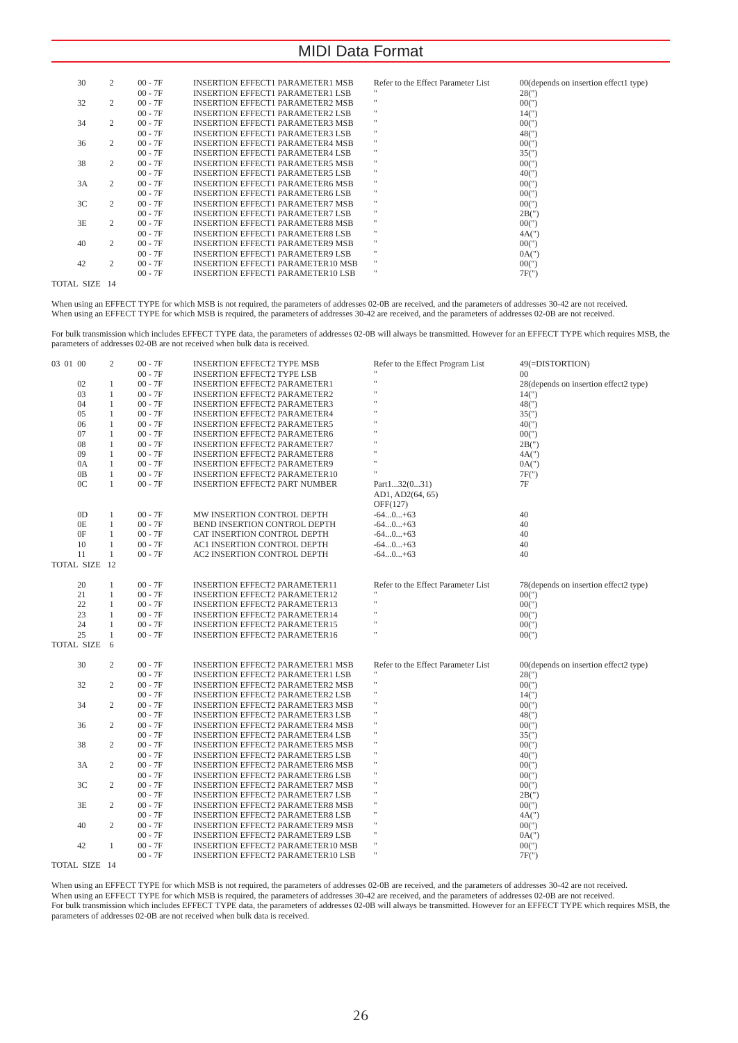# MIDI Data Format

| | | | | | |
|---|---|---|---|---|---|
| 30 | 2 | 00 - 7F | INSERTION EFFECT1 PARAMETER1 MSB | Refer to the Effect Parameter List | 00(depends on insertion effect1 type) |
| | | 00 - 7F | INSERTION EFFECT1 PARAMETER1 LSB | " | 28(") |
| 32 | 2 | 00 - 7F | INSERTION EFFECT1 PARAMETER2 MSB | " | 00(") |
| | | 00 - 7F | INSERTION EFFECT1 PARAMETER2 LSB | " | 14(") |
| 34 | 2 | 00 - 7F | INSERTION EFFECT1 PARAMETER3 MSB | " | 00(") |
| | | 00 - 7F | INSERTION EFFECT1 PARAMETER3 LSB | " | 48(") |
| 36 | 2 | 00 - 7F | INSERTION EFFECT1 PARAMETER4 MSB | " | 00(") |
| | | 00 - 7F | INSERTION EFFECT1 PARAMETER4 LSB | " | 35(") |
| 38 | 2 | 00 - 7F | INSERTION EFFECT1 PARAMETER5 MSB | " | 00(") |
| | | 00 - 7F | INSERTION EFFECT1 PARAMETER5 LSB | " | 40(") |
| 3A | 2 | 00 - 7F | INSERTION EFFECT1 PARAMETER6 MSB | " | 00(") |
| | | 00 - 7F | INSERTION EFFECT1 PARAMETER6 LSB | " | 00(") |
| 3C | 2 | 00 - 7F | INSERTION EFFECT1 PARAMETER7 MSB | " | 00(") |
| | | 00 - 7F | INSERTION EFFECT1 PARAMETER7 LSB | " | 2B(") |
| 3E | 2 | 00 - 7F | INSERTION EFFECT1 PARAMETER8 MSB | " | 00(") |
| | | 00 - 7F | INSERTION EFFECT1 PARAMETER8 LSB | " | 4A(") |
| 40 | 2 | 00 - 7F | INSERTION EFFECT1 PARAMETER9 MSB | " | 00(") |
| | | 00 - 7F | INSERTION EFFECT1 PARAMETER9 LSB | " | 0A(") |
| 42 | 2 | 00 - 7F | INSERTION EFFECT1 PARAMETER10 MSB | " | 00(") |
| | | 00 - 7F | INSERTION EFFECT1 PARAMETER10 LSB | " | 7F(") |
| TOTAL SIZE | 14 | | | | |

When using an EFFECT TYPE for which MSB is not required, the parameters of addresses 02-0B are received, and the parameters of addresses 30-42 are not received.
When using an EFFECT TYPE for which MSB is required, the parameters of addresses 30-42 are received, and the parameters of addresses 02-0B are not received.

For bulk transmission which includes EFFECT TYPE data, the parameters of addresses 02-0B will always be transmitted. However for an EFFECT TYPE which requires MSB, the parameters of addresses 02-0B are not received when bulk data is received.

| | | | | | |
|---|---|---|---|---|---|
| 03 01 00 | 2 | 00 - 7F | INSERTION EFFECT2 TYPE MSB | Refer to the Effect Program List | 49(=DISTORTION) |
| | | 00 - 7F | INSERTION EFFECT2 TYPE LSB | " | 00 |
| 02 | 1 | 00 - 7F | INSERTION EFFECT2 PARAMETER1 | " | 28(depends on insertion effect2 type) |
| 03 | 1 | 00 - 7F | INSERTION EFFECT2 PARAMETER2 | " | 14(") |
| 04 | 1 | 00 - 7F | INSERTION EFFECT2 PARAMETER3 | " | 48(") |
| 05 | 1 | 00 - 7F | INSERTION EFFECT2 PARAMETER4 | " | 35(") |
| 06 | 1 | 00 - 7F | INSERTION EFFECT2 PARAMETER5 | " | 40(") |
| 07 | 1 | 00 - 7F | INSERTION EFFECT2 PARAMETER6 | " | 00(") |
| 08 | 1 | 00 - 7F | INSERTION EFFECT2 PARAMETER7 | " | 2B(") |
| 09 | 1 | 00 - 7F | INSERTION EFFECT2 PARAMETER8 | " | 4A(") |
| 0A | 1 | 00 - 7F | INSERTION EFFECT2 PARAMETER9 | " | 0A(") |
| 0B | 1 | 00 - 7F | INSERTION EFFECT2 PARAMETER10 | " | 7F(") |
| 0C | 1 | 00 - 7F | INSERTION EFFECT2 PART NUMBER | Part1...32(0...31) AD1, AD2(64, 65) OFF(127) | 7F |
| 0D | 1 | 00 - 7F | MW INSERTION CONTROL DEPTH | -64...0...+63 | 40 |
| 0E | 1 | 00 - 7F | BEND INSERTION CONTROL DEPTH | -64...0...+63 | 40 |
| 0F | 1 | 00 - 7F | CAT INSERTION CONTROL DEPTH | -64...0...+63 | 40 |
| 10 | 1 | 00 - 7F | AC1 INSERTION CONTROL DEPTH | -64...0...+63 | 40 |
| 11 | 1 | 00 - 7F | AC2 INSERTION CONTROL DEPTH | -64...0...+63 | 40 |
| TOTAL SIZE | 12 | | | | |
| 20 | 1 | 00 - 7F | INSERTION EFFECT2 PARAMETER11 | Refer to the Effect Parameter List | 78(depends on insertion effect2 type) |
| 21 | 1 | 00 - 7F | INSERTION EFFECT2 PARAMETER12 | " | 00(") |
| 22 | 1 | 00 - 7F | INSERTION EFFECT2 PARAMETER13 | " | 00(") |
| 23 | 1 | 00 - 7F | INSERTION EFFECT2 PARAMETER14 | " | 00(") |
| 24 | 1 | 00 - 7F | INSERTION EFFECT2 PARAMETER15 | " | 00(") |
| 25 | 1 | 00 - 7F | INSERTION EFFECT2 PARAMETER16 | " | 00(") |
| TOTAL SIZE | 6 | | | | |
| 30 | 2 | 00 - 7F | INSERTION EFFECT2 PARAMETER1 MSB | Refer to the Effect Parameter List | 00(depends on insertion effect2 type) |
| | | 00 - 7F | INSERTION EFFECT2 PARAMETER1 LSB | " | 28(") |
| 32 | 2 | 00 - 7F | INSERTION EFFECT2 PARAMETER2 MSB | " | 00(") |
| | | 00 - 7F | INSERTION EFFECT2 PARAMETER2 LSB | " | 14(") |
| 34 | 2 | 00 - 7F | INSERTION EFFECT2 PARAMETER3 MSB | " | 00(") |
| | | 00 - 7F | INSERTION EFFECT2 PARAMETER3 LSB | " | 48(") |
| 36 | 2 | 00 - 7F | INSERTION EFFECT2 PARAMETER4 MSB | " | 00(") |
| | | 00 - 7F | INSERTION EFFECT2 PARAMETER4 LSB | " | 35(") |
| 38 | 2 | 00 - 7F | INSERTION EFFECT2 PARAMETER5 MSB | " | 00(") |
| | | 00 - 7F | INSERTION EFFECT2 PARAMETER5 LSB | " | 40(") |
| 3A | 2 | 00 - 7F | INSERTION EFFECT2 PARAMETER6 MSB | " | 00(") |
| | | 00 - 7F | INSERTION EFFECT2 PARAMETER6 LSB | " | 00(") |
| 3C | 2 | 00 - 7F | INSERTION EFFECT2 PARAMETER7 MSB | " | 00(") |
| | | 00 - 7F | INSERTION EFFECT2 PARAMETER7 LSB | " | 2B(") |
| 3E | 2 | 00 - 7F | INSERTION EFFECT2 PARAMETER8 MSB | " | 00(") |
| | | 00 - 7F | INSERTION EFFECT2 PARAMETER8 LSB | " | 4A(") |
| 40 | 2 | 00 - 7F | INSERTION EFFECT2 PARAMETER9 MSB | " | 00(") |
| | | 00 - 7F | INSERTION EFFECT2 PARAMETER9 LSB | " | 0A(") |
| 42 | 1 | 00 - 7F | INSERTION EFFECT2 PARAMETER10 MSB | " | 00(") |
| | | 00 - 7F | INSERTION EFFECT2 PARAMETER10 LSB | " | 7F(") |
| TOTAL SIZE | 14 | | | | |

When using an EFFECT TYPE for which MSB is not required, the parameters of addresses 02-0B are received, and the parameters of addresses 30-42 are not received.
When using an EFFECT TYPE for which MSB is required, the parameters of addresses 30-42 are received, and the parameters of addresses 02-0B are not received.
For bulk transmission which includes EFFECT TYPE data, the parameters of addresses 02-0B will always be transmitted. However for an EFFECT TYPE which requires MSB, the parameters of addresses 02-0B are not received when bulk data is received.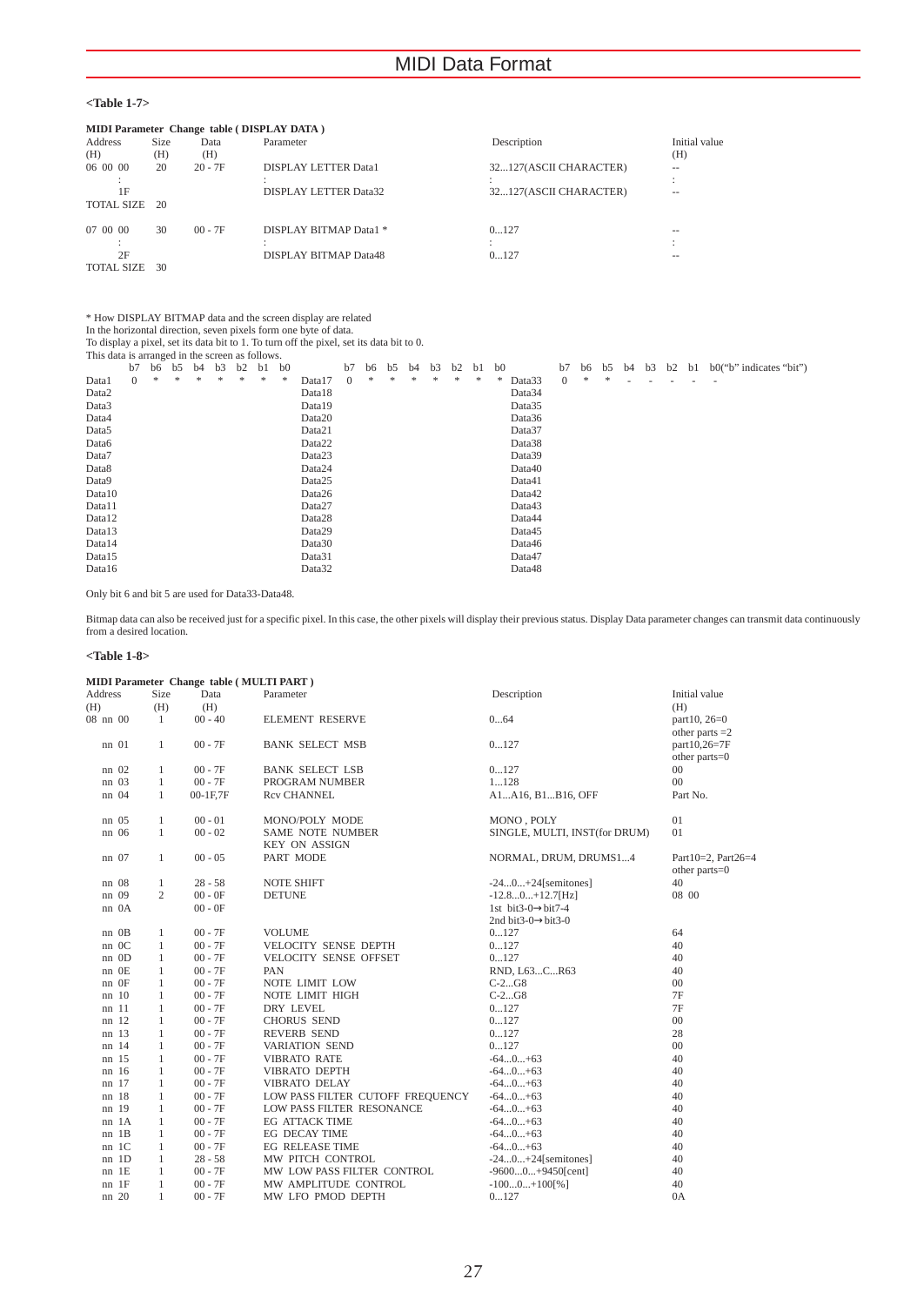**<Table 1-7>**

**MIDI Parameter Change table ( DISPLAY DATA )**

| Address (H) | Size (H) | Data (H) | Parameter | Description | Initial value (H) |
|---|---|---|---|---|---|
| 06 00 00 | 20 | 20 - 7F | DISPLAY LETTER Data1 | 32...127(ASCII CHARACTER) | -- |
| : | | | : | : | : |
| 1F | | | DISPLAY LETTER Data32 | 32...127(ASCII CHARACTER) | -- |
| TOTAL SIZE | 20 | | | | |
| 07 00 00 | 30 | 00 - 7F | DISPLAY BITMAP Data1 * | 0...127 | -- |
| : | | | : | : | : |
| 2F | | | DISPLAY BITMAP Data48 | 0...127 | -- |
| TOTAL SIZE | 30 | | | | |

* How DISPLAY BITMAP data and the screen display are related
In the horizontal direction, seven pixels form one byte of data.
To display a pixel, set its data bit to 1. To turn off the pixel, set its data bit to 0.
This data is arranged in the screen as follows.

| | b7 | b6 | b5 | b4 | b3 | b2 | b1 | b0 | | b7 | b6 | b5 | b4 | b3 | b2 | b1 | b0 | | b7 | b6 | b5 | b4 | b3 | b2 | b1 | b0("b" indicates "bit") |
|---|---|---|---|---|---|---|---|---|---|---|---|---|---|---|---|---|---|---|---|---|---|---|---|---|---|---|
| Data1 | 0 | * | * | * | * | * | * | * | Data17 | 0 | * | * | * | * | * | * | * | Data33 | 0 | * | * | - | - | - | - | - |
| Data2 | | | | | | | | | Data18 | | | | | | | | | Data34 | | | | | | | | |
| Data3 | | | | | | | | | Data19 | | | | | | | | | Data35 | | | | | | | | |
| Data4 | | | | | | | | | Data20 | | | | | | | | | Data36 | | | | | | | | |
| Data5 | | | | | | | | | Data21 | | | | | | | | | Data37 | | | | | | | | |
| Data6 | | | | | | | | | Data22 | | | | | | | | | Data38 | | | | | | | | |
| Data7 | | | | | | | | | Data23 | | | | | | | | | Data39 | | | | | | | | |
| Data8 | | | | | | | | | Data24 | | | | | | | | | Data40 | | | | | | | | |
| Data9 | | | | | | | | | Data25 | | | | | | | | | Data41 | | | | | | | | |
| Data10 | | | | | | | | | Data26 | | | | | | | | | Data42 | | | | | | | | |
| Data11 | | | | | | | | | Data27 | | | | | | | | | Data43 | | | | | | | | |
| Data12 | | | | | | | | | Data28 | | | | | | | | | Data44 | | | | | | | | |
| Data13 | | | | | | | | | Data29 | | | | | | | | | Data45 | | | | | | | | |
| Data14 | | | | | | | | | Data30 | | | | | | | | | Data46 | | | | | | | | |
| Data15 | | | | | | | | | Data31 | | | | | | | | | Data47 | | | | | | | | |
| Data16 | | | | | | | | | Data32 | | | | | | | | | Data48 | | | | | | | | |

Only bit 6 and bit 5 are used for Data33-Data48.

Bitmap data can also be received just for a specific pixel. In this case, the other pixels will display their previous status. Display Data parameter changes can transmit data continuously from a desired location.

**<Table 1-8>**

**MIDI Parameter Change table ( MULTI PART )**

| Address (H) | Size (H) | Data (H) | Parameter | Description | Initial value (H) |
|---|---|---|---|---|---|
| 08 nn 00 | 1 | 00 - 40 | ELEMENT RESERVE | 0...64 | part10, 26=0 other parts =2 |
| nn 01 | 1 | 00 - 7F | BANK SELECT MSB | 0...127 | part10,26=7F other parts=0 |
| nn 02 | 1 | 00 - 7F | BANK SELECT LSB | 0...127 | 00 |
| nn 03 | 1 | 00 - 7F | PROGRAM NUMBER | 1...128 | 00 |
| nn 04 | 1 | 00-1F,7F | Rcv CHANNEL | A1...A16, B1...B16, OFF | Part No. |
| nn 05 | 1 | 00 - 01 | MONO/POLY MODE | MONO , POLY | 01 |
| nn 06 | 1 | 00 - 02 | SAME NOTE NUMBER KEY ON ASSIGN | SINGLE, MULTI, INST(for DRUM) | 01 |
| nn 07 | 1 | 00 - 05 | PART MODE | NORMAL, DRUM, DRUMS1...4 | Part10=2, Part26=4 other parts=0 |
| nn 08 | 1 | 28 - 58 | NOTE SHIFT | -24...0...+24[semitones] | 40 |
| nn 09 | 2 | 00 - 0F | DETUNE | -12.8...0...+12.7[Hz] | 08 00 |
| nn 0A | | 00 - 0F | | 1st bit3-0→bit7-4 2nd bit3-0→bit3-0 | |
| nn 0B | 1 | 00 - 7F | VOLUME | 0...127 | 64 |
| nn 0C | 1 | 00 - 7F | VELOCITY SENSE DEPTH | 0...127 | 40 |
| nn 0D | 1 | 00 - 7F | VELOCITY SENSE OFFSET | 0...127 | 40 |
| nn 0E | 1 | 00 - 7F | PAN | RND, L63...C...R63 | 40 |
| nn 0F | 1 | 00 - 7F | NOTE LIMIT LOW | C-2...G8 | 00 |
| nn 10 | 1 | 00 - 7F | NOTE LIMIT HIGH | C-2...G8 | 7F |
| nn 11 | 1 | 00 - 7F | DRY LEVEL | 0...127 | 7F |
| nn 12 | 1 | 00 - 7F | CHORUS SEND | 0...127 | 00 |
| nn 13 | 1 | 00 - 7F | REVERB SEND | 0...127 | 28 |
| nn 14 | 1 | 00 - 7F | VARIATION SEND | 0...127 | 00 |
| nn 15 | 1 | 00 - 7F | VIBRATO RATE | -64...0...+63 | 40 |
| nn 16 | 1 | 00 - 7F | VIBRATO DEPTH | -64...0...+63 | 40 |
| nn 17 | 1 | 00 - 7F | VIBRATO DELAY | -64...0...+63 | 40 |
| nn 18 | 1 | 00 - 7F | LOW PASS FILTER CUTOFF FREQUENCY | -64...0...+63 | 40 |
| nn 19 | 1 | 00 - 7F | LOW PASS FILTER RESONANCE | -64...0...+63 | 40 |
| nn 1A | 1 | 00 - 7F | EG ATTACK TIME | -64...0...+63 | 40 |
| nn 1B | 1 | 00 - 7F | EG DECAY TIME | -64...0...+63 | 40 |
| nn 1C | 1 | 00 - 7F | EG RELEASE TIME | -64...0...+63 | 40 |
| nn 1D | 1 | 28 - 58 | MW PITCH CONTROL | -24...0...+24[semitones] | 40 |
| nn 1E | 1 | 00 - 7F | MW LOW PASS FILTER CONTROL | -9600...0...+9450[cent] | 40 |
| nn 1F | 1 | 00 - 7F | MW AMPLITUDE CONTROL | -100...0...+100[%] | 40 |
| nn 20 | 1 | 00 - 7F | MW LFO PMOD DEPTH | 0...127 | 0A |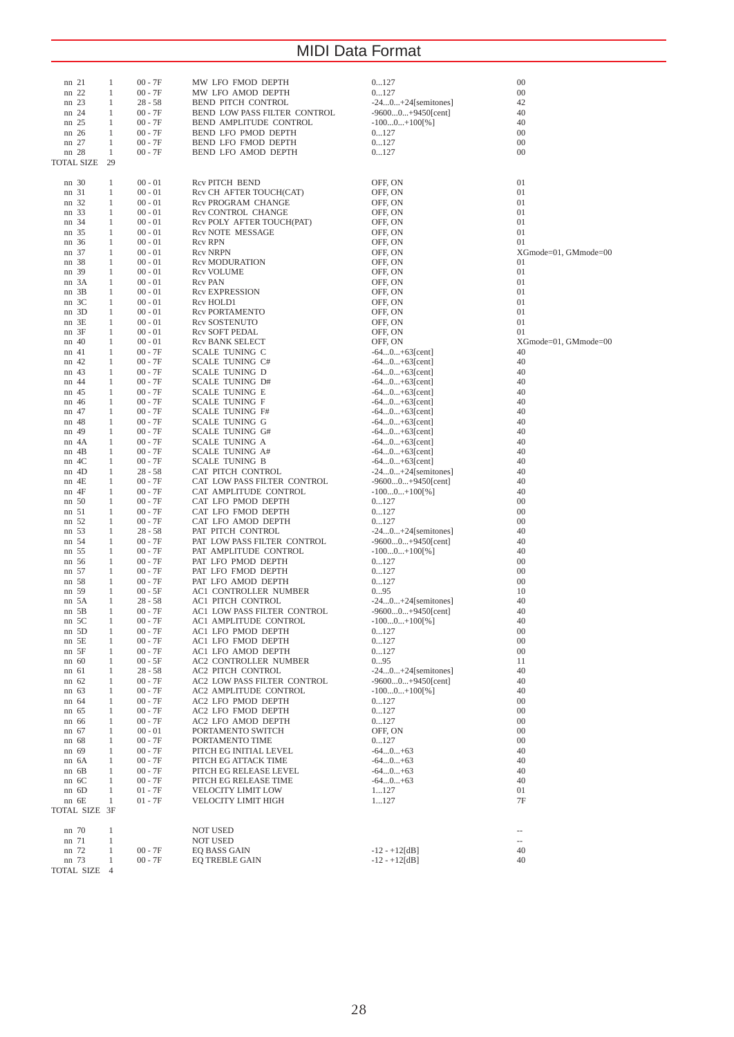| | | | | | |
|---|---|---|---|---|---|
| nn 21 | 1 | 00 - 7F | MW LFO FMOD DEPTH | 0...127 | 00 |
| nn 22 | 1 | 00 - 7F | MW LFO AMOD DEPTH | 0...127 | 00 |
| nn 23 | 1 | 28 - 58 | BEND PITCH CONTROL | -24...0...+24[semitones] | 42 |
| nn 24 | 1 | 00 - 7F | BEND LOW PASS FILTER CONTROL | -9600...0...+9450[cent] | 40 |
| nn 25 | 1 | 00 - 7F | BEND AMPLITUDE CONTROL | -100...0...+100[%] | 40 |
| nn 26 | 1 | 00 - 7F | BEND LFO PMOD DEPTH | 0...127 | 00 |
| nn 27 | 1 | 00 - 7F | BEND LFO FMOD DEPTH | 0...127 | 00 |
| nn 28 | 1 | 00 - 7F | BEND LFO AMOD DEPTH | 0...127 | 00 |
| TOTAL SIZE | 29 | | | | |

| | | | | | |
|---|---|---|---|---|---|
| nn 30 | 1 | 00 - 01 | Rcv PITCH BEND | OFF, ON | 01 |
| nn 31 | 1 | 00 - 01 | Rcv CH AFTER TOUCH(CAT) | OFF, ON | 01 |
| nn 32 | 1 | 00 - 01 | Rcv PROGRAM CHANGE | OFF, ON | 01 |
| nn 33 | 1 | 00 - 01 | Rcv CONTROL CHANGE | OFF, ON | 01 |
| nn 34 | 1 | 00 - 01 | Rcv POLY AFTER TOUCH(PAT) | OFF, ON | 01 |
| nn 35 | 1 | 00 - 01 | Rcv NOTE MESSAGE | OFF, ON | 01 |
| nn 36 | 1 | 00 - 01 | Rcv RPN | OFF, ON | 01 |
| nn 37 | 1 | 00 - 01 | Rcv NRPN | OFF, ON | XGmode=01, GMmode=00 |
| nn 38 | 1 | 00 - 01 | Rcv MODURATION | OFF, ON | 01 |
| nn 39 | 1 | 00 - 01 | Rcv VOLUME | OFF, ON | 01 |
| nn 3A | 1 | 00 - 01 | Rcv PAN | OFF, ON | 01 |
| nn 3B | 1 | 00 - 01 | Rcv EXPRESSION | OFF, ON | 01 |
| nn 3C | 1 | 00 - 01 | Rcv HOLD1 | OFF, ON | 01 |
| nn 3D | 1 | 00 - 01 | Rcv PORTAMENTO | OFF, ON | 01 |
| nn 3E | 1 | 00 - 01 | Rcv SOSTENUTO | OFF, ON | 01 |
| nn 3F | 1 | 00 - 01 | Rcv SOFT PEDAL | OFF, ON | 01 |
| nn 40 | 1 | 00 - 01 | Rcv BANK SELECT | OFF, ON | XGmode=01, GMmode=00 |
| nn 41 | 1 | 00 - 7F | SCALE TUNING C | -64...0...+63[cent] | 40 |
| nn 42 | 1 | 00 - 7F | SCALE TUNING C# | -64...0...+63[cent] | 40 |
| nn 43 | 1 | 00 - 7F | SCALE TUNING D | -64...0...+63[cent] | 40 |
| nn 44 | 1 | 00 - 7F | SCALE TUNING D# | -64...0...+63[cent] | 40 |
| nn 45 | 1 | 00 - 7F | SCALE TUNING E | -64...0...+63[cent] | 40 |
| nn 46 | 1 | 00 - 7F | SCALE TUNING F | -64...0...+63[cent] | 40 |
| nn 47 | 1 | 00 - 7F | SCALE TUNING F# | -64...0...+63[cent] | 40 |
| nn 48 | 1 | 00 - 7F | SCALE TUNING G | -64...0...+63[cent] | 40 |
| nn 49 | 1 | 00 - 7F | SCALE TUNING G# | -64...0...+63[cent] | 40 |
| nn 4A | 1 | 00 - 7F | SCALE TUNING A | -64...0...+63[cent] | 40 |
| nn 4B | 1 | 00 - 7F | SCALE TUNING A# | -64...0...+63[cent] | 40 |
| nn 4C | 1 | 00 - 7F | SCALE TUNING B | -64...0...+63[cent] | 40 |
| nn 4D | 1 | 28 - 58 | CAT PITCH CONTROL | -24...0...+24[semitones] | 40 |
| nn 4E | 1 | 00 - 7F | CAT LOW PASS FILTER CONTROL | -9600...0...+9450[cent] | 40 |
| nn 4F | 1 | 00 - 7F | CAT AMPLITUDE CONTROL | -100...0...+100[%] | 40 |
| nn 50 | 1 | 00 - 7F | CAT LFO PMOD DEPTH | 0...127 | 00 |
| nn 51 | 1 | 00 - 7F | CAT LFO FMOD DEPTH | 0...127 | 00 |
| nn 52 | 1 | 00 - 7F | CAT LFO AMOD DEPTH | 0...127 | 00 |
| nn 53 | 1 | 28 - 58 | PAT PITCH CONTROL | -24...0...+24[semitones] | 40 |
| nn 54 | 1 | 00 - 7F | PAT LOW PASS FILTER CONTROL | -9600...0...+9450[cent] | 40 |
| nn 55 | 1 | 00 - 7F | PAT AMPLITUDE CONTROL | -100...0...+100[%] | 40 |
| nn 56 | 1 | 00 - 7F | PAT LFO PMOD DEPTH | 0...127 | 00 |
| nn 57 | 1 | 00 - 7F | PAT LFO FMOD DEPTH | 0...127 | 00 |
| nn 58 | 1 | 00 - 7F | PAT LFO AMOD DEPTH | 0...127 | 00 |
| nn 59 | 1 | 00 - 5F | AC1 CONTROLLER NUMBER | 0...95 | 10 |
| nn 5A | 1 | 28 - 58 | AC1 PITCH CONTROL | -24...0...+24[semitones] | 40 |
| nn 5B | 1 | 00 - 7F | AC1 LOW PASS FILTER CONTROL | -9600...0...+9450[cent] | 40 |
| nn 5C | 1 | 00 - 7F | AC1 AMPLITUDE CONTROL | -100...0...+100[%] | 40 |
| nn 5D | 1 | 00 - 7F | AC1 LFO PMOD DEPTH | 0...127 | 00 |
| nn 5E | 1 | 00 - 7F | AC1 LFO FMOD DEPTH | 0...127 | 00 |
| nn 5F | 1 | 00 - 7F | AC1 LFO AMOD DEPTH | 0...127 | 00 |
| nn 60 | 1 | 00 - 5F | AC2 CONTROLLER NUMBER | 0...95 | 11 |
| nn 61 | 1 | 28 - 58 | AC2 PITCH CONTROL | -24...0...+24[semitones] | 40 |
| nn 62 | 1 | 00 - 7F | AC2 LOW PASS FILTER CONTROL | -9600...0...+9450[cent] | 40 |
| nn 63 | 1 | 00 - 7F | AC2 AMPLITUDE CONTROL | -100...0...+100[%] | 40 |
| nn 64 | 1 | 00 - 7F | AC2 LFO PMOD DEPTH | 0...127 | 00 |
| nn 65 | 1 | 00 - 7F | AC2 LFO FMOD DEPTH | 0...127 | 00 |
| nn 66 | 1 | 00 - 7F | AC2 LFO AMOD DEPTH | 0...127 | 00 |
| nn 67 | 1 | 00 - 01 | PORTAMENTO SWITCH | OFF, ON | 00 |
| nn 68 | 1 | 00 - 7F | PORTAMENTO TIME | 0...127 | 00 |
| nn 69 | 1 | 00 - 7F | PITCH EG INITIAL LEVEL | -64...0...+63 | 40 |
| nn 6A | 1 | 00 - 7F | PITCH EG ATTACK TIME | -64...0...+63 | 40 |
| nn 6B | 1 | 00 - 7F | PITCH EG RELEASE LEVEL | -64...0...+63 | 40 |
| nn 6C | 1 | 00 - 7F | PITCH EG RELEASE TIME | -64...0...+63 | 40 |
| nn 6D | 1 | 01 - 7F | VELOCITY LIMIT LOW | 1...127 | 01 |
| nn 6E | 1 | 01 - 7F | VELOCITY LIMIT HIGH | 1...127 | 7F |
| TOTAL SIZE | 3F | | | | |

| | | | | | |
|---|---|---|---|---|---|
| nn 70 | 1 | | NOT USED | | -- |
| nn 71 | 1 | | NOT USED | | -- |
| nn 72 | 1 | 00 - 7F | EQ BASS GAIN | -12 - +12[dB] | 40 |
| nn 73 | 1 | 00 - 7F | EQ TREBLE GAIN | -12 - +12[dB] | 40 |
| TOTAL SIZE | 4 | | | | |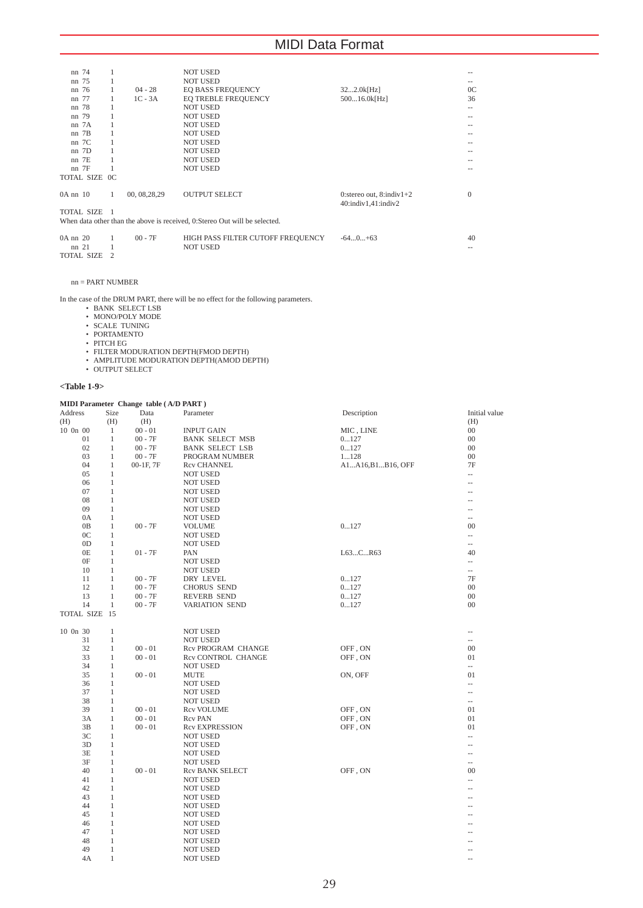| Address | Size | Data | Parameter | Description | Initial value |
|---|---|---|---|---|---|
| nn 74 | 1 | | NOT USED | | -- |
| nn 75 | 1 | | NOT USED | | -- |
| nn 76 | 1 | 04 - 28 | EQ BASS FREQUENCY | 32...2.0k[Hz] | 0C |
| nn 77 | 1 | 1C - 3A | EQ TREBLE FREQUENCY | 500...16.0k[Hz] | 36 |
| nn 78 | 1 | | NOT USED | | -- |
| nn 79 | 1 | | NOT USED | | -- |
| nn 7A | 1 | | NOT USED | | -- |
| nn 7B | 1 | | NOT USED | | -- |
| nn 7C | 1 | | NOT USED | | -- |
| nn 7D | 1 | | NOT USED | | -- |
| nn 7E | 1 | | NOT USED | | -- |
| nn 7F | 1 | | NOT USED | | -- |
| TOTAL SIZE 0C | | | | | |

| Address | Size | Data | Parameter | Description | Initial value |
|---|---|---|---|---|---|
| 0A nn 10 | 1 | 00, 08,28,29 | OUTPUT SELECT | 0:stereo out, 8:indiv1+2 40:indiv1,41:indiv2 | 0 |
| TOTAL SIZE 1 | | | | | |

When data other than the above is received, 0:Stereo Out will be selected.

| Address | Size | Data | Parameter | Description | Initial value |
|---|---|---|---|---|---|
| 0A nn 20 | 1 | 00 - 7F | HIGH PASS FILTER CUTOFF FREQUENCY | -64...0...+63 | 40 |
| nn 21 | 1 | | NOT USED | | -- |
| TOTAL SIZE 2 | | | | | |

nn = PART NUMBER

In the case of the DRUM PART, there will be no effect for the following parameters.

- BANK SELECT LSB
- MONO/POLY MODE
- SCALE TUNING
- PORTAMENTO
- PITCH EG
- FILTER MODURATION DEPTH(FMOD DEPTH)
- AMPLITUDE MODURATION DEPTH(AMOD DEPTH)
- OUTPUT SELECT

**<Table 1-9>**

**MIDI Parameter Change table ( A/D PART )**

| Address (H) | Size (H) | Data (H) | Parameter | Description | Initial value (H) |
|---|---|---|---|---|---|
| 10 0n 00 | 1 | 00 - 01 | INPUT GAIN | MIC , LINE | 00 |
| 01 | 1 | 00 - 7F | BANK SELECT MSB | 0...127 | 00 |
| 02 | 1 | 00 - 7F | BANK SELECT LSB | 0...127 | 00 |
| 03 | 1 | 00 - 7F | PROGRAM NUMBER | 1...128 | 00 |
| 04 | 1 | 00-1F, 7F | Rcv CHANNEL | A1...A16,B1...B16, OFF | 7F |
| 05 | 1 | | NOT USED | | -- |
| 06 | 1 | | NOT USED | | -- |
| 07 | 1 | | NOT USED | | -- |
| 08 | 1 | | NOT USED | | -- |
| 09 | 1 | | NOT USED | | -- |
| 0A | 1 | | NOT USED | | -- |
| 0B | 1 | 00 - 7F | VOLUME | 0...127 | 00 |
| 0C | 1 | | NOT USED | | -- |
| 0D | 1 | | NOT USED | | -- |
| 0E | 1 | 01 - 7F | PAN | L63...C...R63 | 40 |
| 0F | 1 | | NOT USED | | -- |
| 10 | 1 | | NOT USED | | -- |
| 11 | 1 | 00 - 7F | DRY LEVEL | 0...127 | 7F |
| 12 | 1 | 00 - 7F | CHORUS SEND | 0...127 | 00 |
| 13 | 1 | 00 - 7F | REVERB SEND | 0...127 | 00 |
| 14 | 1 | 00 - 7F | VARIATION SEND | 0...127 | 00 |
| TOTAL SIZE 15 | | | | | |

| Address (H) | Size (H) | Data (H) | Parameter | Description | Initial value (H) |
|---|---|---|---|---|---|
| 10 0n 30 | 1 | | NOT USED | | -- |
| 31 | 1 | | NOT USED | | -- |
| 32 | 1 | 00 - 01 | Rcv PROGRAM CHANGE | OFF , ON | 00 |
| 33 | 1 | 00 - 01 | Rcv CONTROL CHANGE | OFF , ON | 01 |
| 34 | 1 | | NOT USED | | -- |
| 35 | 1 | 00 - 01 | MUTE | ON, OFF | 01 |
| 36 | 1 | | NOT USED | | -- |
| 37 | 1 | | NOT USED | | -- |
| 38 | 1 | | NOT USED | | -- |
| 39 | 1 | 00 - 01 | Rcv VOLUME | OFF , ON | 01 |
| 3A | 1 | 00 - 01 | Rcv PAN | OFF , ON | 01 |
| 3B | 1 | 00 - 01 | Rcv EXPRESSION | OFF , ON | 01 |
| 3C | 1 | | NOT USED | | -- |
| 3D | 1 | | NOT USED | | -- |
| 3E | 1 | | NOT USED | | -- |
| 3F | 1 | | NOT USED | | -- |
| 40 | 1 | 00 - 01 | Rcv BANK SELECT | OFF , ON | 00 |
| 41 | 1 | | NOT USED | | -- |
| 42 | 1 | | NOT USED | | -- |
| 43 | 1 | | NOT USED | | -- |
| 44 | 1 | | NOT USED | | -- |
| 45 | 1 | | NOT USED | | -- |
| 46 | 1 | | NOT USED | | -- |
| 47 | 1 | | NOT USED | | -- |
| 48 | 1 | | NOT USED | | -- |
| 49 | 1 | | NOT USED | | -- |
| 4A | 1 | | NOT USED | | -- |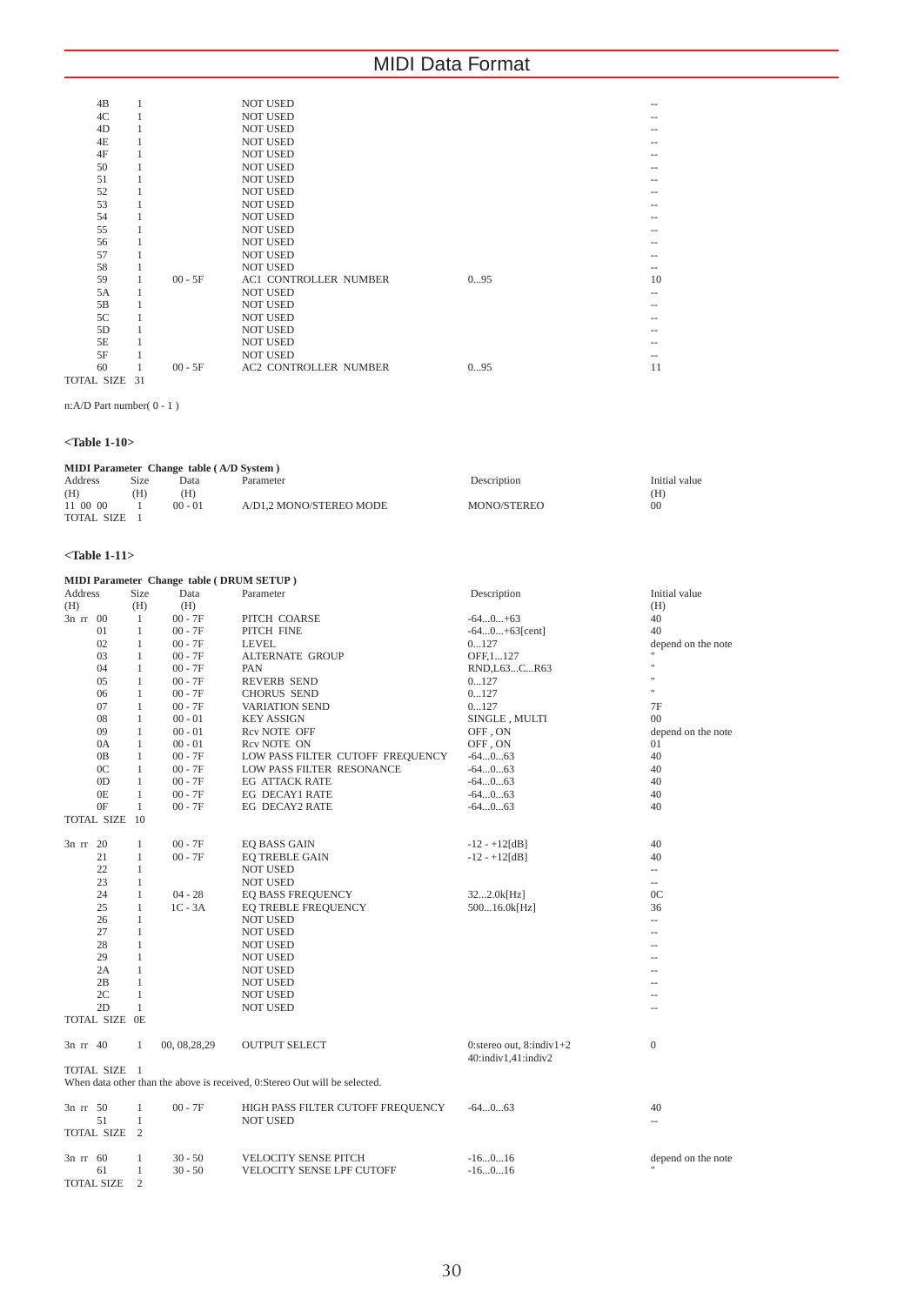| | | | | | |
|---|---|---|---|---|---|
| 4B | 1 | | NOT USED | | -- |
| 4C | 1 | | NOT USED | | -- |
| 4D | 1 | | NOT USED | | -- |
| 4E | 1 | | NOT USED | | -- |
| 4F | 1 | | NOT USED | | -- |
| 50 | 1 | | NOT USED | | -- |
| 51 | 1 | | NOT USED | | -- |
| 52 | 1 | | NOT USED | | -- |
| 53 | 1 | | NOT USED | | -- |
| 54 | 1 | | NOT USED | | -- |
| 55 | 1 | | NOT USED | | -- |
| 56 | 1 | | NOT USED | | -- |
| 57 | 1 | | NOT USED | | -- |
| 58 | 1 | | NOT USED | | -- |
| 59 | 1 | 00 - 5F | AC1 CONTROLLER NUMBER | 0...95 | 10 |
| 5A | 1 | | NOT USED | | -- |
| 5B | 1 | | NOT USED | | -- |
| 5C | 1 | | NOT USED | | -- |
| 5D | 1 | | NOT USED | | -- |
| 5E | 1 | | NOT USED | | -- |
| 5F | 1 | | NOT USED | | -- |
| 60 | 1 | 00 - 5F | AC2 CONTROLLER NUMBER | 0...95 | 11 |
| TOTAL SIZE | 31 | | | | |

n:A/D Part number( 0 - 1 )

**<Table 1-10>**

**MIDI Parameter Change table ( A/D System )**

| Address (H) | Size (H) | Data (H) | Parameter | Description | Initial value (H) |
|---|---|---|---|---|---|
| 11 00 00 | 1 | 00 - 01 | A/D1,2 MONO/STEREO MODE | MONO/STEREO | 00 |
| TOTAL SIZE | 1 | | | | |

**<Table 1-11>**

**MIDI Parameter Change table ( DRUM SETUP )**

| Address (H) | Size (H) | Data (H) | Parameter | Description | Initial value (H) |
|---|---|---|---|---|---|
| 3n rr 00 | 1 | 00 - 7F | PITCH COARSE | -64...0...+63 | 40 |
| 01 | 1 | 00 - 7F | PITCH FINE | -64...0...+63[cent] | 40 |
| 02 | 1 | 00 - 7F | LEVEL | 0...127 | depend on the note |
| 03 | 1 | 00 - 7F | ALTERNATE GROUP | OFF,1...127 | " |
| 04 | 1 | 00 - 7F | PAN | RND,L63...C...R63 | " |
| 05 | 1 | 00 - 7F | REVERB SEND | 0...127 | " |
| 06 | 1 | 00 - 7F | CHORUS SEND | 0...127 | " |
| 07 | 1 | 00 - 7F | VARIATION SEND | 0...127 | 7F |
| 08 | 1 | 00 - 01 | KEY ASSIGN | SINGLE , MULTI | 00 |
| 09 | 1 | 00 - 01 | Rcv NOTE OFF | OFF , ON | depend on the note |
| 0A | 1 | 00 - 01 | Rcv NOTE ON | OFF , ON | 01 |
| 0B | 1 | 00 - 7F | LOW PASS FILTER CUTOFF FREQUENCY | -64...0...63 | 40 |
| 0C | 1 | 00 - 7F | LOW PASS FILTER RESONANCE | -64...0...63 | 40 |
| 0D | 1 | 00 - 7F | EG ATTACK RATE | -64...0...63 | 40 |
| 0E | 1 | 00 - 7F | EG DECAY1 RATE | -64...0...63 | 40 |
| 0F | 1 | 00 - 7F | EG DECAY2 RATE | -64...0...63 | 40 |
| TOTAL SIZE | 10 | | | | |
| | | | | | |
| 3n rr 20 | 1 | 00 - 7F | EQ BASS GAIN | -12 - +12[dB] | 40 |
| 21 | 1 | 00 - 7F | EQ TREBLE GAIN | -12 - +12[dB] | 40 |
| 22 | 1 | | NOT USED | | -- |
| 23 | 1 | | NOT USED | | -- |
| 24 | 1 | 04 - 28 | EQ BASS FREQUENCY | 32...2.0k[Hz] | 0C |
| 25 | 1 | 1C - 3A | EQ TREBLE FREQUENCY | 500...16.0k[Hz] | 36 |
| 26 | 1 | | NOT USED | | -- |
| 27 | 1 | | NOT USED | | -- |
| 28 | 1 | | NOT USED | | -- |
| 29 | 1 | | NOT USED | | -- |
| 2A | 1 | | NOT USED | | -- |
| 2B | 1 | | NOT USED | | -- |
| 2C | 1 | | NOT USED | | -- |
| 2D | 1 | | NOT USED | | -- |
| TOTAL SIZE | 0E | | | | |
| | | | | | |
| 3n rr 40 | 1 | 00, 08,28,29 | OUTPUT SELECT | 0:stereo out, 8:indiv1+2 40:indiv1,41:indiv2 | 0 |
| TOTAL SIZE | 1 | | | | |

When data other than the above is received, 0:Stereo Out will be selected.

| Address (H) | Size (H) | Data (H) | Parameter | Description | Initial value (H) |
|---|---|---|---|---|---|
| 3n rr 50 | 1 | 00 - 7F | HIGH PASS FILTER CUTOFF FREQUENCY | -64...0...63 | 40 |
| 51 | 1 | | NOT USED | | -- |
| TOTAL SIZE | 2 | | | | |
| | | | | | |
| 3n rr 60 | 1 | 30 - 50 | VELOCITY SENSE PITCH | -16...0...16 | depend on the note |
| 61 | 1 | 30 - 50 | VELOCITY SENSE LPF CUTOFF | -16...0...16 | " |
| TOTAL SIZE | 2 | | | | |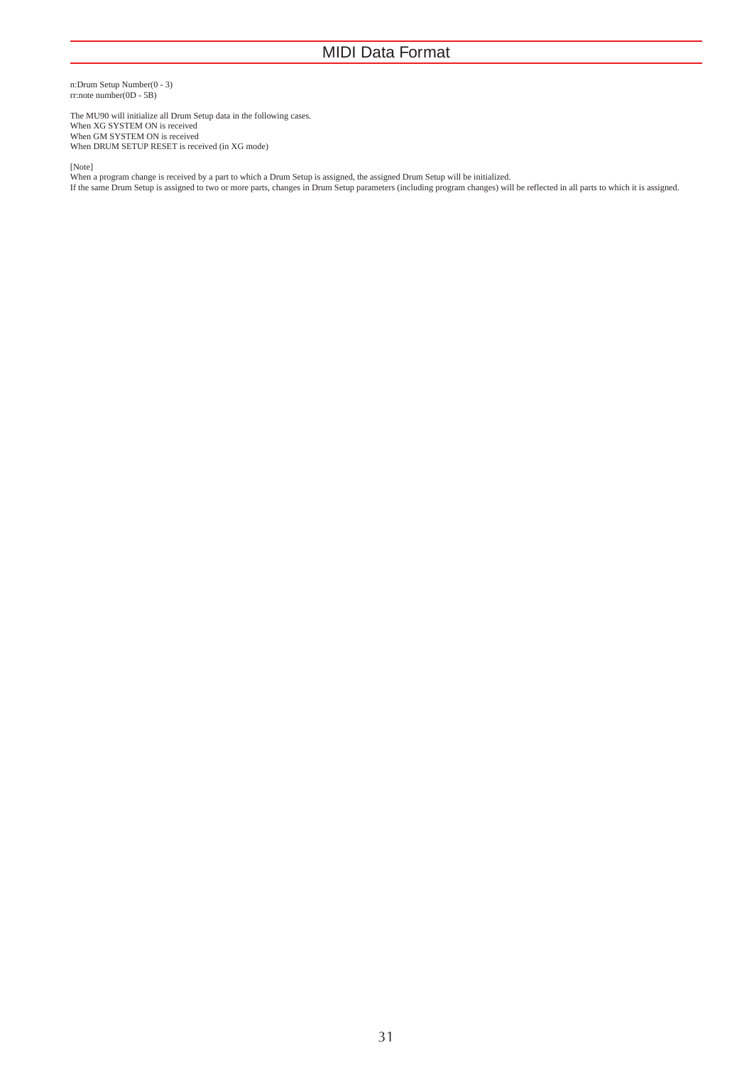n:Drum Setup Number(0 - 3)
rr:note number(0D - 5B)

The MU90 will initialize all Drum Setup data in the following cases.
When XG SYSTEM ON is received
When GM SYSTEM ON is received
When DRUM SETUP RESET is received (in XG mode)

[Note]
When a program change is received by a part to which a Drum Setup is assigned, the assigned Drum Setup will be initialized.
If the same Drum Setup is assigned to two or more parts, changes in Drum Setup parameters (including program changes) will be reflected in all parts to which it is assigned.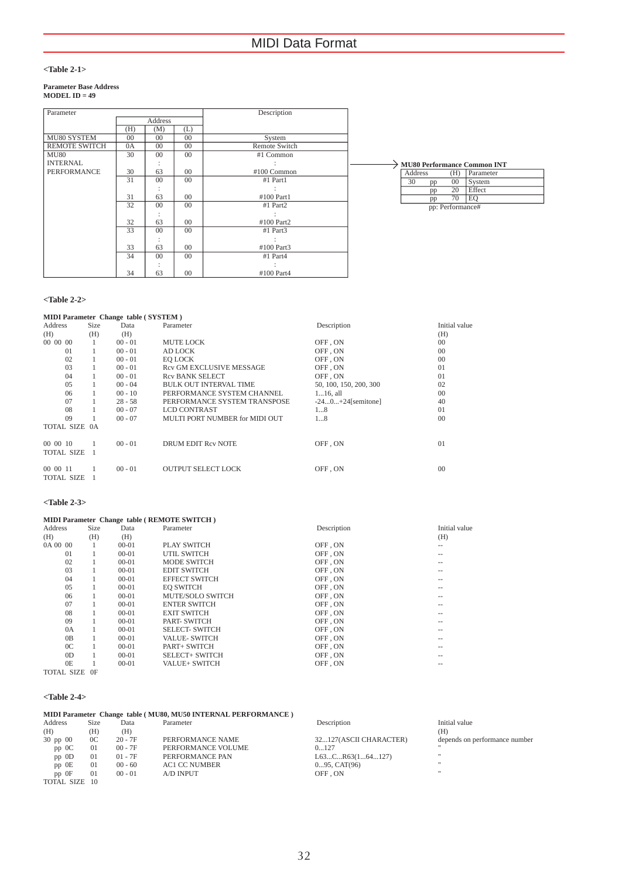## <Table 2-1>

**Parameter Base Address**
**MODEL ID = 49**

| Parameter | Address (H) | Address (M) | Address (L) | Description |
|---|---|---|---|---|
| MU80 SYSTEM | 00 | 00 | 00 | System |
| REMOTE SWITCH | 0A | 00 | 00 | Remote Switch |
| MU80 INTERNAL PERFORMANCE | 30 | 00 | 00 | #1 Common |
| | | : | | : |
| | 30 | 63 | 00 | #100 Common |
| | 31 | 00 | 00 | #1 Part1 |
| | | : | | : |
| | 31 | 63 | 00 | #100 Part1 |
| | 32 | 00 | 00 | #1 Part2 |
| | | : | | : |
| | 32 | 63 | 00 | #100 Part2 |
| | 33 | 00 | 00 | #1 Part3 |
| | | : | | : |
| | 33 | 63 | 00 | #100 Part3 |
| | 34 | 00 | 00 | #1 Part4 |
| | | : | | : |
| | 34 | 63 | 00 | #100 Part4 |

**MU80 Performance Common INT**

| Address | | (H) | Parameter |
|---|---|---|---|
| 30 | pp | 00 | System |
| | pp | 20 | Effect |
| | pp | 70 | EQ |

pp: Performance#

## <Table 2-2>

**MIDI Parameter Change table ( SYSTEM )**

| Address (H) | Size (H) | Data (H) | Parameter | Description | Initial value (H) |
|---|---|---|---|---|---|
| 00 00 00 | 1 | 00 - 01 | MUTE LOCK | OFF , ON | 00 |
| 01 | 1 | 00 - 01 | AD LOCK | OFF , ON | 00 |
| 02 | 1 | 00 - 01 | EQ LOCK | OFF , ON | 00 |
| 03 | 1 | 00 - 01 | Rcv GM EXCLUSIVE MESSAGE | OFF , ON | 01 |
| 04 | 1 | 00 - 01 | Rcv BANK SELECT | OFF , ON | 01 |
| 05 | 1 | 00 - 04 | BULK OUT INTERVAL TIME | 50, 100, 150, 200, 300 | 02 |
| 06 | 1 | 00 - 10 | PERFORMANCE SYSTEM CHANNEL | 1...16, all | 00 |
| 07 | 1 | 28 - 58 | PERFORMANCE SYSTEM TRANSPOSE | -24...0...+24[semitone] | 40 |
| 08 | 1 | 00 - 07 | LCD CONTRAST | 1...8 | 01 |
| 09 | 1 | 00 - 07 | MULTI PORT NUMBER for MIDI OUT | 1...8 | 00 |
| TOTAL SIZE | 0A | | | | |
| 00 00 10 | 1 | 00 - 01 | DRUM EDIT Rcv NOTE | OFF , ON | 01 |
| TOTAL SIZE | 1 | | | | |
| 00 00 11 | 1 | 00 - 01 | OUTPUT SELECT LOCK | OFF , ON | 00 |
| TOTAL SIZE | 1 | | | | |

## <Table 2-3>

**MIDI Parameter Change table ( REMOTE SWITCH )**

| Address (H) | Size (H) | Data (H) | Parameter | Description | Initial value (H) |
|---|---|---|---|---|---|
| 0A 00 00 | 1 | 00-01 | PLAY SWITCH | OFF , ON | -- |
| 01 | 1 | 00-01 | UTIL SWITCH | OFF , ON | -- |
| 02 | 1 | 00-01 | MODE SWITCH | OFF , ON | -- |
| 03 | 1 | 00-01 | EDIT SWITCH | OFF , ON | -- |
| 04 | 1 | 00-01 | EFFECT SWITCH | OFF , ON | -- |
| 05 | 1 | 00-01 | EQ SWITCH | OFF , ON | -- |
| 06 | 1 | 00-01 | MUTE/SOLO SWITCH | OFF , ON | -- |
| 07 | 1 | 00-01 | ENTER SWITCH | OFF , ON | -- |
| 08 | 1 | 00-01 | EXIT SWITCH | OFF , ON | -- |
| 09 | 1 | 00-01 | PART- SWITCH | OFF , ON | -- |
| 0A | 1 | 00-01 | SELECT- SWITCH | OFF , ON | -- |
| 0B | 1 | 00-01 | VALUE- SWITCH | OFF , ON | -- |
| 0C | 1 | 00-01 | PART+ SWITCH | OFF , ON | -- |
| 0D | 1 | 00-01 | SELECT+ SWITCH | OFF , ON | -- |
| 0E | 1 | 00-01 | VALUE+ SWITCH | OFF , ON | -- |
| TOTAL SIZE | 0F | | | | |

## <Table 2-4>

**MIDI Parameter Change table ( MU80, MU50 INTERNAL PERFORMANCE )**

| Address (H) | Size (H) | Data (H) | Parameter | Description | Initial value (H) |
|---|---|---|---|---|---|
| 30 pp 00 | 0C | 20 - 7F | PERFORMANCE NAME | 32...127(ASCII CHARACTER) | depends on performance number |
| pp 0C | 01 | 00 - 7F | PERFORMANCE VOLUME | 0...127 | " |
| pp 0D | 01 | 01 - 7F | PERFORMANCE PAN | L63...C...R63(1...64...127) | " |
| pp 0E | 01 | 00 - 60 | AC1 CC NUMBER | 0...95, CAT(96) | " |
| pp 0F | 01 | 00 - 01 | A/D INPUT | OFF , ON | " |
| TOTAL SIZE | 10 | | | | |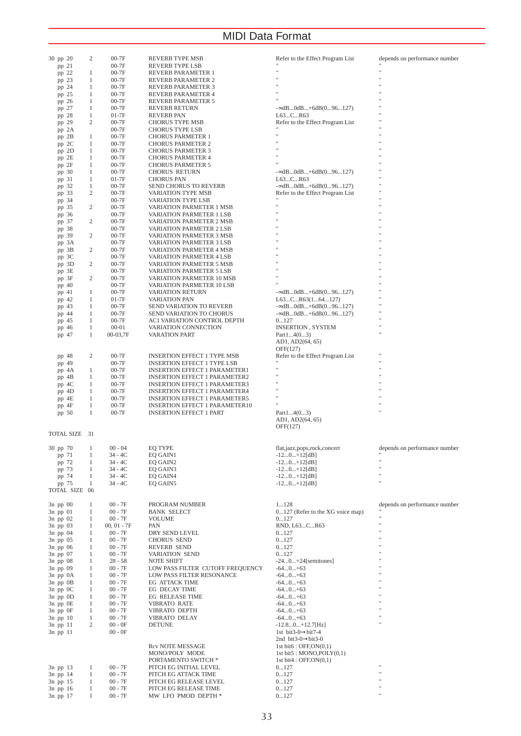# MIDI Data Format

| Address | Size | Data | Parameter | Description | Default |
|---|---|---|---|---|---|
| 30 pp 20 | 2 | 00-7F | REVERB TYPE MSB | Refer to the Effect Program List | depends on performance number |
| pp 21 | | 00-7F | REVERB TYPE LSB | " | " |
| pp 22 | 1 | 00-7F | REVERB PARAMETER 1 | " | " |
| pp 23 | 1 | 00-7F | REVERB PARAMETER 2 | " | " |
| pp 24 | 1 | 00-7F | REVERB PARAMETER 3 | " | " |
| pp 25 | 1 | 00-7F | REVERB PARAMETER 4 | " | " |
| pp 26 | 1 | 00-7F | REVERB PARAMETER 5 | " | " |
| pp 27 | 1 | 00-7F | REVERB RETURN | -∞dB...0dB...+6dB(0...96...127) | " |
| pp 28 | 1 | 01-7F | REVERB PAN | L63...C...R63 | " |
| pp 29 | 2 | 00-7F | CHORUS TYPE MSB | Refer to the Effect Program List | " |
| pp 2A | | 00-7F | CHORUS TYPE LSB | " | " |
| pp 2B | 1 | 00-7F | CHORUS PARMETER 1 | " | " |
| pp 2C | 1 | 00-7F | CHORUS PARMETER 2 | " | " |
| pp 2D | 1 | 00-7F | CHORUS PARMETER 3 | " | " |
| pp 2E | 1 | 00-7F | CHORUS PARMETER 4 | " | " |
| pp 2F | 1 | 00-7F | CHORUS PARMETER 5 | " | " |
| pp 30 | 1 | 00-7F | CHORUS RETURN | -∞dB...0dB...+6dB(0...96...127) | " |
| pp 31 | 1 | 01-7F | CHORUS PAN | L63...C...R63 | " |
| pp 32 | 1 | 00-7F | SEND CHORUS TO REVERB | -∞dB...0dB...+6dB(0...96...127) | " |
| pp 33 | 2 | 00-7F | VARIATION TYPE MSB | Refer to the Effect Program List | " |
| pp 34 | | 00-7F | VARIATION TYPE LSB | " | " |
| pp 35 | 2 | 00-7F | VARIATION PARMETER 1 MSB | " | " |
| pp 36 | | 00-7F | VARIATION PARMETER 1 LSB | " | " |
| pp 37 | 2 | 00-7F | VARIATION PARMETER 2 MSB | " | " |
| pp 38 | | 00-7F | VARIATION PARMETER 2 LSB | " | " |
| pp 39 | 2 | 00-7F | VARIATION PARMETER 3 MSB | " | " |
| pp 3A | | 00-7F | VARIATION PARMETER 3 LSB | " | " |
| pp 3B | 2 | 00-7F | VARIATION PARMETER 4 MSB | " | " |
| pp 3C | | 00-7F | VARIATION PARMETER 4 LSB | " | " |
| pp 3D | 2 | 00-7F | VARIATION PARMETER 5 MSB | " | " |
| pp 3E | | 00-7F | VARIATION PARMETER 5 LSB | " | " |
| pp 3F | 2 | 00-7F | VARIATION PARMETER 10 MSB | " | " |
| pp 40 | | 00-7F | VARIATION PARMETER 10 LSB | " | " |
| pp 41 | 1 | 00-7F | VARIATION RETURN | -∞dB...0dB...+6dB(0...96...127) | " |
| pp 42 | 1 | 01-7F | VARIATION PAN | L63...C...R63(1...64...127) | " |
| pp 43 | 1 | 00-7F | SEND VARIATION TO REVERB | -∞dB...0dB...+6dB(0...96...127) | " |
| pp 44 | 1 | 00-7F | SEND VARIATION TO CHORUS | -∞dB...0dB...+6dB(0...96...127) | " |
| pp 45 | 1 | 00-7F | AC1 VARIATION CONTROL DEPTH | 0...127 | " |
| pp 46 | 1 | 00-01 | VARIATION CONNECTION | INSERTION , SYSTEM | " |
| pp 47 | 1 | 00-03,7F | VARATION PART | Part1...4(0...3) AD1, AD2(64, 65) OFF(127) | " |
| pp 48 | 2 | 00-7F | INSERTION EFFECT 1 TYPE MSB | Refer to the Effect Program List | " |
| pp 49 | | 00-7F | INSERTION EFFECT 1 TYPE LSB | " | " |
| pp 4A | 1 | 00-7F | INSERTION EFFECT 1 PARAMETER1 | " | " |
| pp 4B | 1 | 00-7F | INSERTION EFFECT 1 PARAMETER2 | " | " |
| pp 4C | 1 | 00-7F | INSERTION EFFECT 1 PARAMETER3 | " | " |
| pp 4D | 1 | 00-7F | INSERTION EFFECT 1 PARAMETER4 | " | " |
| pp 4E | 1 | 00-7F | INSERTION EFFECT 1 PARAMETER5 | " | " |
| pp 4F | 1 | 00-7F | INSERTION EFFECT 1 PARAMETER10 | " | " |
| pp 50 | 1 | 00-7F | INSERTION EFFECT 1 PART | Part1...4(0...3) AD1, AD2(64, 65) OFF(127) | " |
| TOTAL SIZE | 31 | | | | |

| Address | Size | Data | Parameter | Description | Default |
|---|---|---|---|---|---|
| 30 pp 70 | 1 | 00 - 04 | EQ TYPE | flat,jazz,pops,rock,concert | depends on performance number |
| pp 71 | 1 | 34 - 4C | EQ GAIN1 | -12...0...+12[dB] | " |
| pp 72 | 1 | 34 - 4C | EQ GAIN2 | -12...0...+12[dB] | " |
| pp 73 | 1 | 34 - 4C | EQ GAIN3 | -12...0...+12[dB] | " |
| pp 74 | 1 | 34 - 4C | EQ GAIN4 | -12...0...+12[dB] | " |
| pp 75 | 1 | 34 - 4C | EQ GAIN5 | -12...0...+12[dB] | " |
| TOTAL SIZE | 06 | | | | |

| Address | Size | Data | Parameter | Description | Default |
|---|---|---|---|---|---|
| 3n pp 00 | 1 | 00 - 7F | PROGRAM NUMBER | 1...128 | depends on performance number |
| 3n pp 01 | 1 | 00 - 7F | BANK SELECT | 0...127 (Refer to the XG voice map) | " |
| 3n pp 02 | 1 | 00 - 7F | VOLUME | 0...127 | " |
| 3n pp 03 | 1 | 00, 01 - 7F | PAN | RND, L63...C...R63 | " |
| 3n pp 04 | 1 | 00 - 7F | DRY SEND LEVEL | 0...127 | " |
| 3n pp 05 | 1 | 00 - 7F | CHORUS SEND | 0...127 | " |
| 3n pp 06 | 1 | 00 - 7F | REVERB SEND | 0...127 | " |
| 3n pp 07 | 1 | 00 - 7F | VARIATION SEND | 0...127 | " |
| 3n pp 08 | 1 | 28 - 58 | NOTE SHIFT | -24...0...+24[semitones] | " |
| 3n pp 09 | 1 | 00 - 7F | LOW PASS FILTER CUTOFF FREQUENCY | -64...0...+63 | " |
| 3n pp 0A | 1 | 00 - 7F | LOW PASS FILTER RESONANCE | -64...0...+63 | " |
| 3n pp 0B | 1 | 00 - 7F | EG ATTACK TIME | -64...0...+63 | " |
| 3n pp 0C | 1 | 00 - 7F | EG DECAY TIME | -64...0...+63 | " |
| 3n pp 0D | 1 | 00 - 7F | EG RELEASE TIME | -64...0...+63 | " |
| 3n pp 0E | 1 | 00 - 7F | VIBRATO RATE | -64...0...+63 | " |
| 3n pp 0F | 1 | 00 - 7F | VIBRATO DEPTH | -64...0...+63 | " |
| 3n pp 10 | 1 | 00 - 7F | VIBRATO DELAY | -64...0...+63 | " |
| 3n pp 11 | 2 | 00 - 0F | DETUNE | -12.8...0...+12.7[Hz] | " |
| 3n pp 11 | | 00 - 0F | | 1st bit3-0→bit7-4 2nd bit3-0→bit3-0 | |
| | | | Rcv NOTE MESSAGE | 1st bit6 : OFF,ON(0,1) | |
| | | | MONO/POLY MODE | 1st bit5 : MONO,POLY(0,1) | |
| | | | PORTAMENTO SWITCH * | 1st bit4 : OFF,ON(0,1) | |
| 3n pp 13 | 1 | 00 - 7F | PITCH EG INITIAL LEVEL | 0...127 | " |
| 3n pp 14 | 1 | 00 - 7F | PITCH EG ATTACK TIME | 0...127 | " |
| 3n pp 15 | 1 | 00 - 7F | PITCH EG RELEASE LEVEL | 0...127 | " |
| 3n pp 16 | 1 | 00 - 7F | PITCH EG RELEASE TIME | 0...127 | " |
| 3n pp 17 | 1 | 00 - 7F | MW LFO PMOD DEPTH * | 0...127 | " |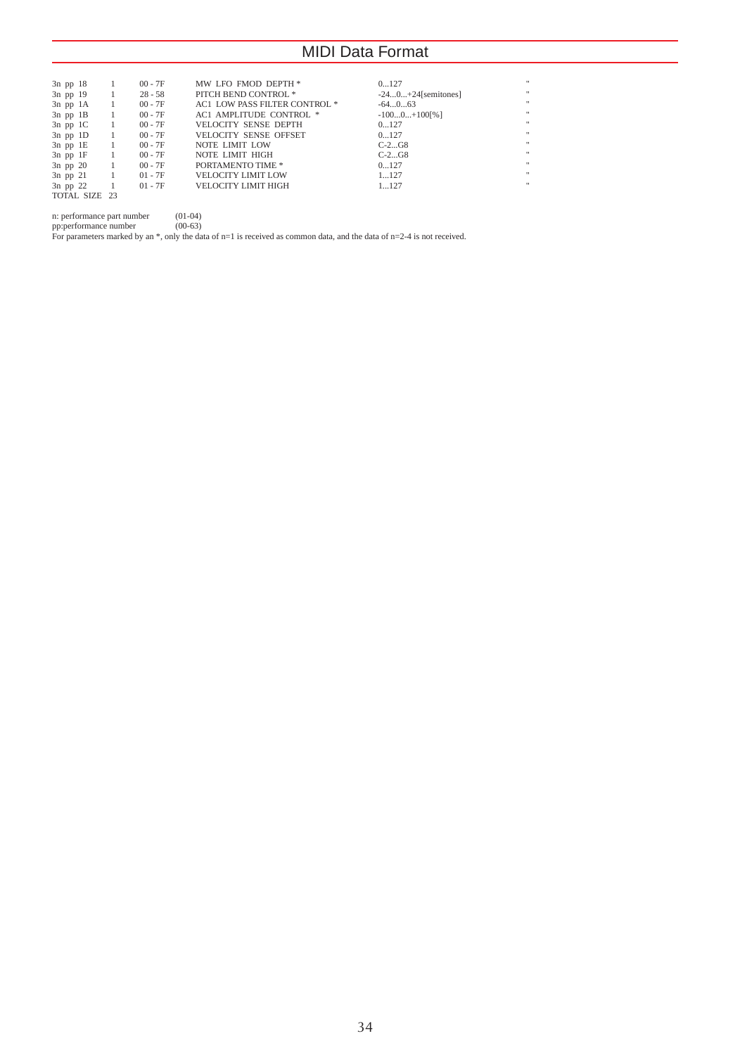| | | | | | |
|---|---|---|---|---|---|
| 3n pp 18 | 1 | 00 - 7F | MW LFO FMOD DEPTH * | 0...127 | " |
| 3n pp 19 | 1 | 28 - 58 | PITCH BEND CONTROL * | -24...0...+24[semitones] | " |
| 3n pp 1A | 1 | 00 - 7F | AC1 LOW PASS FILTER CONTROL * | -64...0...63 | " |
| 3n pp 1B | 1 | 00 - 7F | AC1 AMPLITUDE CONTROL * | -100...0...+100[%] | " |
| 3n pp 1C | 1 | 00 - 7F | VELOCITY SENSE DEPTH | 0...127 | " |
| 3n pp 1D | 1 | 00 - 7F | VELOCITY SENSE OFFSET | 0...127 | " |
| 3n pp 1E | 1 | 00 - 7F | NOTE LIMIT LOW | C-2...G8 | " |
| 3n pp 1F | 1 | 00 - 7F | NOTE LIMIT HIGH | C-2...G8 | " |
| 3n pp 20 | 1 | 00 - 7F | PORTAMENTO TIME * | 0...127 | " |
| 3n pp 21 | 1 | 01 - 7F | VELOCITY LIMIT LOW | 1...127 | " |
| 3n pp 22 | 1 | 01 - 7F | VELOCITY LIMIT HIGH | 1...127 | " |
| TOTAL SIZE | 23 | | | | |

n: performance part number (01-04)
pp:performance number (00-63)
For parameters marked by an *, only the data of n=1 is received as common data, and the data of n=2-4 is not received.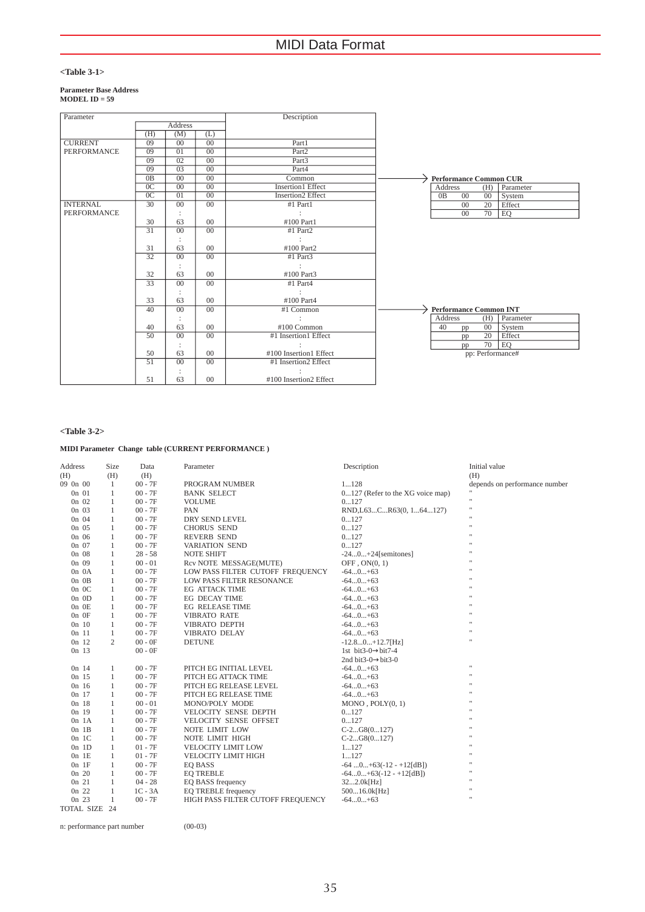**<Table 3-1>**

**Parameter Base Address**
**MODEL ID = 59**

| Parameter | Address (H) | (M) | (L) | Description |
|---|---|---|---|---|
| CURRENT PERFORMANCE | 09 | 00 | 00 | Part1 |
| | 09 | 01 | 00 | Part2 |
| | 09 | 02 | 00 | Part3 |
| | 09 | 03 | 00 | Part4 |
| | 0B | 00 | 00 | Common |
| | 0C | 00 | 00 | Insertion1 Effect |
| | 0C | 01 | 00 | Insertion2 Effect |
| INTERNAL PERFORMANCE | 30 | 00 | 00 | #1 Part1 |
| | | : | | : |
| | 30 | 63 | 00 | #100 Part1 |
| | 31 | 00 | 00 | #1 Part2 |
| | | : | | : |
| | 31 | 63 | 00 | #100 Part2 |
| | 32 | 00 | 00 | #1 Part3 |
| | | : | | : |
| | 32 | 63 | 00 | #100 Part3 |
| | 33 | 00 | 00 | #1 Part4 |
| | | : | | : |
| | 33 | 63 | 00 | #100 Part4 |
| | 40 | 00 | 00 | #1 Common |
| | | : | | : |
| | 40 | 63 | 00 | #100 Common |
| | 50 | 00 | 00 | #1 Insertion1 Effect |
| | | : | | : |
| | 50 | 63 | 00 | #100 Insertion1 Effect |
| | 51 | 00 | 00 | #1 Insertion2 Effect |
| | | : | | : |
| | 51 | 63 | 00 | #100 Insertion2 Effect |

**Performance Common CUR**

| Address | | (H) | Parameter |
|---|---|---|---|
| 0B | 00 | 00 | System |
| | 00 | 20 | Effect |
| | 00 | 70 | EQ |

**Performance Common INT**

| Address | | (H) | Parameter |
|---|---|---|---|
| 40 | pp | 00 | System |
| | pp | 20 | Effect |
| | pp | 70 | EQ |

pp: Performance#

**<Table 3-2>**

**MIDI Parameter Change table (CURRENT PERFORMANCE )**

| Address (H) | Size (H) | Data (H) | Parameter | Description | Initial value (H) |
|---|---|---|---|---|---|
| 09 0n 00 | 1 | 00 - 7F | PROGRAM NUMBER | 1...128 | depends on performance number |
| 0n 01 | 1 | 00 - 7F | BANK SELECT | 0...127 (Refer to the XG voice map) | " |
| 0n 02 | 1 | 00 - 7F | VOLUME | 0...127 | " |
| 0n 03 | 1 | 00 - 7F | PAN | RND,L63...C...R63(0, 1...64...127) | " |
| 0n 04 | 1 | 00 - 7F | DRY SEND LEVEL | 0...127 | " |
| 0n 05 | 1 | 00 - 7F | CHORUS SEND | 0...127 | " |
| 0n 06 | 1 | 00 - 7F | REVERB SEND | 0...127 | " |
| 0n 07 | 1 | 00 - 7F | VARIATION SEND | 0...127 | " |
| 0n 08 | 1 | 28 - 58 | NOTE SHIFT | -24...0...+24[semitones] | " |
| 0n 09 | 1 | 00 - 01 | Rcv NOTE MESSAGE(MUTE) | OFF , ON(0, 1) | " |
| 0n 0A | 1 | 00 - 7F | LOW PASS FILTER CUTOFF FREQUENCY | -64...0...+63 | " |
| 0n 0B | 1 | 00 - 7F | LOW PASS FILTER RESONANCE | -64...0...+63 | " |
| 0n 0C | 1 | 00 - 7F | EG ATTACK TIME | -64...0...+63 | " |
| 0n 0D | 1 | 00 - 7F | EG DECAY TIME | -64...0...+63 | " |
| 0n 0E | 1 | 00 - 7F | EG RELEASE TIME | -64...0...+63 | " |
| 0n 0F | 1 | 00 - 7F | VIBRATO RATE | -64...0...+63 | " |
| 0n 10 | 1 | 00 - 7F | VIBRATO DEPTH | -64...0...+63 | " |
| 0n 11 | 1 | 00 - 7F | VIBRATO DELAY | -64...0...+63 | " |
| 0n 12 | 2 | 00 - 0F | DETUNE | -12.8...0...+12.7[Hz] | " |
| 0n 13 | | 00 - 0F | | 1st bit3-0→bit7-4<br>2nd bit3-0→bit3-0 | |
| 0n 14 | 1 | 00 - 7F | PITCH EG INITIAL LEVEL | -64...0...+63 | " |
| 0n 15 | 1 | 00 - 7F | PITCH EG ATTACK TIME | -64...0...+63 | " |
| 0n 16 | 1 | 00 - 7F | PITCH EG RELEASE LEVEL | -64...0...+63 | " |
| 0n 17 | 1 | 00 - 7F | PITCH EG RELEASE TIME | -64...0...+63 | " |
| 0n 18 | 1 | 00 - 01 | MONO/POLY MODE | MONO , POLY(0, 1) | " |
| 0n 19 | 1 | 00 - 7F | VELOCITY SENSE DEPTH | 0...127 | " |
| 0n 1A | 1 | 00 - 7F | VELOCITY SENSE OFFSET | 0...127 | " |
| 0n 1B | 1 | 00 - 7F | NOTE LIMIT LOW | C-2...G8(0...127) | " |
| 0n 1C | 1 | 00 - 7F | NOTE LIMIT HIGH | C-2...G8(0...127) | " |
| 0n 1D | 1 | 01 - 7F | VELOCITY LIMIT LOW | 1...127 | " |
| 0n 1E | 1 | 01 - 7F | VELOCITY LIMIT HIGH | 1...127 | " |
| 0n 1F | 1 | 00 - 7F | EQ BASS | -64 ...0...+63(-12 - +12[dB]) | " |
| 0n 20 | 1 | 00 - 7F | EQ TREBLE | -64...0...+63(-12 - +12[dB]) | " |
| 0n 21 | 1 | 04 - 28 | EQ BASS frequency | 32...2.0k[Hz] | " |
| 0n 22 | 1 | 1C - 3A | EQ TREBLE frequency | 500...16.0k[Hz] | " |
| 0n 23 | 1 | 00 - 7F | HIGH PASS FILTER CUTOFF FREQUENCY | -64...0...+63 | " |
| TOTAL SIZE | 24 | | | | |

n: performance part number (00-03)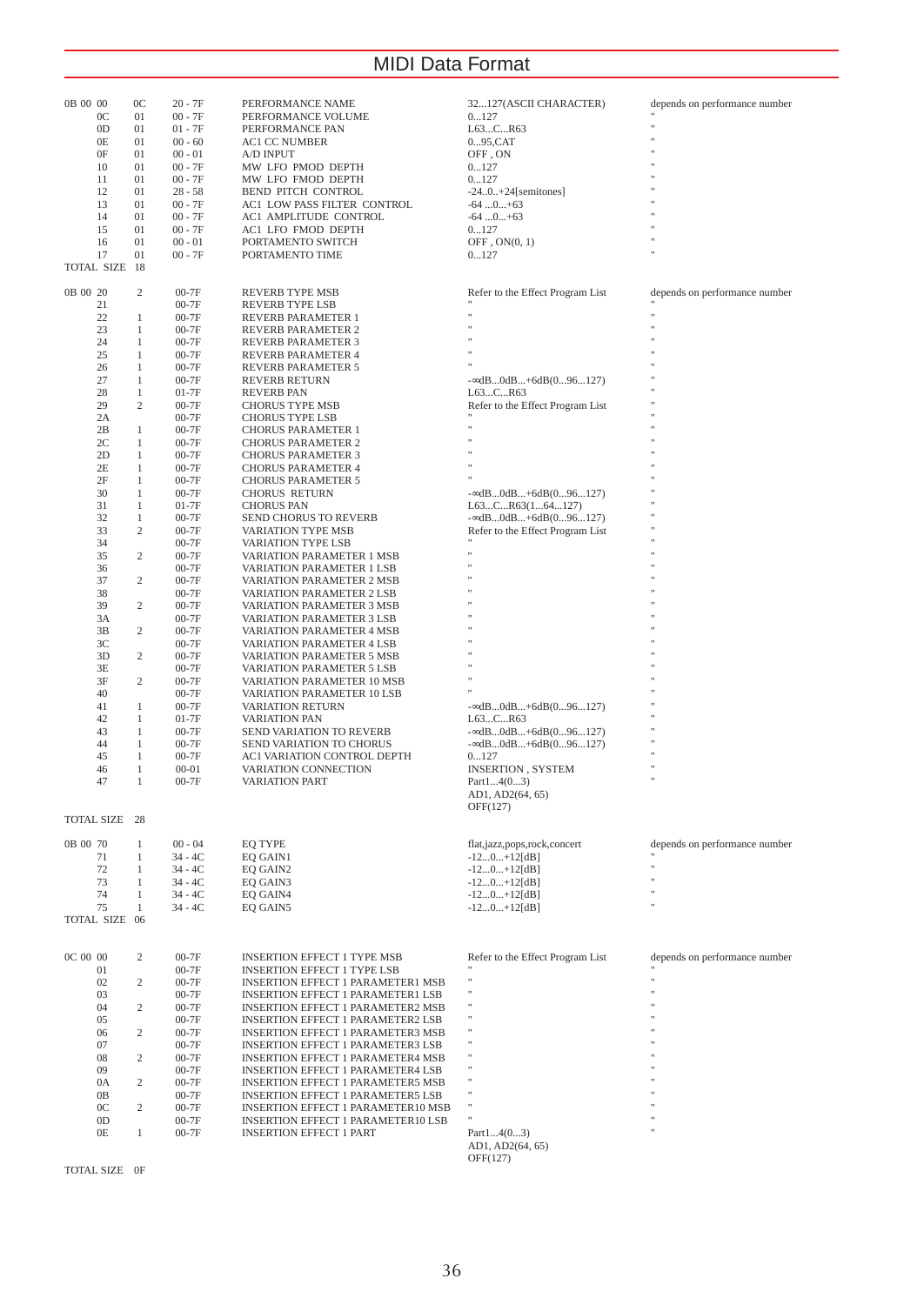# MIDI Data Format

| Address | Size | Data | Parameter | Description | Default |
|---|---|---|---|---|---|
| 0B 00 00 | 0C | 20 - 7F | PERFORMANCE NAME | 32...127(ASCII CHARACTER) | depends on performance number |
| 0C | 01 | 00 - 7F | PERFORMANCE VOLUME | 0...127 | " |
| 0D | 01 | 01 - 7F | PERFORMANCE PAN | L63...C...R63 | " |
| 0E | 01 | 00 - 60 | AC1 CC NUMBER | 0...95,CAT | " |
| 0F | 01 | 00 - 01 | A/D INPUT | OFF , ON | " |
| 10 | 01 | 00 - 7F | MW LFO PMOD DEPTH | 0...127 | " |
| 11 | 01 | 00 - 7F | MW LFO FMOD DEPTH | 0...127 | " |
| 12 | 01 | 28 - 58 | BEND PITCH CONTROL | -24..0..+24[semitones] | " |
| 13 | 01 | 00 - 7F | AC1 LOW PASS FILTER CONTROL | -64 ...0...+63 | " |
| 14 | 01 | 00 - 7F | AC1 AMPLITUDE CONTROL | -64 ...0...+63 | " |
| 15 | 01 | 00 - 7F | AC1 LFO FMOD DEPTH | 0...127 | " |
| 16 | 01 | 00 - 01 | PORTAMENTO SWITCH | OFF , ON(0, 1) | " |
| 17 | 01 | 00 - 7F | PORTAMENTO TIME | 0...127 | " |
| TOTAL SIZE | 18 | | | | |

| Address | Size | Data | Parameter | Description | Default |
|---|---|---|---|---|---|
| 0B 00 20 | 2 | 00-7F | REVERB TYPE MSB | Refer to the Effect Program List | depends on performance number |
| 21 | | 00-7F | REVERB TYPE LSB | " | " |
| 22 | 1 | 00-7F | REVERB PARAMETER 1 | " | " |
| 23 | 1 | 00-7F | REVERB PARAMETER 2 | " | " |
| 24 | 1 | 00-7F | REVERB PARAMETER 3 | " | " |
| 25 | 1 | 00-7F | REVERB PARAMETER 4 | " | " |
| 26 | 1 | 00-7F | REVERB PARAMETER 5 | " | " |
| 27 | 1 | 00-7F | REVERB RETURN | -∞dB...0dB...+6dB(0...96...127) | " |
| 28 | 1 | 01-7F | REVERB PAN | L63...C...R63 | " |
| 29 | 2 | 00-7F | CHORUS TYPE MSB | Refer to the Effect Program List | " |
| 2A | | 00-7F | CHORUS TYPE LSB | " | " |
| 2B | 1 | 00-7F | CHORUS PARAMETER 1 | " | " |
| 2C | 1 | 00-7F | CHORUS PARAMETER 2 | " | " |
| 2D | 1 | 00-7F | CHORUS PARAMETER 3 | " | " |
| 2E | 1 | 00-7F | CHORUS PARAMETER 4 | " | " |
| 2F | 1 | 00-7F | CHORUS PARAMETER 5 | " | " |
| 30 | 1 | 00-7F | CHORUS RETURN | -∞dB...0dB...+6dB(0...96...127) | " |
| 31 | 1 | 01-7F | CHORUS PAN | L63...C...R63(1...64...127) | " |
| 32 | 1 | 00-7F | SEND CHORUS TO REVERB | -∞dB...0dB...+6dB(0...96...127) | " |
| 33 | 2 | 00-7F | VARIATION TYPE MSB | Refer to the Effect Program List | " |
| 34 | | 00-7F | VARIATION TYPE LSB | " | " |
| 35 | 2 | 00-7F | VARIATION PARAMETER 1 MSB | " | " |
| 36 | | 00-7F | VARIATION PARAMETER 1 LSB | " | " |
| 37 | 2 | 00-7F | VARIATION PARAMETER 2 MSB | " | " |
| 38 | | 00-7F | VARIATION PARAMETER 2 LSB | " | " |
| 39 | 2 | 00-7F | VARIATION PARAMETER 3 MSB | " | " |
| 3A | | 00-7F | VARIATION PARAMETER 3 LSB | " | " |
| 3B | 2 | 00-7F | VARIATION PARAMETER 4 MSB | " | " |
| 3C | | 00-7F | VARIATION PARAMETER 4 LSB | " | " |
| 3D | 2 | 00-7F | VARIATION PARAMETER 5 MSB | " | " |
| 3E | | 00-7F | VARIATION PARAMETER 5 LSB | " | " |
| 3F | 2 | 00-7F | VARIATION PARAMETER 10 MSB | " | " |
| 40 | | 00-7F | VARIATION PARAMETER 10 LSB | " | " |
| 41 | 1 | 00-7F | VARIATION RETURN | -∞dB...0dB...+6dB(0...96...127) | " |
| 42 | 1 | 01-7F | VARIATION PAN | L63...C...R63 | " |
| 43 | 1 | 00-7F | SEND VARIATION TO REVERB | -∞dB...0dB...+6dB(0...96...127) | " |
| 44 | 1 | 00-7F | SEND VARIATION TO CHORUS | -∞dB...0dB...+6dB(0...96...127) | " |
| 45 | 1 | 00-7F | AC1 VARIATION CONTROL DEPTH | 0...127 | " |
| 46 | 1 | 00-01 | VARIATION CONNECTION | INSERTION , SYSTEM | " |
| 47 | 1 | 00-7F | VARIATION PART | Part1...4(0...3) AD1, AD2(64, 65) OFF(127) | " |
| TOTAL SIZE | 28 | | | | |

| Address | Size | Data | Parameter | Description | Default |
|---|---|---|---|---|---|
| 0B 00 70 | 1 | 00 - 04 | EQ TYPE | flat,jazz,pops,rock,concert | depends on performance number |
| 71 | 1 | 34 - 4C | EQ GAIN1 | -12...0...+12[dB] | " |
| 72 | 1 | 34 - 4C | EQ GAIN2 | -12...0...+12[dB] | " |
| 73 | 1 | 34 - 4C | EQ GAIN3 | -12...0...+12[dB] | " |
| 74 | 1 | 34 - 4C | EQ GAIN4 | -12...0...+12[dB] | " |
| 75 | 1 | 34 - 4C | EQ GAIN5 | -12...0...+12[dB] | " |
| TOTAL SIZE | 06 | | | | |

| Address | Size | Data | Parameter | Description | Default |
|---|---|---|---|---|---|
| 0C 00 00 | 2 | 00-7F | INSERTION EFFECT 1 TYPE MSB | Refer to the Effect Program List | depends on performance number |
| 01 | | 00-7F | INSERTION EFFECT 1 TYPE LSB | " | " |
| 02 | 2 | 00-7F | INSERTION EFFECT 1 PARAMETER1 MSB | " | " |
| 03 | | 00-7F | INSERTION EFFECT 1 PARAMETER1 LSB | " | " |
| 04 | 2 | 00-7F | INSERTION EFFECT 1 PARAMETER2 MSB | " | " |
| 05 | | 00-7F | INSERTION EFFECT 1 PARAMETER2 LSB | " | " |
| 06 | 2 | 00-7F | INSERTION EFFECT 1 PARAMETER3 MSB | " | " |
| 07 | | 00-7F | INSERTION EFFECT 1 PARAMETER3 LSB | " | " |
| 08 | 2 | 00-7F | INSERTION EFFECT 1 PARAMETER4 MSB | " | " |
| 09 | | 00-7F | INSERTION EFFECT 1 PARAMETER4 LSB | " | " |
| 0A | 2 | 00-7F | INSERTION EFFECT 1 PARAMETER5 MSB | " | " |
| 0B | | 00-7F | INSERTION EFFECT 1 PARAMETER5 LSB | " | " |
| 0C | 2 | 00-7F | INSERTION EFFECT 1 PARAMETER10 MSB | " | " |
| 0D | | 00-7F | INSERTION EFFECT 1 PARAMETER10 LSB | " | " |
| 0E | 1 | 00-7F | INSERTION EFFECT 1 PART | Part1...4(0...3) AD1, AD2(64, 65) OFF(127) | " |
| TOTAL SIZE | 0F | | | | |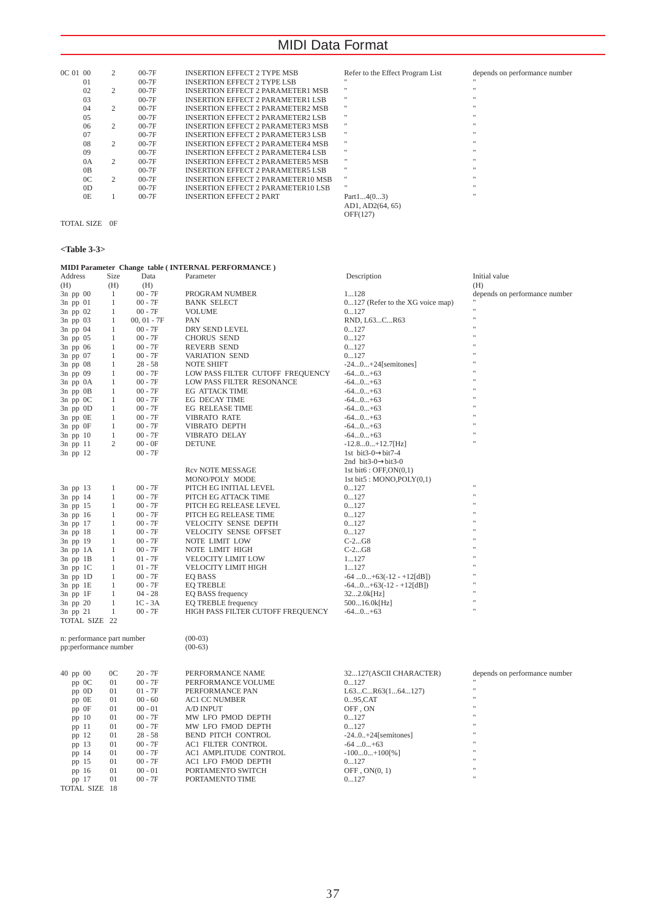| | | | | | |
|---|---|---|---|---|---|
| 0C 01 00 | 2 | 00-7F | INSERTION EFFECT 2 TYPE MSB | Refer to the Effect Program List | depends on performance number |
| 01 | | 00-7F | INSERTION EFFECT 2 TYPE LSB | " | " |
| 02 | 2 | 00-7F | INSERTION EFFECT 2 PARAMETER1 MSB | " | " |
| 03 | | 00-7F | INSERTION EFFECT 2 PARAMETER1 LSB | " | " |
| 04 | 2 | 00-7F | INSERTION EFFECT 2 PARAMETER2 MSB | " | " |
| 05 | | 00-7F | INSERTION EFFECT 2 PARAMETER2 LSB | " | " |
| 06 | 2 | 00-7F | INSERTION EFFECT 2 PARAMETER3 MSB | " | " |
| 07 | | 00-7F | INSERTION EFFECT 2 PARAMETER3 LSB | " | " |
| 08 | 2 | 00-7F | INSERTION EFFECT 2 PARAMETER4 MSB | " | " |
| 09 | | 00-7F | INSERTION EFFECT 2 PARAMETER4 LSB | " | " |
| 0A | 2 | 00-7F | INSERTION EFFECT 2 PARAMETER5 MSB | " | " |
| 0B | | 00-7F | INSERTION EFFECT 2 PARAMETER5 LSB | " | " |
| 0C | 2 | 00-7F | INSERTION EFFECT 2 PARAMETER10 MSB | " | " |
| 0D | | 00-7F | INSERTION EFFECT 2 PARAMETER10 LSB | " | " |
| 0E | 1 | 00-7F | INSERTION EFFECT 2 PART | Part1...4(0...3) AD1, AD2(64, 65) OFF(127) | " |

TOTAL SIZE 0F

**<Table 3-3>**

**MIDI Parameter Change table ( INTERNAL PERFORMANCE )**

| Address (H) | Size (H) | Data (H) | Parameter | Description | Initial value (H) |
|---|---|---|---|---|---|
| 3n pp 00 | 1 | 00 - 7F | PROGRAM NUMBER | 1...128 | depends on performance number |
| 3n pp 01 | 1 | 00 - 7F | BANK SELECT | 0...127 (Refer to the XG voice map) | " |
| 3n pp 02 | 1 | 00 - 7F | VOLUME | 0...127 | " |
| 3n pp 03 | 1 | 00, 01 - 7F | PAN | RND, L63...C...R63 | " |
| 3n pp 04 | 1 | 00 - 7F | DRY SEND LEVEL | 0...127 | " |
| 3n pp 05 | 1 | 00 - 7F | CHORUS SEND | 0...127 | " |
| 3n pp 06 | 1 | 00 - 7F | REVERB SEND | 0...127 | " |
| 3n pp 07 | 1 | 00 - 7F | VARIATION SEND | 0...127 | " |
| 3n pp 08 | 1 | 28 - 58 | NOTE SHIFT | -24...0...+24[semitones] | " |
| 3n pp 09 | 1 | 00 - 7F | LOW PASS FILTER CUTOFF FREQUENCY | -64...0...+63 | " |
| 3n pp 0A | 1 | 00 - 7F | LOW PASS FILTER RESONANCE | -64...0...+63 | " |
| 3n pp 0B | 1 | 00 - 7F | EG ATTACK TIME | -64...0...+63 | " |
| 3n pp 0C | 1 | 00 - 7F | EG DECAY TIME | -64...0...+63 | " |
| 3n pp 0D | 1 | 00 - 7F | EG RELEASE TIME | -64...0...+63 | " |
| 3n pp 0E | 1 | 00 - 7F | VIBRATO RATE | -64...0...+63 | " |
| 3n pp 0F | 1 | 00 - 7F | VIBRATO DEPTH | -64...0...+63 | " |
| 3n pp 10 | 1 | 00 - 7F | VIBRATO DELAY | -64...0...+63 | " |
| 3n pp 11 | 2 | 00 - 0F | DETUNE | -12.8...0...+12.7[Hz] 1st bit3-0→bit7-4 2nd bit3-0→bit3-0 | " |
| 3n pp 12 | | 00 - 7F | Rcv NOTE MESSAGE MONO/POLY MODE | 1st bit6 : OFF,ON(0,1) 1st bit5 : MONO,POLY(0,1) | |
| 3n pp 13 | 1 | 00 - 7F | PITCH EG INITIAL LEVEL | 0...127 | " |
| 3n pp 14 | 1 | 00 - 7F | PITCH EG ATTACK TIME | 0...127 | " |
| 3n pp 15 | 1 | 00 - 7F | PITCH EG RELEASE LEVEL | 0...127 | " |
| 3n pp 16 | 1 | 00 - 7F | PITCH EG RELEASE TIME | 0...127 | " |
| 3n pp 17 | 1 | 00 - 7F | VELOCITY SENSE DEPTH | 0...127 | " |
| 3n pp 18 | 1 | 00 - 7F | VELOCITY SENSE OFFSET | 0...127 | " |
| 3n pp 19 | 1 | 00 - 7F | NOTE LIMIT LOW | C-2...G8 | " |
| 3n pp 1A | 1 | 00 - 7F | NOTE LIMIT HIGH | C-2...G8 | " |
| 3n pp 1B | 1 | 01 - 7F | VELOCITY LIMIT LOW | 1...127 | " |
| 3n pp 1C | 1 | 01 - 7F | VELOCITY LIMIT HIGH | 1...127 | " |
| 3n pp 1D | 1 | 00 - 7F | EQ BASS | -64 ...0...+63(-12 - +12[dB]) | " |
| 3n pp 1E | 1 | 00 - 7F | EQ TREBLE | -64...0...+63(-12 - +12[dB]) | " |
| 3n pp 1F | 1 | 04 - 28 | EQ BASS frequency | 32...2.0k[Hz] | " |
| 3n pp 20 | 1 | 1C - 3A | EQ TREBLE frequency | 500...16.0k[Hz] | " |
| 3n pp 21 | 1 | 00 - 7F | HIGH PASS FILTER CUTOFF FREQUENCY | -64...0...+63 | " |

TOTAL SIZE 22

n: performance part number (00-03)
pp:performance number (00-63)

| | | | | | |
|---|---|---|---|---|---|
| 40 pp 00 | 0C | 20 - 7F | PERFORMANCE NAME | 32...127(ASCII CHARACTER) | depends on performance number |
| pp 0C | 01 | 00 - 7F | PERFORMANCE VOLUME | 0...127 | " |
| pp 0D | 01 | 01 - 7F | PERFORMANCE PAN | L63...C...R63(1...64...127) | " |
| pp 0E | 01 | 00 - 60 | AC1 CC NUMBER | 0...95,CAT | " |
| pp 0F | 01 | 00 - 01 | A/D INPUT | OFF , ON | " |
| pp 10 | 01 | 00 - 7F | MW LFO PMOD DEPTH | 0...127 | " |
| pp 11 | 01 | 00 - 7F | MW LFO FMOD DEPTH | 0...127 | " |
| pp 12 | 01 | 28 - 58 | BEND PITCH CONTROL | -24..0..+24[semitones] | " |
| pp 13 | 01 | 00 - 7F | AC1 FILTER CONTROL | -64 ...0...+63 | " |
| pp 14 | 01 | 00 - 7F | AC1 AMPLITUDE CONTROL | -100...0...+100[%] | " |
| pp 15 | 01 | 00 - 7F | AC1 LFO FMOD DEPTH | 0...127 | " |
| pp 16 | 01 | 00 - 01 | PORTAMENTO SWITCH | OFF , ON(0, 1) | " |
| pp 17 | 01 | 00 - 7F | PORTAMENTO TIME | 0...127 | " |

TOTAL SIZE 18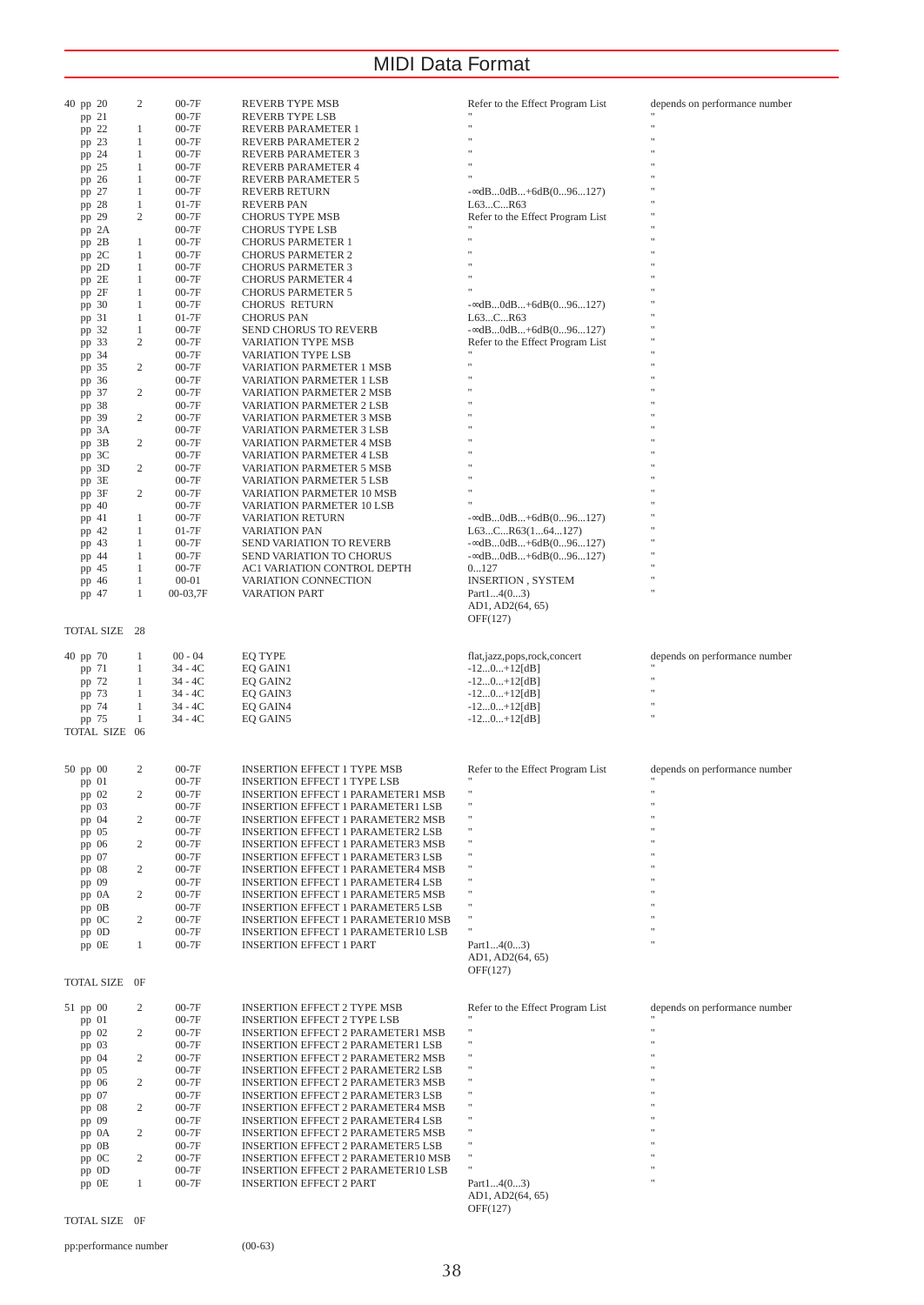# MIDI Data Format

| Address | Size | Data | Parameter | Description | Default |
|---|---|---|---|---|---|
| 40 pp 20 | 2 | 00-7F | REVERB TYPE MSB | Refer to the Effect Program List | depends on performance number |
| pp 21 | | 00-7F | REVERB TYPE LSB | " | " |
| pp 22 | 1 | 00-7F | REVERB PARAMETER 1 | " | " |
| pp 23 | 1 | 00-7F | REVERB PARAMETER 2 | " | " |
| pp 24 | 1 | 00-7F | REVERB PARAMETER 3 | " | " |
| pp 25 | 1 | 00-7F | REVERB PARAMETER 4 | " | " |
| pp 26 | 1 | 00-7F | REVERB PARAMETER 5 | " | " |
| pp 27 | 1 | 00-7F | REVERB RETURN | -∞dB...0dB...+6dB(0...96...127) | " |
| pp 28 | 1 | 01-7F | REVERB PAN | L63...C...R63 | " |
| pp 29 | 2 | 00-7F | CHORUS TYPE MSB | Refer to the Effect Program List | " |
| pp 2A | | 00-7F | CHORUS TYPE LSB | " | " |
| pp 2B | 1 | 00-7F | CHORUS PARMETER 1 | " | " |
| pp 2C | 1 | 00-7F | CHORUS PARMETER 2 | " | " |
| pp 2D | 1 | 00-7F | CHORUS PARMETER 3 | " | " |
| pp 2E | 1 | 00-7F | CHORUS PARMETER 4 | " | " |
| pp 2F | 1 | 00-7F | CHORUS PARMETER 5 | " | " |
| pp 30 | 1 | 00-7F | CHORUS RETURN | -∞dB...0dB...+6dB(0...96...127) | " |
| pp 31 | 1 | 01-7F | CHORUS PAN | L63...C...R63 | " |
| pp 32 | 1 | 00-7F | SEND CHORUS TO REVERB | -∞dB...0dB...+6dB(0...96...127) | " |
| pp 33 | 2 | 00-7F | VARIATION TYPE MSB | Refer to the Effect Program List | " |
| pp 34 | | 00-7F | VARIATION TYPE LSB | " | " |
| pp 35 | 2 | 00-7F | VARIATION PARMETER 1 MSB | " | " |
| pp 36 | | 00-7F | VARIATION PARMETER 1 LSB | " | " |
| pp 37 | 2 | 00-7F | VARIATION PARMETER 2 MSB | " | " |
| pp 38 | | 00-7F | VARIATION PARMETER 2 LSB | " | " |
| pp 39 | 2 | 00-7F | VARIATION PARMETER 3 MSB | " | " |
| pp 3A | | 00-7F | VARIATION PARMETER 3 LSB | " | " |
| pp 3B | 2 | 00-7F | VARIATION PARMETER 4 MSB | " | " |
| pp 3C | | 00-7F | VARIATION PARMETER 4 LSB | " | " |
| pp 3D | 2 | 00-7F | VARIATION PARMETER 5 MSB | " | " |
| pp 3E | | 00-7F | VARIATION PARMETER 5 LSB | " | " |
| pp 3F | 2 | 00-7F | VARIATION PARMETER 10 MSB | " | " |
| pp 40 | | 00-7F | VARIATION PARMETER 10 LSB | " | " |
| pp 41 | 1 | 00-7F | VARIATION RETURN | -∞dB...0dB...+6dB(0...96...127) | " |
| pp 42 | 1 | 01-7F | VARIATION PAN | L63...C...R63(1...64...127) | " |
| pp 43 | 1 | 00-7F | SEND VARIATION TO REVERB | -∞dB...0dB...+6dB(0...96...127) | " |
| pp 44 | 1 | 00-7F | SEND VARIATION TO CHORUS | -∞dB...0dB...+6dB(0...96...127) | " |
| pp 45 | 1 | 00-7F | AC1 VARIATION CONTROL DEPTH | 0...127 | " |
| pp 46 | 1 | 00-01 | VARIATION CONNECTION | INSERTION , SYSTEM | " |
| pp 47 | 1 | 00-03,7F | VARATION PART | Part1...4(0...3) AD1, AD2(64, 65) OFF(127) | " |
| TOTAL SIZE 28 | | | | | |

| Address | Size | Data | Parameter | Description | Default |
|---|---|---|---|---|---|
| 40 pp 70 | 1 | 00 - 04 | EQ TYPE | flat,jazz,pops,rock,concert | depends on performance number |
| pp 71 | 1 | 34 - 4C | EQ GAIN1 | -12...0...+12[dB] | " |
| pp 72 | 1 | 34 - 4C | EQ GAIN2 | -12...0...+12[dB] | " |
| pp 73 | 1 | 34 - 4C | EQ GAIN3 | -12...0...+12[dB] | " |
| pp 74 | 1 | 34 - 4C | EQ GAIN4 | -12...0...+12[dB] | " |
| pp 75 | 1 | 34 - 4C | EQ GAIN5 | -12...0...+12[dB] | " |
| TOTAL SIZE 06 | | | | | |

| Address | Size | Data | Parameter | Description | Default |
|---|---|---|---|---|---|
| 50 pp 00 | 2 | 00-7F | INSERTION EFFECT 1 TYPE MSB | Refer to the Effect Program List | depends on performance number |
| pp 01 | | 00-7F | INSERTION EFFECT 1 TYPE LSB | " | " |
| pp 02 | 2 | 00-7F | INSERTION EFFECT 1 PARAMETER1 MSB | " | " |
| pp 03 | | 00-7F | INSERTION EFFECT 1 PARAMETER1 LSB | " | " |
| pp 04 | 2 | 00-7F | INSERTION EFFECT 1 PARAMETER2 MSB | " | " |
| pp 05 | | 00-7F | INSERTION EFFECT 1 PARAMETER2 LSB | " | " |
| pp 06 | 2 | 00-7F | INSERTION EFFECT 1 PARAMETER3 MSB | " | " |
| pp 07 | | 00-7F | INSERTION EFFECT 1 PARAMETER3 LSB | " | " |
| pp 08 | 2 | 00-7F | INSERTION EFFECT 1 PARAMETER4 MSB | " | " |
| pp 09 | | 00-7F | INSERTION EFFECT 1 PARAMETER4 LSB | " | " |
| pp 0A | 2 | 00-7F | INSERTION EFFECT 1 PARAMETER5 MSB | " | " |
| pp 0B | | 00-7F | INSERTION EFFECT 1 PARAMETER5 LSB | " | " |
| pp 0C | 2 | 00-7F | INSERTION EFFECT 1 PARAMETER10 MSB | " | " |
| pp 0D | | 00-7F | INSERTION EFFECT 1 PARAMETER10 LSB | " | " |
| pp 0E | 1 | 00-7F | INSERTION EFFECT 1 PART | Part1...4(0...3) AD1, AD2(64, 65) OFF(127) | " |
| TOTAL SIZE 0F | | | | | |

| Address | Size | Data | Parameter | Description | Default |
|---|---|---|---|---|---|
| 51 pp 00 | 2 | 00-7F | INSERTION EFFECT 2 TYPE MSB | Refer to the Effect Program List | depends on performance number |
| pp 01 | | 00-7F | INSERTION EFFECT 2 TYPE LSB | " | " |
| pp 02 | 2 | 00-7F | INSERTION EFFECT 2 PARAMETER1 MSB | " | " |
| pp 03 | | 00-7F | INSERTION EFFECT 2 PARAMETER1 LSB | " | " |
| pp 04 | 2 | 00-7F | INSERTION EFFECT 2 PARAMETER2 MSB | " | " |
| pp 05 | | 00-7F | INSERTION EFFECT 2 PARAMETER2 LSB | " | " |
| pp 06 | 2 | 00-7F | INSERTION EFFECT 2 PARAMETER3 MSB | " | " |
| pp 07 | | 00-7F | INSERTION EFFECT 2 PARAMETER3 LSB | " | " |
| pp 08 | 2 | 00-7F | INSERTION EFFECT 2 PARAMETER4 MSB | " | " |
| pp 09 | | 00-7F | INSERTION EFFECT 2 PARAMETER4 LSB | " | " |
| pp 0A | 2 | 00-7F | INSERTION EFFECT 2 PARAMETER5 MSB | " | " |
| pp 0B | | 00-7F | INSERTION EFFECT 2 PARAMETER5 LSB | " | " |
| pp 0C | 2 | 00-7F | INSERTION EFFECT 2 PARAMETER10 MSB | " | " |
| pp 0D | | 00-7F | INSERTION EFFECT 2 PARAMETER10 LSB | " | " |
| pp 0E | 1 | 00-7F | INSERTION EFFECT 2 PART | Part1...4(0...3) AD1, AD2(64, 65) OFF(127) | " |
| TOTAL SIZE 0F | | | | | |

pp:performance number (00-63)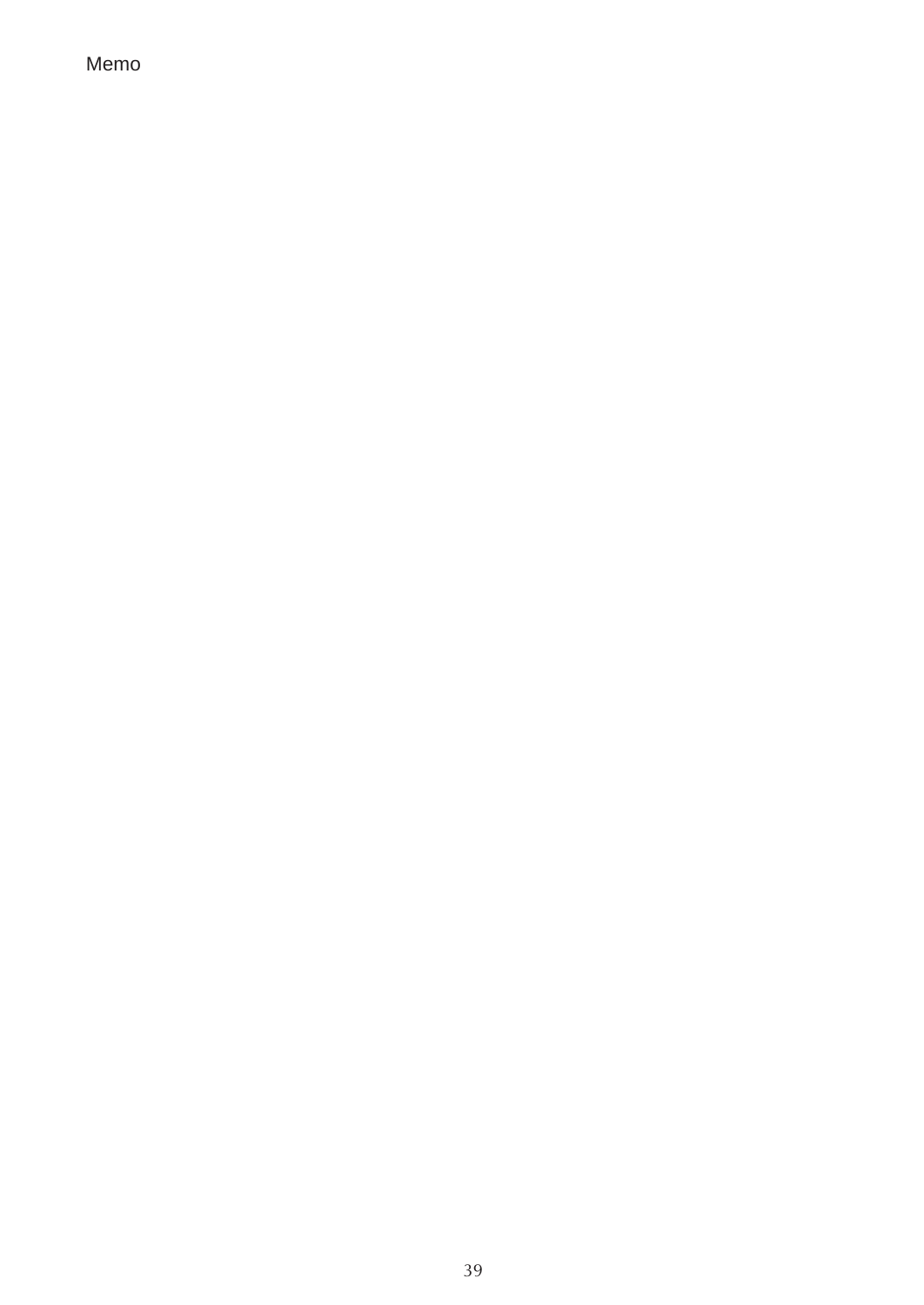Memo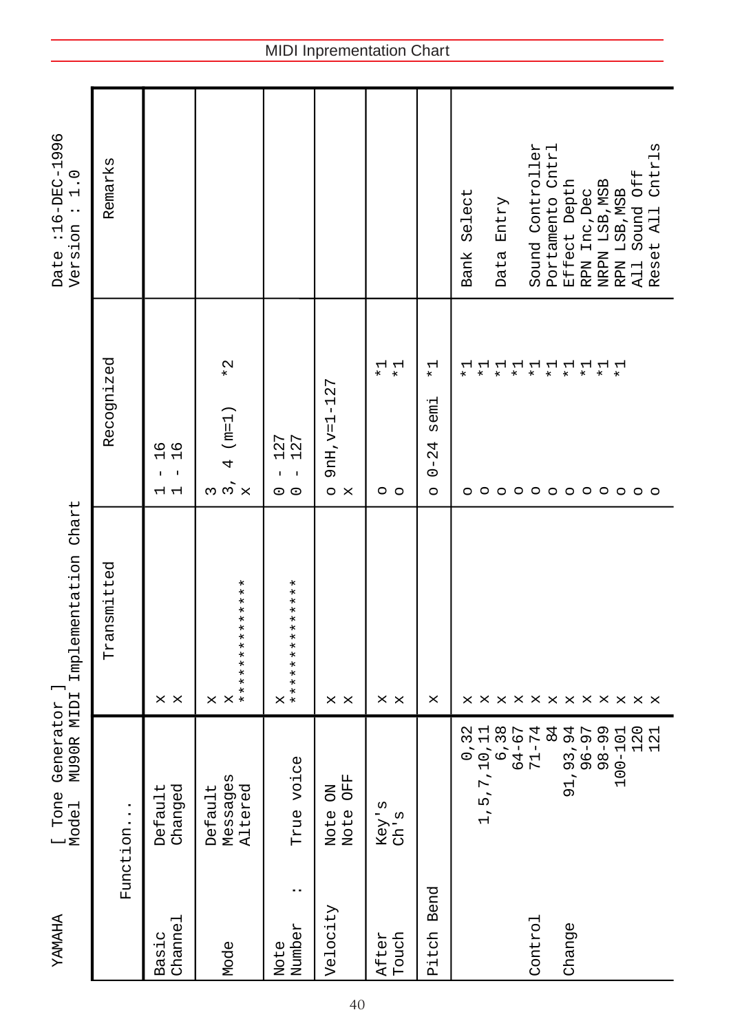# MIDI Inprementation Chart

YAMAHA [ Tone Generator ] MIDI Implementation Chart

Model MU90R

Date :16-DEC-1996
Version : 1.0

| Function... | | Transmitted | Recognized | Remarks |
|---|---|---|---|---|
| Basic Channel | Default | x | 1 - 16 | |
| | Changed | x | 1 - 16 | |
| Mode | Default | x | 3 | |
| | Messages | x | 3, 4 (m=1) *2 | |
| | Altered | ************** | x | |
| Note Number : | | x | 0 - 127 | |
| | True voice | ************** | 0 - 127 | |
| Velocity | Note ON | x | o 9nH,v=1-127 | |
| | Note OFF | x | x | |
| After Touch | Key's | x | o *1 | |
| | Ch's | x | o *1 | |
| Pitch Bend | | x | o 0-24 semi *1 | |
| Control Change | 0,32 | x | o *1 | Bank Select |
| | 1,5,7,10,11 | x | o *1 | |
| | 6,38 | x | o *1 | Data Entry |
| | 64-67 | x | o *1 | |
| | 71-74 | x | o *1 | Sound Controller |
| | 84 | x | o *1 | Portamento Cntrl |
| | 91,93,94 | x | o *1 | Effect Depth |
| | 96-97 | x | o *1 | RPN Inc,Dec |
| | 98-99 | x | o *1 | NRPN LSB,MSB |
| | 100-101 | x | o *1 | RPN LSB,MSB |
| | 120 | x | o | All Sound Off |
| | 121 | x | o | Reset All Cntrls |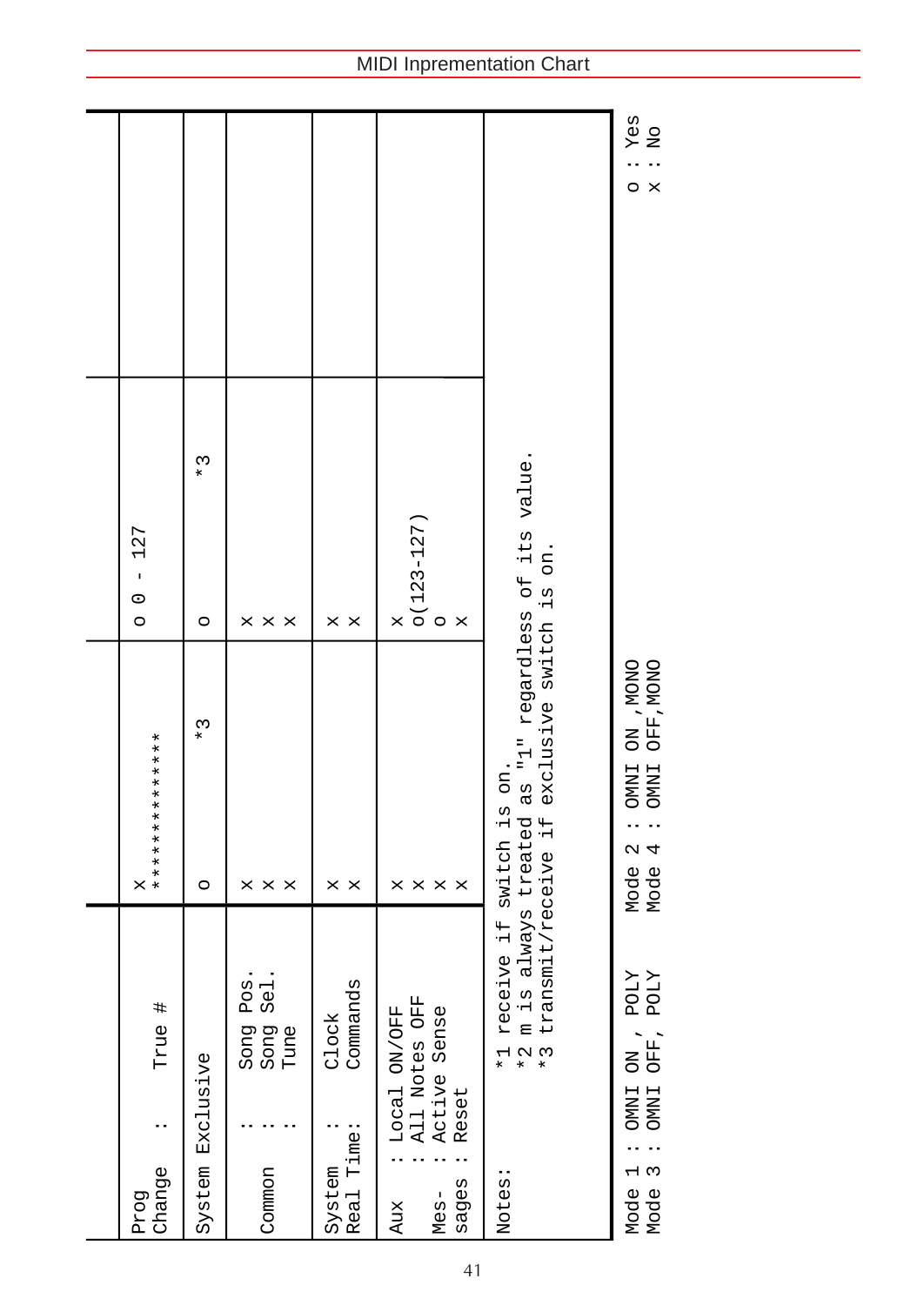## MIDI Inprementation Chart

| | | Transmitted | Recognized | Remarks |
|---|---|---|---|---|
| Prog Change | : True # | x ************** | o 0 - 127 | |
| System Exclusive | | o *3 | o *3 | |
| Common | : Song Pos. : Song Sel. : Tune | x x x | x x x | |
| System Real Time: | : Clock Commands | x x | x x | |
| Aux Mes- sages | : Local ON/OFF : All Notes OFF : Active Sense : Reset | x x x x | x o(123-127) o x | |

Notes:
*1 receive if switch is on.
*2 m is always treated as "1" regardless of its value.
*3 transmit/receive if exclusive switch is on.

Mode 1 : OMNI ON , POLY Mode 2 : OMNI ON ,MONO
Mode 3 : OMNI OFF, POLY Mode 4 : OMNI OFF,MONO

o : Yes
x : No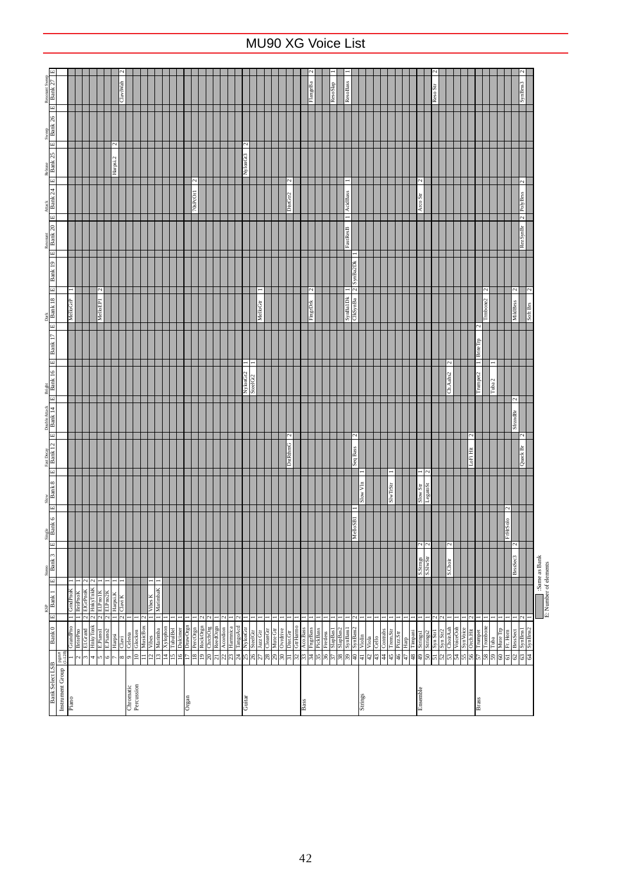# MU90 XG Voice List

| Bank Select LSB | | | | KSP | | Stereo | | Single | | Slow | | Fast Decay | | Double Attack | | Bright | | | | Dark | | | | Resonant | | Attack | | Release | | Sweep | | Resonant Sweep | |
|---|---|---|---|---|---|---|---|---|---|---|---|---|---|---|---|---|---|---|---|---|---|---|---|---|---|---|---|---|---|---|---|---|---|
| Instrument Group | Program # (1-128) | Bank 0 | E | Bank 1 | E | Bank 3 | E | Bank 6 | E | Bank 8 | E | Bank 12 | E | Bank 14 | E | Bank 16 | E | Bank 17 | E | Bank 18 | E | Bank 19 | E | Bank 20 | E | Bank 24 | E | Bank 25 | E | Bank 26 | E | Bank 27 | E |
| Piano | 1 | GrandPno | 1 | GrndPnoK | 1 | | | | | | | | | | | | | | | MelloGrP | 1 | | | | | | | | | | | | |
| | 2 | BritePno | 1 | BritPnoK | 1 | | | | | | | | | | | | | | | | | | | | | | | | | | | | |
| | 3 | El.Grand | 2 | ElGrPnoK | 2 | | | | | | | | | | | | | | | | | | | | | | | | | | | | |
| | 4 | HnkyTonk | 2 | HnkyTnkK | 2 | | | | | | | | | | | | | | | | | | | | | | | | | | | | |
| | 5 | E.Piano1 | 2 | El.Pno1K | 1 | | | | | | | | | | | | | | | MelloEP1 | 2 | | | | | | | | | | | | |
| | 6 | E.Piano2 | 2 | El.Pno2K | 1 | | | | | | | | | | | | | | | | | | | | | | | | | | | | |
| | 7 | Harpsi. | 1 | HarpsiK | 1 | | | | | | | | | | | | | | | | | | | | | | | Harpsi.2 | 2 | | | | |
| | 8 | Clavi | 2 | Clavi K | 1 | | | | | | | | | | | | | | | | | | | | | | | | | | | ClaviWah | 2 |
| Chromatic Percussion | 9 | Celesta | 1 | | | | | | | | | | | | | | | | | | | | | | | | | | | | | | |
| | 10 | Glocken | 1 | | | | | | | | | | | | | | | | | | | | | | | | | | | | | | |
| | 11 | MusicBox | 2 | | | | | | | | | | | | | | | | | | | | | | | | | | | | | | |
| | 12 | Vibes | 1 | Vibes K | 1 | | | | | | | | | | | | | | | | | | | | | | | | | | | | |
| | 13 | Marimba | 1 | MarimbaK | 1 | | | | | | | | | | | | | | | | | | | | | | | | | | | | |
| | 14 | Xylophon | 1 | | | | | | | | | | | | | | | | | | | | | | | | | | | | | | |
| | 15 | TubulBel | 1 | | | | | | | | | | | | | | | | | | | | | | | | | | | | | | |
| | 16 | Dulcimer | 1 | | | | | | | | | | | | | | | | | | | | | | | | | | | | | | |
| Organ | 17 | DrawOrgn | 1 | | | | | | | | | | | | | | | | | | | | | | | | | | | | | | |
| | 18 | PercOrgn | 1 | | | | | | | | | | | | | | | | | | | | | | | 70sPcOr1 | 2 | | | | | | |
| | 19 | RockOrgn | 2 | | | | | | | | | | | | | | | | | | | | | | | | | | | | | | |
| | 20 | ChrchOrg | 2 | | | | | | | | | | | | | | | | | | | | | | | | | | | | | | |
| | 21 | ReedOrgn | 1 | | | | | | | | | | | | | | | | | | | | | | | | | | | | | | |
| | 22 | Acordion | 2 | | | | | | | | | | | | | | | | | | | | | | | | | | | | | | |
| | 23 | Harmnica | 1 | | | | | | | | | | | | | | | | | | | | | | | | | | | | | | |
| | 24 | TangoAcd | 2 | | | | | | | | | | | | | | | | | | | | | | | | | | | | | | |
| Guitar | 25 | NylonGtr | 1 | | | | | | | | | | | | | NylonGt2 | 1 | | | | | | | | | | | NylonGt3 | 2 | | | | |
| | 26 | SteelGtr | 1 | | | | | | | | | | | | | SteelGt2 | 1 | | | | | | | | | | | | | | | | |
| | 27 | Jazz Gtr | 1 | | | | | | | | | | | | | | | | | MelloGtr | 1 | | | | | | | | | | | | |
| | 28 | CleanGtr | 1 | | | | | | | | | | | | | | | | | | | | | | | | | | | | | | |
| | 29 | Mute Gtr | 1 | | | | | | | | | | | | | | | | | | | | | | | | | | | | | | |
| | 30 | Ovrdrive | 1 | | | | | | | | | | | | | | | | | | | | | | | | | | | | | | |
| | 31 | Dist.Gtr | 1 | | | | | | | | | DstRhthG | 2 | | | | | | | | | | | | | DistGtr2 | 2 | | | | | | |
| | 32 | GtrHarmo | 1 | | | | | | | | | | | | | | | | | | | | | | | | | | | | | | |
| Bass | 33 | Aco.Bass | 1 | | | | | | | | | | | | | | | | | | | | | | | | | | | | | | |
| | 34 | FngrBass | 1 | | | | | | | | | | | | | | | | | FingrDrk | 2 | | | | | | | | | | | FlangeBa | 2 |
| | 35 | PickBass | 1 | | | | | | | | | | | | | | | | | | | | | | | | | | | | | | |
| | 36 | Fretless | 1 | | | | | | | | | | | | | | | | | | | | | | | | | | | | | | |
| | 37 | SlapBas1 | 1 | | | | | | | | | | | | | | | | | | | | | | | | | | | | | ResoSlap | 1 |
| | 38 | SlapBas2 | 1 | | | | | | | | | | | | | | | | | | | | | | | | | | | | | | |
| | 39 | SynBass1 | 1 | | | | | | | | | Seq Bass | 2 | | | | | | | SynBa1Dk | 1 | | | FastResB | 1 | AcidBass | 1 | | | | | ResoBass | 1 |
| | 40 | SynBass2 | 2 | | | | | MelloSBl | 1 | | | | | | | | | | | ClkSynBa | 2 | SynBa2Dk | 1 | | | | | | | | | | |
| Strings | 41 | Violin | 1 | | | | | | | Slow Vln | 1 | | | | | | | | | | | | | | | | | | | | | | |
| | 42 | Viola | 1 | | | | | | | | | | | | | | | | | | | | | | | | | | | | | | |
| | 43 | Cello | 1 | | | | | | | | | | | | | | | | | | | | | | | | | | | | | | |
| | 44 | Contrabs | 1 | | | | | | | | | | | | | | | | | | | | | | | | | | | | | | |
| | 45 | Trem.Str | 1 | | | | | | | SlwTrStr | 1 | | | | | | | | | | | | | | | | | | | | | | |
| | 46 | Pizz.Str | 1 | | | | | | | | | | | | | | | | | | | | | | | | | | | | | | |
| | 47 | Harp | 1 | | | | | | | | | | | | | | | | | | | | | | | | | | | | | | |
| | 48 | Timpani | 1 | | | | | | | | | | | | | | | | | | | | | | | | | | | | | | |
| Ensemble | 49 | Strings1 | 1 | | | S.Strngs | 2 | | | Slow Str | 1 | | | | | | | | | | | | | | | | | | | | | | |
| | 50 | Strings2 | 1 | | | S.SlwStr | 2 | | | LegatoSt | 2 | | | | | | | | | | | | | | | Arco Str | 2 | | | | | | |
| | 51 | Syn Str1 | 2 | | | | | | | | | | | | | | | | | | | | | | | | | | | | | Reso Str | 2 |
| | 52 | Syn Str2 | 2 | | | | | | | | | | | | | | | | | | | | | | | | | | | | | | |
| | 53 | ChoirAah | 1 | | | S.Choir | 2 | | | | | | | | | Ch.Aahs2 | 2 | | | | | | | | | | | | | | | | |
| | 54 | VoiceOoh | 1 | | | | | | | | | | | | | | | | | | | | | | | | | | | | | | |
| | 55 | SynVoice | 1 | | | | | | | | | | | | | | | | | | | | | | | | | | | | | | |
| | 56 | Orch.Hit | 2 | | | | | | | | | LoFi Hit | 2 | | | | | | | | | | | | | | | | | | | | |
| Brass | 57 | Trumpet | 1 | | | | | | | | | | | | | Trumpet2 | 1 | BriteTrp | 2 | | | | | | | | | | | | | | |
| | 58 | Trombone | 1 | | | | | | | | | | | | | | | | | Trmbone2 | 2 | | | | | | | | | | | | |
| | 59 | Tuba | 1 | | | | | | | | | | | | | Tuba 2 | 1 | | | | | | | | | | | | | | | | |
| | 60 | Mute Trp | 1 | | | | | | | | | | | | | | | | | | | | | | | | | | | | | | |
| | 61 | Fr. Horn | 1 | | | | | FrHrSolo | 2 | | | | | | | | | | | MildBrss | 2 | | | | | | | | | | | | |
| | 62 | BrssSect | 1 | | | BrssSec3 | 2 | | | | | | | SfrzndBr | 2 | | | | | | | | | | | | | | | | | | |
| | 63 | SynBrss1 | 2 | | | | | | | | | Quack Br | 2 | | | | | | | Soft Brs | 2 | | | RezSynBr | 2 | PolyBrss | 2 | | | | | SynBrss3 | 2 |
| | 64 | SynBrss2 | 1 | | | | | | | | | | | | | | | | | | | | | | | | | | | | | | |

(shaded): Same as Bank

E: Number of elements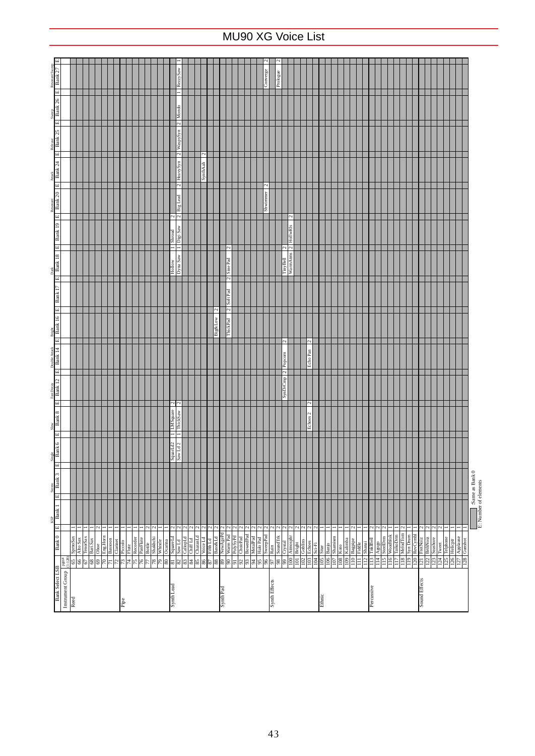# MU90 XG Voice List

| Bank Select LSB | | Bank 0 | E | Bank 1 (KSP) | E | Bank 3 (Stereo) | E | Bank 6 (Single) | E | Bank 8 (Slow) | E | Bank 12 (Fast Decay) | E | Bank 14 (Double Attack) | E | Bank 16 (Bright) | E | Bank 17 | E | Bank 18 (Dark) | E | Bank 19 | E | Bank 20 (Resonant) | E | Bank 24 (Attack) | E | Bank 25 (Release) | E | Bank 26 (Sweep) | E | Bank 27 (Resonant Sweep) | E |
|---|---|---|---|---|---|---|---|---|---|---|---|---|---|---|---|---|---|---|---|---|---|---|---|---|---|---|---|---|---|---|---|
| Instrument Group | pgm# (1-128) | | | | | | | | | | | | | | | | | | | | | | | | | | | | | | |
| Reed | 65 | SprnoSax | 1 | | | | | | | | | | | | | | | | | | | | | | | | | | | | |
| | 66 | Alto Sax | 1 | | | | | | | | | | | | | | | | | | | | | | | | | | | | |
| | 67 | TenorSax | 1 | | | | | | | | | | | | | | | | | | | | | | | | | | | | |
| | 68 | Bari.Sax | 1 | | | | | | | | | | | | | | | | | | | | | | | | | | | | |
| | 69 | Oboe | 2 | | | | | | | | | | | | | | | | | | | | | | | | | | | | |
| | 70 | Eng.Horn | 1 | | | | | | | | | | | | | | | | | | | | | | | | | | | | |
| | 71 | Bassoon | 1 | | | | | | | | | | | | | | | | | | | | | | | | | | | | |
| | 72 | Clarinet | 1 | | | | | | | | | | | | | | | | | | | | | | | | | | | | |
| Pipe | 73 | Piccolo | 1 | | | | | | | | | | | | | | | | | | | | | | | | | | | | |
| | 74 | Flute | 1 | | | | | | | | | | | | | | | | | | | | | | | | | | | | |
| | 75 | Recorder | 1 | | | | | | | | | | | | | | | | | | | | | | | | | | | | |
| | 76 | PanFlute | 1 | | | | | | | | | | | | | | | | | | | | | | | | | | | | |
| | 77 | Bottle | 2 | | | | | | | | | | | | | | | | | | | | | | | | | | | | |
| | 78 | Shakhchi | 2 | | | | | | | | | | | | | | | | | | | | | | | | | | | | |
| | 79 | Whistle | 1 | | | | | | | | | | | | | | | | | | | | | | | | | | | | |
| | 80 | Ocarina | 1 | | | | | | | | | | | | | | | | | | | | | | | | | | | | |
| Synth Lead | 81 | SquareLd | 2 | | | | | SquarLd2 | 1 | LMSquare | 2 | | | | | | | | | Hollow | 1 | Shroud | 2 | | | | | | | | | | |
| | 82 | Saw Ld | 2 | | | | | Saw Ld 2 | 1 | ThickSaw | 2 | | | | | | | | | Dyna Saw | 1 | Digi Saw | 2 | Big Lead | 2 | HeavySyn | 2 | WaspySyn | 2 | Mondo | 1 | RezzySaw | 1 |
| | 83 | CaliopLd | 2 | | | | | | | | | | | | | | | | | | | | | | | | | | | | |
| | 84 | Chiff Ld | 2 | | | | | | | | | | | | | | | | | | | | | | | | | | | | |
| | 85 | CharanLd | 2 | | | | | | | | | | | | | | | | | | | | | | | | | | | | |
| | 86 | Voice Ld | 2 | | | | | | | | | | | | | | | | | | | | | | | SynthAah | 2 | | | | | | |
| | 87 | Fifth Ld | 2 | | | | | | | | | | | | | | | | | | | | | | | | | | | | |
| | 88 | Bass&Ld | 2 | | | | | | | | | | | | | Big&Low | 2 | | | | | | | | | | | | | | | | |
| Synth Pad | 89 | NewAgePd | 2 | | | | | | | | | | | | | | | | | | | | | | | | | | | | |
| | 90 | Warm Pad | 2 | | | | | | | | | | | | | ThickPad | 2 | Soft Pad | 2 | Sine Pad | 2 | | | | | | | | | | | | |
| | 91 | PolySyPd | 2 | | | | | | | | | | | | | | | | | | | | | | | | | | | | |
| | 92 | ChoirPad | 2 | | | | | | | | | | | | | | | | | | | | | | | | | | | | |
| | 93 | BowedPad | 2 | | | | | | | | | | | | | | | | | | | | | | | | | | | | |
| | 94 | MetalPad | 2 | | | | | | | | | | | | | | | | | | | | | | | | | | | | |
| | 95 | Halo Pad | 2 | | | | | | | | | | | | | | | | | | | | | | | | | | | | |
| | 96 | SweepPad | 2 | | | | | | | | | | | | | | | | | | | | | Shwimmer | 2 | | | | | | | Converge | 2 |
| Synth Effects | 97 | Rain | 2 | | | | | | | | | | | | | | | | | | | | | | | | | | | | | Prologue | 2 |
| | 98 | SoundTrk | 2 | | | | | | | | | | | | | | | | | | | | | | | | | | | | |
| | 99 | Crystal | 2 | | | | | | | | | SynDrCmp | 2 | Popcorn | 2 | | | | | TinyBell | 2 | | | | | | | | | | | | |
| | 100 | Atmosphr | 2 | | | | | | | | | | | | | | | | | WarmAtms | 2 | HollwRls | 2 | | | | | | | | | | |
| | 101 | Bright | 2 | | | | | | | | | | | | | | | | | | | | | | | | | | | | |
| | 102 | Goblins | 2 | | | | | | | | | | | | | | | | | | | | | | | | | | | | |
| | 103 | Echoes | 2 | | | | | | | Echoes 2 | 2 | | | Echo Pan | 2 | | | | | | | | | | | | | | | | | | |
| | 104 | Sci-Fi | 2 | | | | | | | | | | | | | | | | | | | | | | | | | | | | |
| Ethnic | 105 | Sitar | 1 | | | | | | | | | | | | | | | | | | | | | | | | | | | | |
| | 106 | Banjo | 1 | | | | | | | | | | | | | | | | | | | | | | | | | | | | |
| | 107 | Shamisen | 1 | | | | | | | | | | | | | | | | | | | | | | | | | | | | |
| | 108 | Koto | 1 | | | | | | | | | | | | | | | | | | | | | | | | | | | | |
| | 109 | Kalimba | 1 | | | | | | | | | | | | | | | | | | | | | | | | | | | | |
| | 110 | Bagpipe | 2 | | | | | | | | | | | | | | | | | | | | | | | | | | | | |
| | 111 | Fiddle | 1 | | | | | | | | | | | | | | | | | | | | | | | | | | | | |
| | 112 | Shanai | 1 | | | | | | | | | | | | | | | | | | | | | | | | | | | | |
| Percussive | 113 | TnklBell | 2 | | | | | | | | | | | | | | | | | | | | | | | | | | | | |
| | 114 | Agogo | 2 | | | | | | | | | | | | | | | | | | | | | | | | | | | | |
| | 115 | SteelDrm | 2 | | | | | | | | | | | | | | | | | | | | | | | | | | | | |
| | 116 | Woodblok | 1 | | | | | | | | | | | | | | | | | | | | | | | | | | | | |
| | 117 | TaikoDrm | 1 | | | | | | | | | | | | | | | | | | | | | | | | | | | | |
| | 118 | MelodTom | 2 | | | | | | | | | | | | | | | | | | | | | | | | | | | | |
| | 119 | Syn Drum | 1 | | | | | | | | | | | | | | | | | | | | | | | | | | | | |
| | 120 | RevCymbl | 1 | | | | | | | | | | | | | | | | | | | | | | | | | | | | |
| Sound Effects | 121 | FretNoiz | 2 | | | | | | | | | | | | | | | | | | | | | | | | | | | | |
| | 122 | BrthNoiz | 2 | | | | | | | | | | | | | | | | | | | | | | | | | | | | |
| | 123 | Seashore | 2 | | | | | | | | | | | | | | | | | | | | | | | | | | | | |
| | 124 | Tweet | 2 | | | | | | | | | | | | | | | | | | | | | | | | | | | | |
| | 125 | Telphone | 1 | | | | | | | | | | | | | | | | | | | | | | | | | | | | |
| | 126 | Helicptr | 1 | | | | | | | | | | | | | | | | | | | | | | | | | | | | |
| | 127 | Applause | 1 | | | | | | | | | | | | | | | | | | | | | | | | | | | | |
| | 128 | Gunshot | 1 | | | | | | | | | | | | | | | | | | | | | | | | | | | | |

(shaded cell) :Same as Bank 0
E: Number of elements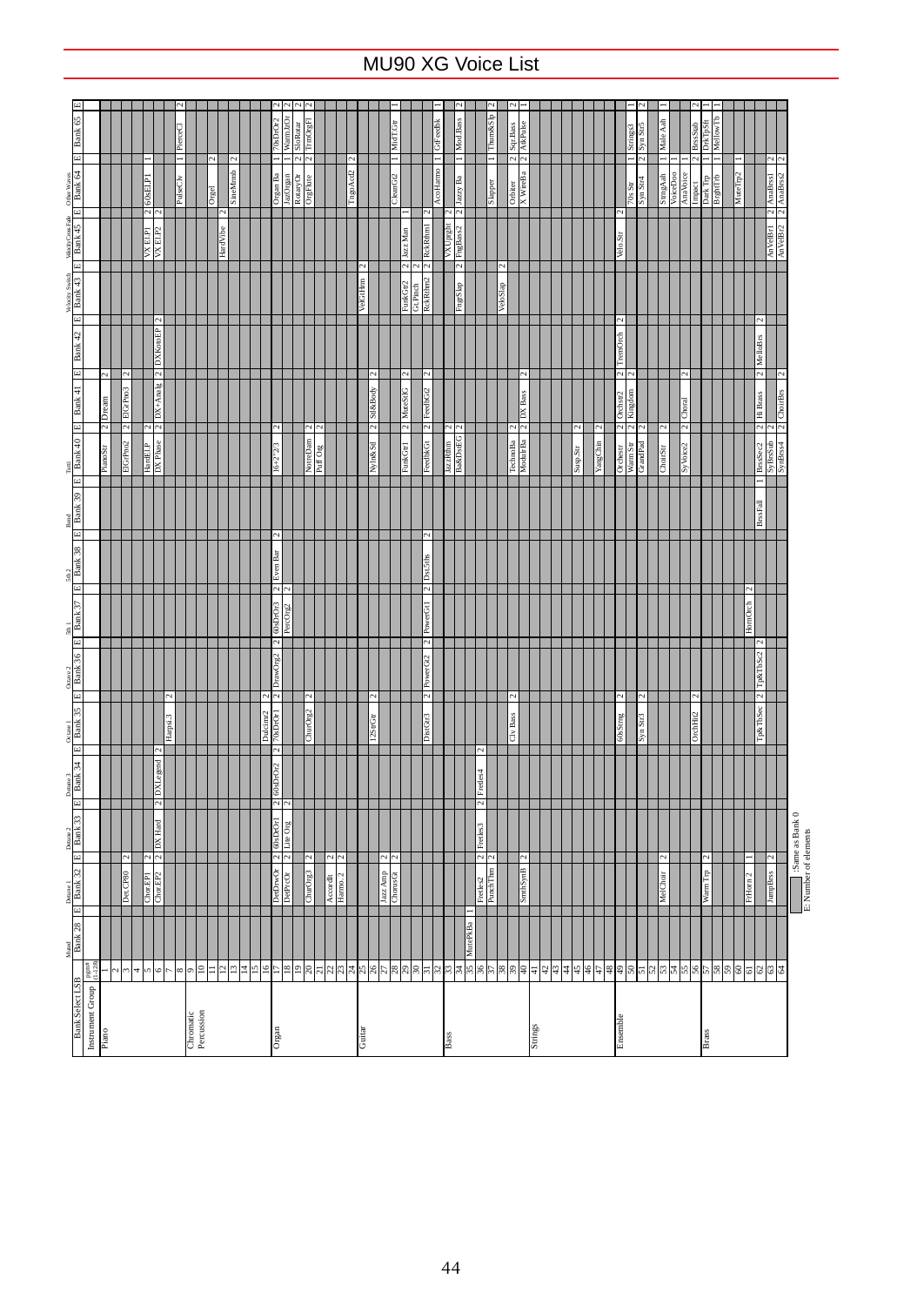# MU90 XG Voice List

| Bank Select LSB | | Muted | | Detune 1 | | Detune 2 | | Detune 3 | | Octave 1 | | Octave 2 | | 5th 1 | | 5th 2 | | Bend | | Tutti | | | | | | Velocity Switch | | Velocity Cross Fade | | Other Waves | | | |
|---|---|---|---|---|---|---|---|---|---|---|---|---|---|---|---|---|---|---|---|---|---|---|---|---|---|---|---|---|---|---|---|---|---|
| Instrument Group | Program # (1-128) | Bank 28 | E | Bank 32 | E | Bank 33 | E | Bank 34 | E | Bank 35 | E | Bank 36 | E | Bank 37 | E | Bank 38 | E | Bank 39 | E | Bank 40 | E | Bank 41 | E | Bank 42 | E | Bank 43 | E | Bank 45 | E | Bank 64 | E | Bank 65 | E |
| Piano | 1 | | | | | | | | | | | | | | | | | | | PianoStr | 2 | Dream | 2 | | | | | | | | | | |
| | 2 | | | | | | | | | | | | | | | | | | | | | | | | | | | | | | | | |
| | 3 | | | Det.CP80 | 2 | | | | | | | | | | | | | | | ElGrPno2 | 2 | ElGrPno3 | 2 | | | | | | | | | | |
| | 4 | | | | | | | | | | | | | | | | | | | | | | | | | | | | | | | | |
| | 5 | | | Chor.EP1 | 2 | | | | | | | | | | | | | | | HardEl.P | 2 | | | | | | | VX El.P1 | 2 | 60sEl.P1 | 1 | | |
| | 6 | | | Chor.EP2 | 2 | DX Hard | 2 | DXLegend | 2 | | | | | | | | | | | DX Phase | 2 | DX+Analg | 2 | DXKotoEP | 2 | | | VX El.P2 | 2 | | | | |
| | 7 | | | | | | | | | Harpsi.3 | 2 | | | | | | | | | | | | | | | | | | | | | | |
| | 8 | | | | | | | | | | | | | | | | | | | | | | | | | | | | | PulseClv | 1 | PierceCl | 2 |
| Chromatic Percussion | 9 | | | | | | | | | | | | | | | | | | | | | | | | | | | | | | | | |
| | 10 | | | | | | | | | | | | | | | | | | | | | | | | | | | | | | | | |
| | 11 | | | | | | | | | | | | | | | | | | | | | | | | | | | | | Orgel | 2 | | |
| | 12 | | | | | | | | | | | | | | | | | | | | | | | | | | | HardVibe | 2 | | | | |
| | 13 | | | | | | | | | | | | | | | | | | | | | | | | | | | | | SineMrmb | 2 | | |
| | 14 | | | | | | | | | | | | | | | | | | | | | | | | | | | | | | | | |
| | 15 | | | | | | | | | | | | | | | | | | | | | | | | | | | | | | | | |
| | 16 | | | | | | | | | Dulcimr2 | 2 | | | | | | | | | | | | | | | | | | | | | | |
| Organ | 17 | | | DetDrwOr | 2 | 60sDrOr1 | 2 | 60sDrOr2 | 2 | 70sDrOr1 | 2 | DrawOrg2 | 2 | 60sDrOr3 | 2 | Even Bar | 2 | | | 16+2"2/3 | 2 | | | | | | | | | Organ Ba | 1 | 70sDrOr2 | 2 |
| | 18 | | | DetPrcOr | 2 | Lite Org | 2 | | | | | | | PercOrg2 | 2 | | | | | | | | | | | | | | | JazOrgan | 1 | WarmJzOr | 2 |
| | 19 | | | | | | | | | | | | | | | | | | | | | | | | | | | | | RotaryOr | 2 | SloRotar | 2 |
| | 20 | | | ChurOrg3 | 2 | | | | | ChurOrg2 | 2 | | | | | | | | | NotreDam | 2 | | | | | | | | | OrgFlute | 2 | TrmOrgFl | 2 |
| | 21 | | | | | | | | | | | | | | | | | | | Puff Org | 2 | | | | | | | | | | | | |
| | 22 | | | Accordit | 2 | | | | | | | | | | | | | | | | | | | | | | | | | | | | |
| | 23 | | | Harmo.2 | 2 | | | | | | | | | | | | | | | | | | | | | | | | | | | | |
| | 24 | | | | | | | | | | | | | | | | | | | | | | | | | | | | | TngoAcd2 | 2 | | |
| Guitar | 25 | | | | | | | | | | | | | | | | | | | | | | | | | VelGtHrm | 2 | | | | | | |
| | 26 | | | | | | | | | 12StrGtr | 2 | | | | | | | | | Nyln&Stl | 2 | Stl&Body | 2 | | | | | | | | | | |
| | 27 | | | Jazz Amp | 2 | | | | | | | | | | | | | | | | | | | | | | | | | | | | |
| | 28 | | | ChorusGt | 2 | | | | | | | | | | | | | | | | | | | | | | | | | CleanGt2 | 1 | MidTGtr | 1 |
| | 29 | | | | | | | | | | | | | | | | | | | FunkGtr1 | 2 | MuteStlG | 2 | | | FunkGtr2 | 2 | Jazz Man | 1 | | | | |
| | 30 | | | | | | | | | | | | | | | | | | | | | | | | | GtPinch | 2 | | | | | | |
| | 31 | | | | | | | | | DistGtr3 | 2 | PowerGt2 | 2 | PowerGt1 | 2 | Dst.5ths | 2 | | | FeedbkGt | 2 | FeedbGt2 | 2 | | | RckRhtm2 | 2 | RckRhtm1 | 2 | | | | |
| | 32 | | | | | | | | | | | | | | | | | | | | | | | | | | | | | AcoHarmo | 1 | GtFeedbk | 1 |
| Bass | 33 | | | | | | | | | | | | | | | | | | | JazzRthm | 2 | | | | | | | VXUprght | 2 | Jazzy Ba | 1 | Mod.Bass | 2 |
| | 34 | | | | | | | | | | | | | | | | | | | Ba&DstEG | 2 | | | | | FngrSlap | 2 | FngBass2 | 2 | | | | |
| | 35 | MutePkBa | 1 | | | | | | | | | | | | | | | | | | | | | | | | | | | | | | |
| | 36 | | | Feelies2 | 2 | Feelies3 | 2 | Feelies4 | 2 | | | | | | | | | | | | | | | | | | | | | | | | |
| | 37 | | | PunchThm | 2 | | | | | | | | | | | | | | | | | | | | | | | | | Slapper | 1 | ThumbSlp | 2 |
| | 38 | | | | | | | | | | | | | | | | | | | | | | | | | VeloSlap | 2 | | | | | | |
| | 39 | | | SmthSynB | 2 | | | | | Clv Bass | 2 | | | | | | | | | TechnoBa | 2 | | | | | | | | | Orbiter | 2 | Sqr.Bass | 2 |
| | 40 | | | | | | | | | | | | | | | | | | | ModAlpBa | 2 | DX Bass | 2 | | | | | | | X WireBa | 2 | AtkPulse | 1 |
| Strings | 41 | | | | | | | | | | | | | | | | | | | | | | | | | | | | | | | | |
| | 42 | | | | | | | | | | | | | | | | | | | | | | | | | | | | | | | | |
| | 43 | | | | | | | | | | | | | | | | | | | | | | | | | | | | | | | | |
| | 44 | | | | | | | | | | | | | | | | | | | | | | | | | | | | | | | | |
| | 45 | | | | | | | | | | | | | | | | | | | Susp.Str | 2 | | | | | | | | | | | | |
| | 46 | | | | | | | | | | | | | | | | | | | | | | | | | | | | | | | | |
| | 47 | | | | | | | | | | | | | | | | | | | YangChin | 2 | | | | | | | | | | | | |
| | 48 | | | | | | | | | | | | | | | | | | | | | | | | | | | | | | | | |
| Ensemble | 49 | | | | | | | | | 60sStrng | 2 | | | | | | | | | Orchestr | 2 | Orchstr2 | 2 | TremOrch | 2 | | | Velo.Str | 2 | | | | |
| | 50 | | | | | | | | | | | | | | | | | | | Warm Str | 2 | Kingdom | 2 | | | | | | | 70s Str | 1 | Strings3 | 1 |
| | 51 | | | | | | | | | Syn Str3 | 2 | | | | | | | | | GrandPad | 2 | | | | | | | | | Syn Str4 | 2 | Syn Str5 | 2 |
| | 52 | | | | | | | | | | | | | | | | | | | | | | | | | | | | | | | | |
| | 53 | | | MelChoir | 2 | | | | | | | | | | | | | | | ChoirStr | 2 | | | | | | | | | StrngAah | 1 | Male Aah | 1 |
| | 54 | | | | | | | | | | | | | | | | | | | | | | | | | | | | | VoiceDoo | 1 | | |
| | 55 | | | | | | | | | | | | | | | | | | | SyVoice2 | 2 | Choral | 2 | | | | | | | AnaVoice | 1 | | |
| | 56 | | | | | | | | | OrchHit2 | 2 | | | | | | | | | | | | | | | | | | | Impact | 2 | BrssSsh | 2 |
| Brass | 57 | | | Warm Trp | 2 | | | | | | | | | | | | | | | | | | | | | | | | | Dark Trp | 1 | DrkTpSft | 1 |
| | 58 | | | | | | | | | | | | | | | | | | | | | | | | | | | | | BrghtTrb | 1 | MellowTb | 1 |
| | 59 | | | | | | | | | | | | | | | | | | | | | | | | | | | | | | | | |
| | 60 | | | | | | | | | | | | | | | | | | | | | | | | | | | | | MuteTrp2 | 1 | | |
| | 61 | | | FrHorn 2 | 1 | | | | | | | | | HornOrch | 2 | | | | | | | | | | | | | | | | | | |
| | 62 | | | | | | | | | Tp&TbSec | 2 | Tp&TbSc2 | 2 | | | | | BrssFall | 1 | BrssSec2 | 2 | Hi Brass | 2 | MelloBrs | 2 | | | | | | | | |
| | 63 | | | JumpBrss | 2 | | | | | | | | | | | | | | | SyBrsSub | 2 | | | | | | | AnVelBr1 | 2 | AnaBrss1 | 2 | | |
| | 64 | | | | | | | | | | | | | | | | | | | SynBrs4 | 2 | ChoirBrs | 2 | | | | | AnVelBr2 | 2 | AnaBrss2 | 2 | | |

(shaded) :Same as Bank 0
E: Number of elements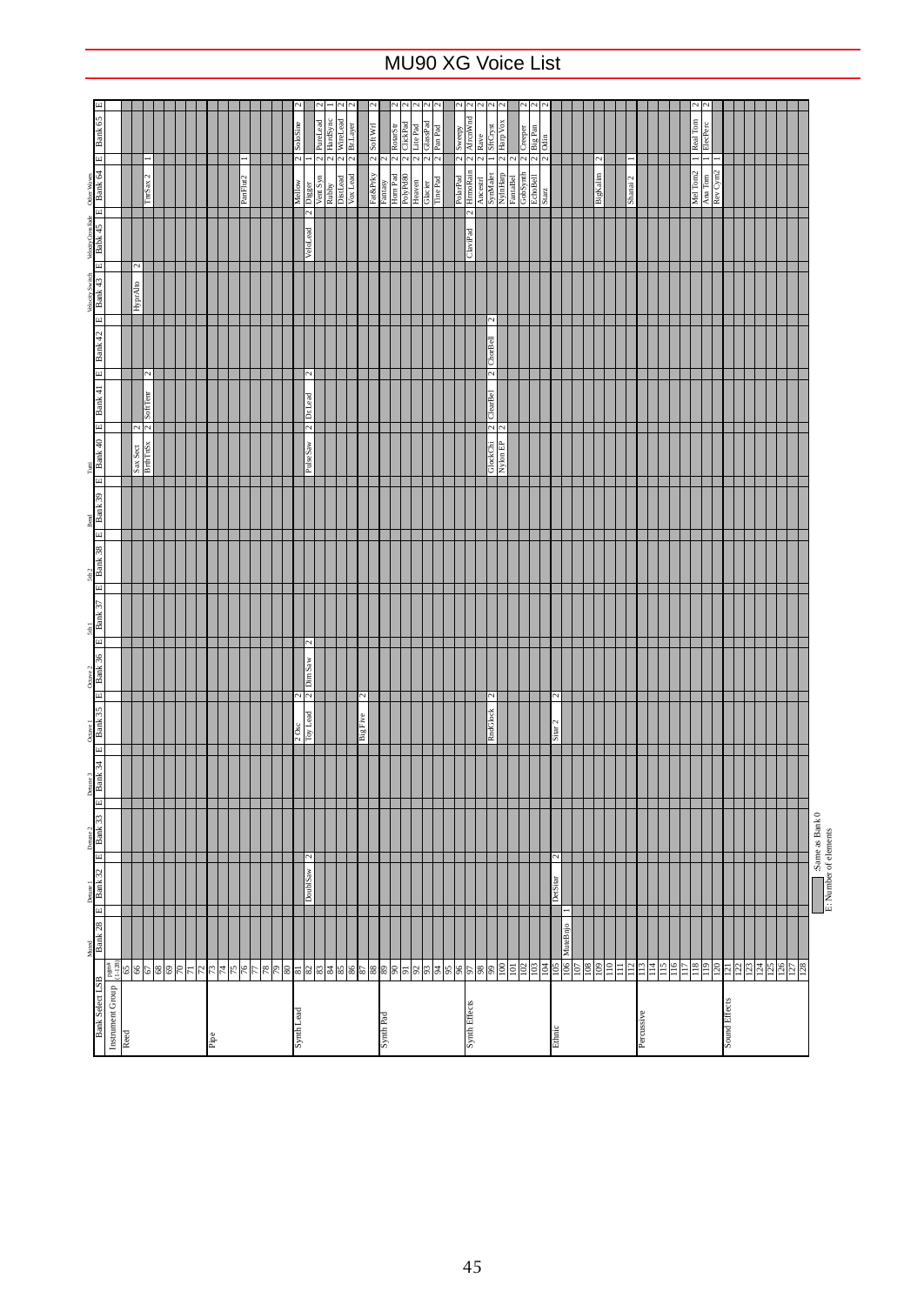# MU90 XG Voice List

| Bank Select LSB / Instrument Group | pgm# (1-128) | Bank 28 (Mixed) | E | Bank 32 (Detune 1) | E | Bank 33 (Detune 2) | E | Bank 34 (Detune 3) | E | Bank 35 (Octave 1) | E | Bank 36 (Octave 2) | E | Bank 37 (5th 1) | E | Bank 38 (5th 2) | E | Bank 39 (Bend) | E | Bank 40 (Tutti) | E | Bank 41 | E | Bank 42 | E | Bank 43 (Velocity Switch) | E | Bank 45 (Velocity Cross Fade) | E | Bank 64 (Other Waves) | E | Bank 65 | E |
|---|---|---|---|---|---|---|---|---|---|---|---|---|---|---|---|---|---|---|---|---|---|---|---|---|---|---|---|---|---|---|---|---|---|
| Reed | 65 | | | | | | | | | | | | | | | | | | | | | | | | | | | | | | | | |
| | 66 | | | | | | | | | | | | | | | | | | | Sax Sect | 2 | | | | | HyprAlto | 2 | | | | | | |
| | 67 | | | | | | | | | | | | | | | | | | | BrthTnSx | 2 | SoftTenr | 2 | | | | | | | TnrSax 2 | 1 | | |
| | 68 | | | | | | | | | | | | | | | | | | | | | | | | | | | | | | | | |
| | 69 | | | | | | | | | | | | | | | | | | | | | | | | | | | | | | | | |
| | 70 | | | | | | | | | | | | | | | | | | | | | | | | | | | | | | | | |
| | 71 | | | | | | | | | | | | | | | | | | | | | | | | | | | | | | | | |
| | 72 | | | | | | | | | | | | | | | | | | | | | | | | | | | | | | | | |
| Pipe | 73 | | | | | | | | | | | | | | | | | | | | | | | | | | | | | | | | |
| | 74 | | | | | | | | | | | | | | | | | | | | | | | | | | | | | | | | |
| | 75 | | | | | | | | | | | | | | | | | | | | | | | | | | | | | | | | |
| | 76 | | | | | | | | | | | | | | | | | | | | | | | | | | | | | PanFlut2 | 1 | | |
| | 77 | | | | | | | | | | | | | | | | | | | | | | | | | | | | | | | | |
| | 78 | | | | | | | | | | | | | | | | | | | | | | | | | | | | | | | | |
| | 79 | | | | | | | | | | | | | | | | | | | | | | | | | | | | | | | | |
| | 80 | | | | | | | | | | | | | | | | | | | | | | | | | | | | | | | | |
| Synth Lead | 81 | | | | | | | | | 2 Osc | 2 | | | | | | | | | | | | | | | | | | | Mellow | 2 | SoloSine | 2 |
| | 82 | | | DoublSaw | 2 | | | | | Toy Lead | 2 | Dim Saw | 2 | | | | | | | PulseSaw | 2 | Dr.Lead | 2 | | | | | VeloLead | 2 | Digger | 1 | | |
| | 83 | | | | | | | | | | | | | | | | | | | | | | | | | | | | | Vent Syn | 2 | PureLead | 2 |
| | 84 | | | | | | | | | | | | | | | | | | | | | | | | | | | | | Rubby | 2 | HardSync | 1 |
| | 85 | | | | | | | | | | | | | | | | | | | | | | | | | | | | | DistLead | 2 | WireLead | 2 |
| | 86 | | | | | | | | | | | | | | | | | | | | | | | | | | | | | Vox Lead | 2 | Br.Layer | 2 |
| | 87 | | | | | | | | | Big Five | 2 | | | | | | | | | | | | | | | | | | | | | | |
| | 88 | | | | | | | | | | | | | | | | | | | | | | | | | | | | | Fat&Prky | 2 | Soft Wrl | 2 |
| Synth Pad | 89 | | | | | | | | | | | | | | | | | | | | | | | | | | | | | Fantasy | 2 | | |
| | 90 | | | | | | | | | | | | | | | | | | | | | | | | | | | | | Horn Pad | 2 | RotarStr | 2 |
| | 91 | | | | | | | | | | | | | | | | | | | | | | | | | | | | | PolyPd80 | 2 | ClickPad | 2 |
| | 92 | | | | | | | | | | | | | | | | | | | | | | | | | | | | | Heaven | 2 | Lite Pad | 2 |
| | 93 | | | | | | | | | | | | | | | | | | | | | | | | | | | | | Glacier | 2 | GlassPad | 2 |
| | 94 | | | | | | | | | | | | | | | | | | | | | | | | | | | | | Tine Pad | 2 | Pan Pad | 2 |
| | 95 | | | | | | | | | | | | | | | | | | | | | | | | | | | | | | | | |
| | 96 | | | | | | | | | | | | | | | | | | | | | | | | | | | | | PolarPad | 2 | Sweepy | 2 |
| Synth Effects | 97 | | | | | | | | | | | | | | | | | | | | | | | | | | | ClaviPad | 2 | HrmoRain | 2 | AfrcnWnd | 2 |
| | 98 | | | | | | | | | | | | | | | | | | | | | | | | | | | | | Ancestrl | 2 | Rave | 2 |
| | 99 | | | | | | | | | RndGlock | 2 | | | | | | | | | GlockChi | 2 | ClearBel | 2 | ChorBell | 2 | | | | | SynMalet | 1 | SftCryst | 2 |
| | 100 | | | | | | | | | | | | | | | | | | | Nylon EP | 2 | | | | | | | | | NylnHarp | 2 | HarpVox | 2 |
| | 101 | | | | | | | | | | | | | | | | | | | | | | | | | | | | | FantaBel | 2 | | |
| | 102 | | | | | | | | | | | | | | | | | | | | | | | | | | | | | GobSynth | 2 | Creeper | 2 |
| | 103 | | | | | | | | | | | | | | | | | | | | | | | | | | | | | EchoBell | 2 | Big Pan | 2 |
| | 104 | | | | | | | | | | | | | | | | | | | | | | | | | | | | | Starz | 2 | Odin | 2 |
| Ethnic | 105 | | | DetSitar | 2 | | | | | Sitar 2 | 2 | | | | | | | | | | | | | | | | | | | | | | |
| | 106 | MuteBnjo | 1 | | | | | | | | | | | | | | | | | | | | | | | | | | | | | | |
| | 107 | | | | | | | | | | | | | | | | | | | | | | | | | | | | | | | | |
| | 108 | | | | | | | | | | | | | | | | | | | | | | | | | | | | | | | | |
| | 109 | | | | | | | | | | | | | | | | | | | | | | | | | | | | | BigKalim | 2 | | |
| | 110 | | | | | | | | | | | | | | | | | | | | | | | | | | | | | | | | |
| | 111 | | | | | | | | | | | | | | | | | | | | | | | | | | | | | | | | |
| | 112 | | | | | | | | | | | | | | | | | | | | | | | | | | | | | Shanai 2 | 1 | | |
| Percussive | 113 | | | | | | | | | | | | | | | | | | | | | | | | | | | | | | | | |
| | 114 | | | | | | | | | | | | | | | | | | | | | | | | | | | | | | | | |
| | 115 | | | | | | | | | | | | | | | | | | | | | | | | | | | | | | | | |
| | 116 | | | | | | | | | | | | | | | | | | | | | | | | | | | | | | | | |
| | 117 | | | | | | | | | | | | | | | | | | | | | | | | | | | | | | | | |
| | 118 | | | | | | | | | | | | | | | | | | | | | | | | | | | | | Mel Tom2 | 1 | Real Tom | 2 |
| | 119 | | | | | | | | | | | | | | | | | | | | | | | | | | | | | Ana Tom | 1 | ElecPerc | 2 |
| | 120 | | | | | | | | | | | | | | | | | | | | | | | | | | | | | Rev Cymb | 1 | | |
| Sound Effects | 121 | | | | | | | | | | | | | | | | | | | | | | | | | | | | | | | | |
| | 122 | | | | | | | | | | | | | | | | | | | | | | | | | | | | | | | | |
| | 123 | | | | | | | | | | | | | | | | | | | | | | | | | | | | | | | | |
| | 124 | | | | | | | | | | | | | | | | | | | | | | | | | | | | | | | | |
| | 125 | | | | | | | | | | | | | | | | | | | | | | | | | | | | | | | | |
| | 126 | | | | | | | | | | | | | | | | | | | | | | | | | | | | | | | | |
| | 127 | | | | | | | | | | | | | | | | | | | | | | | | | | | | | | | | |
| | 128 | | | | | | | | | | | | | | | | | | | | | | | | | | | | | | | | |

(Shaded cell) :Same as Bank 0
E: Number of elements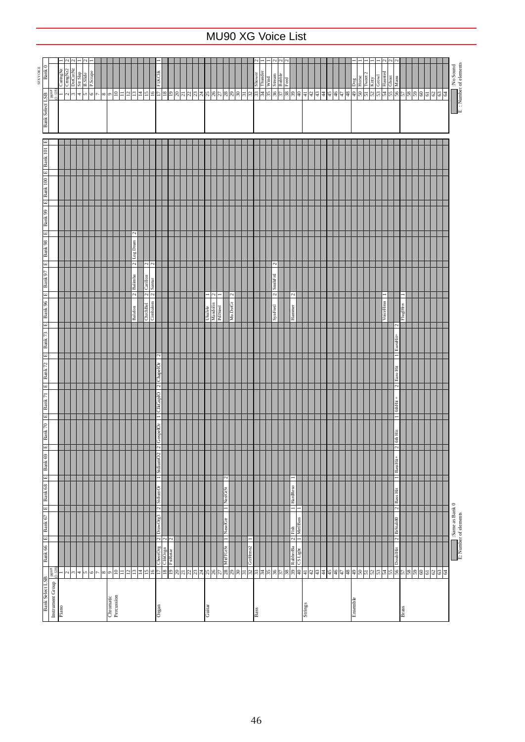# MU90 XG Voice List

| Instrument Group | pgm# (1-128) | Bank 66 | E | Bank 67 | E | Bank 68 | E | Bank 69 | E | Bank 70 | E | Bank 71 | E | Bank 72 | E | Bank 73 | E | Bank 96 | E | Bank 97 | E | Bank 98 | E | Bank 99 | E | Bank 100 | E | Bank 101 | E |
|---|---|---|---|---|---|---|---|---|---|---|---|---|---|---|---|---|---|---|---|---|---|---|---|---|---|---|---|---|---|
| Piano | 1 | | | | | | | | | | | | | | | | | | | | | | | | | | | | |
| | 2 | | | | | | | | | | | | | | | | | | | | | | | | | | | | |
| | 3 | | | | | | | | | | | | | | | | | | | | | | | | | | | | |
| | 4 | | | | | | | | | | | | | | | | | | | | | | | | | | | | |
| | 5 | | | | | | | | | | | | | | | | | | | | | | | | | | | | |
| | 6 | | | | | | | | | | | | | | | | | | | | | | | | | | | | |
| | 7 | | | | | | | | | | | | | | | | | | | | | | | | | | | | |
| | 8 | | | | | | | | | | | | | | | | | | | | | | | | | | | | |
| Chromatic Percussion | 9 | | | | | | | | | | | | | | | | | | | | | | | | | | | | |
| | 10 | | | | | | | | | | | | | | | | | | | | | | | | | | | | |
| | 11 | | | | | | | | | | | | | | | | | | | | | | | | | | | | |
| | 12 | | | | | | | | | | | | | | | | | | | | | | | | | | | | |
| | 13 | | | | | | | | | | | | | | | | | Balafon | 2 | Balimba | 2 | Log Drum | 2 | | | | | | |
| | 14 | | | | | | | | | | | | | | | | | | | | | | | | | | | | |
| | 15 | | | | | | | | | | | | | | | | | ChrchBel | 2 | Carillon | 2 | | | | | | | | |
| | 16 | | | | | | | | | | | | | | | | | Cimbalom | 2 | Santur | 2 | | | | | | | | |
| Organ | 17 | CheezOrg | 2 | DrawOrg3 | 2 | StdiumOr | 1 | StdiumO2 | 2 | GospelOr | 2 | ClkGsplO | 1 | ChapelOr | 2 | | | | | | | | | | | | | | |
| | 18 | ClkOrgn | 2 | | | | | | | | | | | | | | | | | | | | | | | | | | |
| | 19 | FstRotar | 2 | | | | | | | | | | | | | | | | | | | | | | | | | | |
| | 20 | | | | | | | | | | | | | | | | | | | | | | | | | | | | |
| | 21 | | | | | | | | | | | | | | | | | | | | | | | | | | | | |
| | 22 | | | | | | | | | | | | | | | | | | | | | | | | | | | | |
| | 23 | | | | | | | | | | | | | | | | | | | | | | | | | | | | |
| | 24 | | | | | | | | | | | | | | | | | | | | | | | | | | | | |
| Guitar | 25 | | | | | | | | | | | | | | | | | Ukulele | 1 | | | | | | | | | | |
| | 26 | | | | | | | | | | | | | | | | | Mandolin | 2 | | | | | | | | | | |
| | 27 | | | | | | | | | | | | | | | | | PdlSteel | 1 | | | | | | | | | | |
| | 28 | MidTGtSt | 1 | NasalGtr | 1 | NaslGtSt | 2 | | | | | | | | | | | | | | | | | | | | | | |
| | 29 | | | | | | | | | | | | | | | | | Mtr.DstGt | 2 | | | | | | | | | | |
| | 30 | | | | | | | | | | | | | | | | | | | | | | | | | | | | |
| | 31 | | | | | | | | | | | | | | | | | | | | | | | | | | | | |
| | 32 | GtrHrmo2 | 1 | | | | | | | | | | | | | | | | | | | | | | | | | | |
| Bass | 33 | | | | | | | | | | | | | | | | | | | | | | | | | | | | |
| | 34 | | | | | | | | | | | | | | | | | | | | | | | | | | | | |
| | 35 | | | | | | | | | | | | | | | | | | | | | | | | | | | | |
| | 36 | | | | | | | | | | | | | | | | | SynFretl | 2 | SmthFrtl | 2 | | | | | | | | |
| | 37 | | | | | | | | | | | | | | | | | | | | | | | | | | | | |
| | 38 | | | | | | | | | | | | | | | | | | | | | | | | | | | | |
| | 39 | RubberBa | 2 | Fish | 1 | HardReso | 1 | | | | | | | | | | | Hammer | 2 | | | | | | | | | | |
| | 40 | CS Light | 1 | MetlBass | 1 | | | | | | | | | | | | | | | | | | | | | | | | |
| Strings | 41 | | | | | | | | | | | | | | | | | | | | | | | | | | | | |
| | 42 | | | | | | | | | | | | | | | | | | | | | | | | | | | | |
| | 43 | | | | | | | | | | | | | | | | | | | | | | | | | | | | |
| | 44 | | | | | | | | | | | | | | | | | | | | | | | | | | | | |
| | 45 | | | | | | | | | | | | | | | | | | | | | | | | | | | | |
| | 46 | | | | | | | | | | | | | | | | | | | | | | | | | | | | |
| | 47 | | | | | | | | | | | | | | | | | | | | | | | | | | | | |
| | 48 | | | | | | | | | | | | | | | | | | | | | | | | | | | | |
| Ensemble | 49 | | | | | | | | | | | | | | | | | | | | | | | | | | | | |
| | 50 | | | | | | | | | | | | | | | | | | | | | | | | | | | | |
| | 51 | | | | | | | | | | | | | | | | | | | | | | | | | | | | |
| | 52 | | | | | | | | | | | | | | | | | | | | | | | | | | | | |
| | 53 | | | | | | | | | | | | | | | | | | | | | | | | | | | | |
| | 54 | | | | | | | | | | | | | | | | | | | | | | | | | | | | |
| | 55 | | | | | | | | | | | | | | | | | VoiceHmn | 1 | | | | | | | | | | |
| | 56 | DoublHit | 2 | BrStab80 | 2 | Bass Hit | 1 | BassHit+ | 2 | 6th Hit | 1 | 6thHit + | 2 | Euro Hit | 1 | EuroHit+ | 2 | | | | | | | | | | | | |
| Brass | 57 | | | | | | | | | | | | | | | | | FlugHrn | 1 | | | | | | | | | | |
| | 58 | | | | | | | | | | | | | | | | | | | | | | | | | | | | |
| | 59 | | | | | | | | | | | | | | | | | | | | | | | | | | | | |
| | 60 | | | | | | | | | | | | | | | | | | | | | | | | | | | | |
| | 61 | | | | | | | | | | | | | | | | | | | | | | | | | | | | |
| | 62 | | | | | | | | | | | | | | | | | | | | | | | | | | | | |
| | 63 | | | | | | | | | | | | | | | | | | | | | | | | | | | | |
| | 64 | | | | | | | | | | | | | | | | | | | | | | | | | | | | |

(Shaded): Same as Bank 0
E: Number of elements

**SFX VOICE**

| pgm# (1-128) | Bank 0 | E |
|---|---|---|
| 1 | CuttngNz | 1 |
| 2 | CttngNz2 | 2 |
| 3 | DstCutNz | 2 |
| 4 | Str Slap | 1 |
| 5 | B.Slide | 2 |
| 6 | P.Scrape | 1 |
| 7 | | |
| 8 | | |
| 9 | | |
| 10 | | |
| 11 | | |
| 12 | | |
| 13 | | |
| 14 | | |
| 15 | | |
| 16 | | |
| 17 | FlKClik | 1 |
| 18 | | |
| 19 | | |
| 20 | | |
| 21 | | |
| 22 | | |
| 23 | | |
| 24 | | |
| 25 | | |
| 26 | | |
| 27 | | |
| 28 | | |
| 29 | | |
| 30 | | |
| 31 | | |
| 32 | | |
| 33 | Shower | 2 |
| 34 | Thunder | 1 |
| 35 | Wind | 1 |
| 36 | Stream | 2 |
| 37 | Bubble | 2 |
| 38 | Feed | 2 |
| 39 | | |
| 40 | | |
| 41 | | |
| 42 | | |
| 43 | | |
| 44 | | |
| 45 | | |
| 46 | | |
| 47 | | |
| 48 | | |
| 49 | Dog | 1 |
| 50 | Horse | 1 |
| 51 | Tweet 2 | 1 |
| 52 | Kitty | 1 |
| 53 | Growl | 1 |
| 54 | Haunted | 2 |
| 55 | Ghost | 2 |
| 56 | Maou | 2 |
| 57 | | |
| 58 | | |
| 59 | | |
| 60 | | |
| 61 | | |
| 62 | | |
| 63 | | |
| 64 | | |

(Shaded): No Sound
E : Number of elements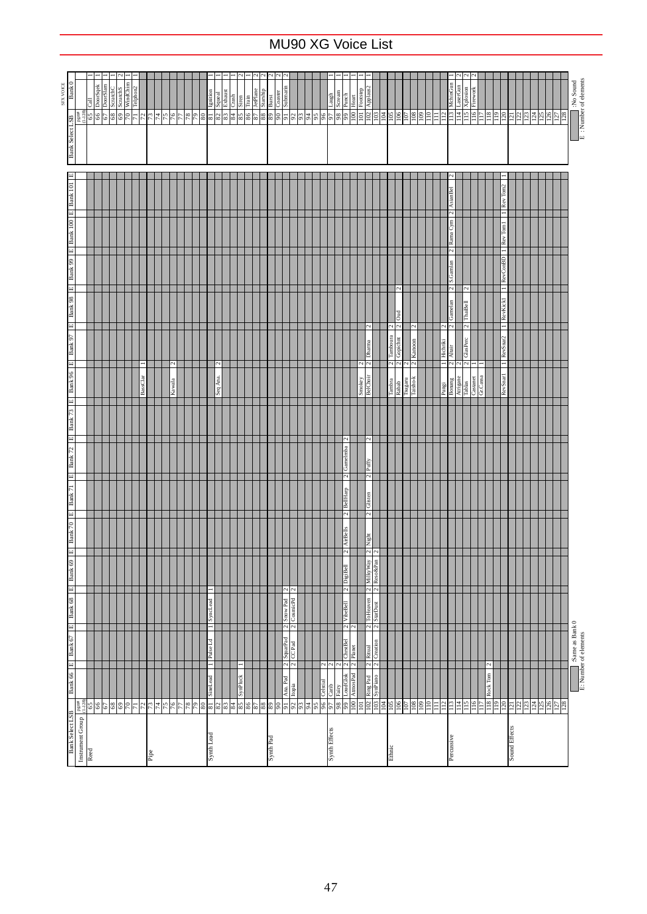# MU90 XG Voice List

| Instrument Group | Program # (1-128) | Bank 66 | E | Bank 67 | E | Bank 68 | E | Bank 69 | E | Bank 70 | E | Bank 71 | E | Bank 72 | E | Bank 73 | E | Bank 96 | E | Bank 97 | E | Bank 98 | E | Bank 99 | E | Bank 100 | E | Bank 101 | E |
|---|---|---|---|---|---|---|---|---|---|---|---|---|---|---|---|---|---|---|---|---|---|---|---|---|---|---|---|---|---|
| Reed | 65 | | | | | | | | | | | | | | | | | | | | | | | | | | | | |
| | 66 | | | | | | | | | | | | | | | | | | | | | | | | | | | | |
| | 67 | | | | | | | | | | | | | | | | | | | | | | | | | | | | |
| | 68 | | | | | | | | | | | | | | | | | | | | | | | | | | | | |
| | 69 | | | | | | | | | | | | | | | | | | | | | | | | | | | | |
| | 70 | | | | | | | | | | | | | | | | | | | | | | | | | | | | |
| | 71 | | | | | | | | | | | | | | | | | | | | | | | | | | | | |
| | 72 | | | | | | | | | | | | | | | | | BassClar | 1 | | | | | | | | | | |
| Pipe | 73 | | | | | | | | | | | | | | | | | | | | | | | | | | | | |
| | 74 | | | | | | | | | | | | | | | | | | | | | | | | | | | | |
| | 75 | | | | | | | | | | | | | | | | | | | | | | | | | | | | |
| | 76 | | | | | | | | | | | | | | | | | | | | | | | | | | | | |
| | 77 | | | | | | | | | | | | | | | | | Kawala | 2 | | | | | | | | | | |
| | 78 | | | | | | | | | | | | | | | | | | | | | | | | | | | | |
| | 79 | | | | | | | | | | | | | | | | | | | | | | | | | | | | |
| | 80 | | | | | | | | | | | | | | | | | | | | | | | | | | | | |
| Synth Lead | 81 | SineLead | 1 | Pulse Ld | 1 | SyncLead | 1 | | | | | | | | | | | | | | | | | | | | | | |
| | 82 | | | | | | | | | | | | | | | | | Seq Ana. | 2 | | | | | | | | | | |
| | 83 | | | | | | | | | | | | | | | | | | | | | | | | | | | | |
| | 84 | | | | | | | | | | | | | | | | | | | | | | | | | | | | |
| | 85 | SynPluck | 1 | | | | | | | | | | | | | | | | | | | | | | | | | | |
| | 86 | | | | | | | | | | | | | | | | | | | | | | | | | | | | |
| | 87 | | | | | | | | | | | | | | | | | | | | | | | | | | | | |
| | 88 | | | | | | | | | | | | | | | | | | | | | | | | | | | | |
| Synth Pad | 89 | | | | | | | | | | | | | | | | | | | | | | | | | | | | |
| | 90 | | | | | | | | | | | | | | | | | | | | | | | | | | | | |
| | 91 | Ana. Pad | 2 | SquarPad | 2 | Snow Pad | 2 | | | | | | | | | | | | | | | | | | | | | | |
| | 92 | Itopia | 2 | CC Pad | 2 | CosmicPd | 2 | | | | | | | | | | | | | | | | | | | | | | |
| | 93 | | | | | | | | | | | | | | | | | | | | | | | | | | | | |
| | 94 | | | | | | | | | | | | | | | | | | | | | | | | | | | | |
| | 95 | | | | | | | | | | | | | | | | | | | | | | | | | | | | |
| | 96 | Celstial | 2 | | | | | | | | | | | | | | | | | | | | | | | | | | |
| Synth Effects | 97 | Carib | 2 | | | | | | | | | | | | | | | | | | | | | | | | | | |
| | 98 | Fairy | 2 | | | | | | | | | | | | | | | | | | | | | | | | | | |
| | 99 | LoudGlok | 2 | ChrstBel | 2 | VibeBell | 2 | DigiBell | 2 | AirBells | 2 | BellHarp | 2 | Gamelmba | 2 | | | | | | | | | | | | | | |
| | 100 | AtmosPad | 2 | Planet | 2 | | | | | | | | | | | | | | | | | | | | | | | | |
| | 101 | | | | | | | | | | | | | | | | | Smokey | 2 | | | | | | | | | | |
| | 102 | Ring Pad | 2 | Ritual | 2 | ToHeaven | 2 | MilkyWay | 2 | Night | 2 | Glisten | 2 | Puffy | 2 | | | BelChoir | 2 | Dharma | 2 | | | | | | | | |
| | 103 | SynPiano | 2 | Creation | 2 | StarDust | 2 | Reso&Pan | 2 | | | | | | | | | | | | | | | | | | | | |
| | 104 | | | | | | | | | | | | | | | | | | | | | | | | | | | | |
| Ethnic | 105 | | | | | | | | | | | | | | | | | Tambra | 2 | Tamboura | 2 | | | | | | | | |
| | 106 | | | | | | | | | | | | | | | | | Rabab | 2 | Gopichnt | 2 | Oud | 2 | | | | | | |
| | 107 | | | | | | | | | | | | | | | | | Tsugaru | 2 | | | | | | | | | | |
| | 108 | | | | | | | | | | | | | | | | | Taisho-k | 2 | Kanoon | 2 | | | | | | | | |
| | 109 | | | | | | | | | | | | | | | | | | | | | | | | | | | | |
| | 110 | | | | | | | | | | | | | | | | | | | | | | | | | | | | |
| | 111 | | | | | | | | | | | | | | | | | | | | | | | | | | | | |
| | 112 | | | | | | | | | | | | | | | | | Pungi | 1 | Hichriki | 2 | | | | | | | | |
| Percussive | 113 | | | | | | | | | | | | | | | | | Bonang | 2 | Altair | 2 | Gamelan | 2 | S.Gamlan | 2 | Rama Cymb | 2 | AsianBel | 2 |
| | 114 | | | | | | | | | | | | | | | | | Atrigane | 2 | | | | | | | | | | |
| | 115 | | | | | | | | | | | | | | | | | Tablas | 2 | GlasPerc | 2 | ThaiBell | 2 | | | | | | |
| | 116 | | | | | | | | | | | | | | | | | Castanet | 1 | | | | | | | | | | |
| | 117 | | | | | | | | | | | | | | | | | Gr.Cassa | 1 | | | | | | | | | | |
| | 118 | Rock Tom | 2 | | | | | | | | | | | | | | | | | | | | | | | | | | |
| | 119 | | | | | | | | | | | | | | | | | | | | | | | | | | | | |
| | 120 | | | | | | | | | | | | | | | | | RevSnar1 | 1 | RevSnar2 | 1 | RevKick1 | 1 | RevConBD | 1 | Rev Tom1 | 1 | Rev Tom2 | 1 |
| Sound Effects | 121 | | | | | | | | | | | | | | | | | | | | | | | | | | | | |
| | 122 | | | | | | | | | | | | | | | | | | | | | | | | | | | | |
| | 123 | | | | | | | | | | | | | | | | | | | | | | | | | | | | |
| | 124 | | | | | | | | | | | | | | | | | | | | | | | | | | | | |
| | 125 | | | | | | | | | | | | | | | | | | | | | | | | | | | | |
| | 126 | | | | | | | | | | | | | | | | | | | | | | | | | | | | |
| | 127 | | | | | | | | | | | | | | | | | | | | | | | | | | | | |
| | 128 | | | | | | | | | | | | | | | | | | | | | | | | | | | | |

(Shaded): Same as Bank 0
E: Number of elements

SFX VOICE

| Program # (1-128) | Bank 0 | E |
|---|---|---|
| 65 | Call | 1 |
| 66 | DoorSqek | 1 |
| 67 | DoorSlam | 1 |
| 68 | ScratchC | 1 |
| 69 | ScratchS | 2 |
| 70 | WindChim | 1 |
| 71 | Telphon2 | 1 |
| 72 | | |
| 73 | | |
| 74 | | |
| 75 | | |
| 76 | | |
| 77 | | |
| 78 | | |
| 79 | | |
| 80 | | |
| 81 | Ignition | 1 |
| 82 | Squeal | 1 |
| 83 | Exhaust | 1 |
| 84 | Crash | 1 |
| 85 | Siren | 2 |
| 86 | Train | 1 |
| 87 | JetPlane | 2 |
| 88 | Starship | 2 |
| 89 | Burst | 2 |
| 90 | Coaster | 2 |
| 91 | Submarin | 2 |
| 92 | | |
| 93 | | |
| 94 | | |
| 95 | | |
| 96 | | |
| 97 | Laugh | 1 |
| 98 | Scream | 1 |
| 99 | Punch | 1 |
| 100 | Heart | 1 |
| 101 | Footstep | 1 |
| 102 | Applaus2 | 1 |
| 103 | | |
| 104 | | |
| 105 | | |
| 106 | | |
| 107 | | |
| 108 | | |
| 109 | | |
| 110 | | |
| 111 | | |
| 112 | | |
| 113 | MchinGun | 1 |
| 114 | LaserGun | 2 |
| 115 | Xplosion | 2 |
| 116 | Firework | 2 |
| 117 | | |
| 118 | | |
| 119 | | |
| 120 | | |
| 121 | | |
| 122 | | |
| 123 | | |
| 124 | | |
| 125 | | |
| 126 | | |
| 127 | | |
| 128 | | |

(Shaded): No Sound
E: Number of elements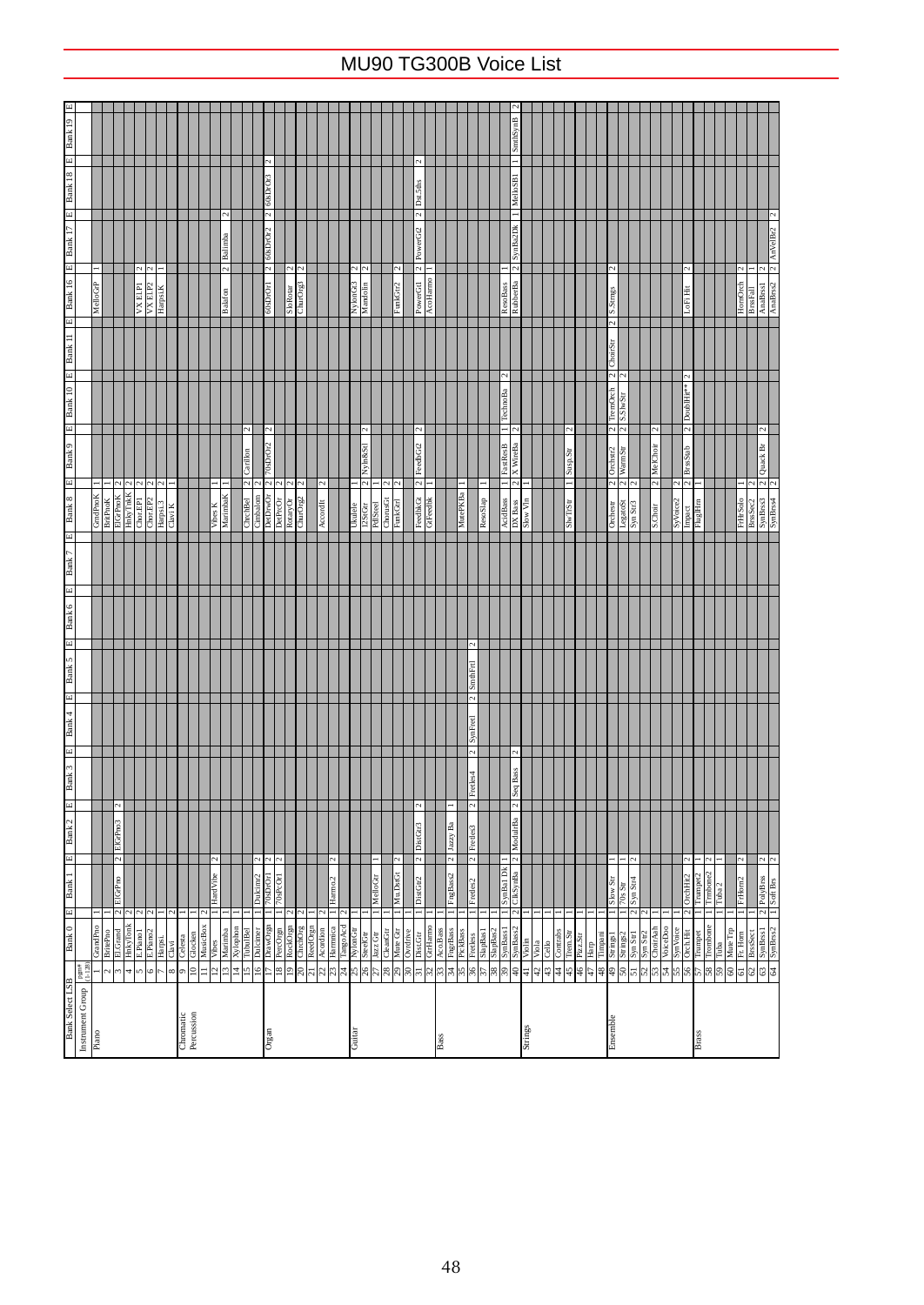# MU90 TG300B Voice List

| Instrument Group | pgm# (1-128) | Bank 0 | E | Bank 1 | E | Bank 2 | E | Bank 3 | E | Bank 4 | E | Bank 5 | E | Bank 6 | E | Bank 7 | E | Bank 8 | E | Bank 9 | E | Bank 10 | E | Bank 11 | E | Bank 16 | E | Bank 17 | E | Bank 18 | E | Bank 19 | E |
|---|---|---|---|---|---|---|---|---|---|---|---|---|---|---|---|---|---|---|---|---|---|---|---|---|---|---|---|---|---|---|---|---|---|
| Piano | 1 | GrandPno | 1 | | | | | | | | | | | | | | | GrndPnoK | 1 | | | | | | | MelloGrP | 1 | | | | | | |
| | 2 | BritePno | 1 | | | | | | | | | | | | | | | BritPnoK | 1 | | | | | | | | | | | | | | |
| | 3 | El.Grand | 2 | ElGrPno | 2 | ElGrPno3 | 2 | | | | | | | | | | | ElGrPnoK | 2 | | | | | | | | | | | | | | |
| | 4 | HnkyTonk | 2 | | | | | | | | | | | | | | | HnkyTnkK | 2 | | | | | | | | | | | | | | |
| | 5 | E.Piano1 | 2 | | | | | | | | | | | | | | | ChorEP1 | 2 | | | | | | | VX El.P1 | 2 | | | | | | |
| | 6 | E.Piano2 | 2 | | | | | | | | | | | | | | | ChorEP2 | 2 | | | | | | | VX El.P2 | 2 | | | | | | |
| | 7 | Harpsi. | 1 | | | | | | | | | | | | | | | Harpsi.3 | 2 | | | | | | | HarpsiK | 1 | | | | | | |
| | 8 | Clavi | 2 | | | | | | | | | | | | | | | Clavi K | 1 | | | | | | | | | | | | | | |
| Chromatic Percussion | 9 | Celesta | 1 | | | | | | | | | | | | | | | | | | | | | | | | | | | | | | |
| | 10 | Glocken | 1 | | | | | | | | | | | | | | | | | | | | | | | | | | | | | | |
| | 11 | MusicBox | 2 | | | | | | | | | | | | | | | | | | | | | | | | | | | | | | |
| | 12 | Vibes | 1 | HardVibe | 2 | | | | | | | | | | | | | Vibes K | 1 | | | | | | | | | | | | | | |
| | 13 | Marimba | 1 | | | | | | | | | | | | | | | MarimbaK | 1 | | | | | | | Balafon | 2 | Balimba | 2 | | | | |
| | 14 | Xylophon | 1 | | | | | | | | | | | | | | | | | | | | | | | | | | | | | | |
| | 15 | TubulBel | 1 | | | | | | | | | | | | | | | ChrchBel | 2 | Carillon | 2 | | | | | | | | | | | | |
| | 16 | Dulcimer | 1 | Dulcimr2 | 2 | | | | | | | | | | | | | Cimbalom | 2 | | | | | | | | | | | | | | |
| Organ | 17 | DrawOrgn | 1 | 70sDrOr1 | 2 | | | | | | | | | | | | | DetDrwOr | 2 | 70sDrOr2 | 2 | | | | | 60sDrOr1 | 2 | 60sDrOr2 | 2 | 60sDrOr3 | 2 | | |
| | 18 | PercOrgn | 1 | 70sPcOr1 | 2 | | | | | | | | | | | | | DetPrcOr | 2 | | | | | | | | | | | | | | |
| | 19 | RockOrgn | 2 | | | | | | | | | | | | | | | RotaryOr | 2 | | | | | | | SloRotar | 2 | | | | | | |
| | 20 | ChrchOrg | 2 | | | | | | | | | | | | | | | ChurOrg2 | 2 | | | | | | | ChurOrg3 | 2 | | | | | | |
| | 21 | ReedOrgn | 1 | | | | | | | | | | | | | | | | | | | | | | | | | | | | | | |
| | 22 | Acordion | 2 | | | | | | | | | | | | | | | AccordIt | 2 | | | | | | | | | | | | | | |
| | 23 | Harmnica | 1 | Harmo2 | 2 | | | | | | | | | | | | | | | | | | | | | | | | | | | | |
| | 24 | TangoAcd | 2 | | | | | | | | | | | | | | | | | | | | | | | | | | | | | | |
| Guitar | 25 | NylonGtr | 1 | | | | | | | | | | | | | | | Ukulele | 1 | | | | | | | NylonGt3 | 2 | | | | | | |
| | 26 | SteelGtr | 1 | | | | | | | | | | | | | | | 12StrGtr | 2 | Nyln&Stl | 2 | | | | | Mandolin | 2 | | | | | | |
| | 27 | JazzGtr | 1 | MelloGtr | 1 | | | | | | | | | | | | | PdlSteel | 1 | | | | | | | | | | | | | | |
| | 28 | CleanGtr | 1 | | | | | | | | | | | | | | | ChorusGt | 2 | | | | | | | | | | | | | | |
| | 29 | Mute Gtr | 1 | Mu.DstGt | 2 | | | | | | | | | | | | | FunkGtr1 | 2 | | | | | | | FunkGtr2 | 2 | | | | | | |
| | 30 | Ovrdrive | 1 | | | | | | | | | | | | | | | | | | | | | | | | | | | | | | |
| | 31 | DistGtr | 1 | DistGtr2 | 2 | DistGtr3 | 2 | | | | | | | | | | | FeedbkGt | 2 | FeedbGt2 | 2 | | | | | PowerGt1 | 2 | PowerGt2 | 2 | Dst.5ths | 2 | | |
| | 32 | GtrHarmo | 1 | | | | | | | | | | | | | | | GtFeedbk | 1 | | | | | | | AcoHarmo | 1 | | | | | | |
| Bass | 33 | Aco.Bass | 1 | | | | | | | | | | | | | | | | | | | | | | | | | | | | | | |
| | 34 | FngrBass | 1 | FngBass2 | 2 | Jazzy Ba | 1 | | | | | | | | | | | | | | | | | | | | | | | | | | |
| | 35 | PickBass | 1 | | | | | | | | | | | | | | | MutePkBa | 1 | | | | | | | | | | | | | | |
| | 36 | Fretless | 1 | Fretles2 | 2 | Fretles3 | 2 | Fretles4 | 2 | SynFretl | 2 | SmthFrtl | 2 | | | | | | | | | | | | | | | | | | | | |
| | 37 | SlapBas1 | 1 | | | | | | | | | | | | | | | ResoSlap | 1 | | | | | | | | | | | | | | |
| | 38 | SlapBas2 | 1 | | | | | | | | | | | | | | | | | | | | | | | | | | | | | | |
| | 39 | SynBass1 | 1 | SynBa1Dk | 1 | | | | | | | | | | | | | AcidBass | 1 | FastResB | 1 | TechnoBa | 2 | | | ResoBass | 1 | | | | | | |
| | 40 | SynBass2 | 2 | ClkSynBa | 2 | ModularBa | 2 | Seq Bass | 2 | | | | | | | | | DX Bass | 2 | X WireBa | 2 | | | | | RubberBa | 2 | SynBa2Dk | 1 | MeloSB1 | 1 | SmthSynB | 2 |
| Strings | 41 | Violin | 1 | | | | | | | | | | | | | | | Slow Vln | 1 | | | | | | | | | | | | | | |
| | 42 | Viola | 1 | | | | | | | | | | | | | | | | | | | | | | | | | | | | | | |
| | 43 | Cello | 1 | | | | | | | | | | | | | | | | | | | | | | | | | | | | | | |
| | 44 | Contrabs | 1 | | | | | | | | | | | | | | | | | | | | | | | | | | | | | | |
| | 45 | Trem.Str | 1 | | | | | | | | | | | | | | | SlwTrStr | 1 | Susp.Str | 2 | | | | | | | | | | | | |
| | 46 | Pizz.Str | 1 | | | | | | | | | | | | | | | | | | | | | | | | | | | | | | |
| | 47 | Harp | 1 | | | | | | | | | | | | | | | | | | | | | | | | | | | | | | |
| | 48 | Timpani | 1 | | | | | | | | | | | | | | | | | | | | | | | | | | | | | | |
| Ensemble | 49 | Strings1 | 1 | Slow Str | 1 | | | | | | | | | | | | | Orchestr | 2 | Orchstr2 | 2 | TremOrch | 2 | ChoirStr | 2 | S.Strings | 2 | | | | | | |
| | 50 | Strings2 | 1 | 70s Str | 1 | | | | | | | | | | | | | LegatoSt | 2 | WarmStr | 2 | S.SlwStr | 2 | | | | | | | | | | |
| | 51 | Syn.Str1 | 2 | Syn Str4 | 2 | | | | | | | | | | | | | Syn Str3 | 2 | | | | | | | | | | | | | | |
| | 52 | Syn.Str2 | 2 | | | | | | | | | | | | | | | | | | | | | | | | | | | | | | |
| | 53 | ChoirAah | 1 | | | | | | | | | | | | | | | S.Choir | 2 | MelChoir | 2 | | | | | | | | | | | | |
| | 54 | VoiceDoo | 1 | | | | | | | | | | | | | | | | | | | | | | | | | | | | | | |
| | 55 | SynVoice | 1 | | | | | | | | | | | | | | | SyVoice2 | 2 | | | | | | | | | | | | | | |
| | 56 | Orch.Hit | 2 | OrchHit2 | 2 | | | | | | | | | | | | | Impact | 2 | BrssStab | 2 | DoubHit** | 2 | | | LoFi Hit | 2 | | | | | | |
| Brass | 57 | Trumpet | 1 | Trumpet2 | 1 | | | | | | | | | | | | | FlugHrn | 1 | | | | | | | | | | | | | | |
| | 58 | Trombone | 1 | Trmbone2 | 2 | | | | | | | | | | | | | | | | | | | | | | | | | | | | |
| | 59 | Tuba | 1 | Tuba 2 | 1 | | | | | | | | | | | | | | | | | | | | | | | | | | | | |
| | 60 | Mute Trp | 2 | | | | | | | | | | | | | | | | | | | | | | | | | | | | | | |
| | 61 | Fr. Horn | 1 | FrHorn2 | 2 | | | | | | | | | | | | | FrHrSolo | 1 | | | | | | | HornOrch | 2 | | | | | | |
| | 62 | BrssSect | 1 | | | | | | | | | | | | | | | BrssSec2 | 2 | | | | | | | BrssFall | 1 | | | | | | |
| | 63 | SynBrss1 | 2 | PolyBrss | 2 | | | | | | | | | | | | | SynBrss3 | 2 | Quack Br | 2 | | | | | AnaBrss1 | 2 | | | | | | |
| | 64 | SynBrss2 | 2 | Soft Brs | 2 | | | | | | | | | | | | | SynBrss4 | 2 | | | | | | | AnaBrss2 | 2 | AnVelBr2 | 2 | | | | |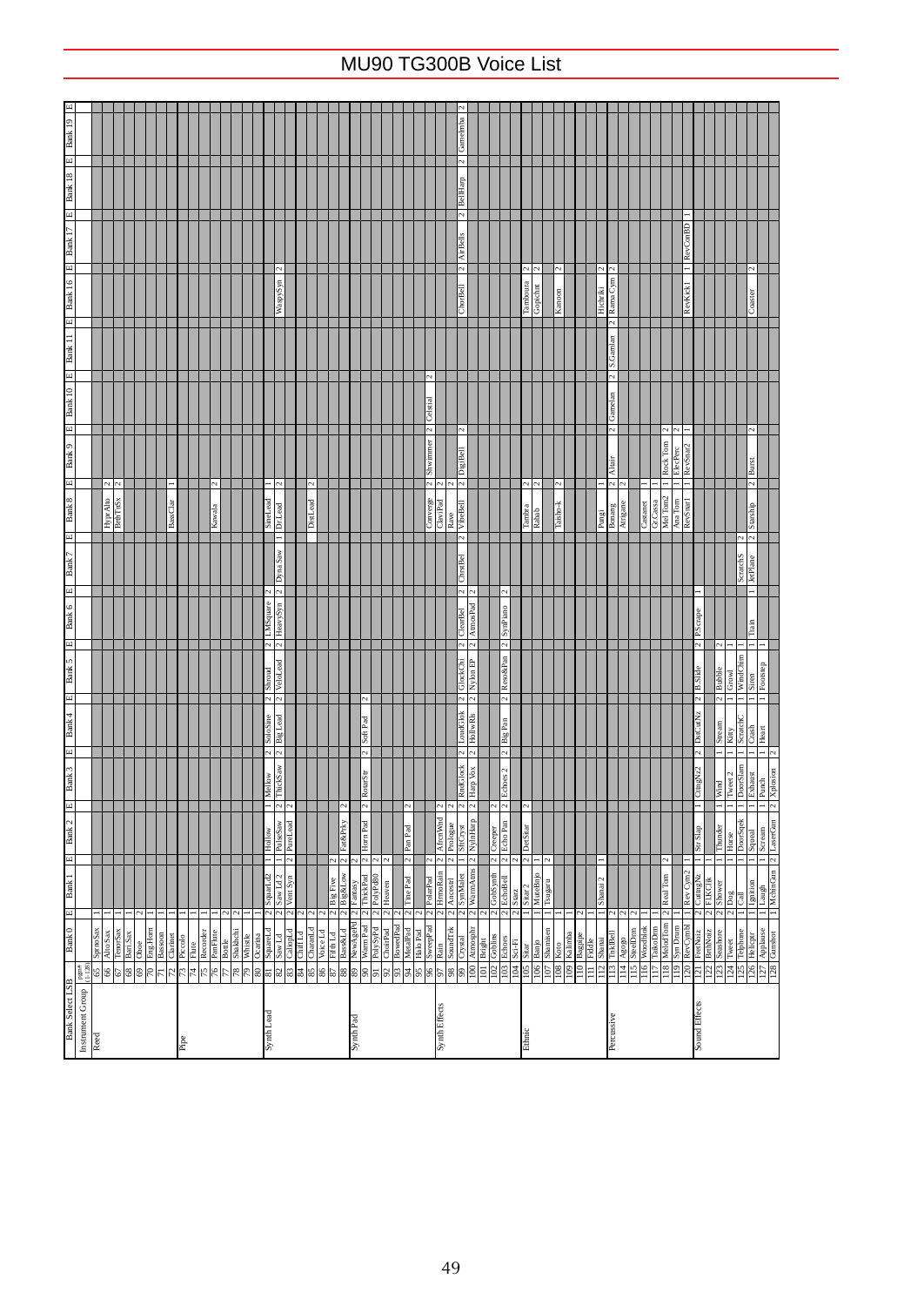# MU90 TG300B Voice List

| Instrument Group | pgm# (1-128) | Bank 0 | E | Bank 1 | E | Bank 2 | E | Bank 3 | E | Bank 4 | E | Bank 5 | E | Bank 6 | E | Bank 7 | E | Bank 8 | E | Bank 9 | E | Bank 10 | E | Bank 11 | E | Bank 16 | E | Bank 17 | E | Bank 18 | E | Bank 19 | E |
|---|---|---|---|---|---|---|---|---|---|---|---|---|---|---|---|---|---|---|---|---|---|---|---|---|---|---|---|---|---|---|---|---|---|
| Reed | 65 | SprnoSax | 1 | | | | | | | | | | | | | | | | | | | | | | | | | | | | | | |
| | 66 | AltoSax | 1 | | | | | | | | | | | | | | | | | | | | | | | | | | | | | | |
| | 67 | TenorSax | 1 | | | | | | | | | | | | | | | HyprAlto | 2 | | | | | | | | | | | | | | |
| | 68 | BariSax | 1 | | | | | | | | | | | | | | | BrthTnSx | 2 | | | | | | | | | | | | | | |
| | 69 | Oboe | 2 | | | | | | | | | | | | | | | | | | | | | | | | | | | | | | |
| | 70 | Eng.Horn | 1 | | | | | | | | | | | | | | | | | | | | | | | | | | | | | | |
| | 71 | Bassoon | 1 | | | | | | | | | | | | | | | | | | | | | | | | | | | | | | |
| | 72 | Clarinet | 1 | | | | | | | | | | | | | | | BassClar | 1 | | | | | | | | | | | | | | |
| Pipe | 73 | Piccolo | 1 | | | | | | | | | | | | | | | | | | | | | | | | | | | | | | |
| | 74 | Flute | 1 | | | | | | | | | | | | | | | | | | | | | | | | | | | | | | |
| | 75 | Recorder | 1 | | | | | | | | | | | | | | | | | | | | | | | | | | | | | | |
| | 76 | PanFlute | 1 | | | | | | | | | | | | | | | Kawala | 2 | | | | | | | | | | | | | | |
| | 77 | Bottle | 2 | | | | | | | | | | | | | | | | | | | | | | | | | | | | | | |
| | 78 | Shakhchi | 2 | | | | | | | | | | | | | | | | | | | | | | | | | | | | | | |
| | 79 | Whistle | 1 | | | | | | | | | | | | | | | | | | | | | | | | | | | | | | |
| | 80 | Ocarina | 1 | | | | | | | | | | | | | | | | | | | | | | | | | | | | | | |
| Synth Lead | 81 | SquareLd | 2 | SquareLd2 | 1 | Hollow | 1 | Mellow | 2 | SoloSine | 2 | Shroud | 2 | LMSquare | 2 | | | SineLead | 1 | | | | | | | | | | | | | | |
| | 82 | Saw Ld | 2 | Saw Ld 2 | 1 | PulseSaw | 2 | ThickSaw | 2 | Big Lead | 2 | VeloLead | 2 | HeavySyn | 2 | DynaSaw | 1 | Dr.Lead | 2 | | | | | | | WaspySyn | 2 | | | | | | |
| | 83 | CaliopLd | 2 | Vent Syn | 2 | PureLead | 2 | | | | | | | | | | | | | | | | | | | | | | | | | | |
| | 84 | Chiff Ld | 2 | | | | | | | | | | | | | | | | | | | | | | | | | | | | | | |
| | 85 | CharanLd | 2 | | | | | | | | | | | | | | | DistLead | 2 | | | | | | | | | | | | | | |
| | 86 | Voice Ld | 2 | | | | | | | | | | | | | | | | | | | | | | | | | | | | | | |
| | 87 | Fifth Ld | 2 | Big Five | 2 | | | | | | | | | | | | | | | | | | | | | | | | | | | | |
| | 88 | Bass&Ld | 2 | Big&Low | 2 | Fat&Prky | 2 | | | | | | | | | | | | | | | | | | | | | | | | | | |
| Synth Pad | 89 | NewAgePd | 2 | Fantasy | 2 | | | | | | | | | | | | | | | | | | | | | | | | | | | | |
| | 90 | Warm Pad | 2 | Thick Pad | 2 | Horn Pad | 2 | RotarStr | 2 | Soft Pad | 2 | | | | | | | | | | | | | | | | | | | | | | |
| | 91 | PolySyPd | 2 | PolyPd80 | 2 | | | | | | | | | | | | | | | | | | | | | | | | | | | | |
| | 92 | ChoirPad | 2 | Heaven | 2 | | | | | | | | | | | | | | | | | | | | | | | | | | | | |
| | 93 | BowedPad | 2 | | | | | | | | | | | | | | | | | | | | | | | | | | | | | | |
| | 94 | MetalPad | 2 | Tine Pad | 2 | Pan Pad | 2 | | | | | | | | | | | | | | | | | | | | | | | | | | |
| | 95 | Halo Pad | 2 | | | | | | | | | | | | | | | | | | | | | | | | | | | | | | |
| | 96 | SweepPad | 2 | PolarPad | 2 | | | | | | | | | | | | | Converge | 2 | Shwimmer | 2 | Celstial | 2 | | | | | | | | | | |
| Synth Effects | 97 | Rain | 2 | HrmoRain | 2 | AfrcnWnd | 2 | | | | | | | | | | | ClavPad | 2 | | | | | | | | | | | | | | |
| | 98 | SoundTrk | 2 | Ancestrl | 2 | Prologue | 2 | | | | | | | | | | | Rave | 2 | | | | | | | | | | | | | | |
| | 99 | Crystal | 2 | SynMalet | 2 | StrCryst | 2 | RndClock | 2 | LoudGlok | 2 | GlockChi | 2 | ClearBel | 2 | ChrstBel | | VibeBell | 2 | DigiBell | 2 | | | | | ChorBell | 2 | AirBells | 2 | BellHarp | 2 | Gamelmba | 2 |
| | 100 | Atmosphr | 2 | WarmAtms | 2 | NylnHarp | 2 | Harp Vox | 2 | HollwRls | 2 | Nylon EP | 2 | AtmosPad | 2 | | | | | | | | | | | | | | | | | | |
| | 101 | Bright | 2 | | | | | | | | | | | | | | | | | | | | | | | | | | | | | | |
| | 102 | Goblins | 2 | GobSynth | 2 | Creeper | 2 | | | | | | | | | | | | | | | | | | | | | | | | | | |
| | 103 | Echoes | 2 | EchoBell | 2 | Echo Pan | 2 | Echoes 2 | 2 | Big Pan | 2 | Reso&Pan | 2 | SynPiano | 2 | | | | | | | | | | | | | | | | | | |
| | 104 | Sci-Fi | 2 | Starz | 2 | | | | | | | | | | | | | | | | | | | | | | | | | | | | |
| Ethnic | 105 | Sitar | 1 | Sitar 2 | 2 | DetSitar | 2 | | | | | | | | | | | Tambra | 2 | | | | | | | Tamboura | 2 | | | | | | |
| | 106 | Banjo | 1 | MuteBnjo | 1 | | | | | | | | | | | | | Rabab | 2 | | | | | | | GopiChnt | 2 | | | | | | |
| | 107 | Shamisen | 1 | Tsugaru | 2 | | | | | | | | | | | | | | | | | | | | | | | | | | | | |
| | 108 | Koto | 1 | | | | | | | | | | | | | | | Taisho-k | 2 | | | | | | | Kanoon | 2 | | | | | | |
| | 109 | Kalimba | 1 | | | | | | | | | | | | | | | | | | | | | | | | | | | | | | |
| | 110 | Bagpipe | 2 | | | | | | | | | | | | | | | | | | | | | | | | | | | | | | |
| | 111 | Fiddle | 1 | | | | | | | | | | | | | | | | | | | | | | | | | | | | | | |
| | 112 | Shanai | 1 | Shanai 2 | 1 | | | | | | | | | | | | | Pungi | 1 | | | | | | | Hichriki | 2 | | | | | | |
| Percussive | 113 | TnklBell | 2 | | | | | | | | | | | | | | | Bonang | 2 | Altair | 2 | Gamelan | 2 | S.Gamlan | 2 | RamaCym | 2 | | | | | | |
| | 114 | Agogo | 2 | | | | | | | | | | | | | | | Atrigane | 2 | | | | | | | | | | | | | | |
| | 115 | SteelDrm | 2 | | | | | | | | | | | | | | | | | | | | | | | | | | | | | | |
| | 116 | WoodBlok | 2 | | | | | | | | | | | | | | | Castanet | 1 | | | | | | | | | | | | | | |
| | 117 | TaikoDrm | 1 | | | | | | | | | | | | | | | Gr.Cassa | 1 | | | | | | | | | | | | | | |
| | 118 | MelodTom | 2 | Real Tom | 2 | | | | | | | | | | | | | Mel Tom2 | 1 | Rock Tom | 2 | | | | | | | | | | | | |
| | 119 | Syn Drum | 1 | | | | | | | | | | | | | | | Ana Tom | 1 | ElecPerc | 2 | | | | | | | | | | | | |
| | 120 | RevCymbl | 1 | RevCym2 | 1 | | | | | | | | | | | | | RevSnar1 | 1 | RevSnar2 | 1 | | | | | RevKick1 | 1 | RevConBD | 1 | | | | |
| Sound Effects | 121 | FretNoiz | 2 | CuttngNz | 2 | Str Slap | 1 | CttngNz2 | 2 | DistCutNz | 2 | B.Slide | 2 | P.Scrape | 1 | | | | | | | | | | | | | | | | | | |
| | 122 | BrthNoiz | 2 | FlKClik | 1 | | | | | | | | | | | | | | | | | | | | | | | | | | | | |
| | 123 | Seashore | 2 | Shower | 1 | Thunder | 1 | Wind | 1 | Stream | 2 | Bubble | 2 | | | | | | | | | | | | | | | | | | | | |
| | 124 | Tweet | 2 | Dog | 1 | Horse | 1 | Tweet 2 | 1 | Kitty | 2 | Growl | 1 | | | | | | | | | | | | | | | | | | | | |
| | 125 | Telphone | 1 | Call | 1 | DoorSqek | 1 | DoorSlam | 1 | ScratchC | 1 | WindChim | 1 | | | ScratchS | 2 | | | | | | | | | | | | | | | | |
| | 126 | Helicptr | 1 | Ignition | 1 | Squeal | 1 | Exhaust | 1 | Crash | 1 | Siren | 1 | Train | 1 | JetPlane | 1 | Starship | 2 | Burst | 2 | | | | | Coaster | 2 | | | | | | |
| | 127 | Applause | 1 | Laugh | 1 | Scream | 1 | Punch | 1 | Heart | 1 | Footstep | 1 | | | | | | | | | | | | | | | | | | | | |
| | 128 | Gunshot | 1 | MchinGun | 2 | LaserGun | 2 | Xplosion | 2 | | | | | | | | | | | | | | | | | | | | | | | | |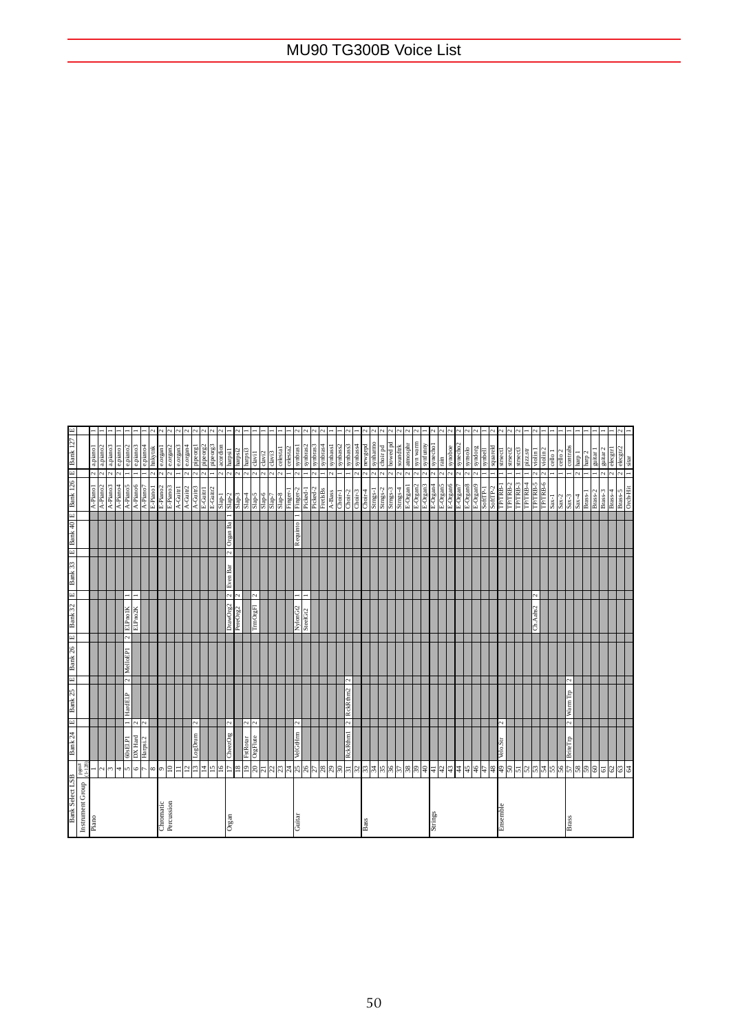| Bank Select LSB | | Bank 24 | E | Bank 25 | E | Bank 26 | E | Bank 32 | E | Bank 33 | E | Bank 40 | E | Bank 126 | E | Bank 127 | E |
|---|---|---|---|---|---|---|---|---|---|---|---|---|---|---|---|---|---|
| Instrument Group | PGM# (1-128) | | | | | | | | | | | | | | | | |
| Piano | 1 | | | | | | | | | | | | | A-Piano1 | 2 | a.piano1 | 1 |
| | 2 | | | | | | | | | | | | | A-Piano2 | 2 | a.piano2 | 1 |
| | 3 | | | | | | | | | | | | | A-Piano3 | 2 | a.piano3 | 1 |
| | 4 | | | | | | | | | | | | | A-Piano4 | 2 | e.piano1 | 1 |
| | 5 | 60sELP1 | 1 | HardElP | 1 | MelloEP1 | 2 | ElPno1K | 1 | | | | | A-Piano5 | 1 | e.piano2 | 1 |
| | 6 | DX Hard | 2 | | | | | ElPno2K | 1 | | | | | A-Piano6 | 1 | e.piano3 | 1 |
| | 7 | HarpsL2 | 2 | | | | | | | | | | | A-Piano7 | 1 | e.piano4 | 1 |
| | 8 | | | | | | | | | | | | | E-Piano1 | 2 | honkytnk | 2 |
| Chromatic Percussion | 9 | | | | | | | | | | | | | E-Piano2 | 2 | e.organ1 | 2 |
| | 10 | | | | | | | | | | | | | E-Piano3 | 2 | e.organ2 | 2 |
| | 11 | | | | | | | | | | | | | A-Guitr1 | 1 | e.organ3 | 2 |
| | 12 | | | | | | | | | | | | | A-Guitr2 | 2 | e.organ4 | 2 |
| | 13 | LogDrum | 2 | | | | | | | | | | | A-Guitr3 | 2 | pipeorg1 | 2 |
| | 14 | | | | | | | | | | | | | E-Guitr1 | 2 | pipeorg2 | 2 |
| | 15 | | | | | | | | | | | | | E-Guitr2 | 2 | pipeorg3 | 2 |
| | 16 | | | | | | | | | | | | | Slap-1 | 2 | accrdion | 2 |
| Organ | 17 | CheezOrg | 2 | | | | | DrawOrg2 | 2 | Even Bar | 2 | Organ Ba | 1 | Slap-2 | 1 | harpsi1 | 1 |
| | 18 | | | | | | | PercOrg2 | 2 | | | | | Slap-3 | 2 | harpsi2 | 2 |
| | 19 | FstRotar | 2 | | | | | | | | | | | Slap-4 | 2 | harpsi3 | 1 |
| | 20 | OrgFlute | 2 | | | | | TrmOrgFl | 2 | | | | | Slap-5 | 2 | clavi1 | 1 |
| | 21 | | | | | | | | | | | | | Slap-6 | 2 | clavi2 | 1 |
| | 22 | | | | | | | | | | | | | Slap-7 | 2 | clavi3 | 1 |
| | 23 | | | | | | | | | | | | | Slap-8 | 2 | celesta1 | 1 |
| | 24 | | | | | | | | | | | | | Finger-1 | 2 | celesta2 | 1 |
| Guitar | 25 | VelGtHrm | 2 | | | | | NylonGt2 | 1 | | | Requinto | 1 | Finger-2 | 1 | synbras1 | 2 |
| | 26 | | | | | | | SteelGt2 | 1 | | | | | Picked-1 | 1 | synbras2 | 2 |
| | 27 | | | | | | | | | | | | | Picked-2 | 2 | synbras3 | 2 |
| | 28 | | | | | | | | | | | | | FretlsBs | 1 | synbras4 | 2 |
| | 29 | | | | | | | | | | | | | A-Bass | 1 | synbass1 | 1 |
| | 30 | | | | | | | | | | | | | Choir-1 | 1 | synbass2 | 1 |
| | 31 | RckRthm1 | 2 | RckRthm2 | 2 | | | | | | | | | Choir-2 | 1 | synbass3 | 2 |
| | 32 | | | | | | | | | | | | | Choir-3 | 2 | synbass4 | 1 |
| Bass | 33 | | | | | | | | | | | | | Choir-4 | 2 | newagepd | 2 |
| | 34 | | | | | | | | | | | | | Strings-1 | 2 | synharmo | 2 |
| | 35 | | | | | | | | | | | | | Strings-2 | 2 | choir pd | 2 |
| | 36 | | | | | | | | | | | | | Strings-3 | 2 | bowed pd | 2 |
| | 37 | | | | | | | | | | | | | Strings-4 | 2 | soundtrk | 2 |
| | 38 | | | | | | | | | | | | | E-Organ1 | 2 | atmosphr | 2 |
| | 39 | | | | | | | | | | | | | E-Organ2 | 2 | syn warm | 2 |
| | 40 | | | | | | | | | | | | | E-Organ3 | 2 | synfunny | 1 |
| Strings | 41 | | | | | | | | | | | | | E-Organ4 | 2 | synechol | 2 |
| | 42 | | | | | | | | | | | | | E-Organ5 | 2 | rain | 2 |
| | 43 | | | | | | | | | | | | | E-Organ6 | 2 | synoboe | 2 |
| | 44 | | | | | | | | | | | | | E-Organ7 | 2 | synecho2 | 2 |
| | 45 | | | | | | | | | | | | | E-Organ8 | 2 | synsolo | 2 |
| | 46 | | | | | | | | | | | | | E-Organ9 | 2 | synorg | 2 |
| | 47 | | | | | | | | | | | | | SoftTP-1 | 1 | synbell | 1 |
| | 48 | | | | | | | | | | | | | SoftTP-2 | 1 | squared | 2 |
| Ensemble | 49 | Velo.Str | 2 | | | | | | | | | | | TPTRB-1 | 2 | strsect1 | 2 |
| | 50 | | | | | | | | | | | | | TPTRB-2 | 1 | strsect2 | 2 |
| | 51 | | | | | | | | | | | | | TPTRB-3 | 1 | strsect3 | 2 |
| | 52 | | | | | | | | | | | | | TPTRB-4 | 1 | pizz.str | 1 |
| | 53 | | | | | | | Ch.Aahs2 | 2 | | | | | TPTRB-5 | 2 | violin 1 | 2 |
| | 54 | | | | | | | | | | | | | TPTRB-6 | 2 | violin 2 | 1 |
| | 55 | | | | | | | | | | | | | Sax-1 | 1 | cello 1 | 1 |
| | 56 | | | | | | | | | | | | | Sax-2 | 1 | cello 2 | 1 |
| Brass | 57 | BriteTrp | 2 | Warm Trp | 2 | | | | | | | | | Sax-3 | 1 | contrabs | 1 |
| | 58 | | | | | | | | | | | | | Sax-4 | 2 | harp 1 | 1 |
| | 59 | | | | | | | | | | | | | Brass-1 | 1 | harp 2 | 1 |
| | 60 | | | | | | | | | | | | | Brass-2 | 1 | guitar 1 | 1 |
| | 61 | | | | | | | | | | | | | Brass-3 | 2 | guitar 2 | 1 |
| | 62 | | | | | | | | | | | | | Brass-4 | 2 | elecgtr1 | 1 |
| | 63 | | | | | | | | | | | | | Brass-5 | 2 | elecgtr2 | 2 |
| | 64 | | | | | | | | | | | | | Orch-Hit | 1 | sitar | 1 |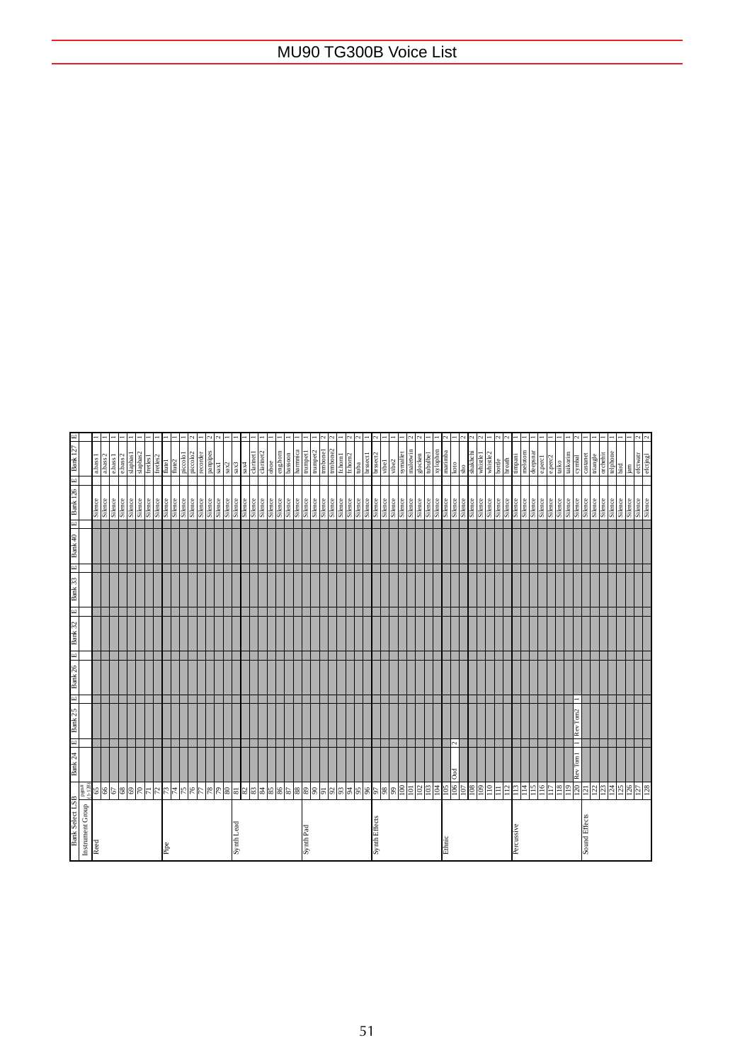# MU90 TG300B Voice List

| Bank Select LSB | | Bank 24 | E | Bank 25 | E | Bank 26 | E | Bank 32 | E | Bank 33 | E | Bank 40 | E | Bank 126 | E | Bank 127 | E |
|---|---|---|---|---|---|---|---|---|---|---|---|---|---|---|---|---|---|
| Instrument Group | PgM# (1~128) | | | | | | | | | | | | | | | | |
| Reed | 65 | | | | | | | | | | | | | Silence | | a.bass1 | 1 |
| | 66 | | | | | | | | | | | | | Silence | | a.bass2 | 1 |
| | 67 | | | | | | | | | | | | | Silence | | e.bass1 | 1 |
| | 68 | | | | | | | | | | | | | Silence | | e.bass2 | 1 |
| | 69 | | | | | | | | | | | | | Silence | | slapbas1 | 1 |
| | 70 | | | | | | | | | | | | | Silence | | slapbas2 | 1 |
| | 71 | | | | | | | | | | | | | Silence | | fretles1 | 1 |
| | 72 | | | | | | | | | | | | | Silence | | fretles2 | 1 |
| Pipe | 73 | | | | | | | | | | | | | Silence | | flute1 | 1 |
| | 74 | | | | | | | | | | | | | Silence | | flute2 | 1 |
| | 75 | | | | | | | | | | | | | Silence | | piccolo1 | 1 |
| | 76 | | | | | | | | | | | | | Silence | | piccolo2 | 2 |
| | 77 | | | | | | | | | | | | | Silence | | recorder | 1 |
| | 78 | | | | | | | | | | | | | Silence | | panpipes | 2 |
| | 79 | | | | | | | | | | | | | Silence | | sax1 | 2 |
| | 80 | | | | | | | | | | | | | Silence | | sax2 | 1 |
| Synth Lead | 81 | | | | | | | | | | | | | Silence | | sax3 | 1 |
| | 82 | | | | | | | | | | | | | Silence | | sax4 | 1 |
| | 83 | | | | | | | | | | | | | Silence | | clarinet1 | 1 |
| | 84 | | | | | | | | | | | | | Silence | | clarinet2 | 1 |
| | 85 | | | | | | | | | | | | | Silence | | oboe | 1 |
| | 86 | | | | | | | | | | | | | Silence | | engl.horn | 1 |
| | 87 | | | | | | | | | | | | | Silence | | bassoon | 1 |
| | 88 | | | | | | | | | | | | | Silence | | harmonica | 1 |
| Synth Pad | 89 | | | | | | | | | | | | | Silence | | trumpet1 | 1 |
| | 90 | | | | | | | | | | | | | Silence | | trumpet2 | 1 |
| | 91 | | | | | | | | | | | | | Silence | | trombone1 | 2 |
| | 92 | | | | | | | | | | | | | Silence | | trombone2 | 2 |
| | 93 | | | | | | | | | | | | | Silence | | fr.horn1 | 1 |
| | 94 | | | | | | | | | | | | | Silence | | fr.horn2 | 2 |
| | 95 | | | | | | | | | | | | | Silence | | tuba | 2 |
| | 96 | | | | | | | | | | | | | Silence | | brs.sect1 | 1 |
| Synth Effects | 97 | | | | | | | | | | | | | Silence | | brs.sect2 | 2 |
| | 98 | | | | | | | | | | | | | Silence | | vibe1 | 1 |
| | 99 | | | | | | | | | | | | | Silence | | vibe2 | 1 |
| | 100 | | | | | | | | | | | | | Silence | | syn.mallet | 1 |
| | 101 | | | | | | | | | | | | | Silence | | maletwin | 2 |
| | 102 | | | | | | | | | | | | | Silence | | glocken | 2 |
| | 103 | | | | | | | | | | | | | Silence | | tubulbel | 1 |
| | 104 | | | | | | | | | | | | | Silence | | xylophon | 1 |
| Ethnic | 105 | | | | | | | | | | | | | Silence | | marimba | 2 |
| | 106 | Oud | 2 | | | | | | | | | | | Silence | | koto | 1 |
| | 107 | | | | | | | | | | | | | Silence | | sho | 2 |
| | 108 | | | | | | | | | | | | | Silence | | shakhchi | 2 |
| | 109 | | | | | | | | | | | | | Silence | | whistle1 | 2 |
| | 110 | | | | | | | | | | | | | Silence | | whistle2 | 1 |
| | 111 | | | | | | | | | | | | | Silence | | bottle | 2 |
| | 112 | | | | | | | | | | | | | Silence | | breath | 2 |
| Percussive | 113 | | | | | | | | | | | | | Silence | | timpani | 1 |
| | 114 | | | | | | | | | | | | | Silence | | melotom | 1 |
| | 115 | | | | | | | | | | | | | Silence | | deepsnar | 1 |
| | 116 | | | | | | | | | | | | | Silence | | e.perc1 | 1 |
| | 117 | | | | | | | | | | | | | Silence | | e.perc2 | 1 |
| | 118 | | | | | | | | | | | | | Silence | | taiko | 1 |
| | 119 | | | | | | | | | | | | | Silence | | taikorim | 1 |
| | 120 | Rev Tom1 | 1 | Rev Tom2 | 1 | | | | | | | | | Silence | | cymbal | 2 |
| Sound Effects | 121 | | | | | | | | | | | | | Silence | | castanet | 1 |
| | 122 | | | | | | | | | | | | | Silence | | triangle | 1 |
| | 123 | | | | | | | | | | | | | Silence | | orchehit | 1 |
| | 124 | | | | | | | | | | | | | Silence | | telphone | 1 |
| | 125 | | | | | | | | | | | | | Silence | | bird | 1 |
| | 126 | | | | | | | | | | | | | Silence | | jam | 1 |
| | 127 | | | | | | | | | | | | | Silence | | efctwatr | 2 |
| | 128 | | | | | | | | | | | | | Silence | | efcpngl | 2 |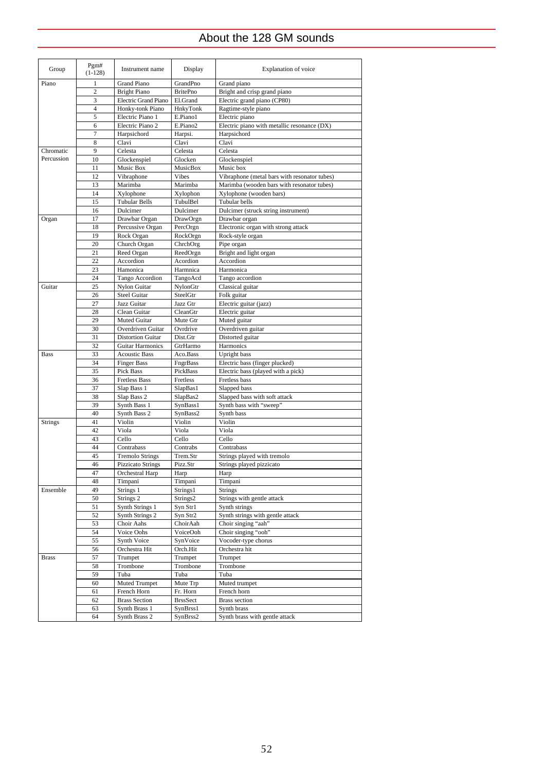# About the 128 GM sounds

| Group | Pgm# (1-128) | Instrument name | Display | Explanation of voice |
|---|---|---|---|---|
| Piano | 1 | Grand Piano | GrandPno | Grand piano |
| | 2 | Bright Piano | BritePno | Bright and crisp grand piano |
| | 3 | Electric Grand Piano | El.Grand | Electric grand piano (CP80) |
| | 4 | Honky-tonk Piano | HnkyTonk | Ragtime-style piano |
| | 5 | Electric Piano 1 | E.Piano1 | Electric piano |
| | 6 | Electric Piano 2 | E.Piano2 | Electric piano with metallic resonance (DX) |
| | 7 | Harpsichord | Harpsi. | Harpsichord |
| | 8 | Clavi | Clavi | Clavi |
| Chromatic Percussion | 9 | Celesta | Celesta | Celesta |
| | 10 | Glockenspiel | Glocken | Glockenspiel |
| | 11 | Music Box | MusicBox | Music box |
| | 12 | Vibraphone | Vibes | Vibraphone (metal bars with resonator tubes) |
| | 13 | Marimba | Marimba | Marimba (wooden bars with resonator tubes) |
| | 14 | Xylophone | Xylophon | Xylophone (wooden bars) |
| | 15 | Tubular Bells | TubulBel | Tubular bells |
| | 16 | Dulcimer | Dulcimer | Dulcimer (struck string instrument) |
| Organ | 17 | Drawbar Organ | DrawOrgn | Drawbar organ |
| | 18 | Percussive Organ | PercOrgn | Electronic organ with strong attack |
| | 19 | Rock Organ | RockOrgn | Rock-style organ |
| | 20 | Church Organ | ChrchOrg | Pipe organ |
| | 21 | Reed Organ | ReedOrgn | Bright and light organ |
| | 22 | Accordion | Acordion | Accordion |
| | 23 | Hamonica | Harmnica | Harmonica |
| | 24 | Tango Accordion | TangoAcd | Tango accordion |
| Guitar | 25 | Nylon Guitar | NylonGtr | Classical guitar |
| | 26 | Steel Guitar | SteelGtr | Folk guitar |
| | 27 | Jazz Guitar | Jazz Gtr | Electric guitar (jazz) |
| | 28 | Clean Guitar | CleanGtr | Electric guitar |
| | 29 | Muted Guitar | Mute Gtr | Muted guitar |
| | 30 | Overdriven Guitar | Ovrdrive | Overdriven guitar |
| | 31 | Distortion Guitar | Dist.Gtr | Distorted guitar |
| | 32 | Guitar Harmonics | GtrHarmo | Harmonics |
| Bass | 33 | Acoustic Bass | Aco.Bass | Upright bass |
| | 34 | Finger Bass | FngrBass | Electric bass (finger plucked) |
| | 35 | Pick Bass | PickBass | Electric bass (played with a pick) |
| | 36 | Fretless Bass | Fretless | Fretless bass |
| | 37 | Slap Bass 1 | SlapBas1 | Slapped bass |
| | 38 | Slap Bass 2 | SlapBas2 | Slapped bass with soft attack |
| | 39 | Synth Bass 1 | SynBass1 | Synth bass with “sweep” |
| | 40 | Synth Bass 2 | SynBass2 | Synth bass |
| Strings | 41 | Violin | Violin | Violin |
| | 42 | Viola | Viola | Viola |
| | 43 | Cello | Cello | Cello |
| | 44 | Contrabass | Contrabs | Contrabass |
| | 45 | Tremolo Strings | Trem.Str | Strings played with tremolo |
| | 46 | Pizzicato Strings | Pizz.Str | Strings played pizzicato |
| | 47 | Orchestral Harp | Harp | Harp |
| | 48 | Timpani | Timpani | Timpani |
| Ensemble | 49 | Strings 1 | Strings1 | Strings |
| | 50 | Strings 2 | Strings2 | Strings with gentle attack |
| | 51 | Synth Strings 1 | Syn Str1 | Synth strings |
| | 52 | Synth Strings 2 | Syn Str2 | Synth strings with gentle attack |
| | 53 | Choir Aahs | ChoirAah | Choir singing “aah” |
| | 54 | Voice Oohs | VoiceOoh | Choir singing “ooh” |
| | 55 | Synth Voice | SynVoice | Vocoder-type chorus |
| | 56 | Orchestra Hit | Orch.Hit | Orchestra hit |
| Brass | 57 | Trumpet | Trumpet | Trumpet |
| | 58 | Trombone | Trombone | Trombone |
| | 59 | Tuba | Tuba | Tuba |
| | 60 | Muted Trumpet | Mute Trp | Muted trumpet |
| | 61 | French Horn | Fr. Horn | French horn |
| | 62 | Brass Section | BrssSect | Brass section |
| | 63 | Synth Brass 1 | SynBrss1 | Synth brass |
| | 64 | Synth Brass 2 | SynBrss2 | Synth brass with gentle attack |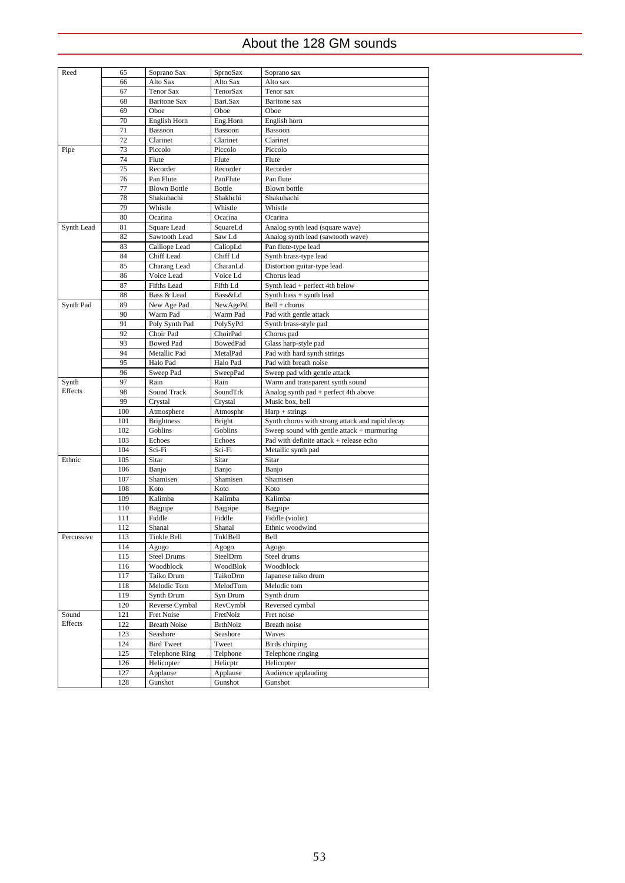# About the 128 GM sounds

| | | | | |
|---|---|---|---|---|
| Reed | 65 | Soprano Sax | SprnoSax | Soprano sax |
| | 66 | Alto Sax | Alto Sax | Alto sax |
| | 67 | Tenor Sax | TenorSax | Tenor sax |
| | 68 | Baritone Sax | Bari.Sax | Baritone sax |
| | 69 | Oboe | Oboe | Oboe |
| | 70 | English Horn | Eng.Horn | English horn |
| | 71 | Bassoon | Bassoon | Bassoon |
| | 72 | Clarinet | Clarinet | Clarinet |
| Pipe | 73 | Piccolo | Piccolo | Piccolo |
| | 74 | Flute | Flute | Flute |
| | 75 | Recorder | Recorder | Recorder |
| | 76 | Pan Flute | PanFlute | Pan flute |
| | 77 | Blown Bottle | Bottle | Blown bottle |
| | 78 | Shakuhachi | Shakhchi | Shakuhachi |
| | 79 | Whistle | Whistle | Whistle |
| | 80 | Ocarina | Ocarina | Ocarina |
| Synth Lead | 81 | Square Lead | SquareLd | Analog synth lead (square wave) |
| | 82 | Sawtooth Lead | Saw Ld | Analog synth lead (sawtooth wave) |
| | 83 | Calliope Lead | CaliopLd | Pan flute-type lead |
| | 84 | Chiff Lead | Chiff Ld | Synth brass-type lead |
| | 85 | Charang Lead | CharanLd | Distortion guitar-type lead |
| | 86 | Voice Lead | Voice Ld | Chorus lead |
| | 87 | Fifths Lead | Fifth Ld | Synth lead + perfect 4th below |
| | 88 | Bass & Lead | Bass&Ld | Synth bass + synth lead |
| Synth Pad | 89 | New Age Pad | NewAgePd | Bell + chorus |
| | 90 | Warm Pad | Warm Pad | Pad with gentle attack |
| | 91 | Poly Synth Pad | PolySyPd | Synth brass-style pad |
| | 92 | Choir Pad | ChoirPad | Chorus pad |
| | 93 | Bowed Pad | BowedPad | Glass harp-style pad |
| | 94 | Metallic Pad | MetalPad | Pad with hard synth strings |
| | 95 | Halo Pad | Halo Pad | Pad with breath noise |
| | 96 | Sweep Pad | SweepPad | Sweep pad with gentle attack |
| Synth Effects | 97 | Rain | Rain | Warm and transparent synth sound |
| | 98 | Sound Track | SoundTrk | Analog synth pad + perfect 4th above |
| | 99 | Crystal | Crystal | Music box, bell |
| | 100 | Atmosphere | Atmosphr | Harp + strings |
| | 101 | Brightness | Bright | Synth chorus with strong attack and rapid decay |
| | 102 | Goblins | Goblins | Sweep sound with gentle attack + murmuring |
| | 103 | Echoes | Echoes | Pad with definite attack + release echo |
| | 104 | Sci-Fi | Sci-Fi | Metallic synth pad |
| Ethnic | 105 | Sitar | Sitar | Sitar |
| | 106 | Banjo | Banjo | Banjo |
| | 107 | Shamisen | Shamisen | Shamisen |
| | 108 | Koto | Koto | Koto |
| | 109 | Kalimba | Kalimba | Kalimba |
| | 110 | Bagpipe | Bagpipe | Bagpipe |
| | 111 | Fiddle | Fiddle | Fiddle (violin) |
| | 112 | Shanai | Shanai | Ethnic woodwind |
| Percussive | 113 | Tinkle Bell | TnklBell | Bell |
| | 114 | Agogo | Agogo | Agogo |
| | 115 | Steel Drums | SteelDrm | Steel drums |
| | 116 | Woodblock | WoodBlok | Woodblock |
| | 117 | Taiko Drum | TaikoDrm | Japanese taiko drum |
| | 118 | Melodic Tom | MelodTom | Melodic tom |
| | 119 | Synth Drum | Syn Drum | Synth drum |
| | 120 | Reverse Cymbal | RevCymbl | Reversed cymbal |
| Sound Effects | 121 | Fret Noise | FretNoiz | Fret noise |
| | 122 | Breath Noise | BrthNoiz | Breath noise |
| | 123 | Seashore | Seashore | Waves |
| | 124 | Bird Tweet | Tweet | Birds chirping |
| | 125 | Telephone Ring | Telphone | Telephone ringing |
| | 126 | Helicopter | Helicptr | Helicopter |
| | 127 | Applause | Applause | Audience applauding |
| | 128 | Gunshot | Gunshot | Gunshot |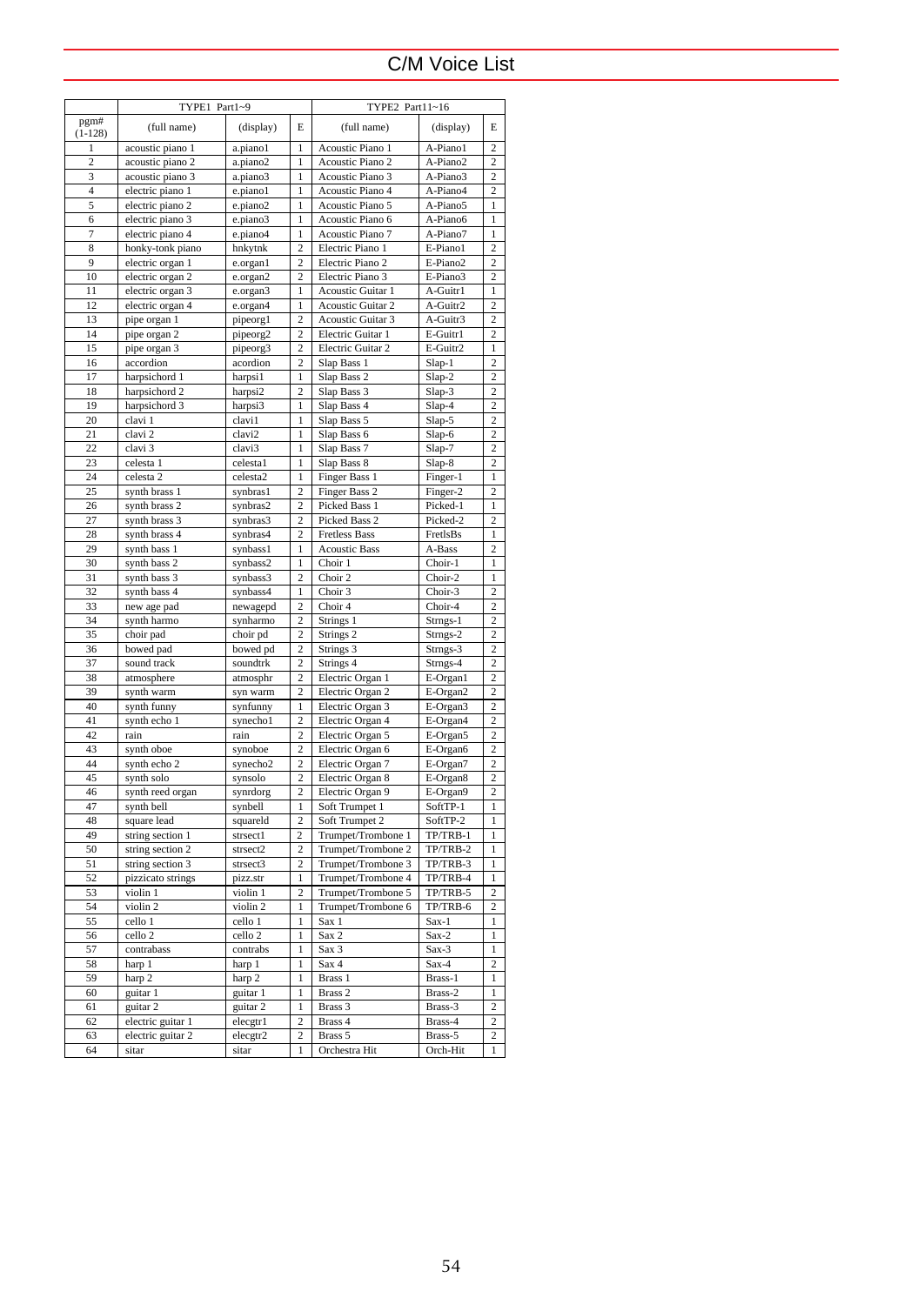# C/M Voice List

| | TYPE1 Part1~9 | | | TYPE2 Part11~16 | | |
|---|---|---|---|---|---|---|
| pgm# (1-128) | (full name) | (display) | E | (full name) | (display) | E |
| 1 | acoustic piano 1 | a.piano1 | 1 | Acoustic Piano 1 | A-Piano1 | 2 |
| 2 | acoustic piano 2 | a.piano2 | 1 | Acoustic Piano 2 | A-Piano2 | 2 |
| 3 | acoustic piano 3 | a.piano3 | 1 | Acoustic Piano 3 | A-Piano3 | 2 |
| 4 | electric piano 1 | e.piano1 | 1 | Acoustic Piano 4 | A-Piano4 | 2 |
| 5 | electric piano 2 | e.piano2 | 1 | Acoustic Piano 5 | A-Piano5 | 1 |
| 6 | electric piano 3 | e.piano3 | 1 | Acoustic Piano 6 | A-Piano6 | 1 |
| 7 | electric piano 4 | e.piano4 | 1 | Acoustic Piano 7 | A-Piano7 | 1 |
| 8 | honky-tonk piano | hnkytnk | 2 | Electric Piano 1 | E-Piano1 | 2 |
| 9 | electric organ 1 | e.organ1 | 2 | Electric Piano 2 | E-Piano2 | 2 |
| 10 | electric organ 2 | e.organ2 | 2 | Electric Piano 3 | E-Piano3 | 2 |
| 11 | electric organ 3 | e.organ3 | 1 | Acoustic Guitar 1 | A-Guitr1 | 1 |
| 12 | electric organ 4 | e.organ4 | 1 | Acoustic Guitar 2 | A-Guitr2 | 2 |
| 13 | pipe organ 1 | pipeorg1 | 2 | Acoustic Guitar 3 | A-Guitr3 | 2 |
| 14 | pipe organ 2 | pipeorg2 | 2 | Electric Guitar 1 | E-Guitr1 | 2 |
| 15 | pipe organ 3 | pipeorg3 | 2 | Electric Guitar 2 | E-Guitr2 | 1 |
| 16 | accordion | acordion | 2 | Slap Bass 1 | Slap-1 | 2 |
| 17 | harpsichord 1 | harpsi1 | 1 | Slap Bass 2 | Slap-2 | 2 |
| 18 | harpsichord 2 | harpsi2 | 2 | Slap Bass 3 | Slap-3 | 2 |
| 19 | harpsichord 3 | harpsi3 | 1 | Slap Bass 4 | Slap-4 | 2 |
| 20 | clavi 1 | clavi1 | 1 | Slap Bass 5 | Slap-5 | 2 |
| 21 | clavi 2 | clavi2 | 1 | Slap Bass 6 | Slap-6 | 2 |
| 22 | clavi 3 | clavi3 | 1 | Slap Bass 7 | Slap-7 | 2 |
| 23 | celesta 1 | celesta1 | 1 | Slap Bass 8 | Slap-8 | 2 |
| 24 | celesta 2 | celesta2 | 1 | Finger Bass 1 | Finger-1 | 1 |
| 25 | synth brass 1 | synbras1 | 2 | Finger Bass 2 | Finger-2 | 2 |
| 26 | synth brass 2 | synbras2 | 2 | Picked Bass 1 | Picked-1 | 1 |
| 27 | synth brass 3 | synbras3 | 2 | Picked Bass 2 | Picked-2 | 2 |
| 28 | synth brass 4 | synbras4 | 2 | Fretless Bass | FretlsBs | 1 |
| 29 | synth bass 1 | synbass1 | 1 | Acoustic Bass | A-Bass | 2 |
| 30 | synth bass 2 | synbass2 | 1 | Choir 1 | Choir-1 | 1 |
| 31 | synth bass 3 | synbass3 | 2 | Choir 2 | Choir-2 | 1 |
| 32 | synth bass 4 | synbass4 | 1 | Choir 3 | Choir-3 | 2 |
| 33 | new age pad | newagepd | 2 | Choir 4 | Choir-4 | 2 |
| 34 | synth harmo | synharmo | 2 | Strings 1 | Strngs-1 | 2 |
| 35 | choir pad | choir pd | 2 | Strings 2 | Strngs-2 | 2 |
| 36 | bowed pad | bowed pd | 2 | Strings 3 | Strngs-3 | 2 |
| 37 | sound track | soundtrk | 2 | Strings 4 | Strngs-4 | 2 |
| 38 | atmosphere | atmosphr | 2 | Electric Organ 1 | E-Organ1 | 2 |
| 39 | synth warm | syn warm | 2 | Electric Organ 2 | E-Organ2 | 2 |
| 40 | synth funny | synfunny | 1 | Electric Organ 3 | E-Organ3 | 2 |
| 41 | synth echo 1 | synecho1 | 2 | Electric Organ 4 | E-Organ4 | 2 |
| 42 | rain | rain | 2 | Electric Organ 5 | E-Organ5 | 2 |
| 43 | synth oboe | synoboe | 2 | Electric Organ 6 | E-Organ6 | 2 |
| 44 | synth echo 2 | synecho2 | 2 | Electric Organ 7 | E-Organ7 | 2 |
| 45 | synth solo | synsolo | 2 | Electric Organ 8 | E-Organ8 | 2 |
| 46 | synth reed organ | synrdorg | 2 | Electric Organ 9 | E-Organ9 | 2 |
| 47 | synth bell | synbell | 1 | Soft Trumpet 1 | SoftTP-1 | 1 |
| 48 | square lead | squareld | 2 | Soft Trumpet 2 | SoftTP-2 | 1 |
| 49 | string section 1 | strsect1 | 2 | Trumpet/Trombone 1 | TP/TRB-1 | 1 |
| 50 | string section 2 | strsect2 | 2 | Trumpet/Trombone 2 | TP/TRB-2 | 1 |
| 51 | string section 3 | strsect3 | 2 | Trumpet/Trombone 3 | TP/TRB-3 | 1 |
| 52 | pizzicato strings | pizz.str | 1 | Trumpet/Trombone 4 | TP/TRB-4 | 1 |
| 53 | violin 1 | violin 1 | 2 | Trumpet/Trombone 5 | TP/TRB-5 | 2 |
| 54 | violin 2 | violin 2 | 1 | Trumpet/Trombone 6 | TP/TRB-6 | 2 |
| 55 | cello 1 | cello 1 | 1 | Sax 1 | Sax-1 | 1 |
| 56 | cello 2 | cello 2 | 1 | Sax 2 | Sax-2 | 1 |
| 57 | contrabass | contrabs | 1 | Sax 3 | Sax-3 | 1 |
| 58 | harp 1 | harp 1 | 1 | Sax 4 | Sax-4 | 2 |
| 59 | harp 2 | harp 2 | 1 | Brass 1 | Brass-1 | 1 |
| 60 | guitar 1 | guitar 1 | 1 | Brass 2 | Brass-2 | 1 |
| 61 | guitar 2 | guitar 2 | 1 | Brass 3 | Brass-3 | 2 |
| 62 | electric guitar 1 | elecgtr1 | 2 | Brass 4 | Brass-4 | 2 |
| 63 | electric guitar 2 | elecgtr2 | 2 | Brass 5 | Brass-5 | 2 |
| 64 | sitar | sitar | 1 | Orchestra Hit | Orch-Hit | 1 |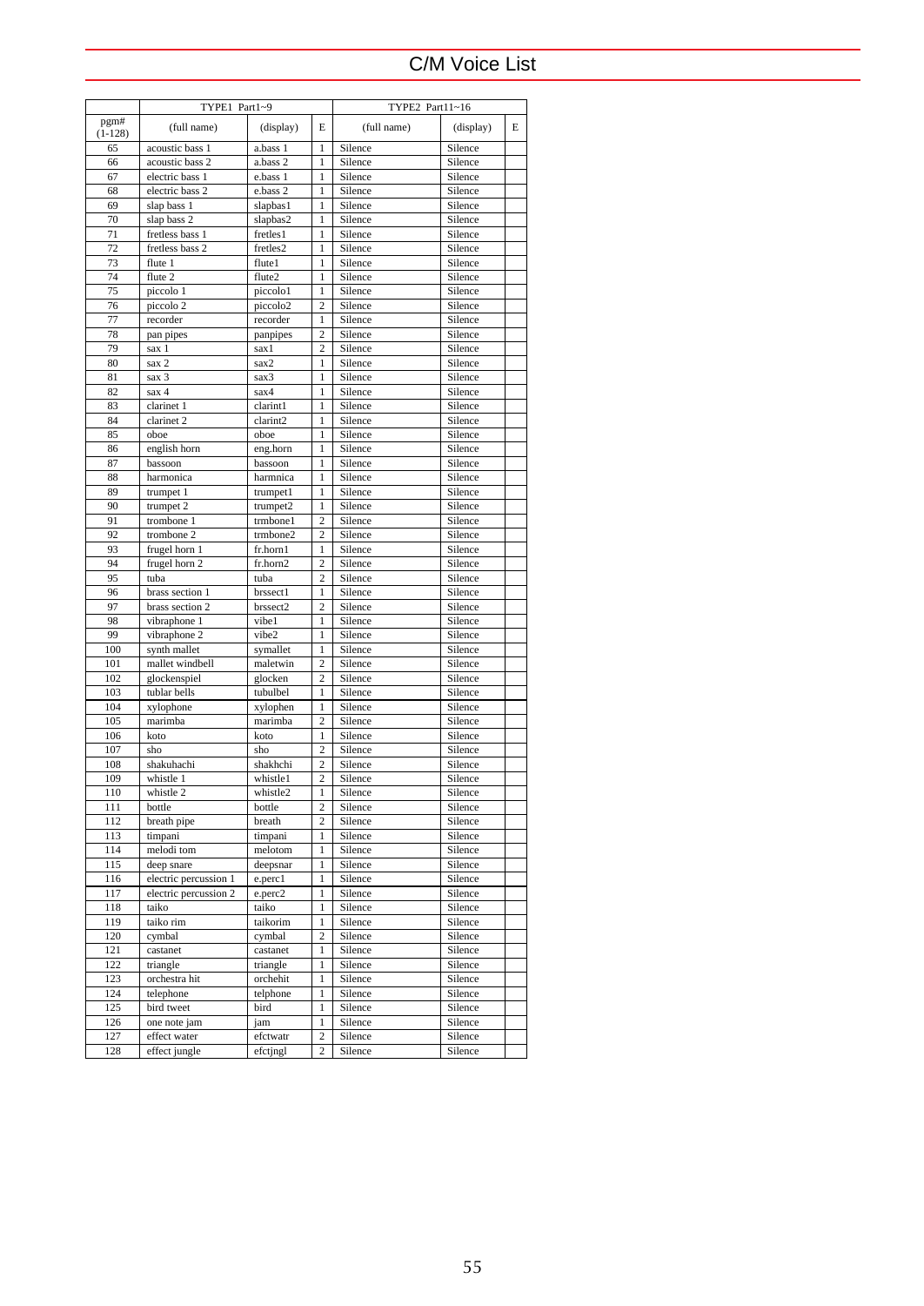# C/M Voice List

| pgm# (1-128) | TYPE1 Part1~9 (full name) | (display) | E | TYPE2 Part11~16 (full name) | (display) | E |
|---|---|---|---|---|---|---|
| 65 | acoustic bass 1 | a.bass 1 | 1 | Silence | Silence | |
| 66 | acoustic bass 2 | a.bass 2 | 1 | Silence | Silence | |
| 67 | electric bass 1 | e.bass 1 | 1 | Silence | Silence | |
| 68 | electric bass 2 | e.bass 2 | 1 | Silence | Silence | |
| 69 | slap bass 1 | slapbas1 | 1 | Silence | Silence | |
| 70 | slap bass 2 | slapbas2 | 1 | Silence | Silence | |
| 71 | fretless bass 1 | fretles1 | 1 | Silence | Silence | |
| 72 | fretless bass 2 | fretles2 | 1 | Silence | Silence | |
| 73 | flute 1 | flute1 | 1 | Silence | Silence | |
| 74 | flute 2 | flute2 | 1 | Silence | Silence | |
| 75 | piccolo 1 | piccolo1 | 1 | Silence | Silence | |
| 76 | piccolo 2 | piccolo2 | 2 | Silence | Silence | |
| 77 | recorder | recorder | 1 | Silence | Silence | |
| 78 | pan pipes | panpipes | 2 | Silence | Silence | |
| 79 | sax 1 | sax1 | 2 | Silence | Silence | |
| 80 | sax 2 | sax2 | 1 | Silence | Silence | |
| 81 | sax 3 | sax3 | 1 | Silence | Silence | |
| 82 | sax 4 | sax4 | 1 | Silence | Silence | |
| 83 | clarinet 1 | clarint1 | 1 | Silence | Silence | |
| 84 | clarinet 2 | clarint2 | 1 | Silence | Silence | |
| 85 | oboe | oboe | 1 | Silence | Silence | |
| 86 | english horn | eng.horn | 1 | Silence | Silence | |
| 87 | bassoon | bassoon | 1 | Silence | Silence | |
| 88 | harmonica | harmnica | 1 | Silence | Silence | |
| 89 | trumpet 1 | trumpet1 | 1 | Silence | Silence | |
| 90 | trumpet 2 | trumpet2 | 1 | Silence | Silence | |
| 91 | trombone 1 | trmbone1 | 2 | Silence | Silence | |
| 92 | trombone 2 | trmbone2 | 2 | Silence | Silence | |
| 93 | frugel horn 1 | fr.horn1 | 1 | Silence | Silence | |
| 94 | frugel horn 2 | fr.horn2 | 2 | Silence | Silence | |
| 95 | tuba | tuba | 2 | Silence | Silence | |
| 96 | brass section 1 | brssect1 | 1 | Silence | Silence | |
| 97 | brass section 2 | brssect2 | 2 | Silence | Silence | |
| 98 | vibraphone 1 | vibe1 | 1 | Silence | Silence | |
| 99 | vibraphone 2 | vibe2 | 1 | Silence | Silence | |
| 100 | synth mallet | symallet | 1 | Silence | Silence | |
| 101 | mallet windbell | maletwin | 2 | Silence | Silence | |
| 102 | glockenspiel | glocken | 2 | Silence | Silence | |
| 103 | tublar bells | tubulbel | 1 | Silence | Silence | |
| 104 | xylophone | xylophen | 1 | Silence | Silence | |
| 105 | marimba | marimba | 2 | Silence | Silence | |
| 106 | koto | koto | 1 | Silence | Silence | |
| 107 | sho | sho | 2 | Silence | Silence | |
| 108 | shakuhachi | shakhchi | 2 | Silence | Silence | |
| 109 | whistle 1 | whistle1 | 2 | Silence | Silence | |
| 110 | whistle 2 | whistle2 | 1 | Silence | Silence | |
| 111 | bottle | bottle | 2 | Silence | Silence | |
| 112 | breath pipe | breath | 2 | Silence | Silence | |
| 113 | timpani | timpani | 1 | Silence | Silence | |
| 114 | melodi tom | melotom | 1 | Silence | Silence | |
| 115 | deep snare | deepsnar | 1 | Silence | Silence | |
| 116 | electric percussion 1 | e.perc1 | 1 | Silence | Silence | |
| 117 | electric percussion 2 | e.perc2 | 1 | Silence | Silence | |
| 118 | taiko | taiko | 1 | Silence | Silence | |
| 119 | taiko rim | taikorim | 1 | Silence | Silence | |
| 120 | cymbal | cymbal | 2 | Silence | Silence | |
| 121 | castanet | castanet | 1 | Silence | Silence | |
| 122 | triangle | triangle | 1 | Silence | Silence | |
| 123 | orchestra hit | orchehit | 1 | Silence | Silence | |
| 124 | telephone | telphone | 1 | Silence | Silence | |
| 125 | bird tweet | bird | 1 | Silence | Silence | |
| 126 | one note jam | jam | 1 | Silence | Silence | |
| 127 | effect water | efctwatr | 2 | Silence | Silence | |
| 128 | effect jungle | efctjngl | 2 | Silence | Silence | |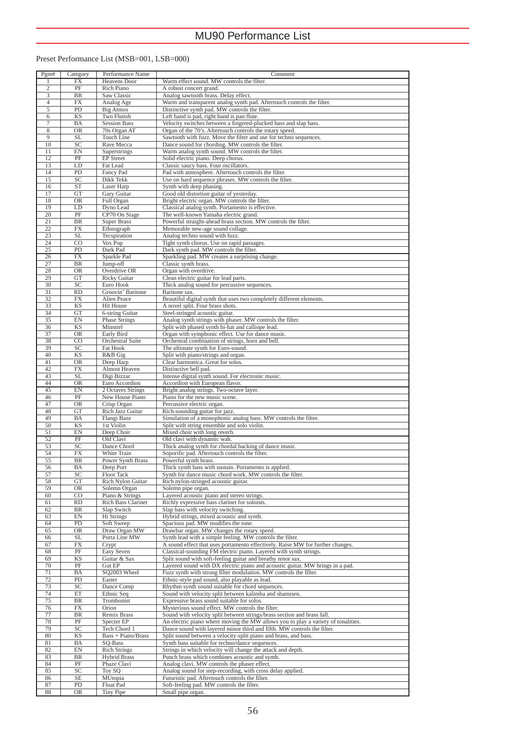# MU90 Performance List

Preset Performance List (MSB=001, LSB=000)

| Pgm# | Category | Performance Name | Comment |
|---|---|---|---|
| 1 | FX | Heavens Door | Warm effect sound. MW controls the filter. |
| 2 | PF | Rich Piano | A robust concert grand. |
| 3 | BR | Saw Classic | Analog sawtooth brass. Delay effect. |
| 4 | FX | Analog Age | Warm and transparent analog synth pad. Aftertouch controls the filter. |
| 5 | PD | Big Atmos | Distinctive synth pad. MW controls the filter. |
| 6 | KS | Two Flutish | Left hand is pad, right hand is pan flute. |
| 7 | BA | Session Bass | Velocity switches between a fingered-plucked bass and slap bass. |
| 8 | OR | 70s Organ AT | Organ of the 70's. Aftertouch controls the rotary speed. |
| 9 | SL | Touch Line | Sawtooth with fuzz. Move the filter and use for techno sequences. |
| 10 | SC | Rave Mecca | Dance sound for chording. MW controls the filter. |
| 11 | EN | Superstrings | Warm analog synth sound. MW controls the filter. |
| 12 | PF | EP Street | Solid electric piano. Deep chorus. |
| 13 | LD | Fat Lead | Classic saucy bass. Four oscillators. |
| 14 | PD | Fancy Pad | Pad with atmosphere. Aftertouch controls the filter. |
| 15 | SC | Dikk Tekk | Use on hard sequence phrases. MW controls the filter. |
| 16 | ST | Laser Harp | Synth with deep phasing. |
| 17 | GT | Gary Guitar | Good old distortion guitar of yesterday. |
| 18 | OR | Full Organ | Bright electric organ. MW controls the filter. |
| 19 | LD | Dyno Lead | Classical analog synth. Portamento is effective. |
| 20 | PF | CP70 On Stage | The well-known Yamaha electric grand. |
| 21 | BR | Super Brass | Powerful straight-ahead brass section. MW controls the filter. |
| 22 | FX | Ethnograph | Memorable new-age sound collage. |
| 23 | SL | Tecspiration | Analog techno sound with fuzz. |
| 24 | CO | Vox Pop | Tight synth chorus. Use on rapid passages. |
| 25 | PD | Dark Pad | Dark synth pad. MW controls the filter. |
| 26 | FX | Sparkle Pad | Sparkling pad. MW creates a surprising change. |
| 27 | BR | Jump-off | Classic synth brass. |
| 28 | OR | Overdrive OR | Organ with overdrive. |
| 29 | GT | Ricky Guitar | Clean electric guitar for lead parts. |
| 30 | SC | Euro Hook | Thick analog sound for percussive sequences. |
| 31 | RD | Groovin' Baritone | Baritone sax. |
| 32 | FX | Alien Peace | Beautiful digital synth that uses two completely different elements. |
| 33 | KS | Hit House | A novel split. Four brass shots. |
| 34 | GT | 6-string Guitar | Steel-stringed acoustic guitar. |
| 35 | EN | Phase Strings | Analog synth strings with phaser. MW controls the filter. |
| 36 | KS | Minstrel | Split with phased synth hi-hat and calliope lead. |
| 37 | OR | Early Bird | Organ with symphonic effect. Use for dance music. |
| 38 | CO | Orchestral Suite | Orchestral combination of strings, horn and bell. |
| 39 | SC | Fat Hook | The ultimate synth for Euro-sound. |
| 40 | KS | R&B Gig | Split with piano/strings and organ. |
| 41 | OR | Deep Harp | Clear harmonica. Great for solos. |
| 42 | FX | Almost Heaven | Distinctive bell pad. |
| 43 | SL | Digi Bizzar | Intense digital synth sound. For electronic music. |
| 44 | OR | Euro Accordion | Accordion with European flavor. |
| 45 | EN | 2 Octaves Strings | Bright analog strings. Two-octave layer. |
| 46 | PF | New House Piano | Piano for the new music scene. |
| 47 | OR | Crisp Organ | Percussive electric organ. |
| 48 | GT | Rich Jazz Guitar | Rich-sounding guitar for jazz. |
| 49 | BA | Flangi Baze | Simulation of a monophonic analog bass. MW controls the filter. |
| 50 | KS | 1st Violin | Split with string ensemble and solo violin. |
| 51 | EN | Deep Choir | Mixed choir with long reverb. |
| 52 | PF | Old Clavi | Old clavi with dynamic wah. |
| 53 | SC | Dance Chord | Thick analog synth for chordal backing of dance music. |
| 54 | FX | White Train | Soporific pad. Aftertouch controls the filter. |
| 55 | BR | Power Synth Brass | Powerful synth brass. |
| 56 | BA | Deep Port | Thick synth bass with sustain. Portamento is applied. |
| 57 | SC | Floor Tack | Synth for dance music chord work. MW controls the filter. |
| 58 | GT | Rich Nylon Guitar | Rich nylon-stringed acoustic guitar. |
| 59 | OR | Solemn Organ | Solemn pipe organ. |
| 60 | CO | Piano & Strings | Layered acoustic piano and stereo strings. |
| 61 | RD | Rich Bass Clarinet | Richly expressive bass clarinet for soloists. |
| 62 | BR | Slap Switch | Slap bass with velocity switching. |
| 63 | EN | Hi Strings | Hybrid strings, mixed acoustic and synth. |
| 64 | PD | Soft Sweep | Spacious pad. MW modifies the tone. |
| 65 | OR | Draw Organ MW | Drawbar organ. MW changes the rotary speed. |
| 66 | SL | Porta Line MW | Synth lead with a simple feeling. MW controls the filter. |
| 67 | FX | Crypt | A sound effect that uses portamento effectively. Raise MW for further changes. |
| 68 | PF | Easy Seven | Classical-sounding FM electric piano. Layered with synth strings. |
| 69 | KS | Guitar & Sax | Split sound with soft-feeling guitar and breathy tenor sax. |
| 70 | PF | Gut EP | Layered sound with DX electric piano and acoustic guitar. MW brings in a pad. |
| 71 | BA | SQ2003 Wheel | Fuzz synth with strong filter modulation. MW controls the filter. |
| 72 | PD | Easter | Ethnic-style pad sound, also playable as lead. |
| 73 | SC | Dance Comp | Rhythm synth sound suitable for chord sequences. |
| 74 | ET | Ethnic Seq | Sound with velocity split between kalimba and shamisen. |
| 75 | BR | Trombonist | Expressive brass sound suitable for solos. |
| 76 | FX | Orion | Mysterious sound effect. MW controls the filter. |
| 77 | BR | Remix Brass | Sound with velocity split between strings/brass section and brass fall. |
| 78 | PF | Specter EP | An electric piano where moving the MW allows you to play a variety of tonalities. |
| 79 | SC | Tech Chord 1 | Dance sound with layered minor third and fifth. MW controls the filter. |
| 80 | KS | Bass + Piano/Brass | Split sound between a velocity-split piano and brass, and bass. |
| 81 | BA | SQ-Bass | Synth bass suitable for techno/dance sequences. |
| 82 | EN | Rich Strings | Strings in which velocity will change the attack and depth. |
| 83 | BR | Hybrid Brass | Punch brass which combines acoustic and synth. |
| 84 | PF | Phaze Clavi | Analog clavi. MW controls the phaser effect. |
| 85 | SC | Toy SQ | Analog sound for step-recording, with cross delay applied. |
| 86 | SE | MUtopia | Futuristic pad. Aftertouch controls the filter. |
| 87 | PD | Float Pad | Soft-feeling pad. MW controls the filter. |
| 88 | OR | Tiny Pipe | Small pipe organ. |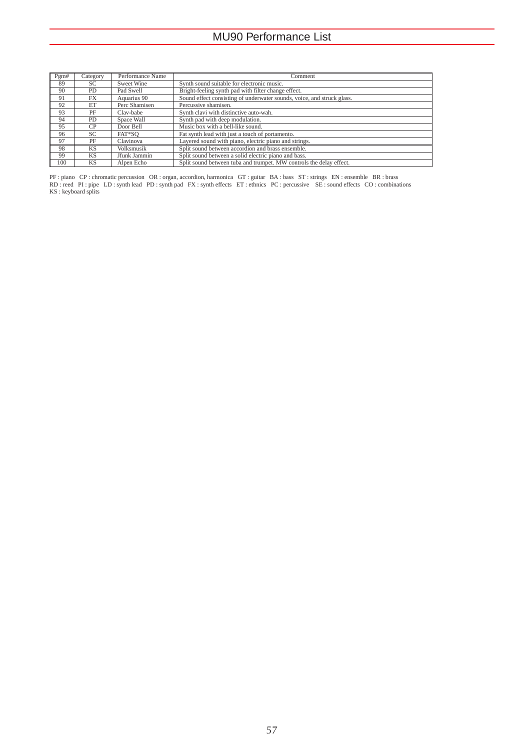# MU90 Performance List

| Pgm# | Category | Performance Name | Comment |
|---|---|---|---|
| 89 | SC | Sweet Wine | Synth sound suitable for electronic music. |
| 90 | PD | Pad Swell | Bright-feeling synth pad with filter change effect. |
| 91 | FX | Aquarius 90 | Sound effect consisting of underwater sounds, voice, and struck glass. |
| 92 | ET | Perc Shamisen | Percussive shamisen. |
| 93 | PF | Clav-babe | Synth clavi with distinctive auto-wah. |
| 94 | PD | Space Wall | Synth pad with deep modulation. |
| 95 | CP | Door Bell | Music box with a bell-like sound. |
| 96 | SC | FAT*SQ | Fat synth lead with just a touch of portamento. |
| 97 | PF | Clavinova | Layered sound with piano, electric piano and strings. |
| 98 | KS | Volksmusik | Split sound between accordion and brass ensemble. |
| 99 | KS | Jfunk Jammin | Split sound between a solid electric piano and bass. |
| 100 | KS | Alpen Echo | Split sound between tuba and trumpet. MW controls the delay effect. |

PF : piano CP : chromatic percussion OR : organ, accordion, harmonica GT : guitar BA : bass ST : strings EN : ensemble BR : brass
RD : reed PI : pipe LD : synth lead PD : synth pad FX : synth effects ET : ethnics PC : percussive SE : sound effects CO : combinations
KS : keyboard splits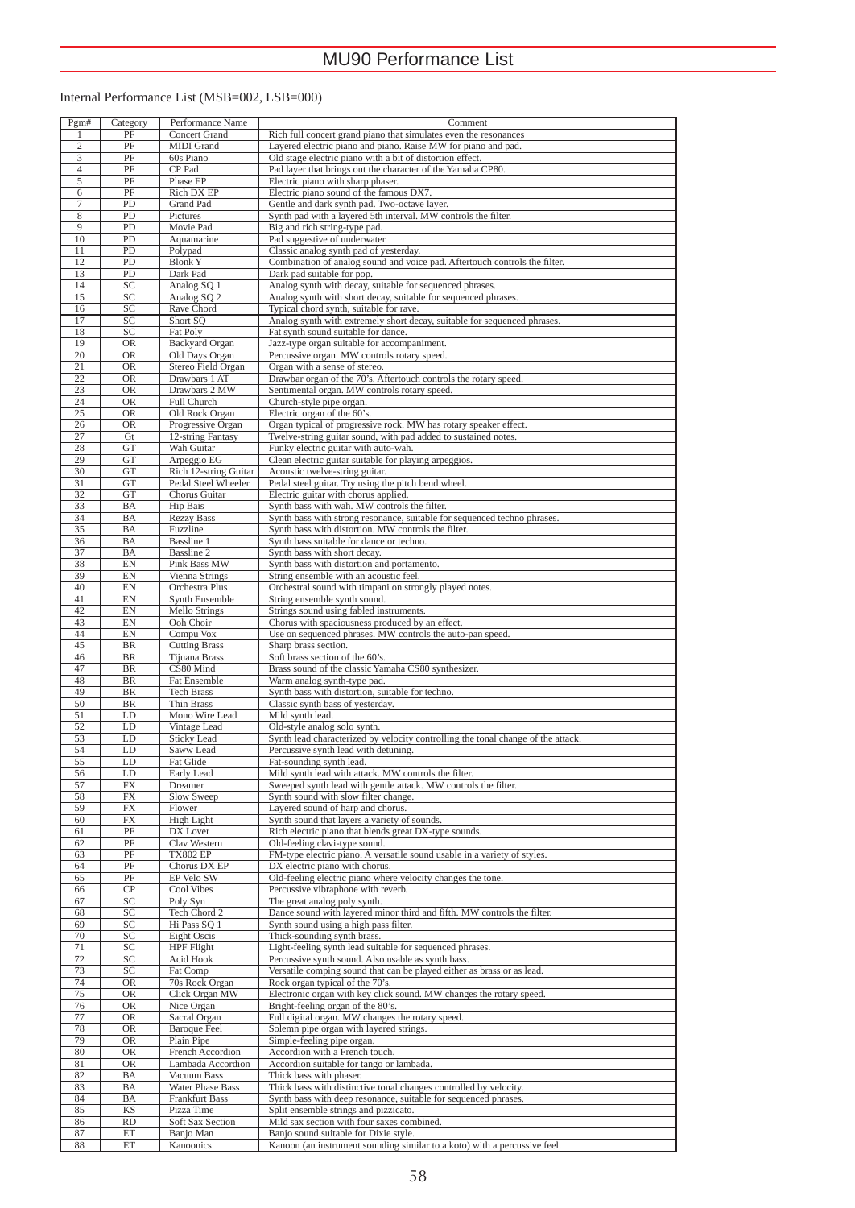# MU90 Performance List

Internal Performance List (MSB=002, LSB=000)

| Pgm# | Category | Performance Name | Comment |
|---|---|---|---|
| 1 | PF | Concert Grand | Rich full concert grand piano that simulates even the resonances |
| 2 | PF | MIDI Grand | Layered electric piano and piano. Raise MW for piano and pad. |
| 3 | PF | 60s Piano | Old stage electric piano with a bit of distortion effect. |
| 4 | PF | CP Pad | Pad layer that brings out the character of the Yamaha CP80. |
| 5 | PF | Phase EP | Electric piano with sharp phaser. |
| 6 | PF | Rich DX EP | Electric piano sound of the famous DX7. |
| 7 | PD | Grand Pad | Gentle and dark synth pad. Two-octave layer. |
| 8 | PD | Pictures | Synth pad with a layered 5th interval. MW controls the filter. |
| 9 | PD | Movie Pad | Big and rich string-type pad. |
| 10 | PD | Aquamarine | Pad suggestive of underwater. |
| 11 | PD | Polypad | Classic analog synth pad of yesterday. |
| 12 | PD | Blonk Y | Combination of analog sound and voice pad. Aftertouch controls the filter. |
| 13 | PD | Dark Pad | Dark pad suitable for pop. |
| 14 | SC | Analog SQ 1 | Analog synth with decay, suitable for sequenced phrases. |
| 15 | SC | Analog SQ 2 | Analog synth with short decay, suitable for sequenced phrases. |
| 16 | SC | Rave Chord | Typical chord synth, suitable for rave. |
| 17 | SC | Short SQ | Analog synth with extremely short decay, suitable for sequenced phrases. |
| 18 | SC | Fat Poly | Fat synth sound suitable for dance. |
| 19 | OR | Backyard Organ | Jazz-type organ suitable for accompaniment. |
| 20 | OR | Old Days Organ | Percussive organ. MW controls rotary speed. |
| 21 | OR | Stereo Field Organ | Organ with a sense of stereo. |
| 22 | OR | Drawbars 1 AT | Drawbar organ of the 70's. Aftertouch controls the rotary speed. |
| 23 | OR | Drawbars 2 MW | Sentimental organ. MW controls rotary speed. |
| 24 | OR | Full Church | Church-style pipe organ. |
| 25 | OR | Old Rock Organ | Electric organ of the 60's. |
| 26 | OR | Progressive Organ | Organ typical of progressive rock. MW has rotary speaker effect. |
| 27 | Gt | 12-string Fantasy | Twelve-string guitar sound, with pad added to sustained notes. |
| 28 | GT | Wah Guitar | Funky electric guitar with auto-wah. |
| 29 | GT | Arpeggio EG | Clean electric guitar suitable for playing arpeggios. |
| 30 | GT | Rich 12-string Guitar | Acoustic twelve-string guitar. |
| 31 | GT | Pedal Steel Wheeler | Pedal steel guitar. Try using the pitch bend wheel. |
| 32 | GT | Chorus Guitar | Electric guitar with chorus applied. |
| 33 | BA | Hip Bais | Synth bass with wah. MW controls the filter. |
| 34 | BA | Rezzy Bass | Synth bass with strong resonance, suitable for sequenced techno phrases. |
| 35 | BA | Fuzzline | Synth bass with distortion. MW controls the filter. |
| 36 | BA | Bassline 1 | Synth bass suitable for dance or techno. |
| 37 | BA | Bassline 2 | Synth bass with short decay. |
| 38 | BA | Pink Bass MW | Synth bass with distortion and portamento. |
| 39 | EN | Vienna Strings | String ensemble with an acoustic feel. |
| 40 | EN | Orchestra Plus | Orchestral sound with timpani on strongly played notes. |
| 41 | EN | Synth Ensemble | String ensemble synth sound. |
| 42 | EN | Mello Strings | Strings sound using fabled instruments. |
| 43 | EN | Ooh Choir | Chorus with spaciousness produced by an effect. |
| 44 | EN | Compu Vox | Use on sequenced phrases. MW controls the auto-pan speed. |
| 45 | BR | Cutting Brass | Sharp brass section. |
| 46 | BR | Tijuana Brass | Soft brass section of the 60's. |
| 47 | BR | CS80 Mind | Brass sound of the classic Yamaha CS80 synthesizer. |
| 48 | BR | Fat Ensemble | Warm analog synth-type pad. |
| 49 | BR | Tech Brass | Synth bass with distortion, suitable for techno. |
| 50 | BR | Thin Brass | Classic synth bass of yesterday. |
| 51 | LD | Mono Wire Lead | Mild synth lead. |
| 52 | LD | Vintage Lead | Old-style analog solo synth. |
| 53 | LD | Sticky Lead | Synth lead characterized by velocity controlling the tonal change of the attack. |
| 54 | LD | Saww Lead | Percussive synth lead with detuning. |
| 55 | LD | Fat Glide | Fat-sounding synth lead. |
| 56 | LD | Early Lead | Mild synth lead with attack. MW controls the filter. |
| 57 | FX | Dreamer | Sweeped synth lead with gentle attack. MW controls the filter. |
| 58 | FX | Slow Sweep | Synth sound with slow filter change. |
| 59 | FX | Flower | Layered sound of harp and chorus. |
| 60 | FX | High Light | Synth sound that layers a variety of sounds. |
| 61 | PF | DX Lover | Rich electric piano that blends great DX-type sounds. |
| 62 | PF | Clav Western | Old-feeling clavi-type sound. |
| 63 | PF | TX802 EP | FM-type electric piano. A versatile sound usable in a variety of styles. |
| 64 | PF | Chorus DX EP | DX electric piano with chorus. |
| 65 | PF | EP Velo SW | Old-feeling electric piano where velocity changes the tone. |
| 66 | CP | Cool Vibes | Percussive vibraphone with reverb. |
| 67 | SC | Poly Syn | The great analog poly synth. |
| 68 | SC | Tech Chord 2 | Dance sound with layered minor third and fifth. MW controls the filter. |
| 69 | SC | Hi Pass SQ 1 | Synth sound using a high pass filter. |
| 70 | SC | Eight Oscis | Thick-sounding synth brass. |
| 71 | SC | HPF Flight | Light-feeling synth lead suitable for sequenced phrases. |
| 72 | SC | Acid Hook | Percussive synth sound. Also usable as synth bass. |
| 73 | SC | Fat Comp | Versatile comping sound that can be played either as brass or as lead. |
| 74 | OR | 70s Rock Organ | Rock organ typical of the 70's. |
| 75 | OR | Click Organ MW | Electronic organ with key click sound. MW changes the rotary speed. |
| 76 | OR | Nice Organ | Bright-feeling organ of the 80's. |
| 77 | OR | Sacral Organ | Full digital organ. MW changes the rotary speed. |
| 78 | OR | Baroque Feel | Solemn pipe organ with layered strings. |
| 79 | OR | Plain Pipe | Simple-feeling pipe organ. |
| 80 | OR | French Accordion | Accordion with a French touch. |
| 81 | OR | Lambada Accordion | Accordion suitable for tango or lambada. |
| 82 | BA | Vacuum Bass | Thick bass with phaser. |
| 83 | BA | Water Phase Bass | Thick bass with distinctive tonal changes controlled by velocity. |
| 84 | BA | Frankfurt Bass | Synth bass with deep resonance, suitable for sequenced phrases. |
| 85 | KS | Pizza Time | Split ensemble strings and pizzicato. |
| 86 | RD | Soft Sax Section | Mild sax section with four saxes combined. |
| 87 | ET | Banjo Man | Banjo sound suitable for Dixie style. |
| 88 | ET | Kanoonics | Kanoon (an instrument sounding similar to a koto) with a percussive feel. |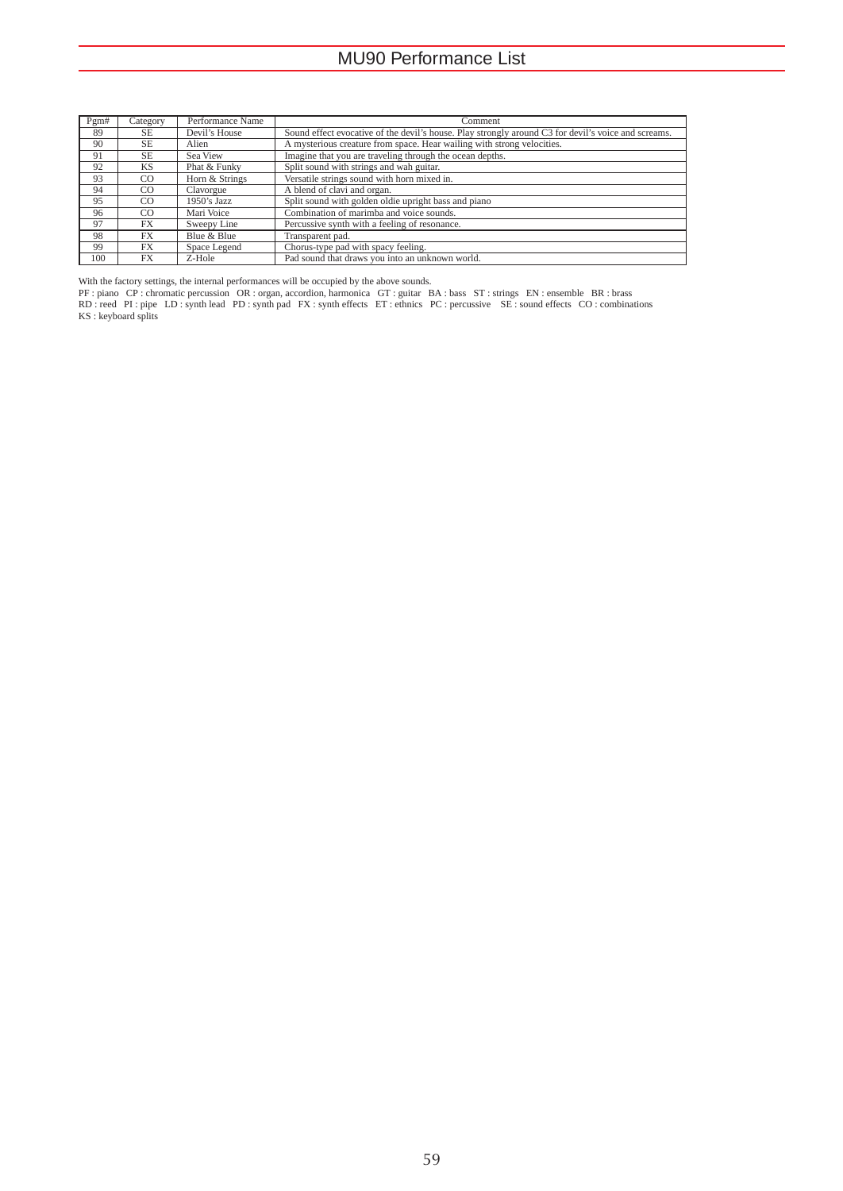# MU90 Performance List

| Pgm# | Category | Performance Name | Comment |
|---|---|---|---|
| 89 | SE | Devil's House | Sound effect evocative of the devil's house. Play strongly around C3 for devil's voice and screams. |
| 90 | SE | Alien | A mysterious creature from space. Hear wailing with strong velocities. |
| 91 | SE | Sea View | Imagine that you are traveling through the ocean depths. |
| 92 | KS | Phat & Funky | Split sound with strings and wah guitar. |
| 93 | CO | Horn & Strings | Versatile strings sound with horn mixed in. |
| 94 | CO | Clavorgue | A blend of clavi and organ. |
| 95 | CO | 1950's Jazz | Split sound with golden oldie upright bass and piano |
| 96 | CO | Mari Voice | Combination of marimba and voice sounds. |
| 97 | FX | Sweepy Line | Percussive synth with a feeling of resonance. |
| 98 | FX | Blue & Blue | Transparent pad. |
| 99 | FX | Space Legend | Chorus-type pad with spacy feeling. |
| 100 | FX | Z-Hole | Pad sound that draws you into an unknown world. |

With the factory settings, the internal performances will be occupied by the above sounds.

PF : piano CP : chromatic percussion OR : organ, accordion, harmonica GT : guitar BA : bass ST : strings EN : ensemble BR : brass
RD : reed PI : pipe LD : synth lead PD : synth pad FX : synth effects ET : ethnics PC : percussive SE : sound effects CO : combinations
KS : keyboard splits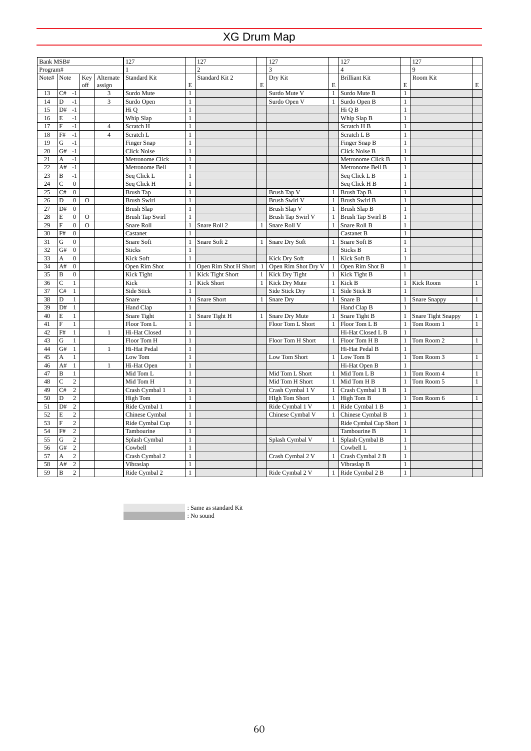# XG Drum Map

| Bank MSB# | | | | | 127 | | 127 | | 127 | | 127 | | 127 | |
|---|---|---|---|---|---|---|---|---|---|---|---|---|---|---|
| Program# | | | | | 1 | | 2 | | 3 | | 4 | | 9 | |
| Note# | Note | | Key off | Alternate assign | Standard Kit | E | Standard Kit 2 | E | Dry Kit | E | Brilliant Kit | E | Room Kit | E |
| 13 | C# | -1 | | 3 | Surdo Mute | 1 | | | Surdo Mute V | 1 | Surdo Mute B | 1 | | |
| 14 | D | -1 | | 3 | Surdo Open | 1 | | | Surdo Open V | 1 | Surdo Open B | 1 | | |
| 15 | D# | -1 | | | Hi Q | 1 | | | | | Hi Q B | 1 | | |
| 16 | E | -1 | | | Whip Slap | 1 | | | | | Whip Slap B | 1 | | |
| 17 | F | -1 | | 4 | Scratch H | 1 | | | | | Scratch H B | 1 | | |
| 18 | F# | -1 | | 4 | Scratch L | 1 | | | | | Scratch L B | 1 | | |
| 19 | G | -1 | | | Finger Snap | 1 | | | | | Finger Snap B | 1 | | |
| 20 | G# | -1 | | | Click Noise | 1 | | | | | Click Noise B | 1 | | |
| 21 | A | -1 | | | Metronome Click | 1 | | | | | Metronome Click B | 1 | | |
| 22 | A# | -1 | | | Metronome Bell | 1 | | | | | Metronome Bell B | 1 | | |
| 23 | B | -1 | | | Seq Click L | 1 | | | | | Seq Click L B | 1 | | |
| 24 | C | 0 | | | Seq Click H | 1 | | | | | Seq Click H B | 1 | | |
| 25 | C# | 0 | | | Brush Tap | 1 | | | Brush Tap V | 1 | Brush Tap B | 1 | | |
| 26 | D | 0 | O | | Brush Swirl | 1 | | | Brush Swirl V | 1 | Brush Swirl B | 1 | | |
| 27 | D# | 0 | | | Brush Slap | 1 | | | Brush Slap V | 1 | Brush Slap B | 1 | | |
| 28 | E | 0 | O | | Brush Tap Swirl | 1 | | | Brush Tap Swirl V | 1 | Brush Tap Swirl B | 1 | | |
| 29 | F | 0 | O | | Snare Roll | 1 | Snare Roll 2 | 1 | Snare Roll V | 1 | Snare Roll B | 1 | | |
| 30 | F# | 0 | | | Castanet | 1 | | | | | Castanet B | 1 | | |
| 31 | G | 0 | | | Snare Soft | 1 | Snare Soft 2 | 1 | Snare Dry Soft | 1 | Snare Soft B | 1 | | |
| 32 | G# | 0 | | | Sticks | 1 | | | | | Sticks B | 1 | | |
| 33 | A | 0 | | | Kick Soft | 1 | | | Kick Dry Soft | 1 | Kick Soft B | 1 | | |
| 34 | A# | 0 | | | Open Rim Shot | 1 | Open Rim Shot H Short | 1 | Open Rim Shot Dry V | 1 | Open Rim Shot B | 1 | | |
| 35 | B | 0 | | | Kick Tight | 1 | Kick Tight Short | 1 | Kick Dry Tight | 1 | Kick Tight B | 1 | | |
| 36 | C | 1 | | | Kick | 1 | Kick Short | 1 | Kick Dry Mute | 1 | Kick B | 1 | Kick Room | 1 |
| 37 | C# | 1 | | | Side Stick | 1 | | | Side Stick Dry | 1 | Side Stick B | 1 | | |
| 38 | D | 1 | | | Snare | 1 | Snare Short | 1 | Snare Dry | 1 | Snare B | 1 | Snare Snappy | 1 |
| 39 | D# | 1 | | | Hand Clap | 1 | | | | | Hand Clap B | 1 | | |
| 40 | E | 1 | | | Snare Tight | 1 | Snare Tight H | 1 | Snare Dry Mute | 1 | Snare Tight B | 1 | Snare Tight Snappy | 1 |
| 41 | F | 1 | | | Floor Tom L | 1 | | | Floor Tom L Short | 1 | Floor Tom L B | 1 | Tom Room 1 | 1 |
| 42 | F# | 1 | | 1 | Hi-Hat Closed | 1 | | | | | Hi-Hat Closed L B | 1 | | |
| 43 | G | 1 | | | Floor Tom H | 1 | | | Floor Tom H Short | 1 | Floor Tom H B | 1 | Tom Room 2 | 1 |
| 44 | G# | 1 | | 1 | Hi-Hat Pedal | 1 | | | | | Hi-Hat Pedal B | 1 | | |
| 45 | A | 1 | | | Low Tom | 1 | | | Low Tom Short | 1 | Low Tom B | 1 | Tom Room 3 | 1 |
| 46 | A# | 1 | | 1 | Hi-Hat Open | 1 | | | | | Hi-Hat Open B | 1 | | |
| 47 | B | 1 | | | Mid Tom L | 1 | | | Mid Tom L Short | 1 | Mid Tom L B | 1 | Tom Room 4 | 1 |
| 48 | C | 2 | | | Mid Tom H | 1 | | | Mid Tom H Short | 1 | Mid Tom H B | 1 | Tom Room 5 | 1 |
| 49 | C# | 2 | | | Crash Cymbal 1 | 1 | | | Crash Cymbal 1 V | 1 | Crash Cymbal 1 B | 1 | | |
| 50 | D | 2 | | | High Tom | 1 | | | HIgh Tom Short | 1 | High Tom B | 1 | Tom Room 6 | 1 |
| 51 | D# | 2 | | | Ride Cymbal 1 | 1 | | | Ride Cymbal 1 V | 1 | Ride Cymbal 1 B | 1 | | |
| 52 | E | 2 | | | Chinese Cymbal | 1 | | | Chinese Cymbal V | 1 | Chinese Cymbal B | 1 | | |
| 53 | F | 2 | | | Ride Cymbal Cup | 1 | | | | | Ride Cymbal Cup Short | 1 | | |
| 54 | F# | 2 | | | Tambourine | 1 | | | | | Tambourine B | 1 | | |
| 55 | G | 2 | | | Splash Cymbal | 1 | | | Splash Cymbal V | 1 | Splash Cymbal B | 1 | | |
| 56 | G# | 2 | | | Cowbell | 1 | | | | | Cowbell L | 1 | | |
| 57 | A | 2 | | | Crash Cymbal 2 | 1 | | | Crash Cymbal 2 V | 1 | Crash Cymbal 2 B | 1 | | |
| 58 | A# | 2 | | | Vibraslap | 1 | | | | | Vibraslap B | 1 | | |
| 59 | B | 2 | | | Ride Cymbal 2 | 1 | | | Ride Cymbal 2 V | 1 | Ride Cymbal 2 B | 1 | | |

: Same as standard Kit

: No sound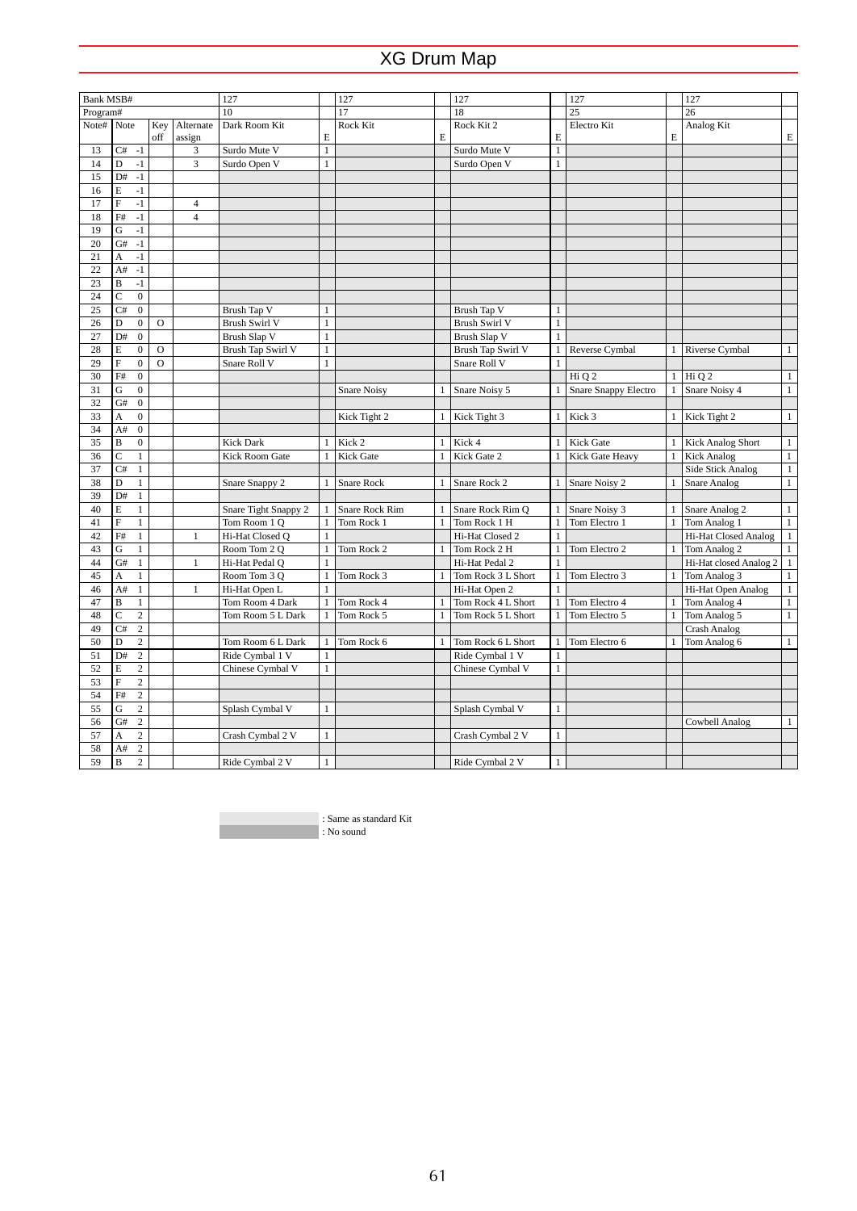# XG Drum Map

| Bank MSB# | | | | 127 | | 127 | | 127 | | 127 | | 127 | |
|---|---|---|---|---|---|---|---|---|---|---|---|---|---|
| Program# | | | | 10 | | 17 | | 18 | | 25 | | 26 | |
| Note# | Note | Key off | Alternate assign | Dark Room Kit | E | Rock Kit | E | Rock Kit 2 | E | Electro Kit | E | Analog Kit | E |
| 13 | C# -1 | | 3 | Surdo Mute V | 1 | | | Surdo Mute V | 1 | | | | |
| 14 | D -1 | | 3 | Surdo Open V | 1 | | | Surdo Open V | 1 | | | | |
| 15 | D# -1 | | | | | | | | | | | | |
| 16 | E -1 | | | | | | | | | | | | |
| 17 | F -1 | | 4 | | | | | | | | | | |
| 18 | F# -1 | | 4 | | | | | | | | | | |
| 19 | G -1 | | | | | | | | | | | | |
| 20 | G# -1 | | | | | | | | | | | | |
| 21 | A -1 | | | | | | | | | | | | |
| 22 | A# -1 | | | | | | | | | | | | |
| 23 | B -1 | | | | | | | | | | | | |
| 24 | C 0 | | | | | | | | | | | | |
| 25 | C# 0 | | | Brush Tap V | 1 | | | Brush Tap V | 1 | | | | |
| 26 | D 0 | O | | Brush Swirl V | 1 | | | Brush Swirl V | 1 | | | | |
| 27 | D# 0 | | | Brush Slap V | 1 | | | Brush Slap V | 1 | | | | |
| 28 | E 0 | O | | Brush Tap Swirl V | 1 | | | Brush Tap Swirl V | 1 | Reverse Cymbal | 1 | Riverse Cymbal | 1 |
| 29 | F 0 | O | | Snare Roll V | 1 | | | Snare Roll V | 1 | | | | |
| 30 | F# 0 | | | | | | | | | Hi Q 2 | 1 | Hi Q 2 | 1 |
| 31 | G 0 | | | | | Snare Noisy | 1 | Snare Noisy 5 | 1 | Snare Snappy Electro | 1 | Snare Noisy 4 | 1 |
| 32 | G# 0 | | | | | | | | | | | | |
| 33 | A 0 | | | | | Kick Tight 2 | 1 | Kick Tight 3 | 1 | Kick 3 | 1 | Kick Tight 2 | 1 |
| 34 | A# 0 | | | | | | | | | | | | |
| 35 | B 0 | | | Kick Dark | 1 | Kick 2 | 1 | Kick 4 | 1 | Kick Gate | 1 | Kick Analog Short | 1 |
| 36 | C 1 | | | Kick Room Gate | 1 | Kick Gate | 1 | Kick Gate 2 | 1 | Kick Gate Heavy | 1 | Kick Analog | 1 |
| 37 | C# 1 | | | | | | | | | | | Side Stick Analog | 1 |
| 38 | D 1 | | | Snare Snappy 2 | 1 | Snare Rock | 1 | Snare Rock 2 | 1 | Snare Noisy 2 | 1 | Snare Analog | 1 |
| 39 | D# 1 | | | | | | | | | | | | |
| 40 | E 1 | | | Snare Tight Snappy 2 | 1 | Snare Rock Rim | 1 | Snare Rock Rim Q | 1 | Snare Noisy 3 | 1 | Snare Analog 2 | 1 |
| 41 | F 1 | | | Tom Room 1 Q | 1 | Tom Rock 1 | 1 | Tom Rock 1 H | 1 | Tom Electro 1 | 1 | Tom Analog 1 | 1 |
| 42 | F# 1 | | 1 | Hi-Hat Closed Q | 1 | | | Hi-Hat Closed 2 | 1 | | | Hi-Hat Closed Analog | 1 |
| 43 | G 1 | | | Room Tom 2 Q | 1 | Tom Rock 2 | 1 | Tom Rock 2 H | 1 | Tom Electro 2 | 1 | Tom Analog 2 | 1 |
| 44 | G# 1 | | 1 | Hi-Hat Pedal Q | 1 | | | Hi-Hat Pedal 2 | 1 | | | Hi-Hat closed Analog 2 | 1 |
| 45 | A 1 | | | Room Tom 3 Q | 1 | Tom Rock 3 | 1 | Tom Rock 3 L Short | 1 | Tom Electro 3 | 1 | Tom Analog 3 | 1 |
| 46 | A# 1 | | 1 | Hi-Hat Open L | 1 | | | Hi-Hat Open 2 | 1 | | | Hi-Hat Open Analog | 1 |
| 47 | B 1 | | | Tom Room 4 Dark | 1 | Tom Rock 4 | 1 | Tom Rock 4 L Short | 1 | Tom Electro 4 | 1 | Tom Analog 4 | 1 |
| 48 | C 2 | | | Tom Room 5 L Dark | 1 | Tom Rock 5 | 1 | Tom Rock 5 L Short | 1 | Tom Electro 5 | 1 | Tom Analog 5 | 1 |
| 49 | C# 2 | | | | | | | | | | | Crash Analog | |
| 50 | D 2 | | | Tom Room 6 L Dark | 1 | Tom Rock 6 | 1 | Tom Rock 6 L Short | 1 | Tom Electro 6 | 1 | Tom Analog 6 | 1 |
| 51 | D# 2 | | | Ride Cymbal 1 V | 1 | | | Ride Cymbal 1 V | 1 | | | | |
| 52 | E 2 | | | Chinese Cymbal V | 1 | | | Chinese Cymbal V | 1 | | | | |
| 53 | F 2 | | | | | | | | | | | | |
| 54 | F# 2 | | | | | | | | | | | | |
| 55 | G 2 | | | Splash Cymbal V | 1 | | | Splash Cymbal V | 1 | | | | |
| 56 | G# 2 | | | | | | | | | | | Cowbell Analog | 1 |
| 57 | A 2 | | | Crash Cymbal 2 V | 1 | | | Crash Cymbal 2 V | 1 | | | | |
| 58 | A# 2 | | | | | | | | | | | | |
| 59 | B 2 | | | Ride Cymbal 2 V | 1 | | | Ride Cymbal 2 V | 1 | | | | |

: Same as standard Kit
: No sound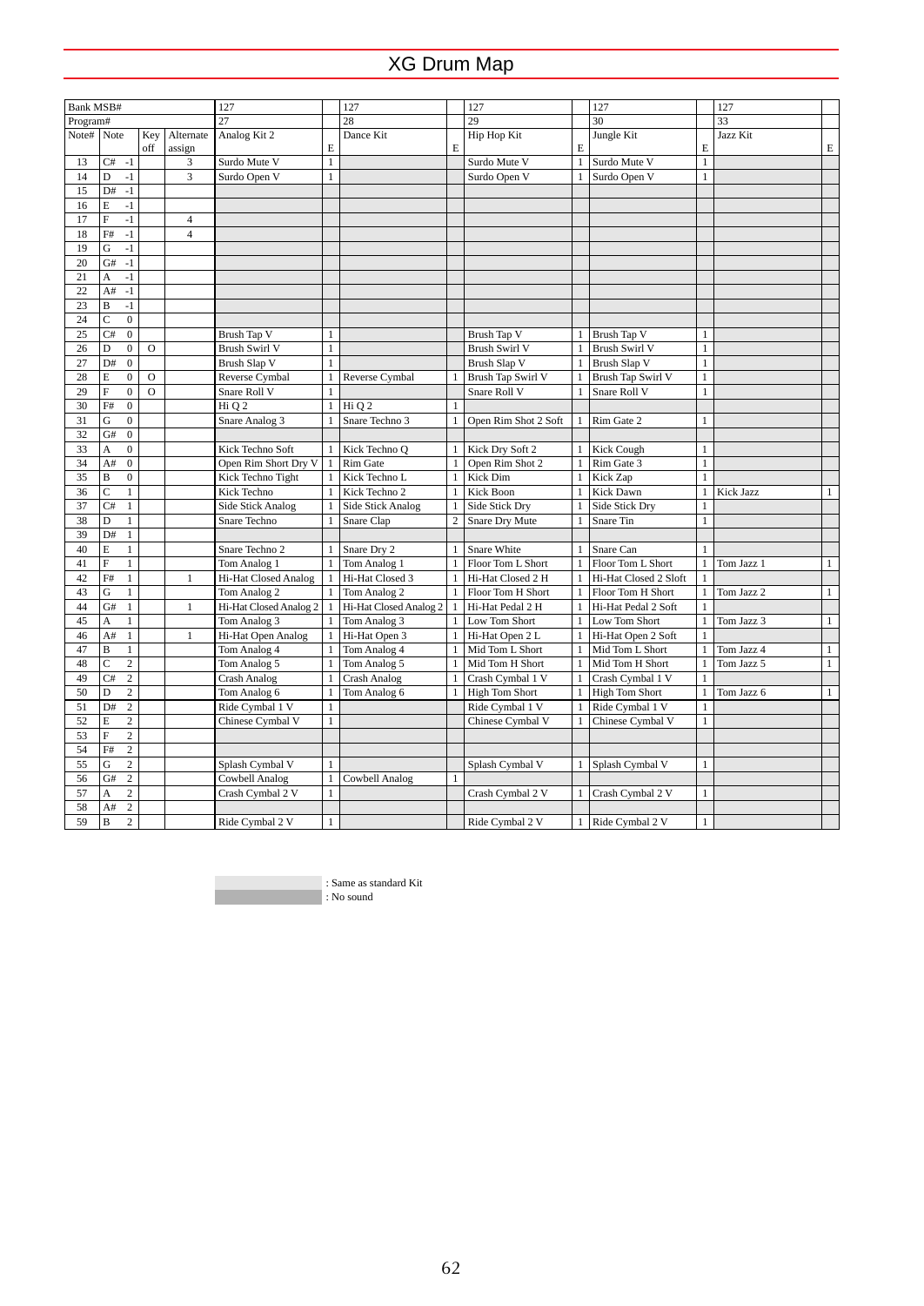# XG Drum Map

| Bank MSB# | | | | 127 | | 127 | | 127 | | 127 | | 127 | |
|---|---|---|---|---|---|---|---|---|---|---|---|---|---|
| Program# | | | | 27 | | 28 | | 29 | | 30 | | 33 | |
| Note# | Note | Key off | Alternate assign | Analog Kit 2 | E | Dance Kit | E | Hip Hop Kit | E | Jungle Kit | E | Jazz Kit | E |
| 13 | C# -1 | | 3 | Surdo Mute V | 1 | | | Surdo Mute V | 1 | Surdo Mute V | 1 | | |
| 14 | D -1 | | 3 | Surdo Open V | 1 | | | Surdo Open V | 1 | Surdo Open V | 1 | | |
| 15 | D# -1 | | | | | | | | | | | | |
| 16 | E -1 | | | | | | | | | | | | |
| 17 | F -1 | | 4 | | | | | | | | | | |
| 18 | F# -1 | | 4 | | | | | | | | | | |
| 19 | G -1 | | | | | | | | | | | | |
| 20 | G# -1 | | | | | | | | | | | | |
| 21 | A -1 | | | | | | | | | | | | |
| 22 | A# -1 | | | | | | | | | | | | |
| 23 | B -1 | | | | | | | | | | | | |
| 24 | C 0 | | | | | | | | | | | | |
| 25 | C# 0 | | | Brush Tap V | 1 | | | Brush Tap V | 1 | Brush Tap V | 1 | | |
| 26 | D 0 | O | | Brush Swirl V | 1 | | | Brush Swirl V | 1 | Brush Swirl V | 1 | | |
| 27 | D# 0 | | | Brush Slap V | 1 | | | Brush Slap V | 1 | Brush Slap V | 1 | | |
| 28 | E 0 | O | | Reverse Cymbal | 1 | Reverse Cymbal | 1 | Brush Tap Swirl V | 1 | Brush Tap Swirl V | 1 | | |
| 29 | F 0 | O | | Snare Roll V | 1 | | | Snare Roll V | 1 | Snare Roll V | 1 | | |
| 30 | F# 0 | | | Hi Q 2 | 1 | Hi Q 2 | 1 | | | | | | |
| 31 | G 0 | | | Snare Analog 3 | 1 | Snare Techno 3 | 1 | Open Rim Shot 2 Soft | 1 | Rim Gate 2 | 1 | | |
| 32 | G# 0 | | | | | | | | | | | | |
| 33 | A 0 | | | Kick Techno Soft | 1 | Kick Techno Q | 1 | Kick Dry Soft 2 | 1 | Kick Cough | 1 | | |
| 34 | A# 0 | | | Open Rim Short Dry V | 1 | Rim Gate | 1 | Open Rim Shot 2 | 1 | Rim Gate 3 | 1 | | |
| 35 | B 0 | | | Kick Techno Tight | 1 | Kick Techno L | 1 | Kick Dim | 1 | Kick Zap | 1 | | |
| 36 | C 1 | | | Kick Techno | 1 | Kick Techno 2 | 1 | Kick Boon | 1 | Kick Dawn | 1 | Kick Jazz | 1 |
| 37 | C# 1 | | | Side Stick Analog | 1 | Side Stick Analog | 1 | Side Stick Dry | 1 | Side Stick Dry | 1 | | |
| 38 | D 1 | | | Snare Techno | 1 | Snare Clap | 2 | Snare Dry Mute | 1 | Snare Tin | 1 | | |
| 39 | D# 1 | | | | | | | | | | | | |
| 40 | E 1 | | | Snare Techno 2 | 1 | Snare Dry 2 | 1 | Snare White | 1 | Snare Can | 1 | | |
| 41 | F 1 | | | Tom Analog 1 | 1 | Tom Analog 1 | 1 | Floor Tom L Short | 1 | Floor Tom L Short | 1 | Tom Jazz 1 | 1 |
| 42 | F# 1 | | 1 | Hi-Hat Closed Analog | 1 | Hi-Hat Closed 3 | 1 | Hi-Hat Closed 2 H | 1 | Hi-Hat Closed 2 Sloft | 1 | | |
| 43 | G 1 | | | Tom Analog 2 | 1 | Tom Analog 2 | 1 | Floor Tom H Short | 1 | Floor Tom H Short | 1 | Tom Jazz 2 | 1 |
| 44 | G# 1 | | 1 | Hi-Hat Closed Analog 2 | 1 | Hi-Hat Closed Analog 2 | 1 | Hi-Hat Pedal 2 H | 1 | Hi-Hat Pedal 2 Soft | 1 | | |
| 45 | A 1 | | | Tom Analog 3 | 1 | Tom Analog 3 | 1 | Low Tom Short | 1 | Low Tom Short | 1 | Tom Jazz 3 | 1 |
| 46 | A# 1 | | 1 | Hi-Hat Open Analog | 1 | Hi-Hat Open 3 | 1 | Hi-Hat Open 2 L | 1 | Hi-Hat Open 2 Soft | 1 | | |
| 47 | B 1 | | | Tom Analog 4 | 1 | Tom Analog 4 | 1 | Mid Tom L Short | 1 | Mid Tom L Short | 1 | Tom Jazz 4 | 1 |
| 48 | C 2 | | | Tom Analog 5 | 1 | Tom Analog 5 | 1 | Mid Tom H Short | 1 | Mid Tom H Short | 1 | Tom Jazz 5 | 1 |
| 49 | C# 2 | | | Crash Analog | 1 | Crash Analog | 1 | Crash Cymbal 1 V | 1 | Crash Cymbal 1 V | 1 | | |
| 50 | D 2 | | | Tom Analog 6 | 1 | Tom Analog 6 | 1 | High Tom Short | 1 | High Tom Short | 1 | Tom Jazz 6 | 1 |
| 51 | D# 2 | | | Ride Cymbal 1 V | 1 | | | Ride Cymbal 1 V | 1 | Ride Cymbal 1 V | 1 | | |
| 52 | E 2 | | | Chinese Cymbal V | 1 | | | Chinese Cymbal V | 1 | Chinese Cymbal V | 1 | | |
| 53 | F 2 | | | | | | | | | | | | |
| 54 | F# 2 | | | | | | | | | | | | |
| 55 | G 2 | | | Splash Cymbal V | 1 | | | Splash Cymbal V | 1 | Splash Cymbal V | 1 | | |
| 56 | G# 2 | | | Cowbell Analog | 1 | Cowbell Analog | 1 | | | | | | |
| 57 | A 2 | | | Crash Cymbal 2 V | 1 | | | Crash Cymbal 2 V | 1 | Crash Cymbal 2 V | 1 | | |
| 58 | A# 2 | | | | | | | | | | | | |
| 59 | B 2 | | | Ride Cymbal 2 V | 1 | | | Ride Cymbal 2 V | 1 | Ride Cymbal 2 V | 1 | | |

: Same as standard Kit

: No sound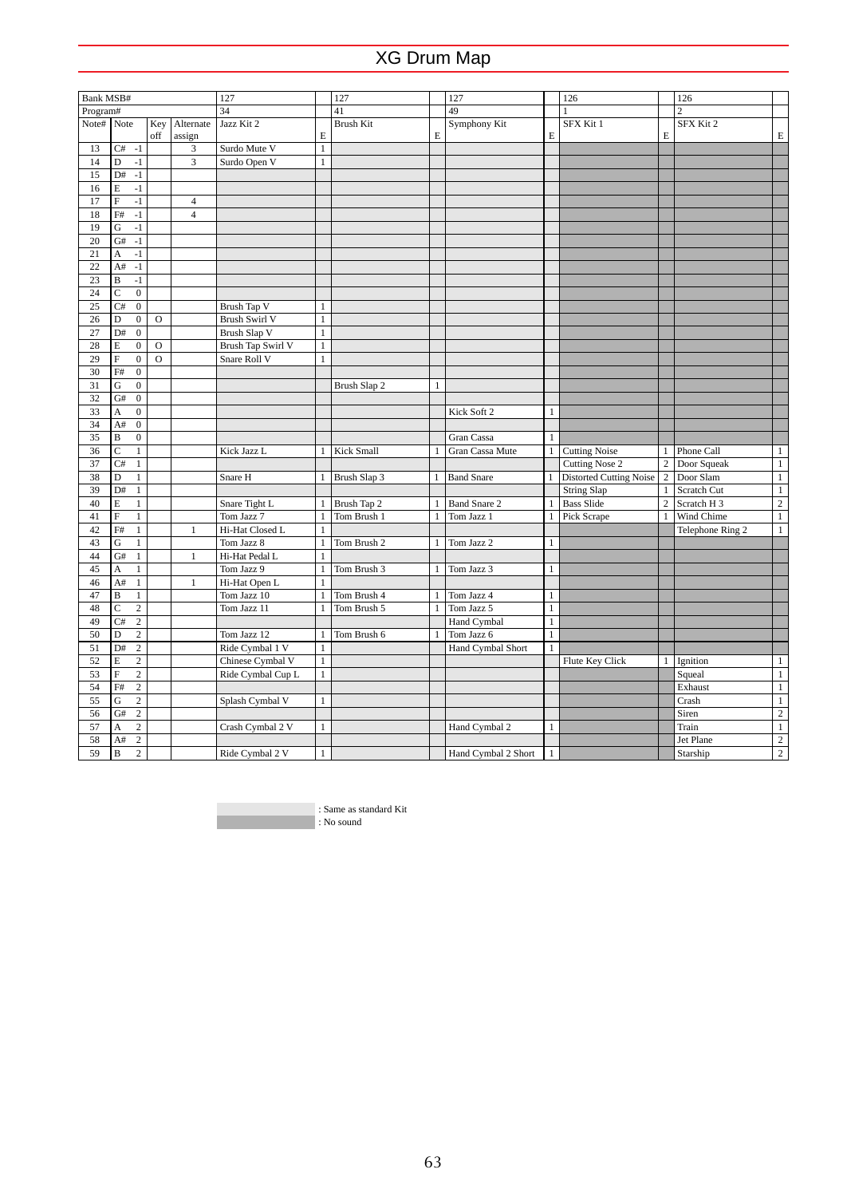# XG Drum Map

| Bank MSB# | | | | 127 | | 127 | | 127 | | 126 | | 126 | |
|---|---|---|---|---|---|---|---|---|---|---|---|---|---|
| Program# | | | | 34 | | 41 | | 49 | | 1 | | 2 | |
| Note# | Note | Key off | Alternate assign | Jazz Kit 2 | E | Brush Kit | E | Symphony Kit | E | SFX Kit 1 | E | SFX Kit 2 | E |
| 13 | C# -1 | | 3 | Surdo Mute V | 1 | | | | | | | | |
| 14 | D -1 | | 3 | Surdo Open V | 1 | | | | | | | | |
| 15 | D# -1 | | | | | | | | | | | | |
| 16 | E -1 | | | | | | | | | | | | |
| 17 | F -1 | | 4 | | | | | | | | | | |
| 18 | F# -1 | | 4 | | | | | | | | | | |
| 19 | G -1 | | | | | | | | | | | | |
| 20 | G# -1 | | | | | | | | | | | | |
| 21 | A -1 | | | | | | | | | | | | |
| 22 | A# -1 | | | | | | | | | | | | |
| 23 | B -1 | | | | | | | | | | | | |
| 24 | C 0 | | | | | | | | | | | | |
| 25 | C# 0 | | | Brush Tap V | 1 | | | | | | | | |
| 26 | D 0 | O | | Brush Swirl V | 1 | | | | | | | | |
| 27 | D# 0 | | | Brush Slap V | 1 | | | | | | | | |
| 28 | E 0 | O | | Brush Tap Swirl V | 1 | | | | | | | | |
| 29 | F 0 | O | | Snare Roll V | 1 | | | | | | | | |
| 30 | F# 0 | | | | | | | | | | | | |
| 31 | G 0 | | | | | Brush Slap 2 | 1 | | | | | | |
| 32 | G# 0 | | | | | | | | | | | | |
| 33 | A 0 | | | | | | | Kick Soft 2 | 1 | | | | |
| 34 | A# 0 | | | | | | | | | | | | |
| 35 | B 0 | | | | | | | Gran Cassa | 1 | | | | |
| 36 | C 1 | | | Kick Jazz L | 1 | Kick Small | 1 | Gran Cassa Mute | 1 | Cutting Noise | 1 | Phone Call | 1 |
| 37 | C# 1 | | | | | | | | | Cutting Nose 2 | 2 | Door Squeak | 1 |
| 38 | D 1 | | | Snare H | 1 | Brush Slap 3 | 1 | Band Snare | 1 | Distorted Cutting Noise | 2 | Door Slam | 1 |
| 39 | D# 1 | | | | | | | | | String Slap | 1 | Scratch Cut | 1 |
| 40 | E 1 | | | Snare Tight L | 1 | Brush Tap 2 | 1 | Band Snare 2 | 1 | Bass Slide | 2 | Scratch H 3 | 2 |
| 41 | F 1 | | | Tom Jazz 7 | 1 | Tom Brush 1 | 1 | Tom Jazz 1 | 1 | Pick Scrape | 1 | Wind Chime | 1 |
| 42 | F# 1 | | 1 | Hi-Hat Closed L | 1 | | | | | | | Telephone Ring 2 | 1 |
| 43 | G 1 | | | Tom Jazz 8 | 1 | Tom Brush 2 | 1 | Tom Jazz 2 | 1 | | | | |
| 44 | G# 1 | | 1 | Hi-Hat Pedal L | 1 | | | | | | | | |
| 45 | A 1 | | | Tom Jazz 9 | 1 | Tom Brush 3 | 1 | Tom Jazz 3 | 1 | | | | |
| 46 | A# 1 | | 1 | Hi-Hat Open L | 1 | | | | | | | | |
| 47 | B 1 | | | Tom Jazz 10 | 1 | Tom Brush 4 | 1 | Tom Jazz 4 | 1 | | | | |
| 48 | C 2 | | | Tom Jazz 11 | 1 | Tom Brush 5 | 1 | Tom Jazz 5 | 1 | | | | |
| 49 | C# 2 | | | | | | | Hand Cymbal | 1 | | | | |
| 50 | D 2 | | | Tom Jazz 12 | 1 | Tom Brush 6 | 1 | Tom Jazz 6 | 1 | | | | |
| 51 | D# 2 | | | Ride Cymbal 1 V | 1 | | | Hand Cymbal Short | 1 | | | | |
| 52 | E 2 | | | Chinese Cymbal V | 1 | | | | | Flute Key Click | 1 | Ignition | 1 |
| 53 | F 2 | | | Ride Cymbal Cup L | 1 | | | | | | | Squeal | 1 |
| 54 | F# 2 | | | | | | | | | | | Exhaust | 1 |
| 55 | G 2 | | | Splash Cymbal V | 1 | | | | | | | Crash | 1 |
| 56 | G# 2 | | | | | | | | | | | Siren | 2 |
| 57 | A 2 | | | Crash Cymbal 2 V | 1 | | | Hand Cymbal 2 | 1 | | | Train | 1 |
| 58 | A# 2 | | | | | | | | | | | Jet Plane | 2 |
| 59 | B 2 | | | Ride Cymbal 2 V | 1 | | | Hand Cymbal 2 Short | 1 | | | Starship | 2 |

(light gray) : Same as standard Kit
(dark gray) : No sound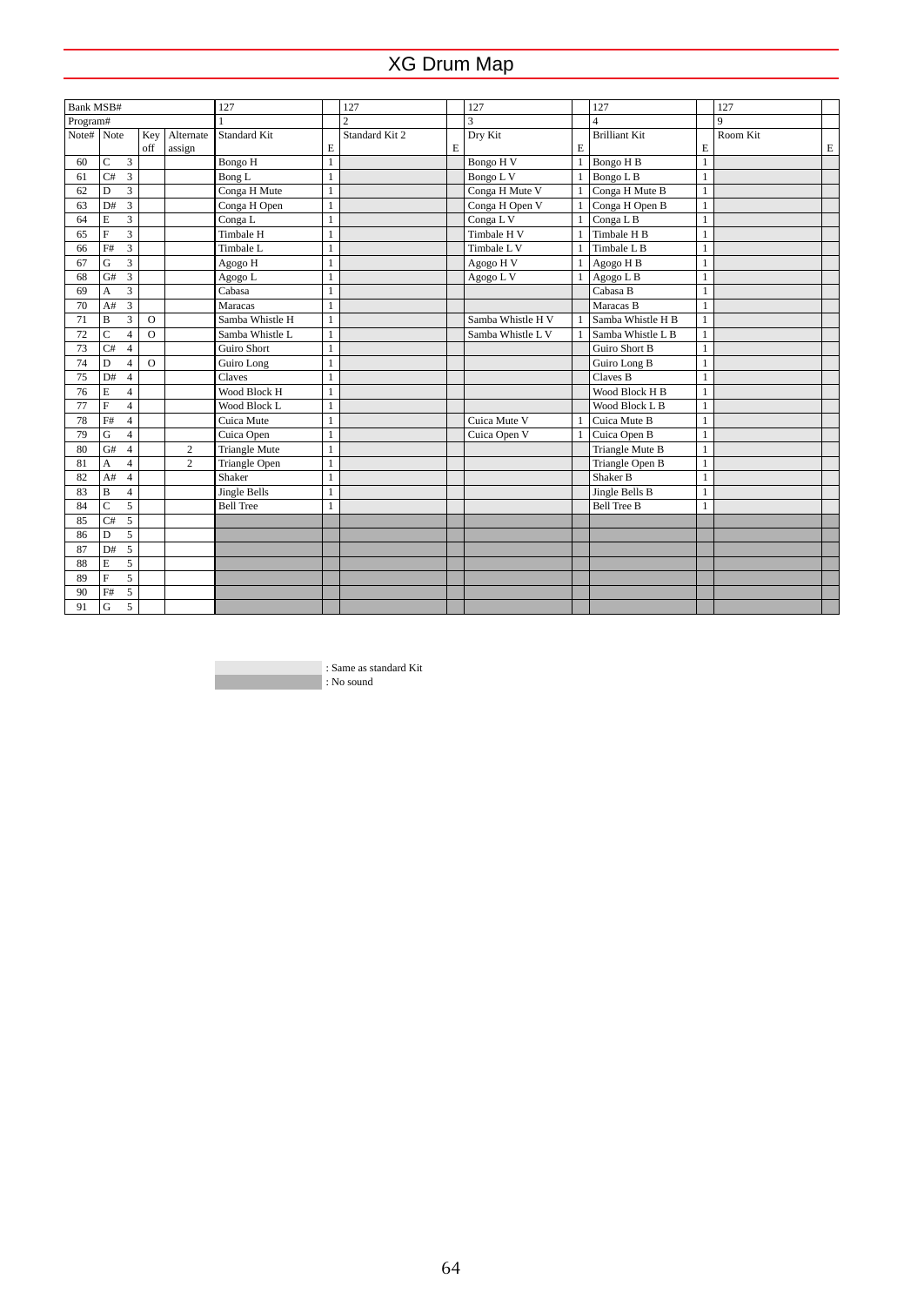# XG Drum Map

| Bank MSB# | | | | 127 | | 127 | | 127 | | 127 | | 127 | |
|---|---|---|---|---|---|---|---|---|---|---|---|---|---|
| Program# | | | | 1 | | 2 | | 3 | | 4 | | 9 | |
| Note# | Note | Key off | Alternate assign | Standard Kit | E | Standard Kit 2 | E | Dry Kit | E | Brilliant Kit | E | Room Kit | E |
| 60 | C 3 | | | Bongo H | 1 | | | Bongo H V | 1 | Bongo H B | 1 | | |
| 61 | C# 3 | | | Bong L | 1 | | | Bongo L V | 1 | Bongo L B | 1 | | |
| 62 | D 3 | | | Conga H Mute | 1 | | | Conga H Mute V | 1 | Conga H Mute B | 1 | | |
| 63 | D# 3 | | | Conga H Open | 1 | | | Conga H Open V | 1 | Conga H Open B | 1 | | |
| 64 | E 3 | | | Conga L | 1 | | | Conga L V | 1 | Conga L B | 1 | | |
| 65 | F 3 | | | Timbale H | 1 | | | Timbale H V | 1 | Timbale H B | 1 | | |
| 66 | F# 3 | | | Timbale L | 1 | | | Timbale L V | 1 | Timbale L B | 1 | | |
| 67 | G 3 | | | Agogo H | 1 | | | Agogo H V | 1 | Agogo H B | 1 | | |
| 68 | G# 3 | | | Agogo L | 1 | | | Agogo L V | 1 | Agogo L B | 1 | | |
| 69 | A 3 | | | Cabasa | 1 | | | | | Cabasa B | 1 | | |
| 70 | A# 3 | | | Maracas | 1 | | | | | Maracas B | 1 | | |
| 71 | B 3 | O | | Samba Whistle H | 1 | | | Samba Whistle H V | 1 | Samba Whistle H B | 1 | | |
| 72 | C 4 | O | | Samba Whistle L | 1 | | | Samba Whistle L V | 1 | Samba Whistle L B | 1 | | |
| 73 | C# 4 | | | Guiro Short | 1 | | | | | Guiro Short B | 1 | | |
| 74 | D 4 | O | | Guiro Long | 1 | | | | | Guiro Long B | 1 | | |
| 75 | D# 4 | | | Claves | 1 | | | | | Claves B | 1 | | |
| 76 | E 4 | | | Wood Block H | 1 | | | | | Wood Block H B | 1 | | |
| 77 | F 4 | | | Wood Block L | 1 | | | | | Wood Block L B | 1 | | |
| 78 | F# 4 | | | Cuica Mute | 1 | | | Cuica Mute V | 1 | Cuica Mute B | 1 | | |
| 79 | G 4 | | | Cuica Open | 1 | | | Cuica Open V | 1 | Cuica Open B | 1 | | |
| 80 | G# 4 | | 2 | Triangle Mute | 1 | | | | | Triangle Mute B | 1 | | |
| 81 | A 4 | | 2 | Triangle Open | 1 | | | | | Triangle Open B | 1 | | |
| 82 | A# 4 | | | Shaker | 1 | | | | | Shaker B | 1 | | |
| 83 | B 4 | | | Jingle Bells | 1 | | | | | Jingle Bells B | 1 | | |
| 84 | C 5 | | | Bell Tree | 1 | | | | | Bell Tree B | 1 | | |
| 85 | C# 5 | | | | | | | | | | | | |
| 86 | D 5 | | | | | | | | | | | | |
| 87 | D# 5 | | | | | | | | | | | | |
| 88 | E 5 | | | | | | | | | | | | |
| 89 | F 5 | | | | | | | | | | | | |
| 90 | F# 5 | | | | | | | | | | | | |
| 91 | G 5 | | | | | | | | | | | | |

(Light shading) : Same as standard Kit
(Dark shading) : No sound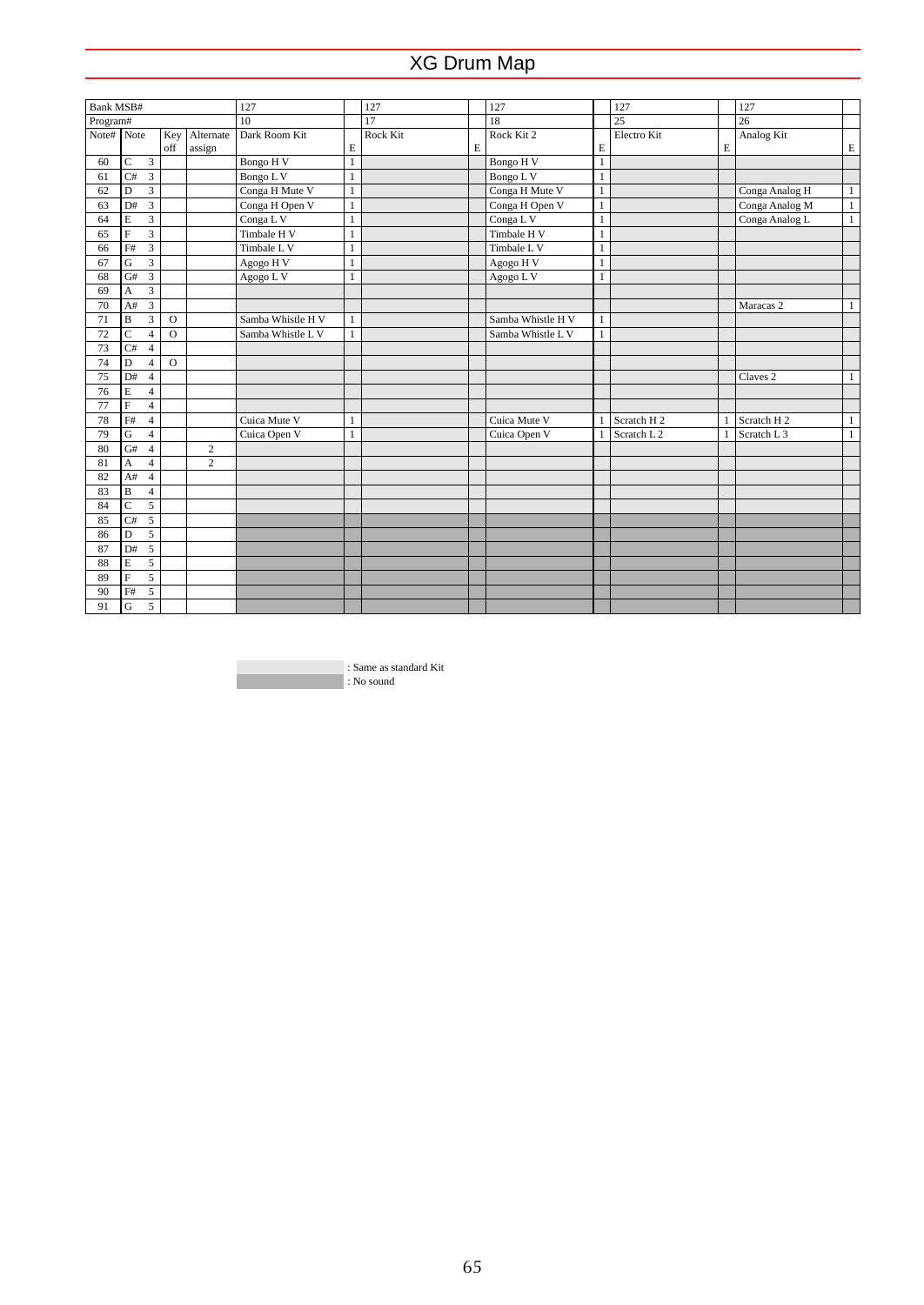# XG Drum Map

| Bank MSB# | | | | 127 | | 127 | | 127 | | 127 | | 127 | |
|---|---|---|---|---|---|---|---|---|---|---|---|---|---|
| Program# | | | | 10 | | 17 | | 18 | | 25 | | 26 | |
| Note# | Note | Key off | Alternate assign | Dark Room Kit | E | Rock Kit | E | Rock Kit 2 | E | Electro Kit | E | Analog Kit | E |
| 60 | C 3 | | | Bongo H V | 1 | | | Bongo H V | 1 | | | | |
| 61 | C# 3 | | | Bongo L V | 1 | | | Bongo L V | 1 | | | | |
| 62 | D 3 | | | Conga H Mute V | 1 | | | Conga H Mute V | 1 | | | Conga Analog H | 1 |
| 63 | D# 3 | | | Conga H Open V | 1 | | | Conga H Open V | 1 | | | Conga Analog M | 1 |
| 64 | E 3 | | | Conga L V | 1 | | | Conga L V | 1 | | | Conga Analog L | 1 |
| 65 | F 3 | | | Timbale H V | 1 | | | Timbale H V | 1 | | | | |
| 66 | F# 3 | | | Timbale L V | 1 | | | Timbale L V | 1 | | | | |
| 67 | G 3 | | | Agogo H V | 1 | | | Agogo H V | 1 | | | | |
| 68 | G# 3 | | | Agogo L V | 1 | | | Agogo L V | 1 | | | | |
| 69 | A 3 | | | | | | | | | | | | |
| 70 | A# 3 | | | | | | | | | | | Maracas 2 | 1 |
| 71 | B 3 | O | | Samba Whistle H V | 1 | | | Samba Whistle H V | 1 | | | | |
| 72 | C 4 | O | | Samba Whistle L V | 1 | | | Samba Whistle L V | 1 | | | | |
| 73 | C# 4 | | | | | | | | | | | | |
| 74 | D 4 | O | | | | | | | | | | | |
| 75 | D# 4 | | | | | | | | | | | Claves 2 | 1 |
| 76 | E 4 | | | | | | | | | | | | |
| 77 | F 4 | | | | | | | | | | | | |
| 78 | F# 4 | | | Cuica Mute V | 1 | | | Cuica Mute V | 1 | Scratch H 2 | 1 | Scratch H 2 | 1 |
| 79 | G 4 | | | Cuica Open V | 1 | | | Cuica Open V | 1 | Scratch L 2 | 1 | Scratch L 3 | 1 |
| 80 | G# 4 | | 2 | | | | | | | | | | |
| 81 | A 4 | | 2 | | | | | | | | | | |
| 82 | A# 4 | | | | | | | | | | | | |
| 83 | B 4 | | | | | | | | | | | | |
| 84 | C 5 | | | | | | | | | | | | |
| 85 | C# 5 | | | | | | | | | | | | |
| 86 | D 5 | | | | | | | | | | | | |
| 87 | D# 5 | | | | | | | | | | | | |
| 88 | E 5 | | | | | | | | | | | | |
| 89 | F 5 | | | | | | | | | | | | |
| 90 | F# 5 | | | | | | | | | | | | |
| 91 | G 5 | | | | | | | | | | | | |

: Same as standard Kit
: No sound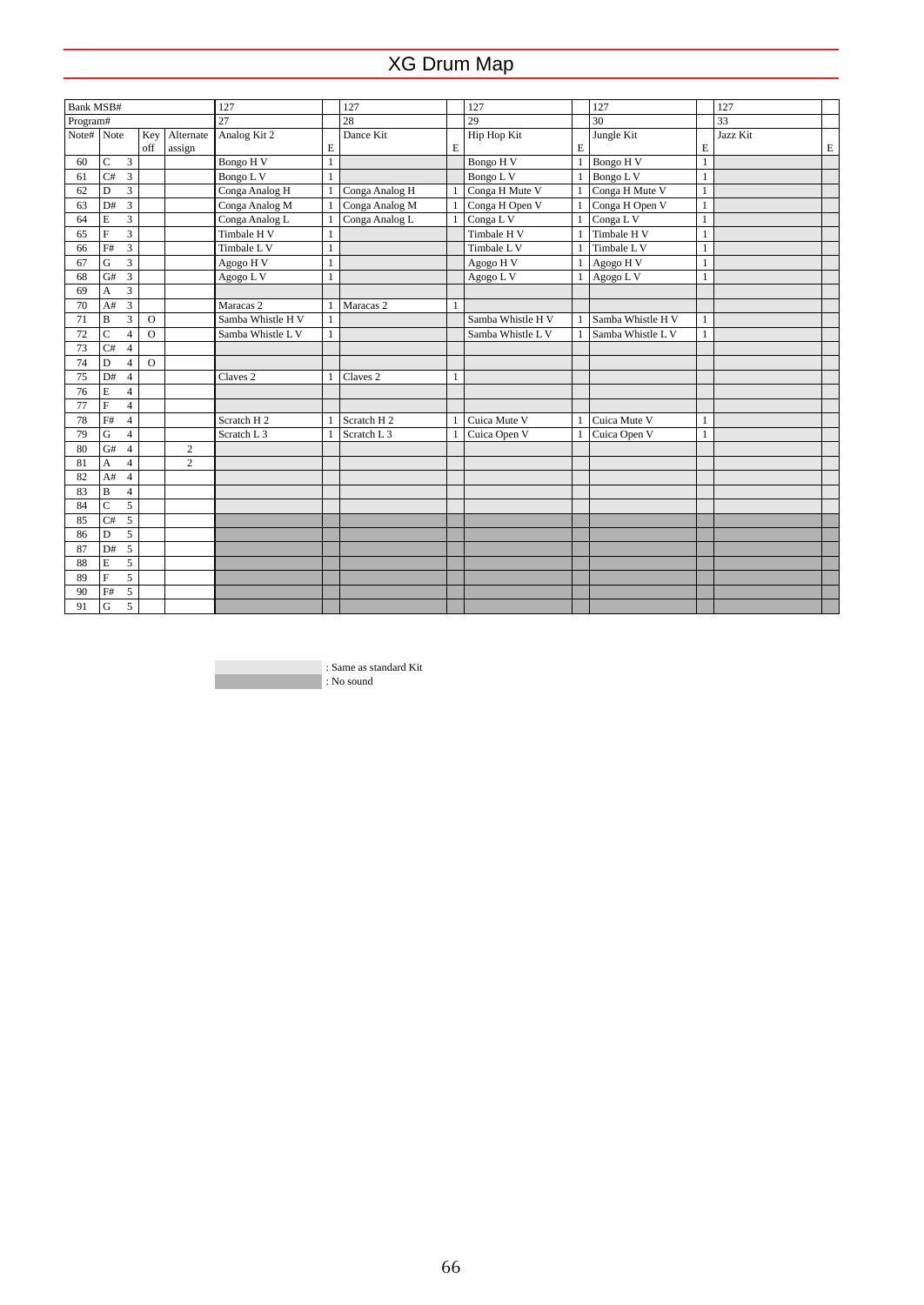# XG Drum Map

| Bank MSB# | | | | 127 | | 127 | | 127 | | 127 | | 127 | |
|---|---|---|---|---|---|---|---|---|---|---|---|---|---|
| Program# | | | | 27 | | 28 | | 29 | | 30 | | 33 | |
| Note# | Note | Key off | Alternate assign | Analog Kit 2 | E | Dance Kit | E | Hip Hop Kit | E | Jungle Kit | E | Jazz Kit | E |
| 60 | C 3 | | | Bongo H V | 1 | | | Bongo H V | 1 | Bongo H V | 1 | | |
| 61 | C# 3 | | | Bongo L V | 1 | | | Bongo L V | 1 | Bongo L V | 1 | | |
| 62 | D 3 | | | Conga Analog H | 1 | Conga Analog H | 1 | Conga H Mute V | 1 | Conga H Mute V | 1 | | |
| 63 | D# 3 | | | Conga Analog M | 1 | Conga Analog M | 1 | Conga H Open V | 1 | Conga H Open V | 1 | | |
| 64 | E 3 | | | Conga Analog L | 1 | Conga Analog L | 1 | Conga L V | 1 | Conga L V | 1 | | |
| 65 | F 3 | | | Timbale H V | 1 | | | Timbale H V | 1 | Timbale H V | 1 | | |
| 66 | F# 3 | | | Timbale L V | 1 | | | Timbale L V | 1 | Timbale L V | 1 | | |
| 67 | G 3 | | | Agogo H V | 1 | | | Agogo H V | 1 | Agogo H V | 1 | | |
| 68 | G# 3 | | | Agogo L V | 1 | | | Agogo L V | 1 | Agogo L V | 1 | | |
| 69 | A 3 | | | | | | | | | | | | |
| 70 | A# 3 | | | Maracas 2 | 1 | Maracas 2 | 1 | | | | | | |
| 71 | B 3 | O | | Samba Whistle H V | 1 | | | Samba Whistle H V | 1 | Samba Whistle H V | 1 | | |
| 72 | C 4 | O | | Samba Whistle L V | 1 | | | Samba Whistle L V | 1 | Samba Whistle L V | 1 | | |
| 73 | C# 4 | | | | | | | | | | | | |
| 74 | D 4 | O | | | | | | | | | | | |
| 75 | D# 4 | | | Claves 2 | 1 | Claves 2 | 1 | | | | | | |
| 76 | E 4 | | | | | | | | | | | | |
| 77 | F 4 | | | | | | | | | | | | |
| 78 | F# 4 | | | Scratch H 2 | 1 | Scratch H 2 | 1 | Cuica Mute V | 1 | Cuica Mute V | 1 | | |
| 79 | G 4 | | | Scratch L 3 | 1 | Scratch L 3 | 1 | Cuica Open V | 1 | Cuica Open V | 1 | | |
| 80 | G# 4 | | 2 | | | | | | | | | | |
| 81 | A 4 | | 2 | | | | | | | | | | |
| 82 | A# 4 | | | | | | | | | | | | |
| 83 | B 4 | | | | | | | | | | | | |
| 84 | C 5 | | | | | | | | | | | | |
| 85 | C# 5 | | | | | | | | | | | | |
| 86 | D 5 | | | | | | | | | | | | |
| 87 | D# 5 | | | | | | | | | | | | |
| 88 | E 5 | | | | | | | | | | | | |
| 89 | F 5 | | | | | | | | | | | | |
| 90 | F# 5 | | | | | | | | | | | | |
| 91 | G 5 | | | | | | | | | | | | |

: Same as standard Kit
: No sound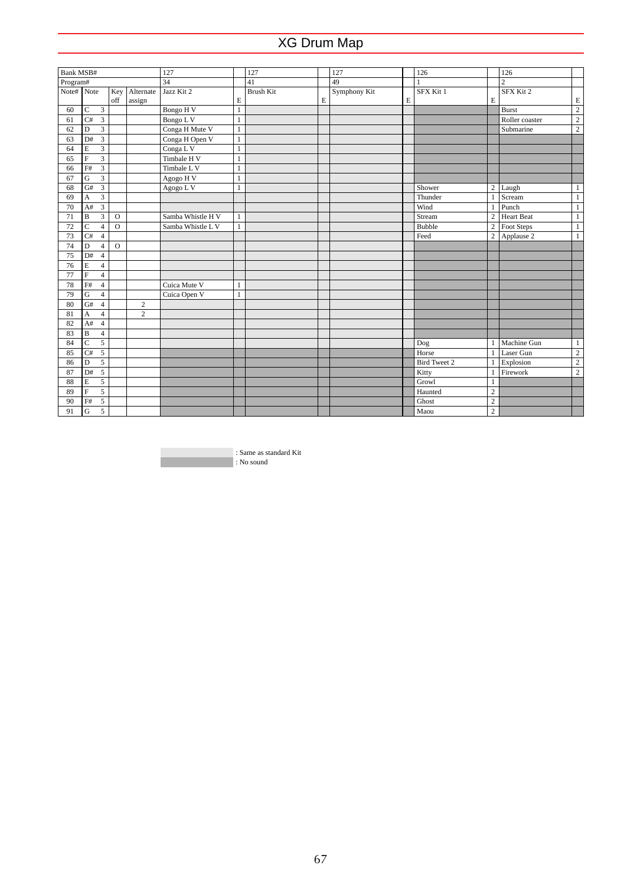# XG Drum Map

| Bank MSB# | | | | | 127 | | 127 | | 127 | | 126 | | 126 | |
|---|---|---|---|---|---|---|---|---|---|---|---|---|---|---|
| Program# | | | | | 34 | | 41 | | 49 | | 1 | | 2 | |
| Note# | Note | | Key off | Alternate assign | Jazz Kit 2 | E | Brush Kit | E | Symphony Kit | E | SFX Kit 1 | E | SFX Kit 2 | E |
| 60 | C | 3 | | | Bongo H V | 1 | | | | | | | Burst | 2 |
| 61 | C# | 3 | | | Bongo L V | 1 | | | | | | | Roller coaster | 2 |
| 62 | D | 3 | | | Conga H Mute V | 1 | | | | | | | Submarine | 2 |
| 63 | D# | 3 | | | Conga H Open V | 1 | | | | | | | | |
| 64 | E | 3 | | | Conga L V | 1 | | | | | | | | |
| 65 | F | 3 | | | Timbale H V | 1 | | | | | | | | |
| 66 | F# | 3 | | | Timbale L V | 1 | | | | | | | | |
| 67 | G | 3 | | | Agogo H V | 1 | | | | | | | | |
| 68 | G# | 3 | | | Agogo L V | 1 | | | | | Shower | 2 | Laugh | 1 |
| 69 | A | 3 | | | | | | | | | Thunder | 1 | Scream | 1 |
| 70 | A# | 3 | | | | | | | | | Wind | 1 | Punch | 1 |
| 71 | B | 3 | O | | Samba Whistle H V | 1 | | | | | Stream | 2 | Heart Beat | 1 |
| 72 | C | 4 | O | | Samba Whistle L V | 1 | | | | | Bubble | 2 | Foot Steps | 1 |
| 73 | C# | 4 | | | | | | | | | Feed | 2 | Applause 2 | 1 |
| 74 | D | 4 | O | | | | | | | | | | | |
| 75 | D# | 4 | | | | | | | | | | | | |
| 76 | E | 4 | | | | | | | | | | | | |
| 77 | F | 4 | | | | | | | | | | | | |
| 78 | F# | 4 | | | Cuica Mute V | 1 | | | | | | | | |
| 79 | G | 4 | | | Cuica Open V | 1 | | | | | | | | |
| 80 | G# | 4 | | 2 | | | | | | | | | | |
| 81 | A | 4 | | 2 | | | | | | | | | | |
| 82 | A# | 4 | | | | | | | | | | | | |
| 83 | B | 4 | | | | | | | | | | | | |
| 84 | C | 5 | | | | | | | | | Dog | 1 | Machine Gun | 1 |
| 85 | C# | 5 | | | | | | | | | Horse | 1 | Laser Gun | 2 |
| 86 | D | 5 | | | | | | | | | Bird Tweet 2 | 1 | Explosion | 2 |
| 87 | D# | 5 | | | | | | | | | Kitty | 1 | Firework | 2 |
| 88 | E | 5 | | | | | | | | | Growl | 1 | | |
| 89 | F | 5 | | | | | | | | | Haunted | 2 | | |
| 90 | F# | 5 | | | | | | | | | Ghost | 2 | | |
| 91 | G | 5 | | | | | | | | | Maou | 2 | | |

: Same as standard Kit
: No sound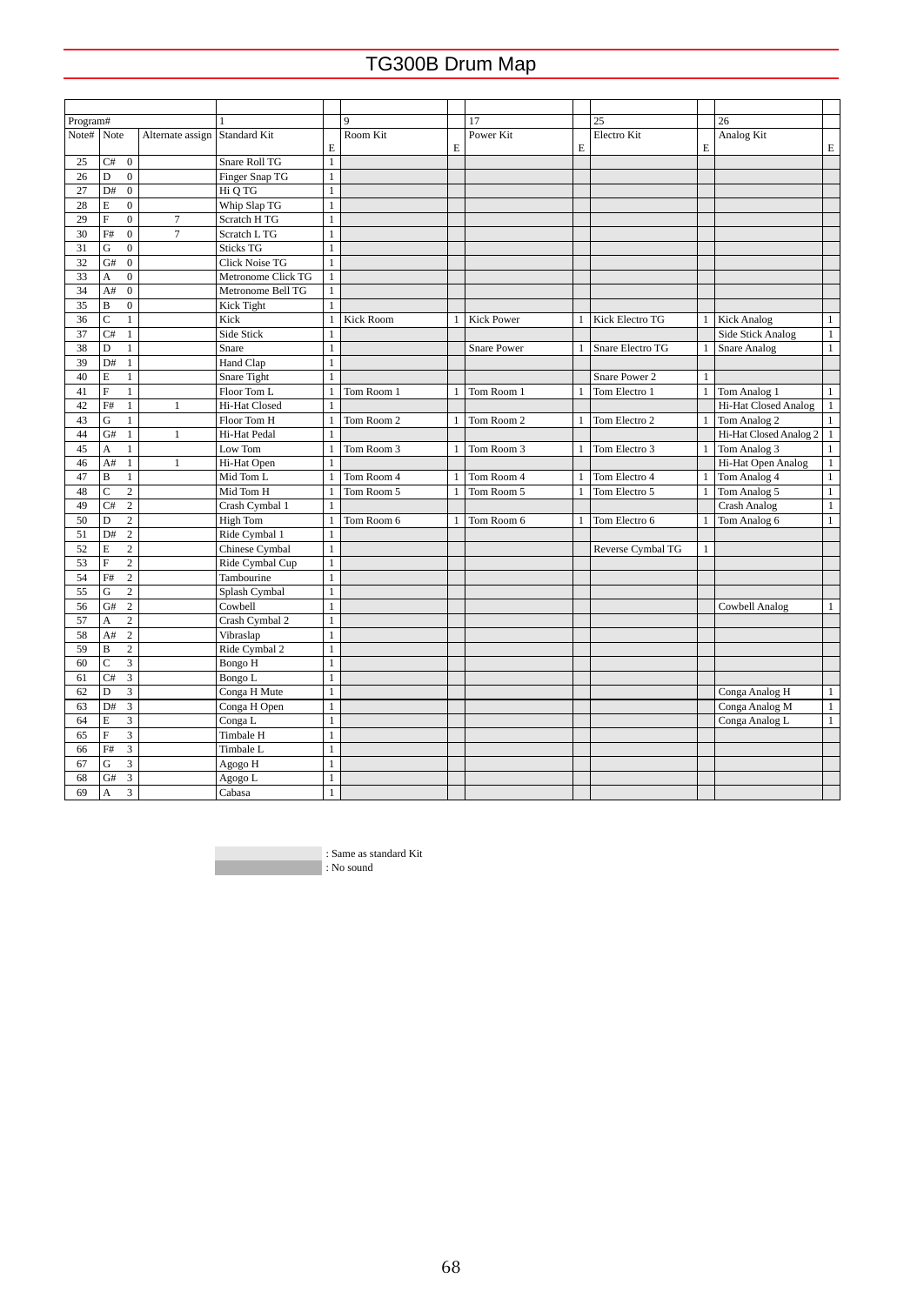# TG300B Drum Map

| Program# | | | 1 | | 9 | | 17 | | 25 | | 26 | |
|---|---|---|---|---|---|---|---|---|---|---|---|---|
| Note# | Note | Alternate assign | Standard Kit | E | Room Kit | E | Power Kit | E | Electro Kit | E | Analog Kit | E |
| 25 | C# 0 | | Snare Roll TG | 1 | | | | | | | | |
| 26 | D 0 | | Finger Snap TG | 1 | | | | | | | | |
| 27 | D# 0 | | Hi Q TG | 1 | | | | | | | | |
| 28 | E 0 | | Whip Slap TG | 1 | | | | | | | | |
| 29 | F 0 | 7 | Scratch H TG | 1 | | | | | | | | |
| 30 | F# 0 | 7 | Scratch L TG | 1 | | | | | | | | |
| 31 | G 0 | | Sticks TG | 1 | | | | | | | | |
| 32 | G# 0 | | Click Noise TG | 1 | | | | | | | | |
| 33 | A 0 | | Metronome Click TG | 1 | | | | | | | | |
| 34 | A# 0 | | Metronome Bell TG | 1 | | | | | | | | |
| 35 | B 0 | | Kick Tight | 1 | | | | | | | | |
| 36 | C 1 | | Kick | 1 | Kick Room | 1 | Kick Power | 1 | Kick Electro TG | 1 | Kick Analog | 1 |
| 37 | C# 1 | | Side Stick | 1 | | | | | | | Side Stick Analog | 1 |
| 38 | D 1 | | Snare | 1 | | | Snare Power | 1 | Snare Electro TG | 1 | Snare Analog | 1 |
| 39 | D# 1 | | Hand Clap | 1 | | | | | | | | |
| 40 | E 1 | | Snare Tight | 1 | | | | | Snare Power 2 | 1 | | |
| 41 | F 1 | | Floor Tom L | 1 | Tom Room 1 | 1 | Tom Room 1 | 1 | Tom Electro 1 | 1 | Tom Analog 1 | 1 |
| 42 | F# 1 | 1 | Hi-Hat Closed | 1 | | | | | | | Hi-Hat Closed Analog | 1 |
| 43 | G 1 | | Floor Tom H | 1 | Tom Room 2 | 1 | Tom Room 2 | 1 | Tom Electro 2 | 1 | Tom Analog 2 | 1 |
| 44 | G# 1 | 1 | Hi-Hat Pedal | 1 | | | | | | | Hi-Hat Closed Analog 2 | 1 |
| 45 | A 1 | | Low Tom | 1 | Tom Room 3 | 1 | Tom Room 3 | 1 | Tom Electro 3 | 1 | Tom Analog 3 | 1 |
| 46 | A# 1 | 1 | Hi-Hat Open | 1 | | | | | | | Hi-Hat Open Analog | 1 |
| 47 | B 1 | | Mid Tom L | 1 | Tom Room 4 | 1 | Tom Room 4 | 1 | Tom Electro 4 | 1 | Tom Analog 4 | 1 |
| 48 | C 2 | | Mid Tom H | 1 | Tom Room 5 | 1 | Tom Room 5 | 1 | Tom Electro 5 | 1 | Tom Analog 5 | 1 |
| 49 | C# 2 | | Crash Cymbal 1 | 1 | | | | | | | Crash Analog | 1 |
| 50 | D 2 | | High Tom | 1 | Tom Room 6 | 1 | Tom Room 6 | 1 | Tom Electro 6 | 1 | Tom Analog 6 | 1 |
| 51 | D# 2 | | Ride Cymbal 1 | 1 | | | | | | | | |
| 52 | E 2 | | Chinese Cymbal | 1 | | | | | Reverse Cymbal TG | 1 | | |
| 53 | F 2 | | Ride Cymbal Cup | 1 | | | | | | | | |
| 54 | F# 2 | | Tambourine | 1 | | | | | | | | |
| 55 | G 2 | | Splash Cymbal | 1 | | | | | | | | |
| 56 | G# 2 | | Cowbell | 1 | | | | | | | Cowbell Analog | 1 |
| 57 | A 2 | | Crash Cymbal 2 | 1 | | | | | | | | |
| 58 | A# 2 | | Vibraslap | 1 | | | | | | | | |
| 59 | B 2 | | Ride Cymbal 2 | 1 | | | | | | | | |
| 60 | C 3 | | Bongo H | 1 | | | | | | | | |
| 61 | C# 3 | | Bongo L | 1 | | | | | | | | |
| 62 | D 3 | | Conga H Mute | 1 | | | | | | | Conga Analog H | 1 |
| 63 | D# 3 | | Conga H Open | 1 | | | | | | | Conga Analog M | 1 |
| 64 | E 3 | | Conga L | 1 | | | | | | | Conga Analog L | 1 |
| 65 | F 3 | | Timbale H | 1 | | | | | | | | |
| 66 | F# 3 | | Timbale L | 1 | | | | | | | | |
| 67 | G 3 | | Agogo H | 1 | | | | | | | | |
| 68 | G# 3 | | Agogo L | 1 | | | | | | | | |
| 69 | A 3 | | Cabasa | 1 | | | | | | | | |

: Same as standard Kit
: No sound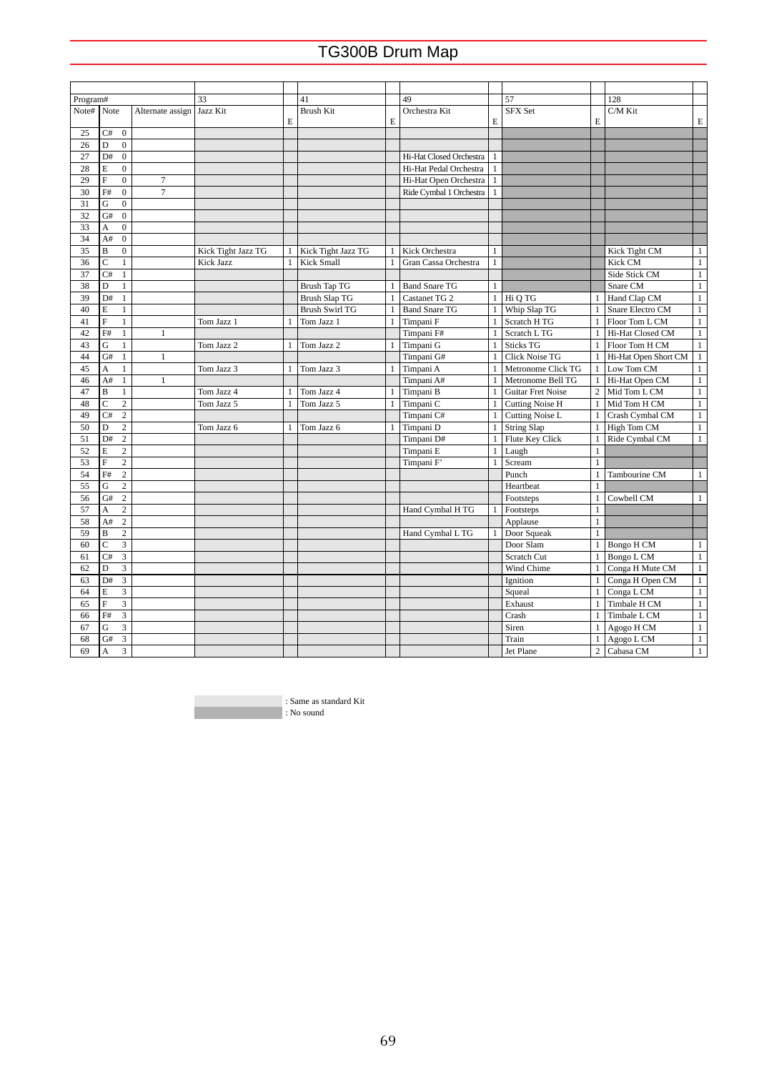# TG300B Drum Map

| Program# | | | 33 | | 41 | | 49 | | 57 | | 128 | |
|---|---|---|---|---|---|---|---|---|---|---|---|---|
| Note# | Note | Alternate assign | Jazz Kit | E | Brush Kit | E | Orchestra Kit | E | SFX Set | E | C/M Kit | E |
| 25 | C# 0 | | | | | | | | | | | |
| 26 | D 0 | | | | | | | | | | | |
| 27 | D# 0 | | | | | | Hi-Hat Closed Orchestra | 1 | | | | |
| 28 | E 0 | | | | | | Hi-Hat Pedal Orchestra | 1 | | | | |
| 29 | F 0 | 7 | | | | | Hi-Hat Open Orchestra | 1 | | | | |
| 30 | F# 0 | 7 | | | | | Ride Cymbal 1 Orchestra | 1 | | | | |
| 31 | G 0 | | | | | | | | | | | |
| 32 | G# 0 | | | | | | | | | | | |
| 33 | A 0 | | | | | | | | | | | |
| 34 | A# 0 | | | | | | | | | | | |
| 35 | B 0 | | Kick Tight Jazz TG | 1 | Kick Tight Jazz TG | 1 | Kick Orchestra | 1 | | | Kick Tight CM | 1 |
| 36 | C 1 | | Kick Jazz | 1 | Kick Small | 1 | Gran Cassa Orchestra | 1 | | | Kick CM | 1 |
| 37 | C# 1 | | | | | | | | | | Side Stick CM | 1 |
| 38 | D 1 | | | | Brush Tap TG | 1 | Band Snare TG | 1 | | | Snare CM | 1 |
| 39 | D# 1 | | | | Brush Slap TG | 1 | Castanet TG 2 | 1 | Hi Q TG | 1 | Hand Clap CM | 1 |
| 40 | E 1 | | | | Brush Swirl TG | 1 | Band Snare TG | 1 | Whip Slap TG | 1 | Snare Electro CM | 1 |
| 41 | F 1 | | Tom Jazz 1 | 1 | Tom Jazz 1 | 1 | Timpani F | 1 | Scratch H TG | 1 | Floor Tom L CM | 1 |
| 42 | F# 1 | 1 | | | | | Timpani F# | 1 | Scratch L TG | 1 | Hi-Hat Closed CM | 1 |
| 43 | G 1 | | Tom Jazz 2 | 1 | Tom Jazz 2 | 1 | Timpani G | 1 | Sticks TG | 1 | Floor Tom H CM | 1 |
| 44 | G# 1 | 1 | | | | | Timpani G# | 1 | Click Noise TG | 1 | Hi-Hat Open Short CM | 1 |
| 45 | A 1 | | Tom Jazz 3 | 1 | Tom Jazz 3 | 1 | Timpani A | 1 | Metronome Click TG | 1 | Low Tom CM | 1 |
| 46 | A# 1 | 1 | | | | | Timpani A# | 1 | Metronome Bell TG | 1 | Hi-Hat Open CM | 1 |
| 47 | B 1 | | Tom Jazz 4 | 1 | Tom Jazz 4 | 1 | Timpani B | 1 | Guitar Fret Noise | 2 | Mid Tom L CM | 1 |
| 48 | C 2 | | Tom Jazz 5 | 1 | Tom Jazz 5 | 1 | Timpani C | 1 | Cutting Noise H | 1 | Mid Tom H CM | 1 |
| 49 | C# 2 | | | | | | Timpani C# | 1 | Cutting Noise L | 1 | Crash Cymbal CM | 1 |
| 50 | D 2 | | Tom Jazz 6 | 1 | Tom Jazz 6 | 1 | Timpani D | 1 | String Slap | 1 | High Tom CM | 1 |
| 51 | D# 2 | | | | | | Timpani D# | 1 | Flute Key Click | 1 | Ride Cymbal CM | 1 |
| 52 | E 2 | | | | | | Timpani E | 1 | Laugh | 1 | | |
| 53 | F 2 | | | | | | Timpani F' | 1 | Scream | 1 | | |
| 54 | F# 2 | | | | | | | | Punch | 1 | Tambourine CM | 1 |
| 55 | G 2 | | | | | | | | Heartbeat | 1 | | |
| 56 | G# 2 | | | | | | | | Footsteps | 1 | Cowbell CM | 1 |
| 57 | A 2 | | | | | | Hand Cymbal H TG | 1 | Footsteps | 1 | | |
| 58 | A# 2 | | | | | | | | Applause | 1 | | |
| 59 | B 2 | | | | | | Hand Cymbal L TG | 1 | Door Squeak | 1 | | |
| 60 | C 3 | | | | | | | | Door Slam | 1 | Bongo H CM | 1 |
| 61 | C# 3 | | | | | | | | Scratch Cut | 1 | Bongo L CM | 1 |
| 62 | D 3 | | | | | | | | Wind Chime | 1 | Conga H Mute CM | 1 |
| 63 | D# 3 | | | | | | | | Ignition | 1 | Conga H Open CM | 1 |
| 64 | E 3 | | | | | | | | Squeal | 1 | Conga L CM | 1 |
| 65 | F 3 | | | | | | | | Exhaust | 1 | Timbale H CM | 1 |
| 66 | F# 3 | | | | | | | | Crash | 1 | Timbale L CM | 1 |
| 67 | G 3 | | | | | | | | Siren | 1 | Agogo H CM | 1 |
| 68 | G# 3 | | | | | | | | Train | 1 | Agogo L CM | 1 |
| 69 | A 3 | | | | | | | | Jet Plane | 2 | Cabasa CM | 1 |

: Same as standard Kit
: No sound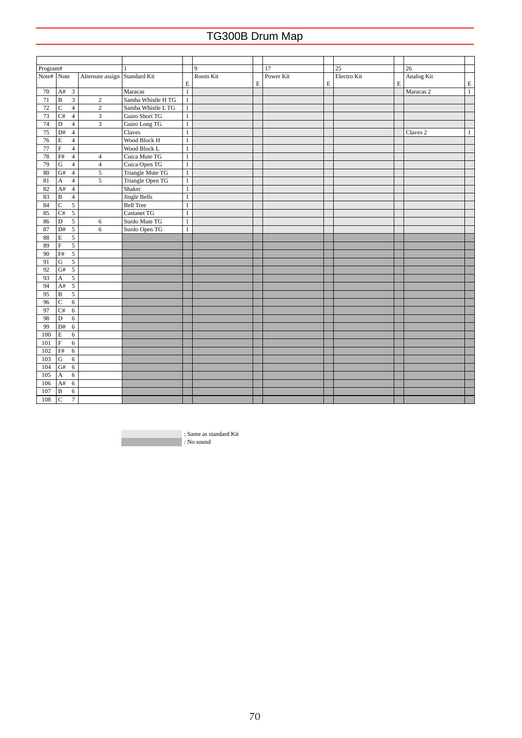# TG300B Drum Map

| Program# | | | 1 | | 9 | | 17 | | 25 | | 26 | |
|---|---|---|---|---|---|---|---|---|---|---|---|---|
| Note# | Note | Alternate assign | Standard Kit | E | Room Kit | E | Power Kit | E | Electro Kit | E | Analog Kit | E |
| 70 | A# 3 | | Maracas | 1 | | | | | | | Maracas 2 | 1 |
| 71 | B 3 | 2 | Samba Whistle H TG | 1 | | | | | | | | |
| 72 | C 4 | 2 | Samba Whistle L TG | 1 | | | | | | | | |
| 73 | C# 4 | 3 | Guiro Short TG | 1 | | | | | | | | |
| 74 | D 4 | 3 | Guiro Long TG | 1 | | | | | | | | |
| 75 | D# 4 | | Claves | 1 | | | | | | | Claves 2 | 1 |
| 76 | E 4 | | Wood Block H | 1 | | | | | | | | |
| 77 | F 4 | | Wood Block L | 1 | | | | | | | | |
| 78 | F# 4 | 4 | Cuica Mute TG | 1 | | | | | | | | |
| 79 | G 4 | 4 | Cuica Open TG | 1 | | | | | | | | |
| 80 | G# 4 | 5 | Triangle Mute TG | 1 | | | | | | | | |
| 81 | A 4 | 5 | Triangle Open TG | 1 | | | | | | | | |
| 82 | A# 4 | | Shaker | 1 | | | | | | | | |
| 83 | B 4 | | Jingle Bells | 1 | | | | | | | | |
| 84 | C 5 | | Bell Tree | 1 | | | | | | | | |
| 85 | C# 5 | | Castanet TG | 1 | | | | | | | | |
| 86 | D 5 | 6 | Surdo Mute TG | 1 | | | | | | | | |
| 87 | D# 5 | 6 | Surdo Open TG | 1 | | | | | | | | |
| 88 | E 5 | | | | | | | | | | | |
| 89 | F 5 | | | | | | | | | | | |
| 90 | F# 5 | | | | | | | | | | | |
| 91 | G 5 | | | | | | | | | | | |
| 92 | G# 5 | | | | | | | | | | | |
| 93 | A 5 | | | | | | | | | | | |
| 94 | A# 5 | | | | | | | | | | | |
| 95 | B 5 | | | | | | | | | | | |
| 96 | C 6 | | | | | | | | | | | |
| 97 | C# 6 | | | | | | | | | | | |
| 98 | D 6 | | | | | | | | | | | |
| 99 | D# 6 | | | | | | | | | | | |
| 100 | E 6 | | | | | | | | | | | |
| 101 | F 6 | | | | | | | | | | | |
| 102 | F# 6 | | | | | | | | | | | |
| 103 | G 6 | | | | | | | | | | | |
| 104 | G# 6 | | | | | | | | | | | |
| 105 | A 6 | | | | | | | | | | | |
| 106 | A# 6 | | | | | | | | | | | |
| 107 | B 6 | | | | | | | | | | | |
| 108 | C 7 | | | | | | | | | | | |

(Light shading): Same as standard Kit
(Dark shading): No sound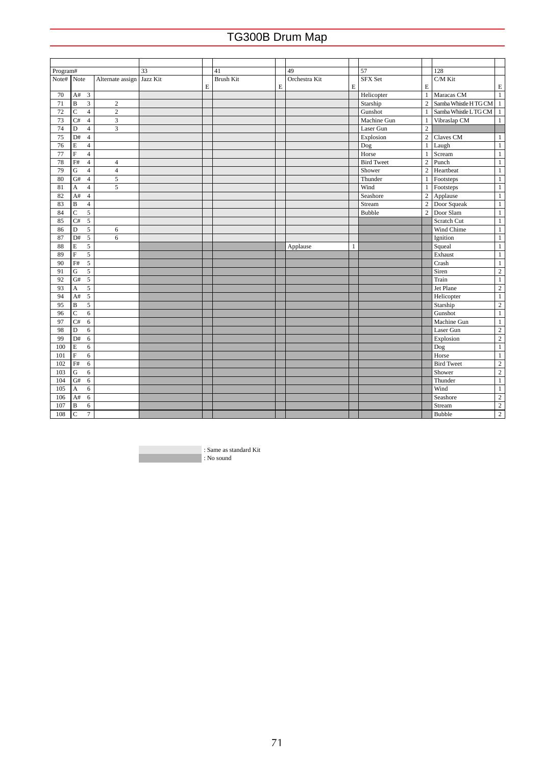# TG300B Drum Map

| Program# | | | 33 | | 41 | | 49 | | 57 | | 128 | |
|---|---|---|---|---|---|---|---|---|---|---|---|---|
| Note# | Note | Alternate assign | Jazz Kit | E | Brush Kit | E | Orchestra Kit | E | SFX Set | E | C/M Kit | E |
| 70 | A# 3 | | | | | | | | Helicopter | 1 | Maracas CM | 1 |
| 71 | B 3 | 2 | | | | | | | Starship | 2 | Samba Whistle H TG CM | 1 |
| 72 | C 4 | 2 | | | | | | | Gunshot | 1 | Samba Whistle L TG CM | 1 |
| 73 | C# 4 | 3 | | | | | | | Machine Gun | 1 | Vibraslap CM | 1 |
| 74 | D 4 | 3 | | | | | | | Laser Gun | 2 | | |
| 75 | D# 4 | | | | | | | | Explosion | 2 | Claves CM | 1 |
| 76 | E 4 | | | | | | | | Dog | 1 | Laugh | 1 |
| 77 | F 4 | | | | | | | | Horse | 1 | Scream | 1 |
| 78 | F# 4 | 4 | | | | | | | Bird Tweet | 2 | Punch | 1 |
| 79 | G 4 | 4 | | | | | | | Shower | 2 | Heartbeat | 1 |
| 80 | G# 4 | 5 | | | | | | | Thunder | 1 | Footsteps | 1 |
| 81 | A 4 | 5 | | | | | | | Wind | 1 | Footsteps | 1 |
| 82 | A# 4 | | | | | | | | Seashore | 2 | Applause | 1 |
| 83 | B 4 | | | | | | | | Stream | 2 | Door Squeak | 1 |
| 84 | C 5 | | | | | | | | Bubble | 2 | Door Slam | 1 |
| 85 | C# 5 | | | | | | | | | | Scratch Cut | 1 |
| 86 | D 5 | 6 | | | | | | | | | Wind Chime | 1 |
| 87 | D# 5 | 6 | | | | | | | | | Ignition | 1 |
| 88 | E 5 | | | | | | Applause | 1 | | | Squeal | 1 |
| 89 | F 5 | | | | | | | | | | Exhaust | 1 |
| 90 | F# 5 | | | | | | | | | | Crash | 1 |
| 91 | G 5 | | | | | | | | | | Siren | 2 |
| 92 | G# 5 | | | | | | | | | | Train | 1 |
| 93 | A 5 | | | | | | | | | | Jet Plane | 2 |
| 94 | A# 5 | | | | | | | | | | Helicopter | 1 |
| 95 | B 5 | | | | | | | | | | Starship | 2 |
| 96 | C 6 | | | | | | | | | | Gunshot | 1 |
| 97 | C# 6 | | | | | | | | | | Machine Gun | 1 |
| 98 | D 6 | | | | | | | | | | Laser Gun | 2 |
| 99 | D# 6 | | | | | | | | | | Explosion | 2 |
| 100 | E 6 | | | | | | | | | | Dog | 1 |
| 101 | F 6 | | | | | | | | | | Horse | 1 |
| 102 | F# 6 | | | | | | | | | | Bird Tweet | 2 |
| 103 | G 6 | | | | | | | | | | Shower | 2 |
| 104 | G# 6 | | | | | | | | | | Thunder | 1 |
| 105 | A 6 | | | | | | | | | | Wind | 1 |
| 106 | A# 6 | | | | | | | | | | Seashore | 2 |
| 107 | B 6 | | | | | | | | | | Stream | 2 |
| 108 | C 7 | | | | | | | | | | Bubble | 2 |

: Same as standard Kit
: No sound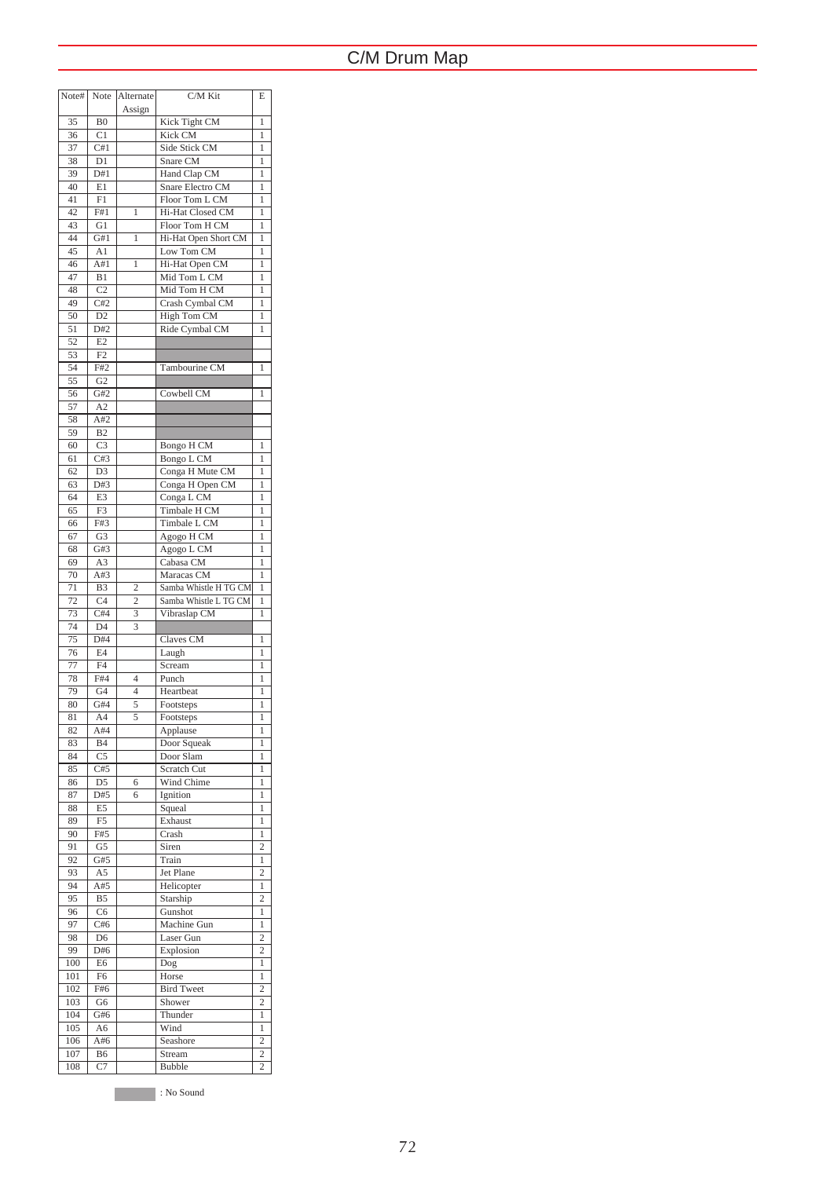# C/M Drum Map

| Note# | Note | Alternate Assign | C/M Kit | E |
|---|---|---|---|---|
| 35 | B0 | | Kick Tight CM | 1 |
| 36 | C1 | | Kick CM | 1 |
| 37 | C#1 | | Side Stick CM | 1 |
| 38 | D1 | | Snare CM | 1 |
| 39 | D#1 | | Hand Clap CM | 1 |
| 40 | E1 | | Snare Electro CM | 1 |
| 41 | F1 | | Floor Tom L CM | 1 |
| 42 | F#1 | 1 | Hi-Hat Closed CM | 1 |
| 43 | G1 | | Floor Tom H CM | 1 |
| 44 | G#1 | 1 | Hi-Hat Open Short CM | 1 |
| 45 | A1 | | Low Tom CM | 1 |
| 46 | A#1 | 1 | Hi-Hat Open CM | 1 |
| 47 | B1 | | Mid Tom L CM | 1 |
| 48 | C2 | | Mid Tom H CM | 1 |
| 49 | C#2 | | Crash Cymbal CM | 1 |
| 50 | D2 | | High Tom CM | 1 |
| 51 | D#2 | | Ride Cymbal CM | 1 |
| 52 | E2 | | (No Sound) | |
| 53 | F2 | | (No Sound) | |
| 54 | F#2 | | Tambourine CM | 1 |
| 55 | G2 | | (No Sound) | |
| 56 | G#2 | | Cowbell CM | 1 |
| 57 | A2 | | (No Sound) | |
| 58 | A#2 | | (No Sound) | |
| 59 | B2 | | (No Sound) | |
| 60 | C3 | | Bongo H CM | 1 |
| 61 | C#3 | | Bongo L CM | 1 |
| 62 | D3 | | Conga H Mute CM | 1 |
| 63 | D#3 | | Conga H Open CM | 1 |
| 64 | E3 | | Conga L CM | 1 |
| 65 | F3 | | Timbale H CM | 1 |
| 66 | F#3 | | Timbale L CM | 1 |
| 67 | G3 | | Agogo H CM | 1 |
| 68 | G#3 | | Agogo L CM | 1 |
| 69 | A3 | | Cabasa CM | 1 |
| 70 | A#3 | | Maracas CM | 1 |
| 71 | B3 | 2 | Samba Whistle H TG CM | 1 |
| 72 | C4 | 2 | Samba Whistle L TG CM | 1 |
| 73 | C#4 | 3 | Vibraslap CM | 1 |
| 74 | D4 | 3 | (No Sound) | |
| 75 | D#4 | | Claves CM | 1 |
| 76 | E4 | | Laugh | 1 |
| 77 | F4 | | Scream | 1 |
| 78 | F#4 | 4 | Punch | 1 |
| 79 | G4 | 4 | Heartbeat | 1 |
| 80 | G#4 | 5 | Footsteps | 1 |
| 81 | A4 | 5 | Footsteps | 1 |
| 82 | A#4 | | Applause | 1 |
| 83 | B4 | | Door Squeak | 1 |
| 84 | C5 | | Door Slam | 1 |
| 85 | C#5 | | Scratch Cut | 1 |
| 86 | D5 | 6 | Wind Chime | 1 |
| 87 | D#5 | 6 | Ignition | 1 |
| 88 | E5 | | Squeal | 1 |
| 89 | F5 | | Exhaust | 1 |
| 90 | F#5 | | Crash | 1 |
| 91 | G5 | | Siren | 2 |
| 92 | G#5 | | Train | 1 |
| 93 | A5 | | Jet Plane | 2 |
| 94 | A#5 | | Helicopter | 1 |
| 95 | B5 | | Starship | 2 |
| 96 | C6 | | Gunshot | 1 |
| 97 | C#6 | | Machine Gun | 1 |
| 98 | D6 | | Laser Gun | 2 |
| 99 | D#6 | | Explosion | 2 |
| 100 | E6 | | Dog | 1 |
| 101 | F6 | | Horse | 1 |
| 102 | F#6 | | Bird Tweet | 2 |
| 103 | G6 | | Shower | 2 |
| 104 | G#6 | | Thunder | 1 |
| 105 | A6 | | Wind | 1 |
| 106 | A#6 | | Seashore | 2 |
| 107 | B6 | | Stream | 2 |
| 108 | C7 | | Bubble | 2 |

(Shaded) : No Sound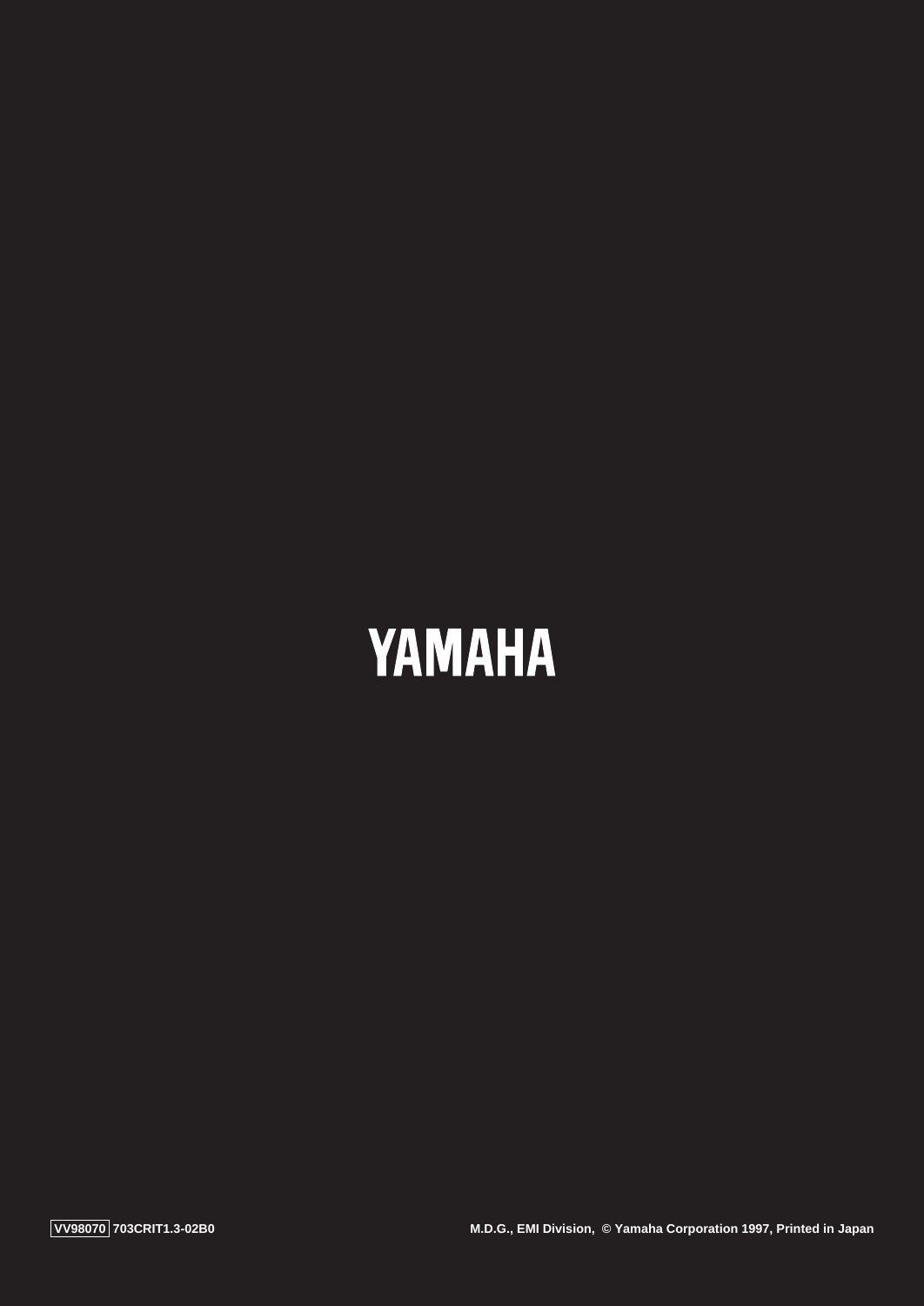YAMAHA

VV98070 703CRIT1.3-02B0

M.D.G., EMI Division, © Yamaha Corporation 1997, Printed in Japan